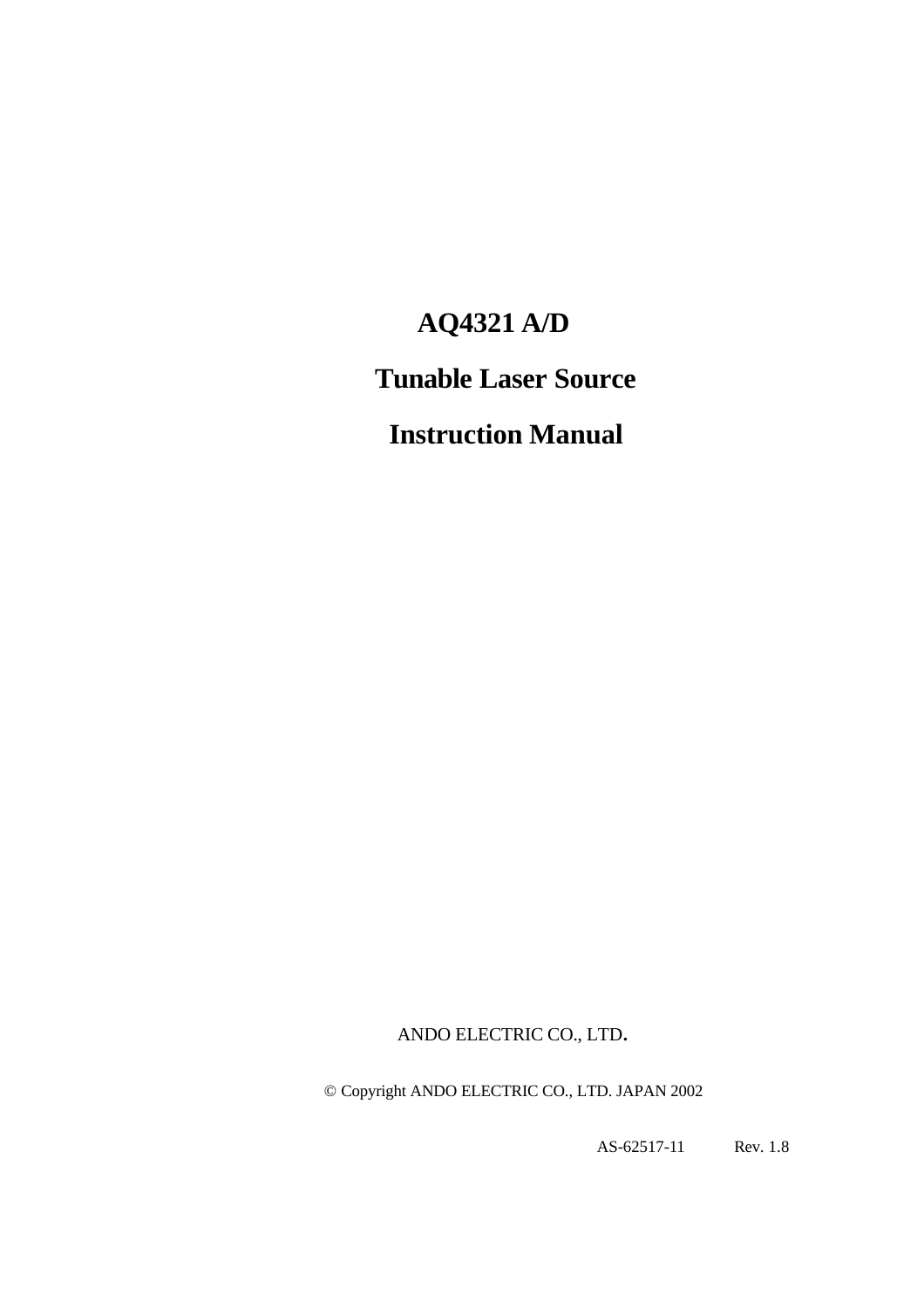# AQ4321 A/D

# Tunable Laser Source

# Instruction Manual

ANDO ELECTRIC CO., LTD.

© Copyright ANDO ELECTRIC CO., LTD. JAPAN 2002

AS-62517-11 Rev. 1.8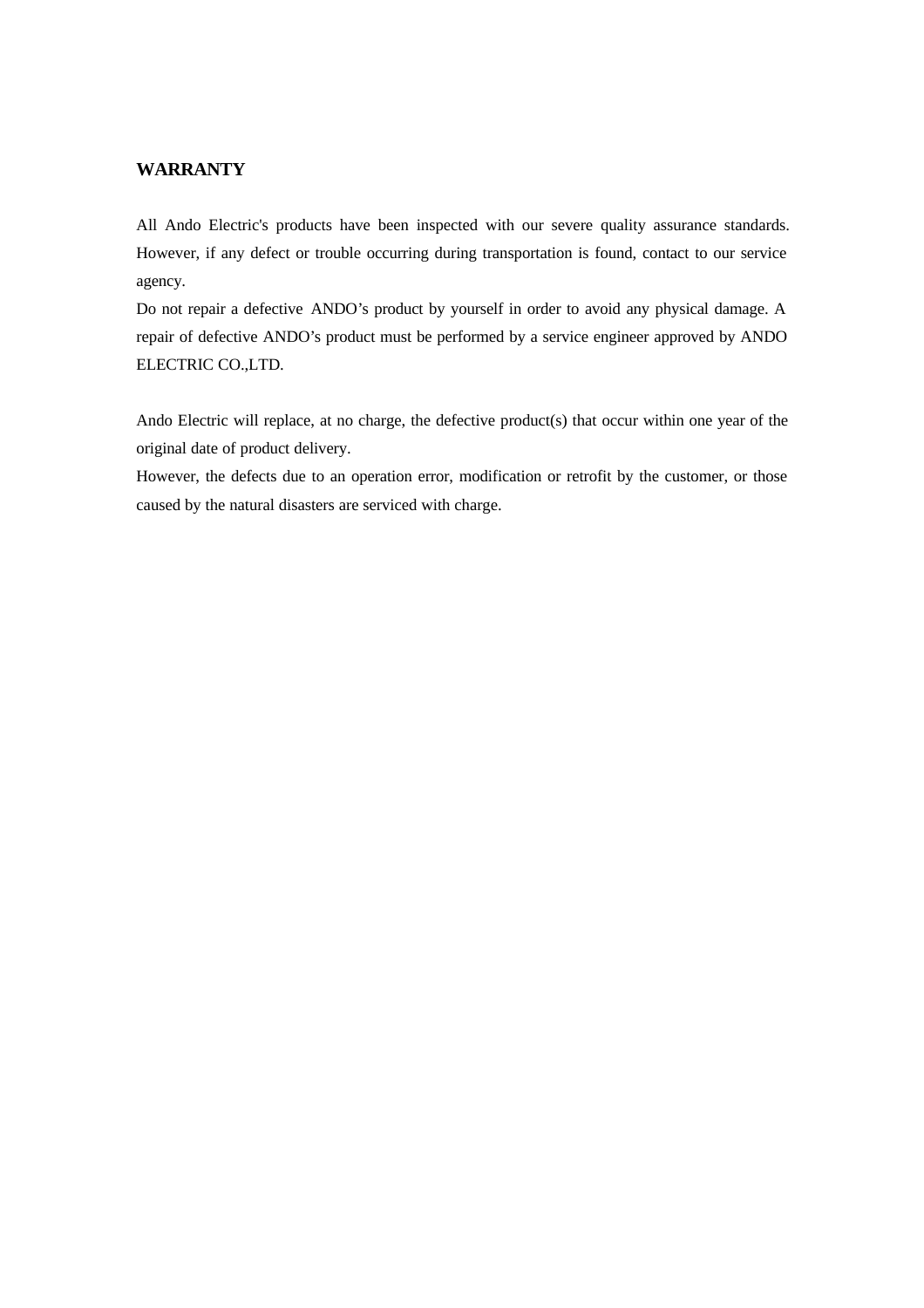## WARRANTY

All Ando Electric's products have been inspected with our severe quality assurance standards. However, if any defect or trouble occurring during transportation is found, contact to our service agency.
Do not repair a defective ANDO's product by yourself in order to avoid any physical damage. A repair of defective ANDO's product must be performed by a service engineer approved by ANDO ELECTRIC CO.,LTD.

Ando Electric will replace, at no charge, the defective product(s) that occur within one year of the original date of product delivery.
However, the defects due to an operation error, modification or retrofit by the customer, or those caused by the natural disasters are serviced with charge.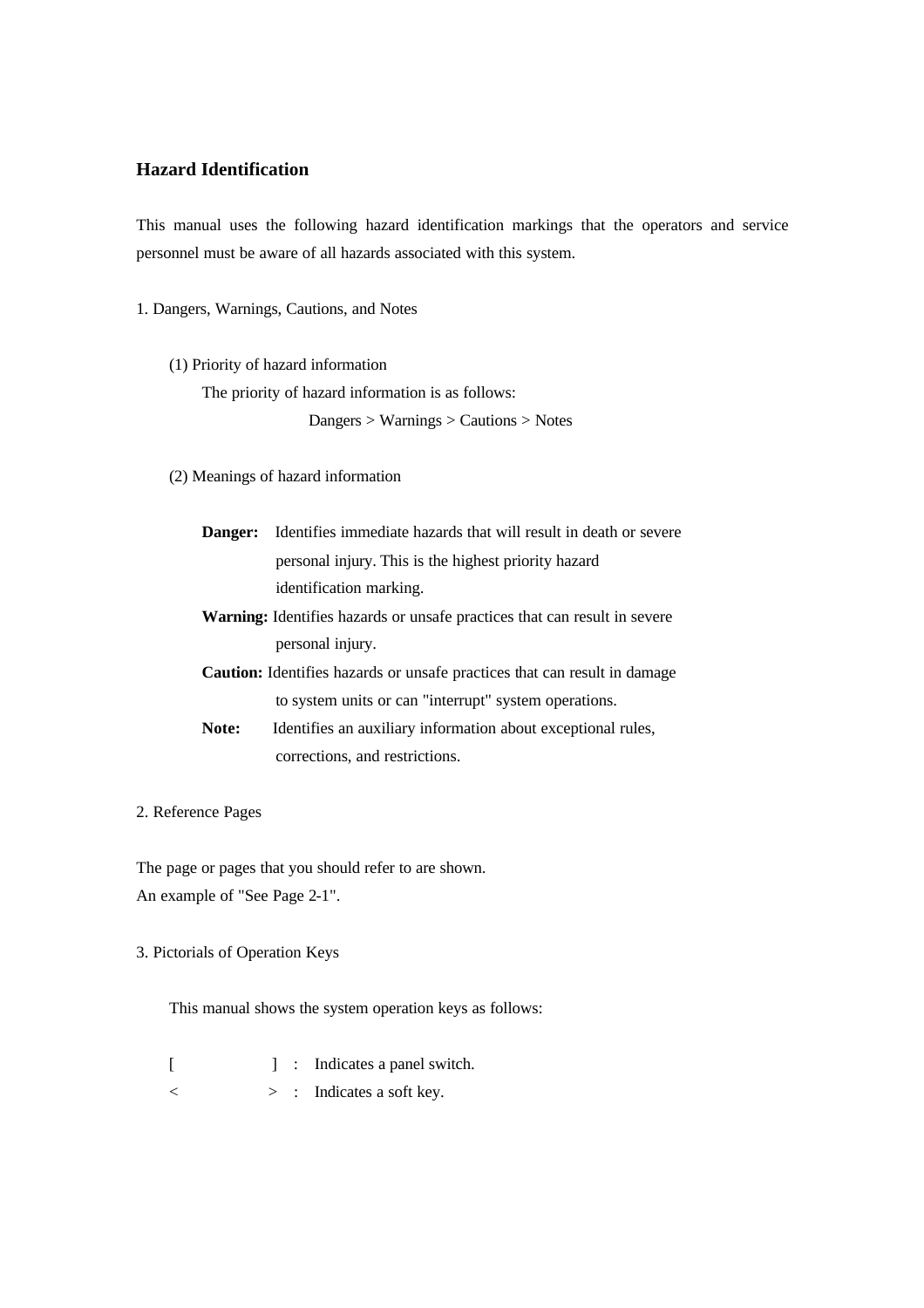## Hazard Identification

This manual uses the following hazard identification markings that the operators and service personnel must be aware of all hazards associated with this system.

1. Dangers, Warnings, Cautions, and Notes

(1) Priority of hazard information

The priority of hazard information is as follows:

Dangers > Warnings > Cautions > Notes

(2) Meanings of hazard information

**Danger:** Identifies immediate hazards that will result in death or severe personal injury. This is the highest priority hazard identification marking.

**Warning:** Identifies hazards or unsafe practices that can result in severe personal injury.

**Caution:** Identifies hazards or unsafe practices that can result in damage to system units or can "interrupt" system operations.

**Note:** Identifies an auxiliary information about exceptional rules, corrections, and restrictions.

2. Reference Pages

The page or pages that you should refer to are shown.
An example of "See Page 2-1".

3. Pictorials of Operation Keys

This manual shows the system operation keys as follows:

[ ] : Indicates a panel switch.
< > : Indicates a soft key.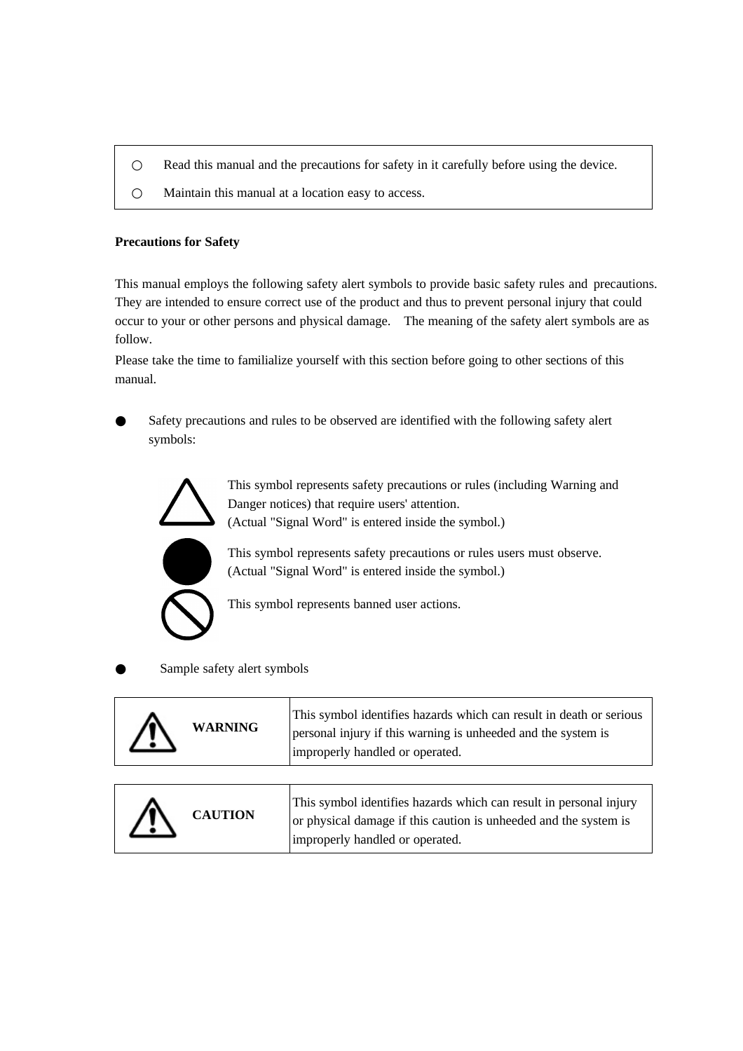| | |
|---|---|
| ○ | Read this manual and the precautions for safety in it carefully before using the device. |
| ○ | Maintain this manual at a location easy to access. |

**Precautions for Safety**

This manual employs the following safety alert symbols to provide basic safety rules and precautions. They are intended to ensure correct use of the product and thus to prevent personal injury that could occur to your or other persons and physical damage. The meaning of the safety alert symbols are as follow.

Please take the time to familiarize yourself with this section before going to other sections of this manual.

● Safety precautions and rules to be observed are identified with the following safety alert symbols:

△ This symbol represents safety precautions or rules (including Warning and Danger notices) that require users' attention.
(Actual "Signal Word" is entered inside the symbol.)

● This symbol represents safety precautions or rules users must observe.
(Actual "Signal Word" is entered inside the symbol.)

⃠ This symbol represents banned user actions.

● Sample safety alert symbols

| | |
|---|---|
| ⚠ **WARNING** | This symbol identifies hazards which can result in death or serious personal injury if this warning is unheeded and the system is improperly handled or operated. |

| | |
|---|---|
| ⚠ **CAUTION** | This symbol identifies hazards which can result in personal injury or physical damage if this caution is unheeded and the system is improperly handled or operated. |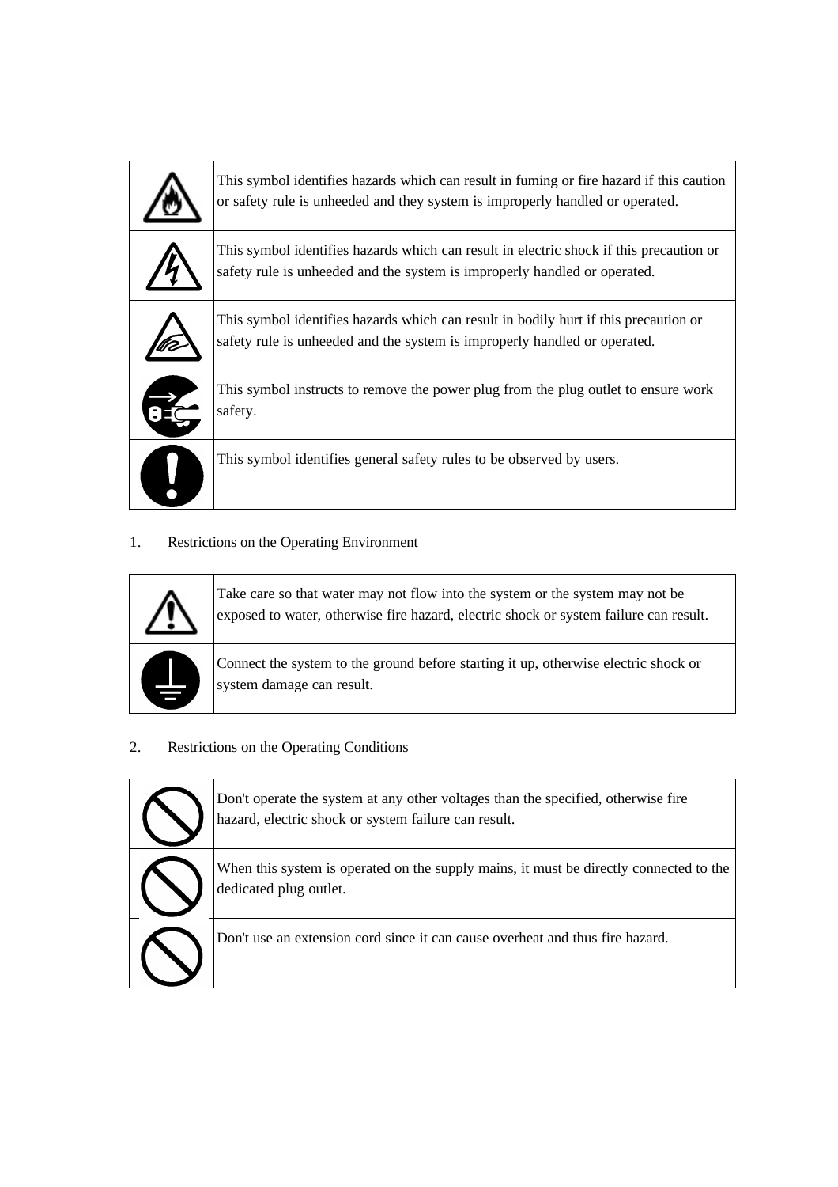| | |
|---|---|
| | This symbol identifies hazards which can result in fuming or fire hazard if this caution or safety rule is unheeded and they system is improperly handled or operated. |
| | This symbol identifies hazards which can result in electric shock if this precaution or safety rule is unheeded and the system is improperly handled or operated. |
| | This symbol identifies hazards which can result in bodily hurt if this precaution or safety rule is unheeded and the system is improperly handled or operated. |
| | This symbol instructs to remove the power plug from the plug outlet to ensure work safety. |
| | This symbol identifies general safety rules to be observed by users. |

1. Restrictions on the Operating Environment

| | |
|---|---|
| | Take care so that water may not flow into the system or the system may not be exposed to water, otherwise fire hazard, electric shock or system failure can result. |
| | Connect the system to the ground before starting it up, otherwise electric shock or system damage can result. |

2. Restrictions on the Operating Conditions

| | |
|---|---|
| | Don't operate the system at any other voltages than the specified, otherwise fire hazard, electric shock or system failure can result. |
| | When this system is operated on the supply mains, it must be directly connected to the dedicated plug outlet. |
| | Don't use an extension cord since it can cause overheat and thus fire hazard. |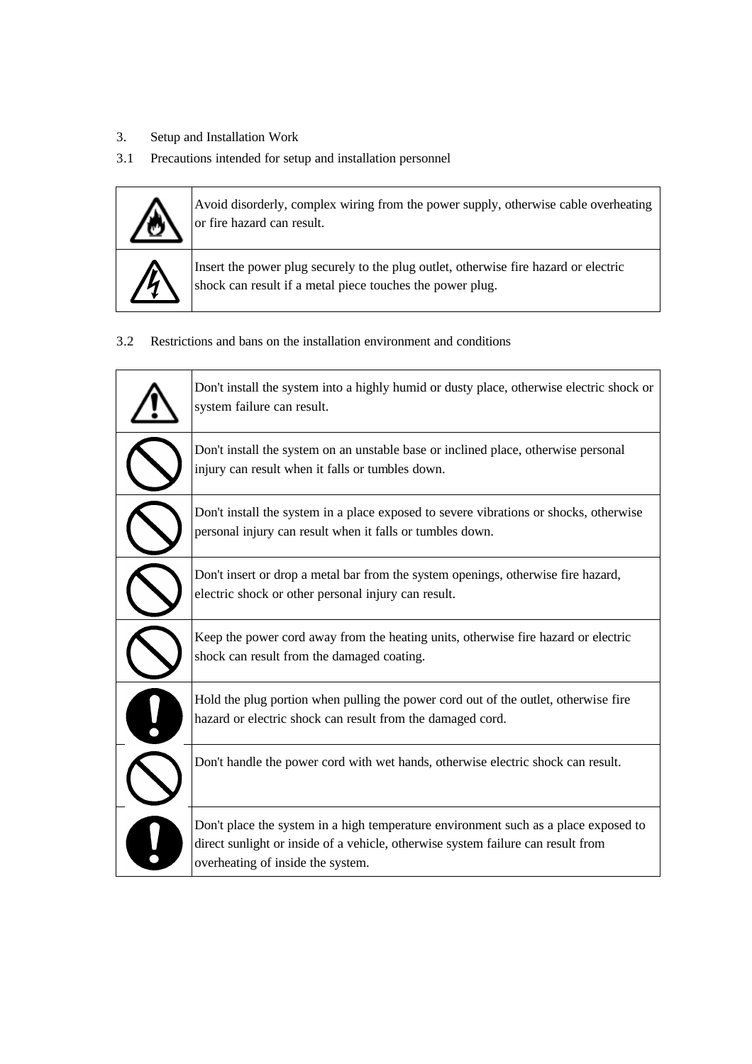# 3. Setup and Installation Work

## 3.1 Precautions intended for setup and installation personnel

| | |
|---|---|
| | Avoid disorderly, complex wiring from the power supply, otherwise cable overheating or fire hazard can result. |
| | Insert the power plug securely to the plug outlet, otherwise fire hazard or electric shock can result if a metal piece touches the power plug. |

## 3.2 Restrictions and bans on the installation environment and conditions

| | |
|---|---|
| | Don't install the system into a highly humid or dusty place, otherwise electric shock or system failure can result. |
| | Don't install the system on an unstable base or inclined place, otherwise personal injury can result when it falls or tumbles down. |
| | Don't install the system in a place exposed to severe vibrations or shocks, otherwise personal injury can result when it falls or tumbles down. |
| | Don't insert or drop a metal bar from the system openings, otherwise fire hazard, electric shock or other personal injury can result. |
| | Keep the power cord away from the heating units, otherwise fire hazard or electric shock can result from the damaged coating. |
| | Hold the plug portion when pulling the power cord out of the outlet, otherwise fire hazard or electric shock can result from the damaged cord. |
| | Don't handle the power cord with wet hands, otherwise electric shock can result. |
| | Don't place the system in a high temperature environment such as a place exposed to direct sunlight or inside of a vehicle, otherwise system failure can result from overheating of inside the system. |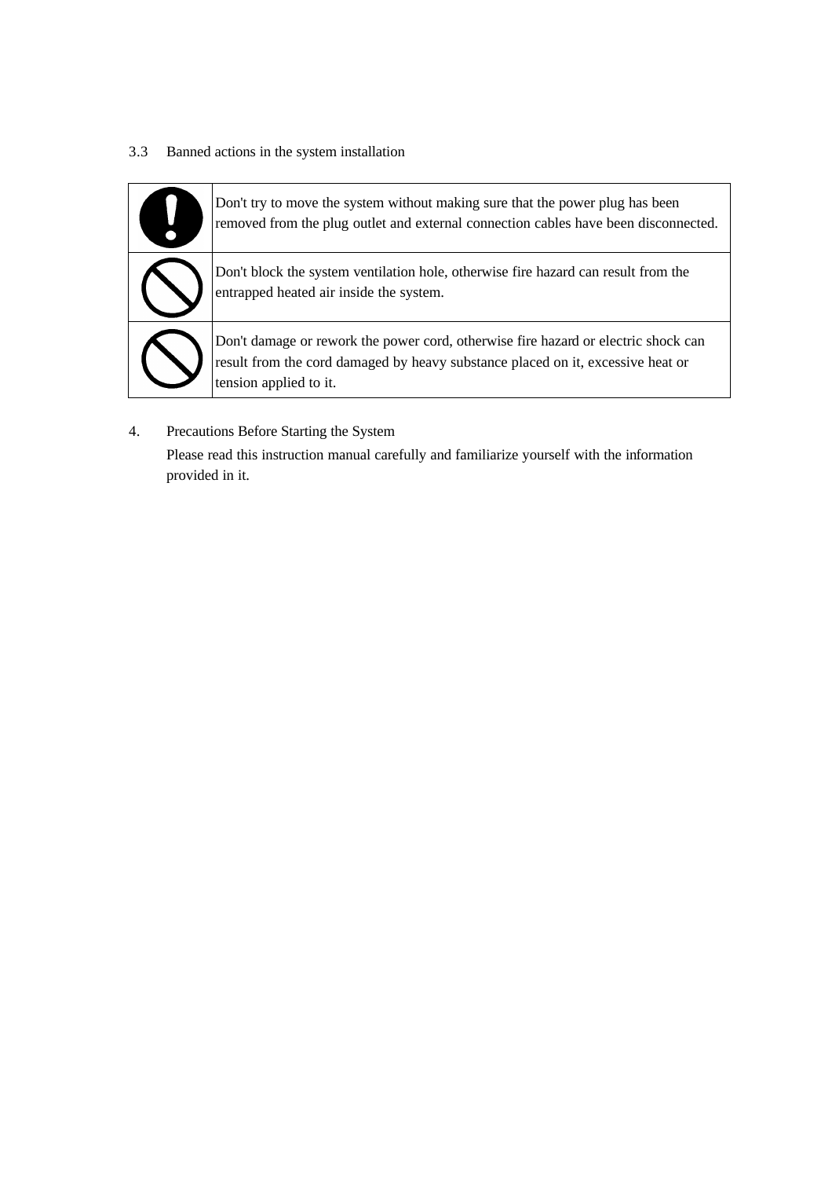### 3.3 Banned actions in the system installation

| | |
|---|---|
| | Don't try to move the system without making sure that the power plug has been removed from the plug outlet and external connection cables have been disconnected. |
| | Don't block the system ventilation hole, otherwise fire hazard can result from the entrapped heated air inside the system. |
| | Don't damage or rework the power cord, otherwise fire hazard or electric shock can result from the cord damaged by heavy substance placed on it, excessive heat or tension applied to it. |

## 4. Precautions Before Starting the System

Please read this instruction manual carefully and familiarize yourself with the information provided in it.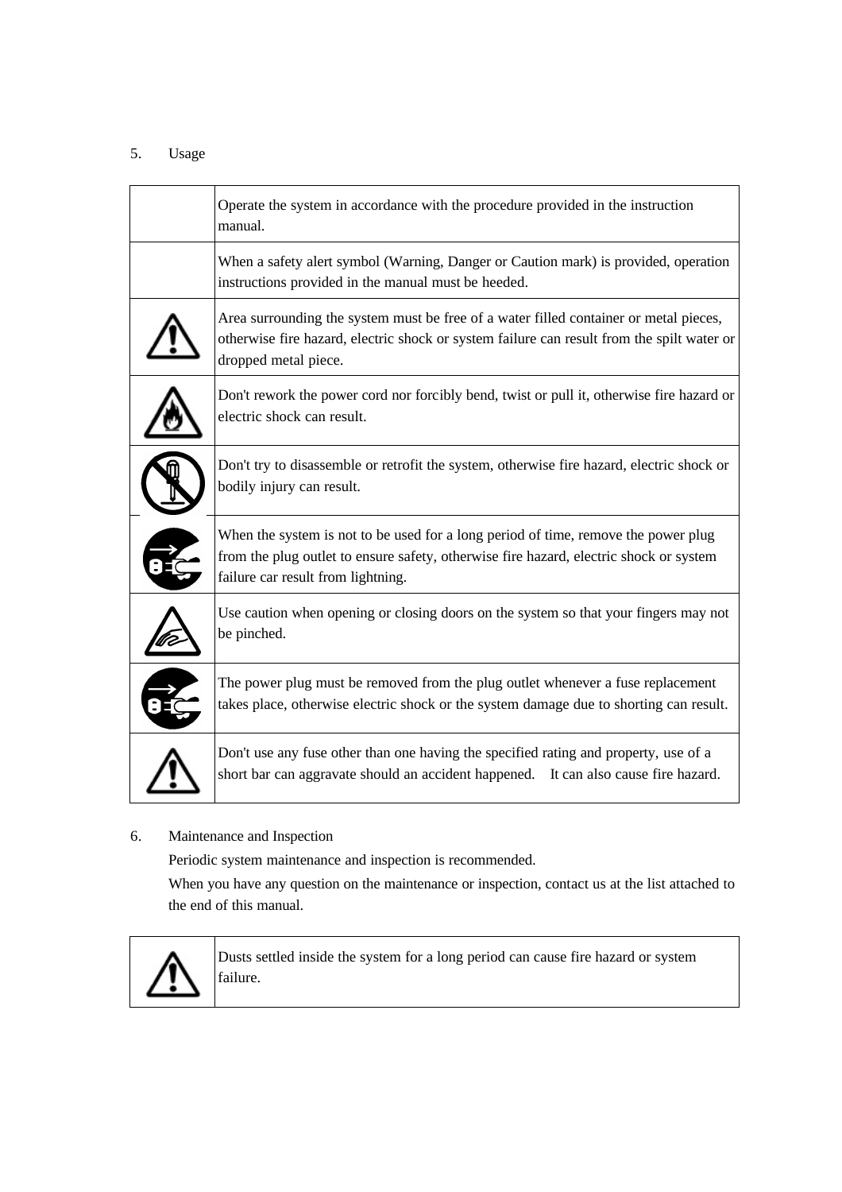5. Usage

| | |
|---|---|
| | Operate the system in accordance with the procedure provided in the instruction manual. |
| | When a safety alert symbol (Warning, Danger or Caution mark) is provided, operation instructions provided in the manual must be heeded. |
| | Area surrounding the system must be free of a water filled container or metal pieces, otherwise fire hazard, electric shock or system failure can result from the spilt water or dropped metal piece. |
| | Don't rework the power cord nor forcibly bend, twist or pull it, otherwise fire hazard or electric shock can result. |
| | Don't try to disassemble or retrofit the system, otherwise fire hazard, electric shock or bodily injury can result. |
| | When the system is not to be used for a long period of time, remove the power plug from the plug outlet to ensure safety, otherwise fire hazard, electric shock or system failure car result from lightning. |
| | Use caution when opening or closing doors on the system so that your fingers may not be pinched. |
| | The power plug must be removed from the plug outlet whenever a fuse replacement takes place, otherwise electric shock or the system damage due to shorting can result. |
| | Don't use any fuse other than one having the specified rating and property, use of a short bar can aggravate should an accident happened. It can also cause fire hazard. |

6. Maintenance and Inspection

Periodic system maintenance and inspection is recommended.

When you have any question on the maintenance or inspection, contact us at the list attached to the end of this manual.

| | |
|---|---|
| | Dusts settled inside the system for a long period can cause fire hazard or system failure. |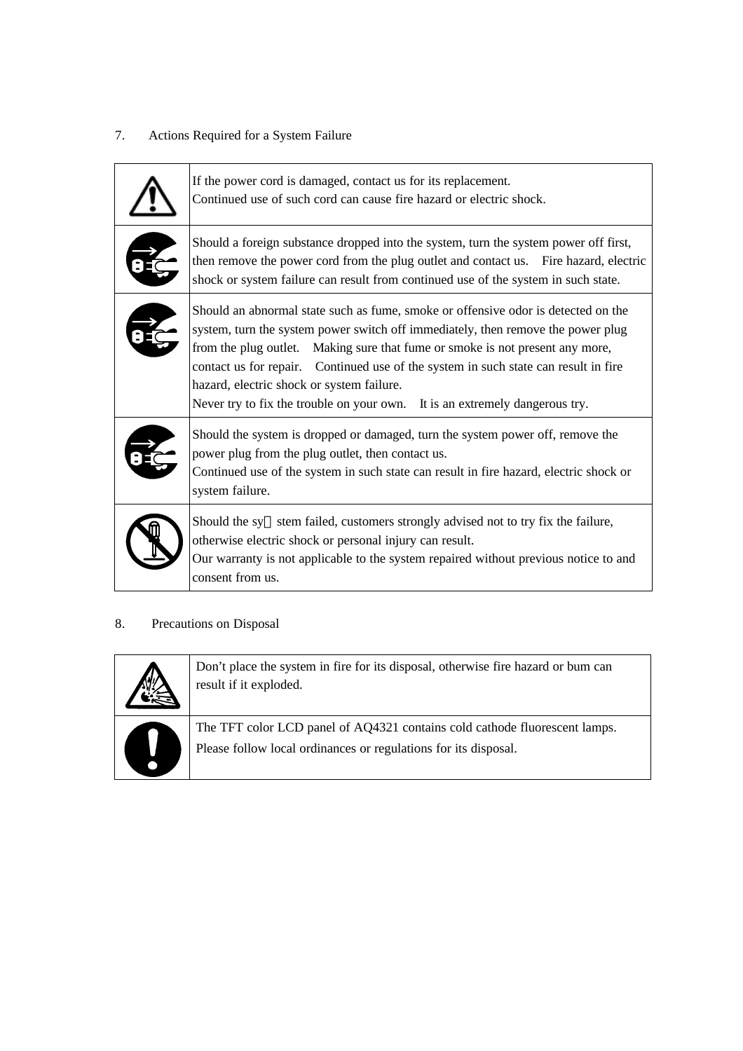7. Actions Required for a System Failure

| | |
|---|---|
| | If the power cord is damaged, contact us for its replacement.<br>Continued use of such cord can cause fire hazard or electric shock. |
| | Should a foreign substance dropped into the system, turn the system power off first, then remove the power cord from the plug outlet and contact us. Fire hazard, electric shock or system failure can result from continued use of the system in such state. |
| | Should an abnormal state such as fume, smoke or offensive odor is detected on the system, turn the system power switch off immediately, then remove the power plug from the plug outlet. Making sure that fume or smoke is not present any more, contact us for repair. Continued use of the system in such state can result in fire hazard, electric shock or system failure.<br>Never try to fix the trouble on your own. It is an extremely dangerous try. |
| | Should the system is dropped or damaged, turn the system power off, remove the power plug from the plug outlet, then contact us.<br>Continued use of the system in such state can result in fire hazard, electric shock or system failure. |
| | Should the sy stem failed, customers strongly advised not to try fix the failure, otherwise electric shock or personal injury can result.<br>Our warranty is not applicable to the system repaired without previous notice to and consent from us. |

8. Precautions on Disposal

| | |
|---|---|
| | Don’t place the system in fire for its disposal, otherwise fire hazard or bum can result if it exploded. |
| | The TFT color LCD panel of AQ4321 contains cold cathode fluorescent lamps.<br>Please follow local ordinances or regulations for its disposal. |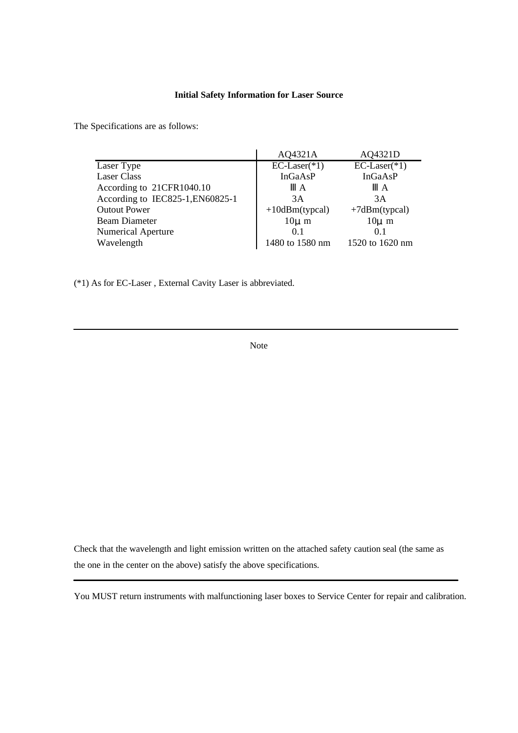**Initial Safety Information for Laser Source**

The Specifications are as follows:

| | AQ4321A | AQ4321D |
|---|---|---|
| Laser Type | EC-Laser(*1) | EC-Laser(*1) |
| Laser Class | InGaAsP | InGaAsP |
| According to 21CFR1040.10 | Ⅲ A | Ⅲ A |
| According to IEC825-1,EN60825-1 | 3A | 3A |
| Outout Power | +10dBm(typcal) | +7dBm(typcal) |
| Beam Diameter | 10μ m | 10μ m |
| Numerical Aperture | 0.1 | 0.1 |
| Wavelength | 1480 to 1580 nm | 1520 to 1620 nm |

(*1) As for EC-Laser , External Cavity Laser is abbreviated.

---

Note

Check that the wavelength and light emission written on the attached safety caution seal (the same as the one in the center on the above) satisfy the above specifications.

---

You MUST return instruments with malfunctioning laser boxes to Service Center for repair and calibration.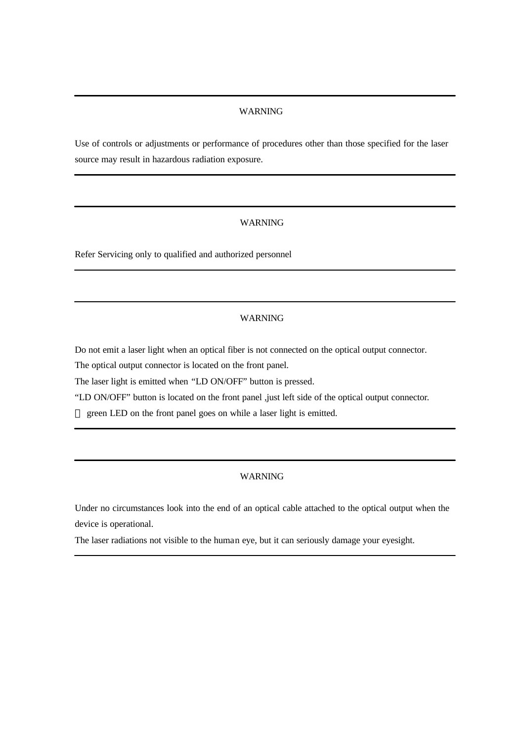---

WARNING

Use of controls or adjustments or performance of procedures other than those specified for the laser source may result in hazardous radiation exposure.

---

---

WARNING

Refer Servicing only to qualified and authorized personnel

---

---

WARNING

Do not emit a laser light when an optical fiber is not connected on the optical output connector.
The optical output connector is located on the front panel.
The laser light is emitted when “LD ON/OFF” button is pressed.
“LD ON/OFF” button is located on the front panel ,just left side of the optical output connector.
 green LED on the front panel goes on while a laser light is emitted.

---

---

WARNING

Under no circumstances look into the end of an optical cable attached to the optical output when the device is operational.
The laser radiations not visible to the human eye, but it can seriously damage your eyesight.

---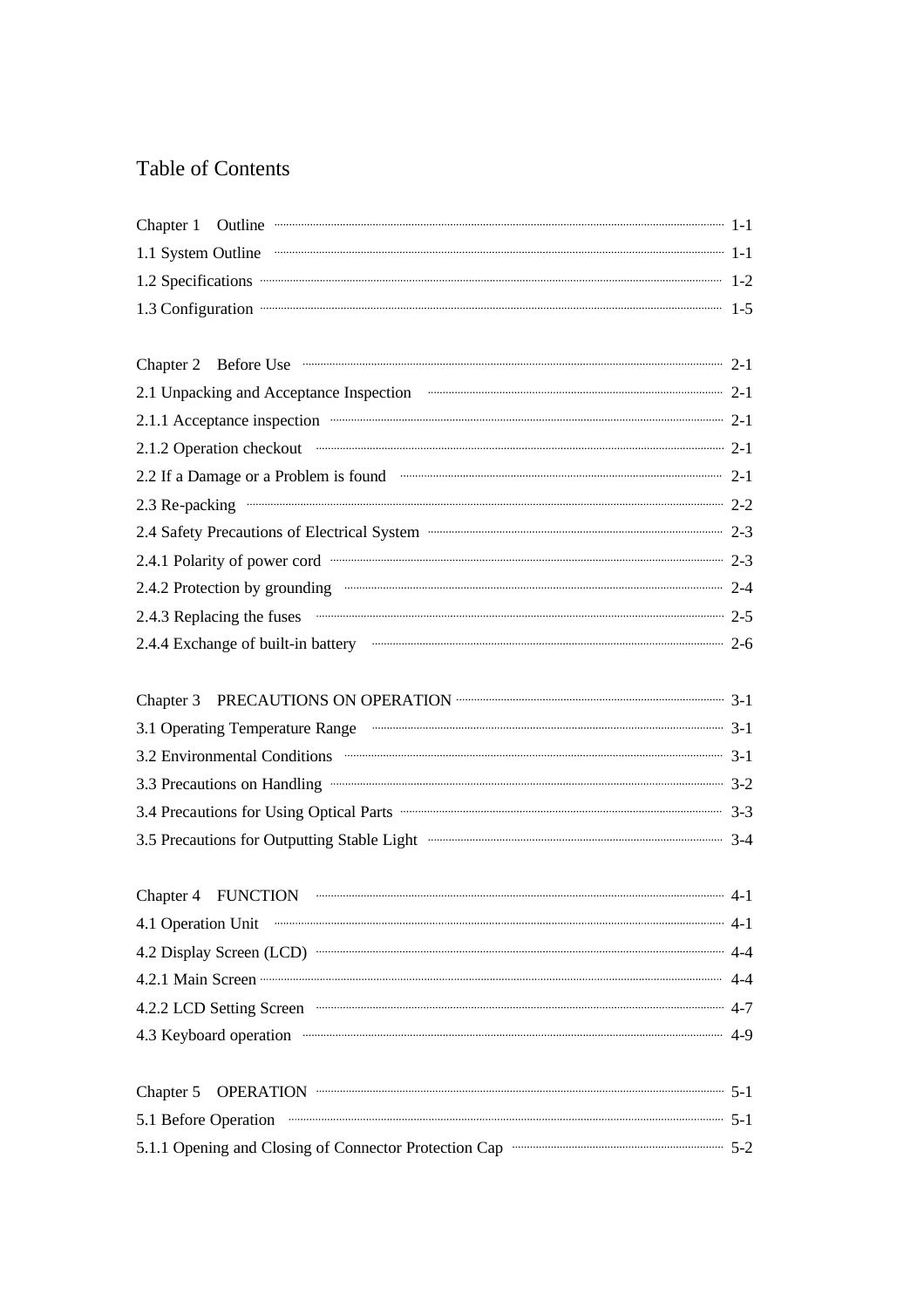# Table of Contents

Chapter 1　Outline ........ 1-1
1.1 System Outline ........ 1-1
1.2 Specifications ........ 1-2
1.3 Configuration ........ 1-5

Chapter 2　Before Use ........ 2-1
2.1 Unpacking and Acceptance Inspection ........ 2-1
2.1.1 Acceptance inspection ........ 2-1
2.1.2 Operation checkout ........ 2-1
2.2 If a Damage or a Problem is found ........ 2-1
2.3 Re-packing ........ 2-2
2.4 Safety Precautions of Electrical System ........ 2-3
2.4.1 Polarity of power cord ........ 2-3
2.4.2 Protection by grounding ........ 2-4
2.4.3 Replacing the fuses ........ 2-5
2.4.4 Exchange of built-in battery ........ 2-6

Chapter 3　PRECAUTIONS ON OPERATION ........ 3-1
3.1 Operating Temperature Range ........ 3-1
3.2 Environmental Conditions ........ 3-1
3.3 Precautions on Handling ........ 3-2
3.4 Precautions for Using Optical Parts ........ 3-3
3.5 Precautions for Outputting Stable Light ........ 3-4

Chapter 4　FUNCTION ........ 4-1
4.1 Operation Unit ........ 4-1
4.2 Display Screen (LCD) ........ 4-4
4.2.1 Main Screen ........ 4-4
4.2.2 LCD Setting Screen ........ 4-7
4.3 Keyboard operation ........ 4-9

Chapter 5　OPERATION ........ 5-1
5.1 Before Operation ........ 5-1
5.1.1 Opening and Closing of Connector Protection Cap ........ 5-2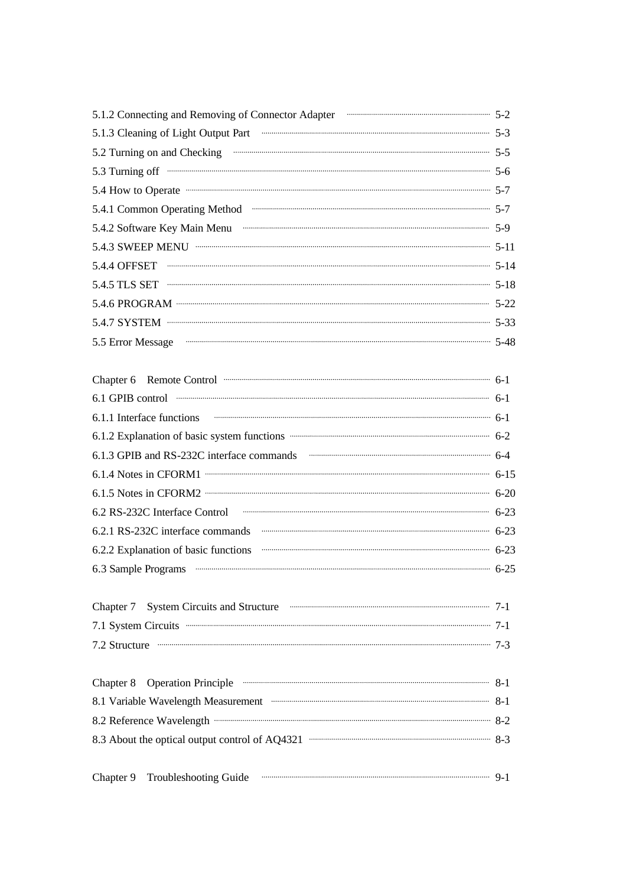5.1.2 Connecting and Removing of Connector Adapter ........ 5-2
5.1.3 Cleaning of Light Output Part ........ 5-3
5.2 Turning on and Checking ........ 5-5
5.3 Turning off ........ 5-6
5.4 How to Operate ........ 5-7
5.4.1 Common Operating Method ........ 5-7
5.4.2 Software Key Main Menu ........ 5-9
5.4.3 SWEEP MENU ........ 5-11
5.4.4 OFFSET ........ 5-14
5.4.5 TLS SET ........ 5-18
5.4.6 PROGRAM ........ 5-22
5.4.7 SYSTEM ........ 5-33
5.5 Error Message ........ 5-48

Chapter 6 Remote Control ........ 6-1
6.1 GPIB control ........ 6-1
6.1.1 Interface functions ........ 6-1
6.1.2 Explanation of basic system functions ........ 6-2
6.1.3 GPIB and RS-232C interface commands ........ 6-4
6.1.4 Notes in CFORM1 ........ 6-15
6.1.5 Notes in CFORM2 ........ 6-20
6.2 RS-232C Interface Control ........ 6-23
6.2.1 RS-232C interface commands ........ 6-23
6.2.2 Explanation of basic functions ........ 6-23
6.3 Sample Programs ........ 6-25

Chapter 7 System Circuits and Structure ........ 7-1
7.1 System Circuits ........ 7-1
7.2 Structure ........ 7-3

Chapter 8 Operation Principle ........ 8-1
8.1 Variable Wavelength Measurement ........ 8-1
8.2 Reference Wavelength ........ 8-2
8.3 About the optical output control of AQ4321 ........ 8-3

Chapter 9 Troubleshooting Guide ........ 9-1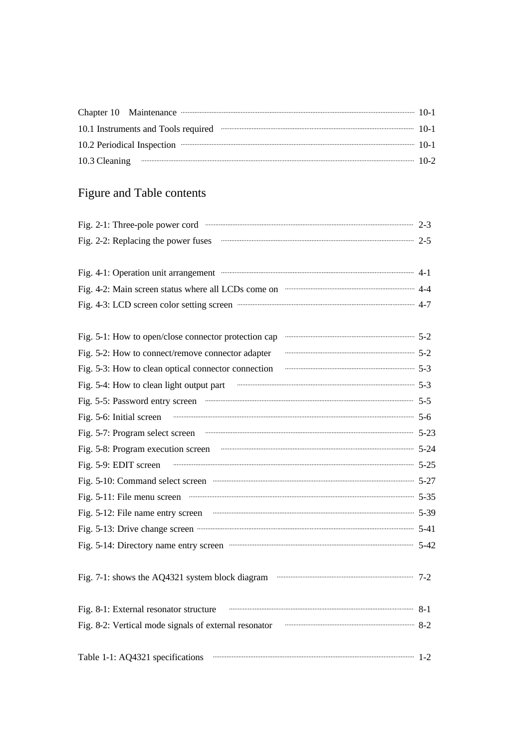Chapter 10　Maintenance ........ 10-1

10.1 Instruments and Tools required ........ 10-1

10.2 Periodical Inspection ........ 10-1

10.3 Cleaning ........ 10-2

## Figure and Table contents

Fig. 2-1: Three-pole power cord ........ 2-3

Fig. 2-2: Replacing the power fuses ........ 2-5

Fig. 4-1: Operation unit arrangement ........ 4-1

Fig. 4-2: Main screen status where all LCDs come on ........ 4-4

Fig. 4-3: LCD screen color setting screen ........ 4-7

Fig. 5-1: How to open/close connector protection cap ........ 5-2

Fig. 5-2: How to connect/remove connector adapter ........ 5-2

Fig. 5-3: How to clean optical connector connection ........ 5-3

Fig. 5-4: How to clean light output part ........ 5-3

Fig. 5-5: Password entry screen ........ 5-5

Fig. 5-6: Initial screen ........ 5-6

Fig. 5-7: Program select screen ........ 5-23

Fig. 5-8: Program execution screen ........ 5-24

Fig. 5-9: EDIT screen ........ 5-25

Fig. 5-10: Command select screen ........ 5-27

Fig. 5-11: File menu screen ........ 5-35

Fig. 5-12: File name entry screen ........ 5-39

Fig. 5-13: Drive change screen ........ 5-41

Fig. 5-14: Directory name entry screen ........ 5-42

Fig. 7-1: shows the AQ4321 system block diagram ........ 7-2

Fig. 8-1: External resonator structure ........ 8-1

Fig. 8-2: Vertical mode signals of external resonator ........ 8-2

Table 1-1: AQ4321 specifications ........ 1-2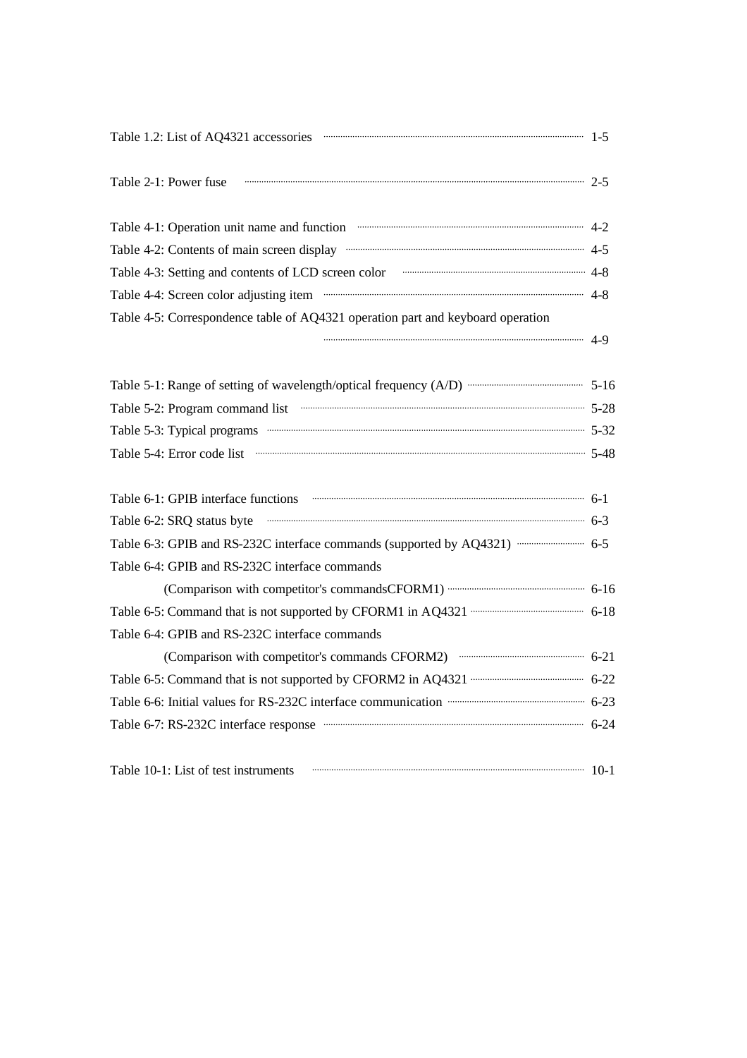Table 1.2: List of AQ4321 accessories ........ 1-5

Table 2-1: Power fuse ........ 2-5

Table 4-1: Operation unit name and function ........ 4-2
Table 4-2: Contents of main screen display ........ 4-5
Table 4-3: Setting and contents of LCD screen color ........ 4-8
Table 4-4: Screen color adjusting item ........ 4-8
Table 4-5: Correspondence table of AQ4321 operation part and keyboard operation
........ 4-9

Table 5-1: Range of setting of wavelength/optical frequency (A/D) ........ 5-16
Table 5-2: Program command list ........ 5-28
Table 5-3: Typical programs ........ 5-32
Table 5-4: Error code list ........ 5-48

Table 6-1: GPIB interface functions ........ 6-1
Table 6-2: SRQ status byte ........ 6-3
Table 6-3: GPIB and RS-232C interface commands (supported by AQ4321) ........ 6-5
Table 6-4: GPIB and RS-232C interface commands
(Comparison with competitor's commandsCFORM1) ........ 6-16
Table 6-5: Command that is not supported by CFORM1 in AQ4321 ........ 6-18
Table 6-4: GPIB and RS-232C interface commands
(Comparison with competitor's commands CFORM2) ........ 6-21
Table 6-5: Command that is not supported by CFORM2 in AQ4321 ........ 6-22
Table 6-6: Initial values for RS-232C interface communication ........ 6-23
Table 6-7: RS-232C interface response ........ 6-24

Table 10-1: List of test instruments ........ 10-1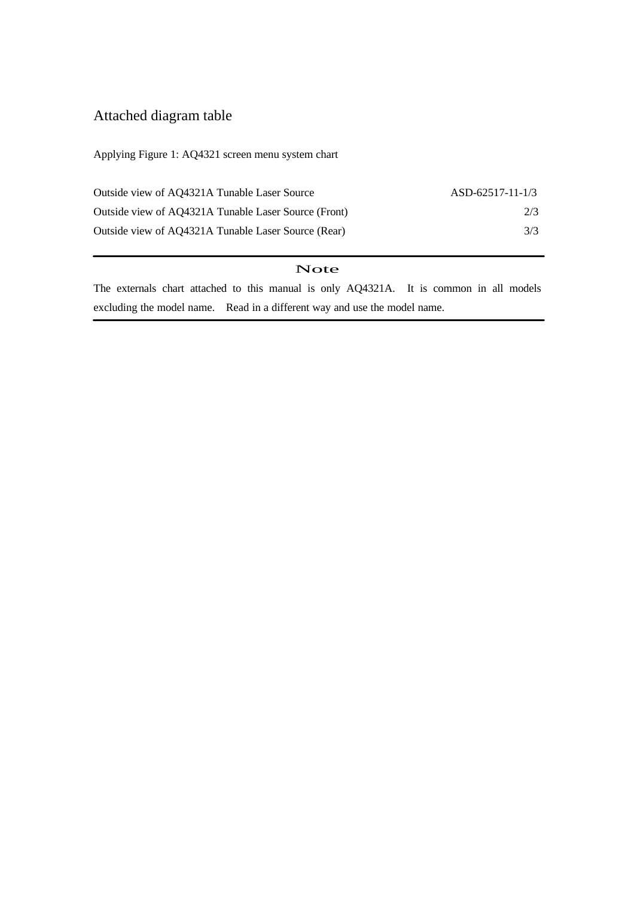# Attached diagram table

Applying Figure 1: AQ4321 screen menu system chart

| | |
|---|---|
| Outside view of AQ4321A Tunable Laser Source | ASD-62517-11-1/3 |
| Outside view of AQ4321A Tunable Laser Source (Front) | 2/3 |
| Outside view of AQ4321A Tunable Laser Source (Rear) | 3/3 |

---

**Note**

The externals chart attached to this manual is only AQ4321A. It is common in all models excluding the model name. Read in a different way and use the model name.

---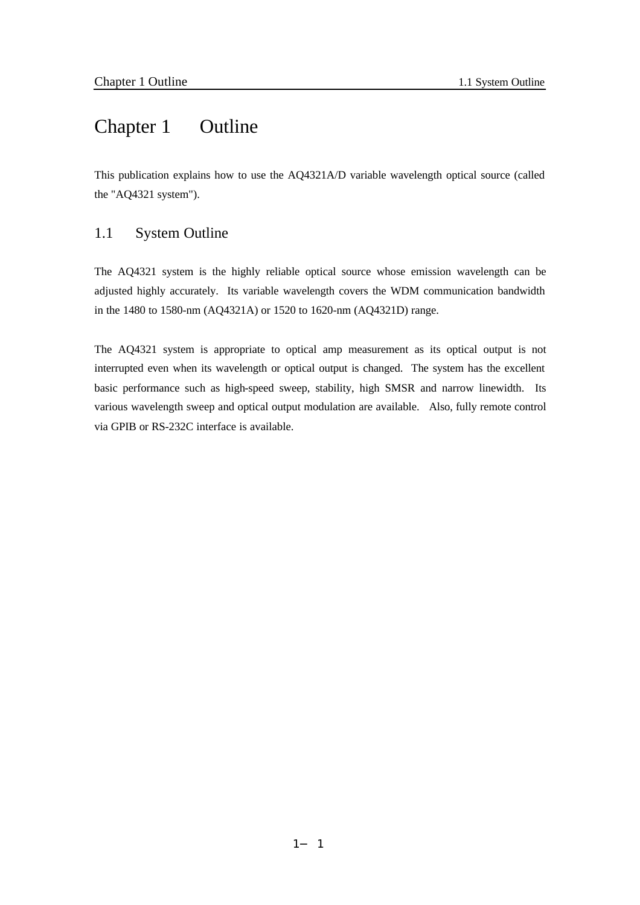# Chapter 1 Outline

This publication explains how to use the AQ4321A/D variable wavelength optical source (called the "AQ4321 system").

## 1.1 System Outline

The AQ4321 system is the highly reliable optical source whose emission wavelength can be adjusted highly accurately. Its variable wavelength covers the WDM communication bandwidth in the 1480 to 1580-nm (AQ4321A) or 1520 to 1620-nm (AQ4321D) range.

The AQ4321 system is appropriate to optical amp measurement as its optical output is not interrupted even when its wavelength or optical output is changed. The system has the excellent basic performance such as high-speed sweep, stability, high SMSR and narrow linewidth. Its various wavelength sweep and optical output modulation are available. Also, fully remote control via GPIB or RS-232C interface is available.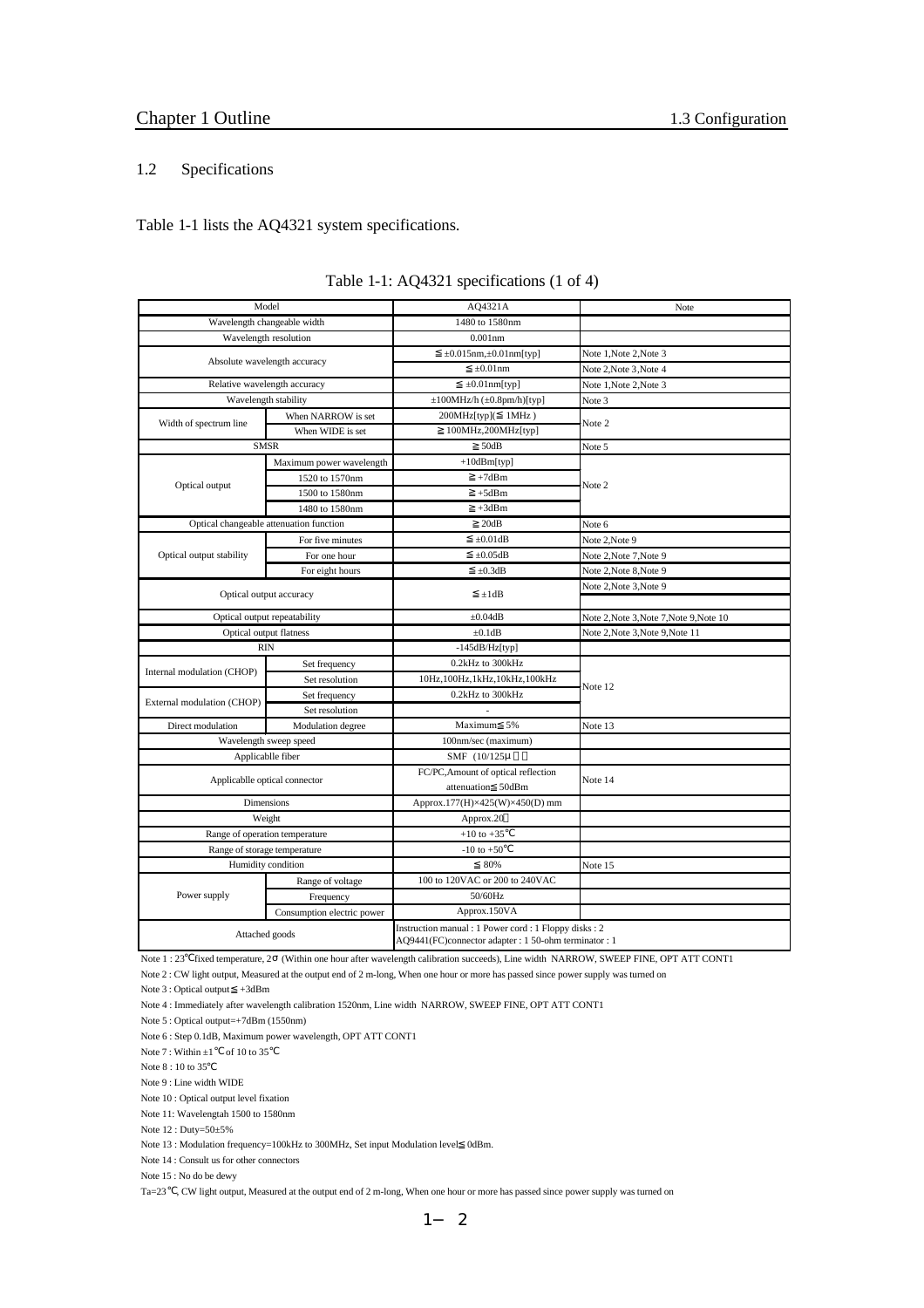## 1.2 Specifications

Table 1-1 lists the AQ4321 system specifications.

Table 1-1: AQ4321 specifications (1 of 4)

| Model | | AQ4321A | Note |
|---|---|---|---|
| Wavelength changeable width | | 1480 to 1580nm | |
| Wavelength resolution | | 0.001nm | |
| Absolute wavelength accuracy | | ≦±0.015nm,±0.01nm[typ] | Note 1,Note 2,Note 3 |
| | | ≦±0.01nm | Note 2,Note 3,Note 4 |
| Relative wavelength accuracy | | ≦±0.01nm[typ] | Note 1,Note 2,Note 3 |
| Wavelength stability | | ±100MHz/h (±0.8pm/h)[typ] | Note 3 |
| Width of spectrum line | When NARROW is set | 200MHz[typ](≦1MHz) | Note 2 |
| | When WIDE is set | ≧100MHz,200MHz[typ] | |
| SMSR | | ≧50dB | Note 5 |
| Optical output | Maximum power wavelength | +10dBm[typ] | Note 2 |
| | 1520 to 1570nm | ≧+7dBm | |
| | 1500 to 1580nm | ≧+5dBm | |
| | 1480 to 1580nm | ≧+3dBm | |
| Optical changeable attenuation function | | ≧20dB | Note 6 |
| Optical output stability | For five minutes | ≦±0.01dB | Note 2,Note 9 |
| | For one hour | ≦±0.05dB | Note 2,Note 7,Note 9 |
| | For eight hours | ≦±0.3dB | Note 2,Note 8,Note 9 |
| Optical output accuracy | | ≦±1dB | Note 2,Note 3,Note 9 |
| Optical output repeatability | | ±0.04dB | Note 2,Note 3,Note 7,Note 9,Note 10 |
| Optical output flatness | | ±0.1dB | Note 2,Note 3,Note 9,Note 11 |
| RIN | | -145dB/Hz[typ] | |
| Internal modulation (CHOP) | Set frequency | 0.2kHz to 300kHz | Note 12 |
| | Set resolution | 10Hz,100Hz,1kHz,10kHz,100kHz | |
| External modulation (CHOP) | Set frequency | 0.2kHz to 300kHz | |
| | Set resolution | - | |
| Direct modulation | Modulation degree | Maximum≦5% | Note 13 |
| Wavelength sweep speed | | 100nm/sec (maximum) | |
| Applicablle fiber | | SMF (10/125μ) | |
| Applicablle optical connector | | FC/PC,Amount of optical reflection attenuation≦50dBm | Note 14 |
| Dimensions | | Approx.177(H)×425(W)×450(D) mm | |
| Weight | | Approx.20 | |
| Range of operation temperature | | +10 to +35℃ | |
| Range of storage temperature | | -10 to +50℃ | |
| Humidity condition | | ≦80% | Note 15 |
| Power supply | Range of voltage | 100 to 120VAC or 200 to 240VAC | |
| | Frequency | 50/60Hz | |
| | Consumption electric power | Approx.150VA | |
| Attached goods | | Instruction manual : 1 Power cord : 1 Floppy disks : 2 AQ9441(FC)connector adapter : 1 50-ohm terminator : 1 | |

Note 1 : 23℃fixed temperature, 2σ (Within one hour after wavelength calibration succeeds), Line width NARROW, SWEEP FINE, OPT ATT CONT1

Note 2 : CW light output, Measured at the output end of 2 m-long, When one hour or more has passed since power supply was turned on

Note 3 : Optical output≦+3dBm

Note 4 : Immediately after wavelength calibration 1520nm, Line width NARROW, SWEEP FINE, OPT ATT CONT1

Note 5 : Optical output=+7dBm (1550nm)

Note 6 : Step 0.1dB, Maximum power wavelength, OPT ATT CONT1

Note 7 : Within ±1℃of 10 to 35℃

Note 8 : 10 to 35℃

Note 9 : Line width WIDE

Note 10 : Optical output level fixation

Note 11: Wavelengtah 1500 to 1580nm

Note 12 : Duty=50±5%

Note 13 : Modulation frequency=100kHz to 300MHz, Set input Modulation level≦0dBm.

Note 14 : Consult us for other connectors

Note 15 : No do be dewy

Ta=23℃, CW light output, Measured at the output end of 2 m-long, When one hour or more has passed since power supply was turned on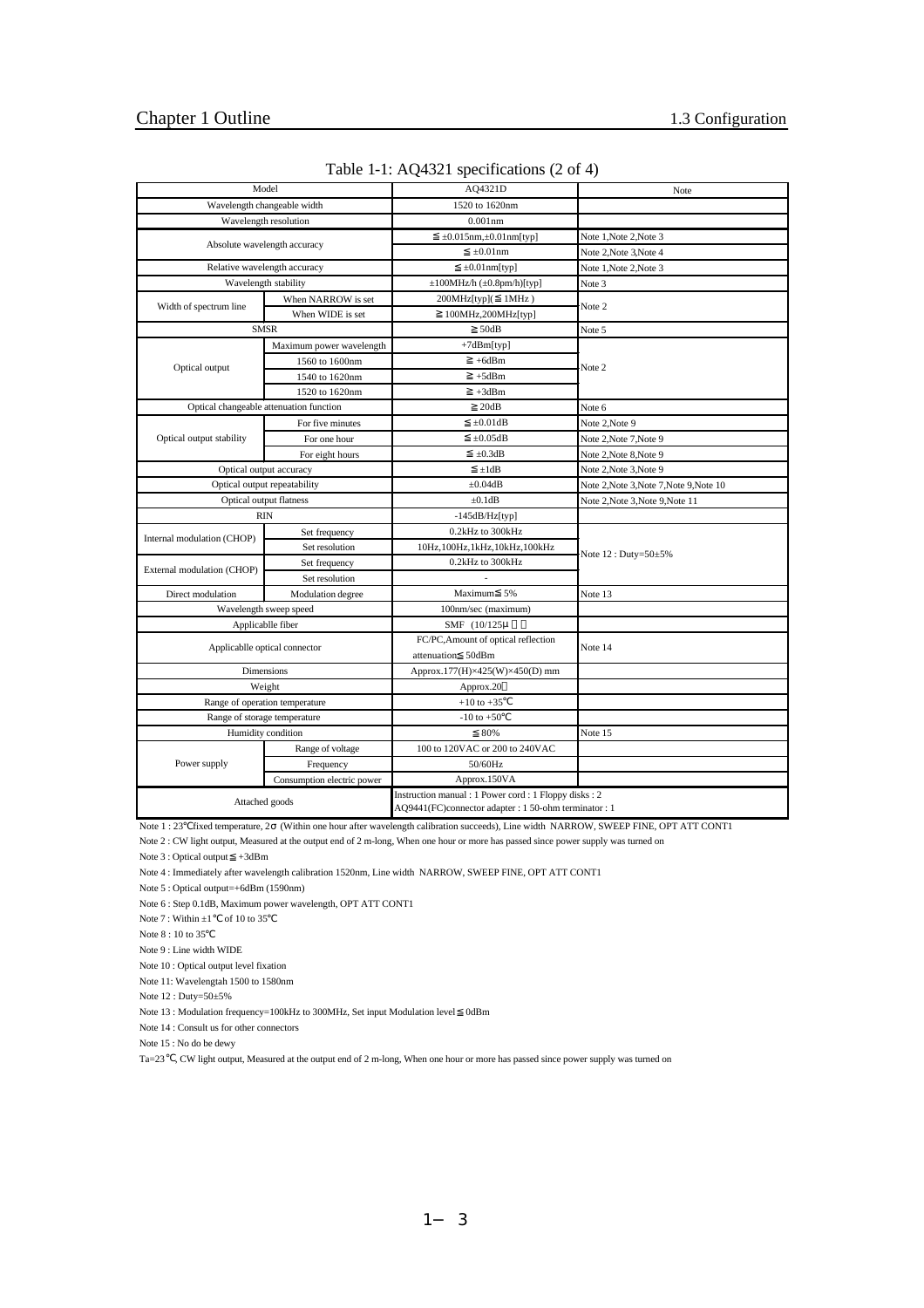Table 1-1: AQ4321 specifications (2 of 4)

| Model | | AQ4321D | Note |
|---|---|---|---|
| Wavelength changeable width | | 1520 to 1620nm | |
| Wavelength resolution | | 0.001nm | |
| Absolute wavelength accuracy | | ≦±0.015nm,±0.01nm[typ] | Note 1,Note 2,Note 3 |
| | | ≦±0.01nm | Note 2,Note 3,Note 4 |
| Relative wavelength accuracy | | ≦±0.01nm[typ] | Note 1,Note 2,Note 3 |
| Wavelength stability | | ±100MHz/h (±0.8pm/h)[typ] | Note 3 |
| Width of spectrum line | When NARROW is set | 200MHz[typ](≦1MHz) | Note 2 |
| | When WIDE is set | ≧100MHz,200MHz[typ] | |
| SMSR | | ≧50dB | Note 5 |
| Optical output | Maximum power wavelength | +7dBm[typ] | Note 2 |
| | 1560 to 1600nm | ≧+6dBm | |
| | 1540 to 1620nm | ≧+5dBm | |
| | 1520 to 1620nm | ≧+3dBm | |
| Optical changeable attenuation function | | ≧20dB | Note 6 |
| Optical output stability | For five minutes | ≦±0.01dB | Note 2,Note 9 |
| | For one hour | ≦±0.05dB | Note 2,Note 7,Note 9 |
| | For eight hours | ≦±0.3dB | Note 2,Note 8,Note 9 |
| Optical output accuracy | | ≦±1dB | Note 2,Note 3,Note 9 |
| Optical output repeatability | | ±0.04dB | Note 2,Note 3,Note 7,Note 9,Note 10 |
| Optical output flatness | | ±0.1dB | Note 2,Note 3,Note 9,Note 11 |
| RIN | | -145dB/Hz[typ] | |
| Internal modulation (CHOP) | Set frequency | 0.2kHz to 300kHz | Note 12 : Duty=50±5% |
| | Set resolution | 10Hz,100Hz,1kHz,10kHz,100kHz | |
| External modulation (CHOP) | Set frequency | 0.2kHz to 300kHz | |
| | Set resolution | - | |
| Direct modulation | Modulation degree | Maximum≦5% | Note 13 |
| Wavelength sweep speed | | 100nm/sec (maximum) | |
| Applicablle fiber | | SMF (10/125μm) | |
| Applicablle optical connector | | FC/PC,Amount of optical reflection attenuation≦50dBm | Note 14 |
| Dimensions | | Approx.177(H)×425(W)×450(D) mm | |
| Weight | | Approx.20kg | |
| Range of operation temperature | | +10 to +35℃ | |
| Range of storage temperature | | -10 to +50℃ | |
| Humidity condition | | ≦80% | Note 15 |
| Power supply | Range of voltage | 100 to 120VAC or 200 to 240VAC | |
| | Frequency | 50/60Hz | |
| | Consumption electric power | Approx.150VA | |
| Attached goods | | Instruction manual : 1 Power cord : 1 Floppy disks : 2 AQ9441(FC)connector adapter : 1 50-ohm terminator : 1 | |

Note 1 : 23℃fixed temperature, 2σ (Within one hour after wavelength calibration succeeds), Line width NARROW, SWEEP FINE, OPT ATT CONT1

Note 2 : CW light output, Measured at the output end of 2 m-long, When one hour or more has passed since power supply was turned on

Note 3 : Optical output≦+3dBm

Note 4 : Immediately after wavelength calibration 1520nm, Line width NARROW, SWEEP FINE, OPT ATT CONT1

Note 5 : Optical output=+6dBm (1590nm)

Note 6 : Step 0.1dB, Maximum power wavelength, OPT ATT CONT1

Note 7 : Within ±1℃ of 10 to 35℃

Note 8 : 10 to 35℃

Note 9 : Line width WIDE

Note 10 : Optical output level fixation

Note 11: Wavelengtah 1500 to 1580nm

Note 12 : Duty=50±5%

Note 13 : Modulation frequency=100kHz to 300MHz, Set input Modulation level≦0dBm

Note 14 : Consult us for other connectors

Note 15 : No do be dewy

Ta=23℃, CW light output, Measured at the output end of 2 m-long, When one hour or more has passed since power supply was turned on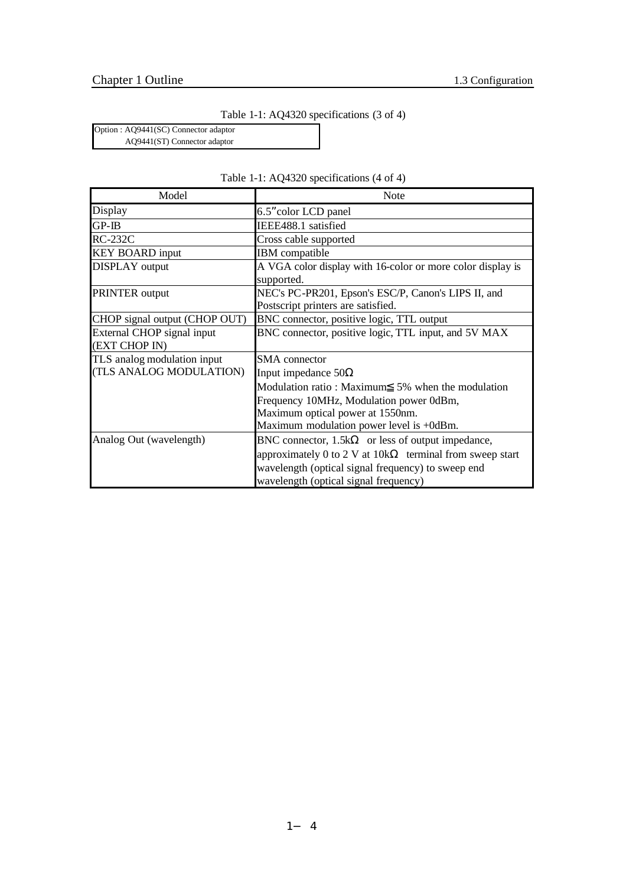Table 1-1: AQ4320 specifications (3 of 4)

| |
|---|
| Option : AQ9441(SC) Connector adaptor<br>AQ9441(ST) Connector adaptor |

Table 1-1: AQ4320 specifications (4 of 4)

| Model | Note |
|---|---|
| Display | 6.5″color LCD panel |
| GP-IB | IEEE488.1 satisfied |
| RC-232C | Cross cable supported |
| KEY BOARD input | IBM compatible |
| DISPLAY output | A VGA color display with 16-color or more color display is supported. |
| PRINTER output | NEC's PC-PR201, Epson's ESC/P, Canon's LIPS II, and Postscript printers are satisfied. |
| CHOP signal output (CHOP OUT) | BNC connector, positive logic, TTL output |
| External CHOP signal input (EXT CHOP IN) | BNC connector, positive logic, TTL input, and 5V MAX |
| TLS analog modulation input (TLS ANALOG MODULATION) | SMA connector<br>Input impedance 50Ω<br>Modulation ratio : Maximum≦5% when the modulation Frequency 10MHz, Modulation power 0dBm, Maximum optical power at 1550nm.<br>Maximum modulation power level is +0dBm. |
| Analog Out (wavelength) | BNC connector, 1.5kΩ or less of output impedance, approximately 0 to 2 V at 10kΩ terminal from sweep start wavelength (optical signal frequency) to sweep end wavelength (optical signal frequency) |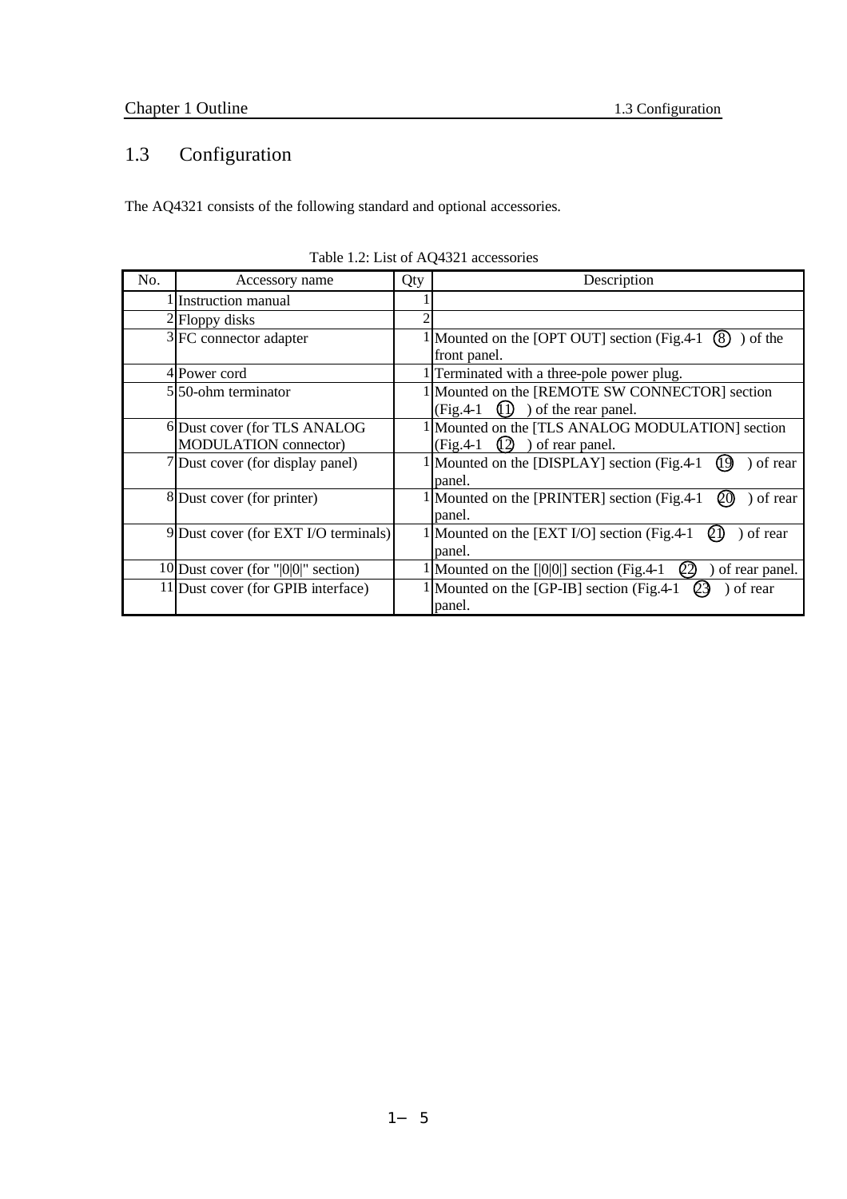## 1.3 Configuration

The AQ4321 consists of the following standard and optional accessories.

Table 1.2: List of AQ4321 accessories

| No. | Accessory name | Qty | Description |
|---|---|---|---|
| 1 | Instruction manual | 1 | |
| 2 | Floppy disks | 2 | |
| 3 | FC connector adapter | 1 | Mounted on the [OPT OUT] section (Fig.4-1 ⑧ ) of the front panel. |
| 4 | Power cord | 1 | Terminated with a three-pole power plug. |
| 5 | 50-ohm terminator | 1 | Mounted on the [REMOTE SW CONNECTOR] section (Fig.4-1 ⑪ ) of the rear panel. |
| 6 | Dust cover (for TLS ANALOG MODULATION connector) | 1 | Mounted on the [TLS ANALOG MODULATION] section (Fig.4-1 ⑫ ) of rear panel. |
| 7 | Dust cover (for display panel) | 1 | Mounted on the [DISPLAY] section (Fig.4-1 ⑲ ) of rear panel. |
| 8 | Dust cover (for printer) | 1 | Mounted on the [PRINTER] section (Fig.4-1 ⑳ ) of rear panel. |
| 9 | Dust cover (for EXT I/O terminals) | 1 | Mounted on the [EXT I/O] section (Fig.4-1 ㉑ ) of rear panel. |
| 10 | Dust cover (for "\|0\|0\|" section) | 1 | Mounted on the [\|0\|0\|] section (Fig.4-1 ㉒ ) of rear panel. |
| 11 | Dust cover (for GPIB interface) | 1 | Mounted on the [GP-IB] section (Fig.4-1 ㉓ ) of rear panel. |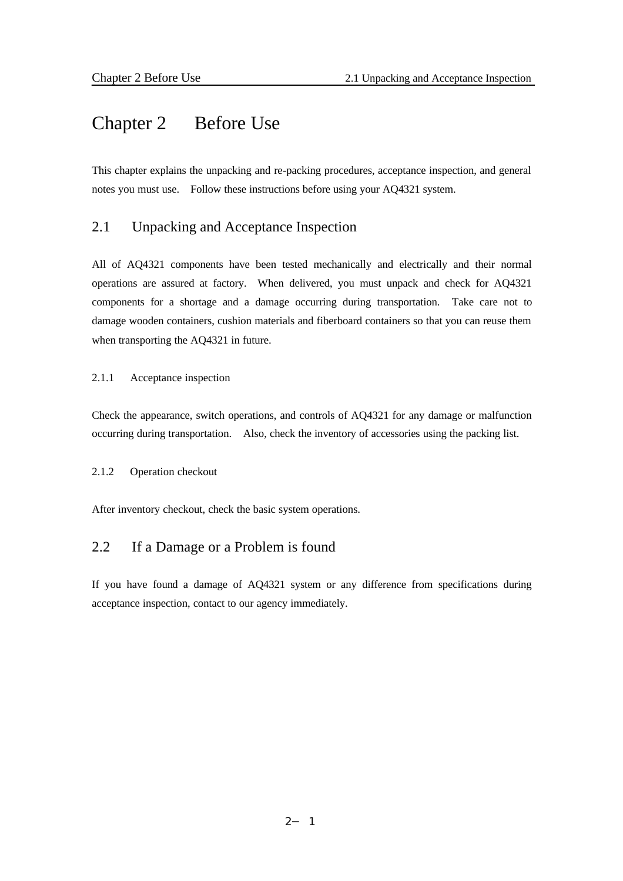# Chapter 2 Before Use

This chapter explains the unpacking and re-packing procedures, acceptance inspection, and general notes you must use. Follow these instructions before using your AQ4321 system.

## 2.1 Unpacking and Acceptance Inspection

All of AQ4321 components have been tested mechanically and electrically and their normal operations are assured at factory. When delivered, you must unpack and check for AQ4321 components for a shortage and a damage occurring during transportation. Take care not to damage wooden containers, cushion materials and fiberboard containers so that you can reuse them when transporting the AQ4321 in future.

### 2.1.1 Acceptance inspection

Check the appearance, switch operations, and controls of AQ4321 for any damage or malfunction occurring during transportation. Also, check the inventory of accessories using the packing list.

### 2.1.2 Operation checkout

After inventory checkout, check the basic system operations.

## 2.2 If a Damage or a Problem is found

If you have found a damage of AQ4321 system or any difference from specifications during acceptance inspection, contact to our agency immediately.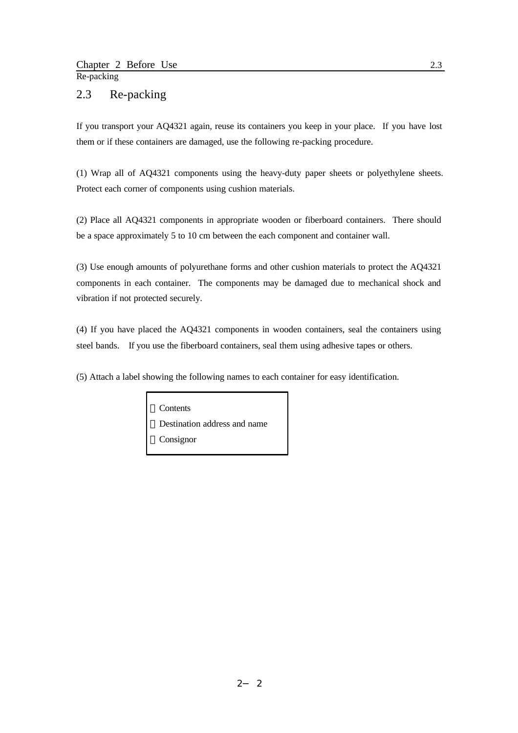## 2.3 Re-packing

If you transport your AQ4321 again, reuse its containers you keep in your place. If you have lost them or if these containers are damaged, use the following re-packing procedure.

(1) Wrap all of AQ4321 components using the heavy-duty paper sheets or polyethylene sheets. Protect each corner of components using cushion materials.

(2) Place all AQ4321 components in appropriate wooden or fiberboard containers. There should be a space approximately 5 to 10 cm between the each component and container wall.

(3) Use enough amounts of polyurethane forms and other cushion materials to protect the AQ4321 components in each container. The components may be damaged due to mechanical shock and vibration if not protected securely.

(4) If you have placed the AQ4321 components in wooden containers, seal the containers using steel bands. If you use the fiberboard containers, seal them using adhesive tapes or others.

(5) Attach a label showing the following names to each container for easy identification.

- Contents
- Destination address and name
- Consignor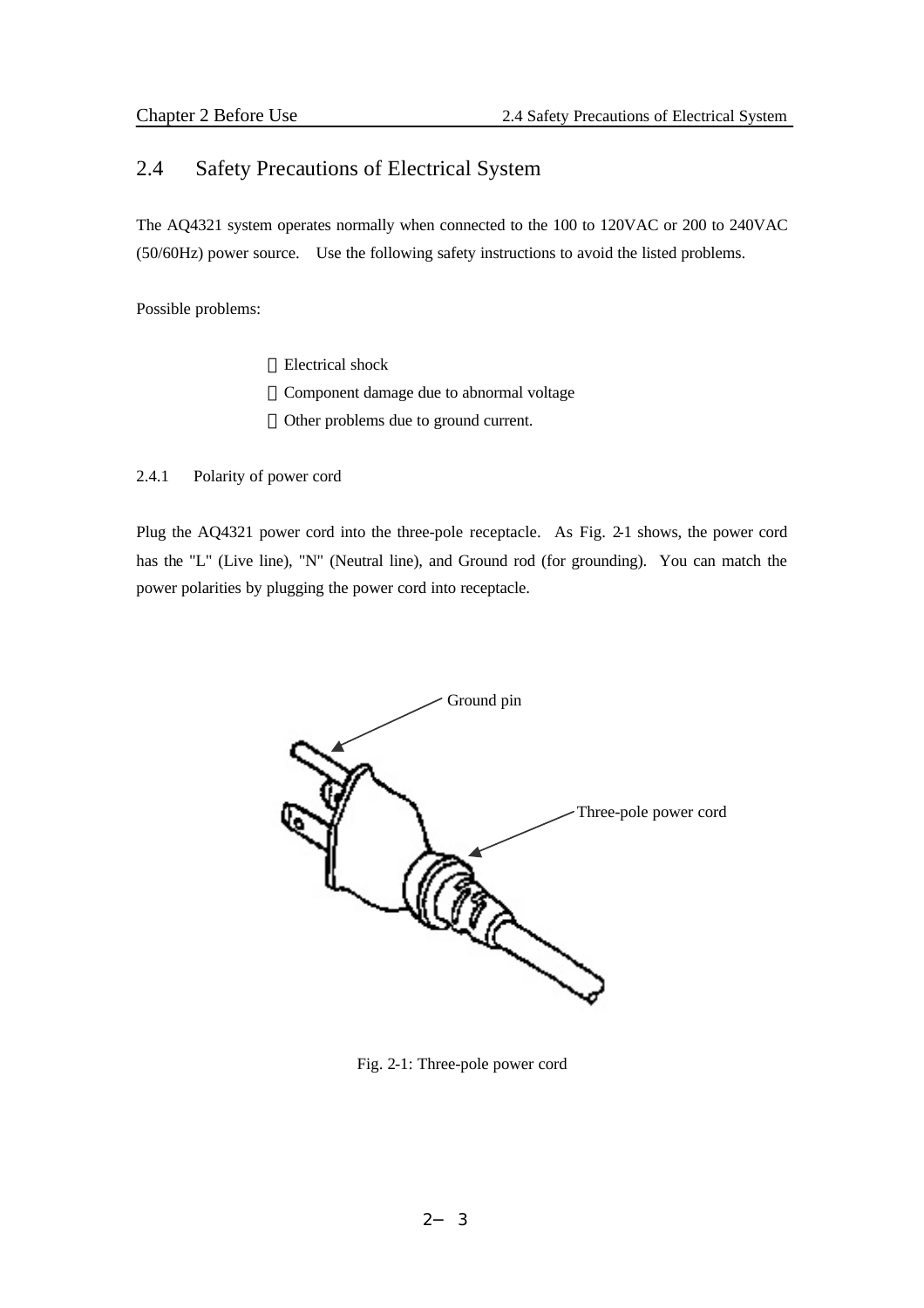## 2.4 Safety Precautions of Electrical System

The AQ4321 system operates normally when connected to the 100 to 120VAC or 200 to 240VAC (50/60Hz) power source. Use the following safety instructions to avoid the listed problems.

Possible problems:

- Electrical shock
- Component damage due to abnormal voltage
- Other problems due to ground current.

### 2.4.1 Polarity of power cord

Plug the AQ4321 power cord into the three-pole receptacle. As Fig. 2-1 shows, the power cord has the "L" (Live line), "N" (Neutral line), and Ground rod (for grounding). You can match the power polarities by plugging the power cord into receptacle.

Ground pin

Three-pole power cord

Fig. 2-1: Three-pole power cord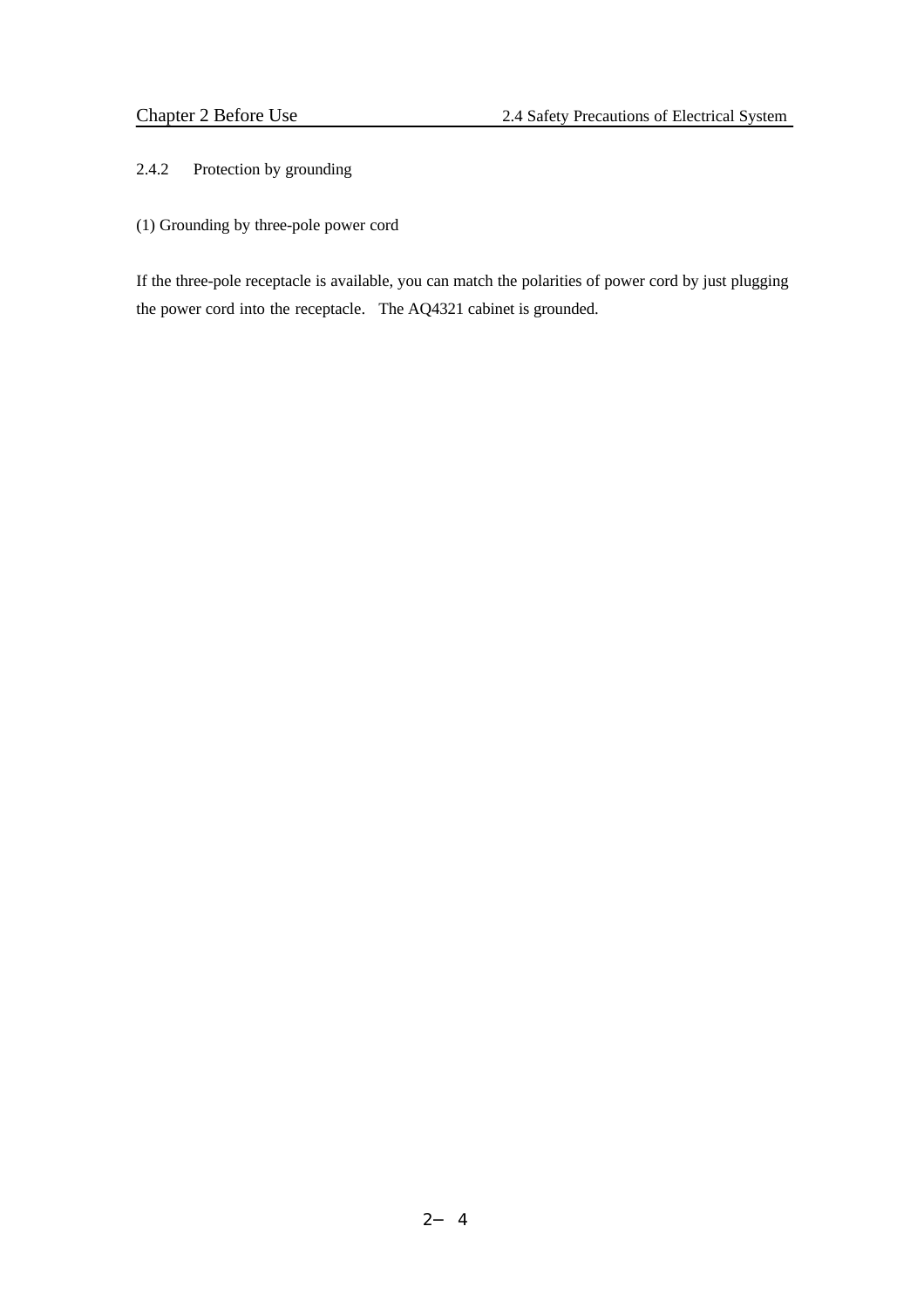### 2.4.2 Protection by grounding

(1) Grounding by three-pole power cord

If the three-pole receptacle is available, you can match the polarities of power cord by just plugging the power cord into the receptacle. The AQ4321 cabinet is grounded.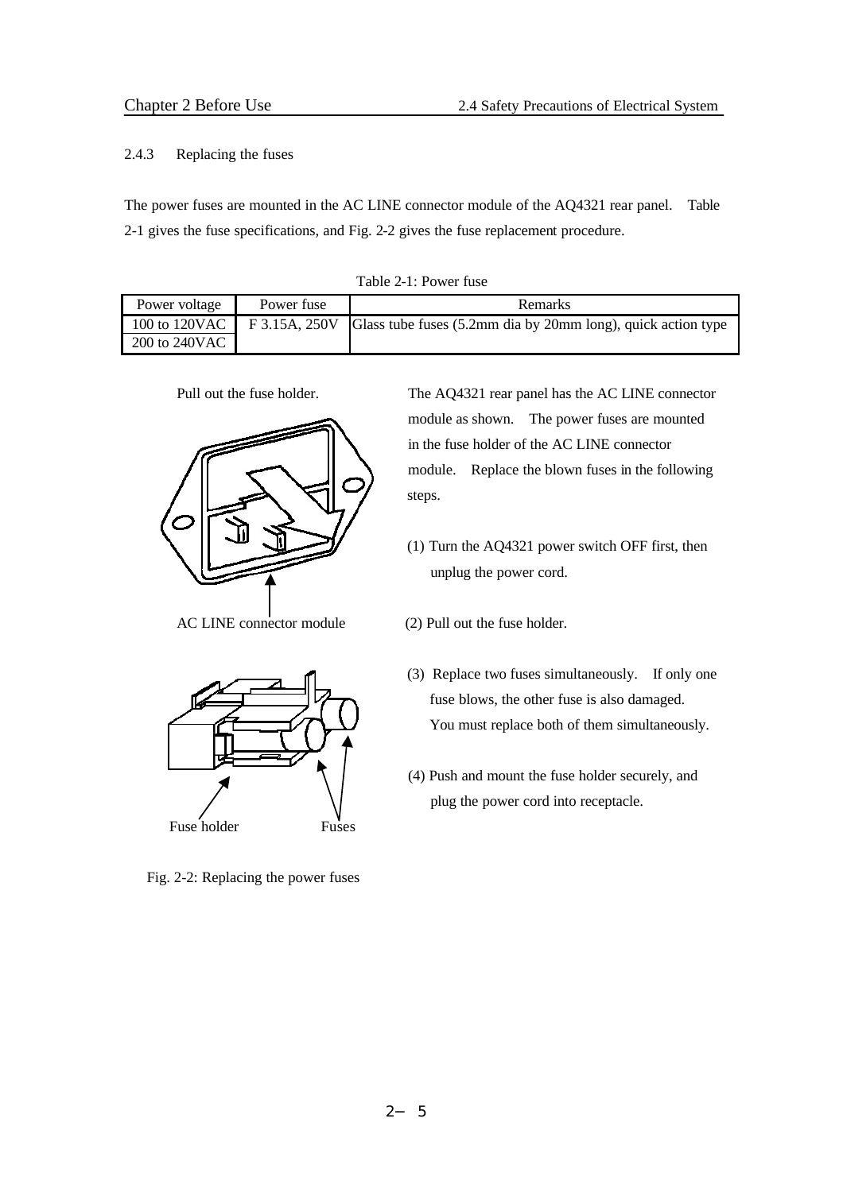### 2.4.3 Replacing the fuses

The power fuses are mounted in the AC LINE connector module of the AQ4321 rear panel. Table 2-1 gives the fuse specifications, and Fig. 2-2 gives the fuse replacement procedure.

Table 2-1: Power fuse

| Power voltage | Power fuse | Remarks |
|---|---|---|
| 100 to 120VAC | F 3.15A, 250V | Glass tube fuses (5.2mm dia by 20mm long), quick action type |
| 200 to 240VAC | | |

Pull out the fuse holder.

AC LINE connector module

Fuse holder

Fuses

Fig. 2-2: Replacing the power fuses

The AQ4321 rear panel has the AC LINE connector module as shown. The power fuses are mounted in the fuse holder of the AC LINE connector module. Replace the blown fuses in the following steps.

(1) Turn the AQ4321 power switch OFF first, then unplug the power cord.

(2) Pull out the fuse holder.

(3) Replace two fuses simultaneously. If only one fuse blows, the other fuse is also damaged. You must replace both of them simultaneously.

(4) Push and mount the fuse holder securely, and plug the power cord into receptacle.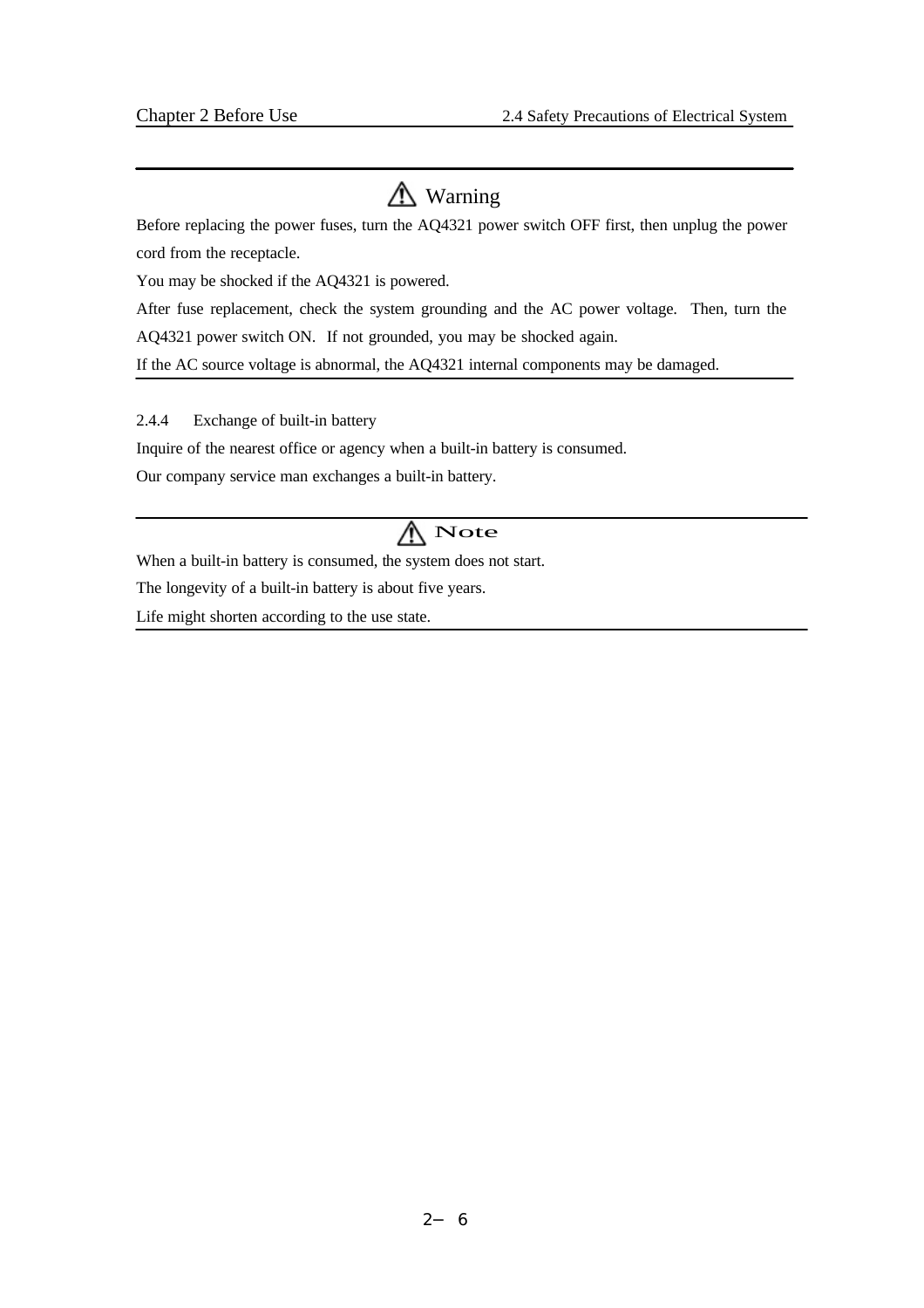---

**⚠ Warning**

Before replacing the power fuses, turn the AQ4321 power switch OFF first, then unplug the power cord from the receptacle.

You may be shocked if the AQ4321 is powered.

After fuse replacement, check the system grounding and the AC power voltage. Then, turn the AQ4321 power switch ON. If not grounded, you may be shocked again.

If the AC source voltage is abnormal, the AQ4321 internal components may be damaged.

---

### 2.4.4 Exchange of built-in battery

Inquire of the nearest office or agency when a built-in battery is consumed.

Our company service man exchanges a built-in battery.

---

**⚠ Note**

When a built-in battery is consumed, the system does not start.

The longevity of a built-in battery is about five years.

Life might shorten according to the use state.

---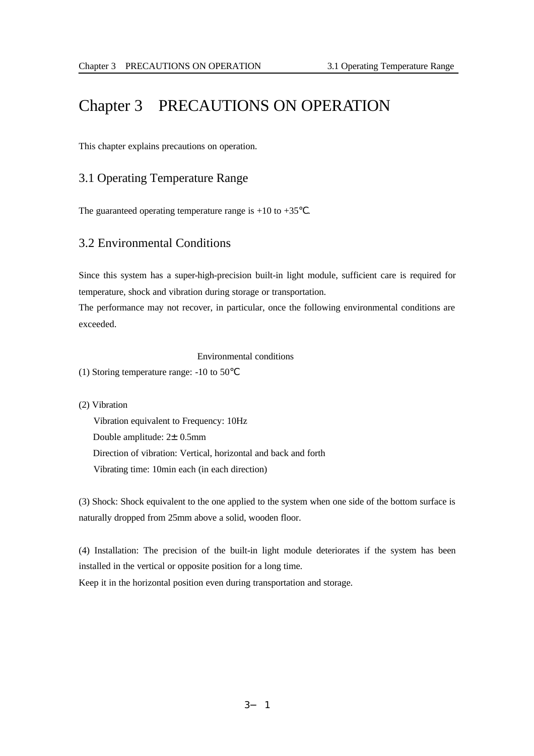# Chapter 3　PRECAUTIONS ON OPERATION

This chapter explains precautions on operation.

## 3.1 Operating Temperature Range

The guaranteed operating temperature range is +10 to +35℃.

## 3.2 Environmental Conditions

Since this system has a super-high-precision built-in light module, sufficient care is required for temperature, shock and vibration during storage or transportation.
The performance may not recover, in particular, once the following environmental conditions are exceeded.

Environmental conditions

(1) Storing temperature range: -10 to 50℃

(2) Vibration
  Vibration equivalent to Frequency: 10Hz
  Double amplitude: 2± 0.5mm
  Direction of vibration: Vertical, horizontal and back and forth
  Vibrating time: 10min each (in each direction)

(3) Shock: Shock equivalent to the one applied to the system when one side of the bottom surface is naturally dropped from 25mm above a solid, wooden floor.

(4) Installation: The precision of the built-in light module deteriorates if the system has been installed in the vertical or opposite position for a long time.
Keep it in the horizontal position even during transportation and storage.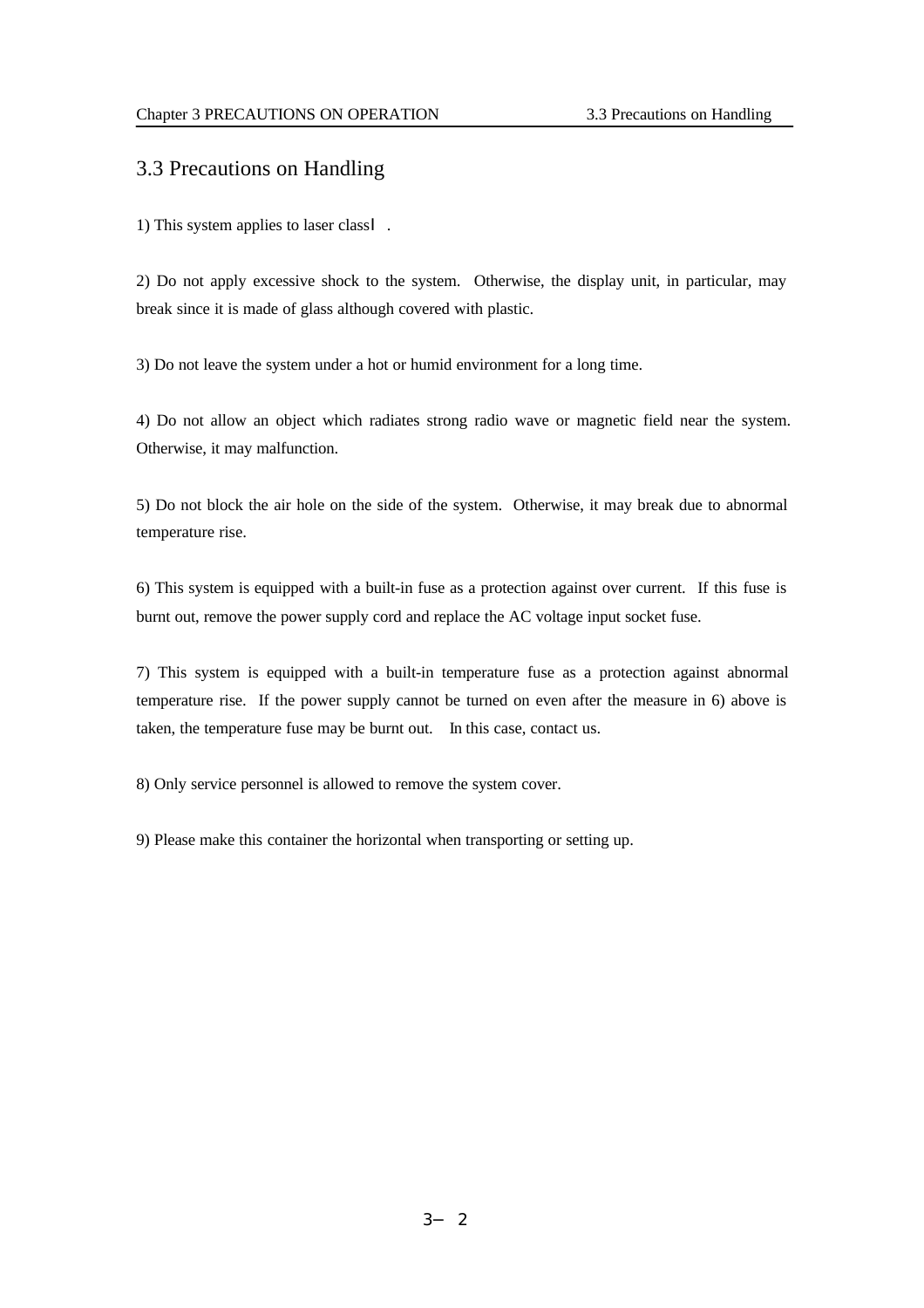## 3.3 Precautions on Handling

1) This system applies to laser classⅠ.

2) Do not apply excessive shock to the system. Otherwise, the display unit, in particular, may break since it is made of glass although covered with plastic.

3) Do not leave the system under a hot or humid environment for a long time.

4) Do not allow an object which radiates strong radio wave or magnetic field near the system. Otherwise, it may malfunction.

5) Do not block the air hole on the side of the system. Otherwise, it may break due to abnormal temperature rise.

6) This system is equipped with a built-in fuse as a protection against over current. If this fuse is burnt out, remove the power supply cord and replace the AC voltage input socket fuse.

7) This system is equipped with a built-in temperature fuse as a protection against abnormal temperature rise. If the power supply cannot be turned on even after the measure in 6) above is taken, the temperature fuse may be burnt out. In this case, contact us.

8) Only service personnel is allowed to remove the system cover.

9) Please make this container the horizontal when transporting or setting up.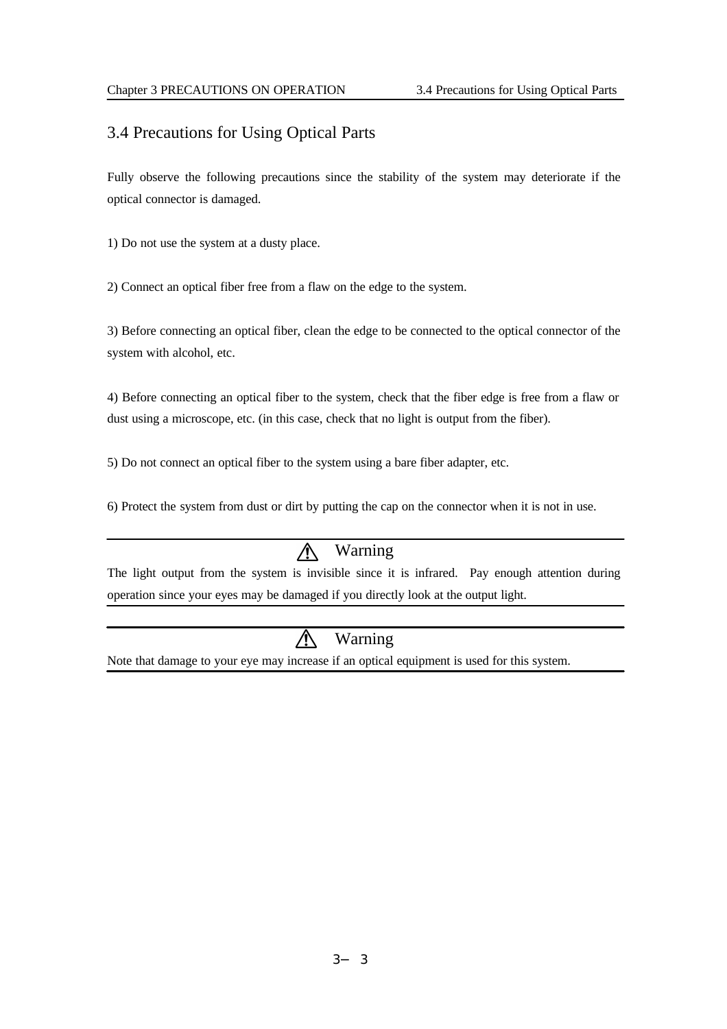## 3.4 Precautions for Using Optical Parts

Fully observe the following precautions since the stability of the system may deteriorate if the optical connector is damaged.

1) Do not use the system at a dusty place.

2) Connect an optical fiber free from a flaw on the edge to the system.

3) Before connecting an optical fiber, clean the edge to be connected to the optical connector of the system with alcohol, etc.

4) Before connecting an optical fiber to the system, check that the fiber edge is free from a flaw or dust using a microscope, etc. (in this case, check that no light is output from the fiber).

5) Do not connect an optical fiber to the system using a bare fiber adapter, etc.

6) Protect the system from dust or dirt by putting the cap on the connector when it is not in use.

---

**⚠ Warning**

The light output from the system is invisible since it is infrared. Pay enough attention during operation since your eyes may be damaged if you directly look at the output light.

---

**⚠ Warning**

Note that damage to your eye may increase if an optical equipment is used for this system.

---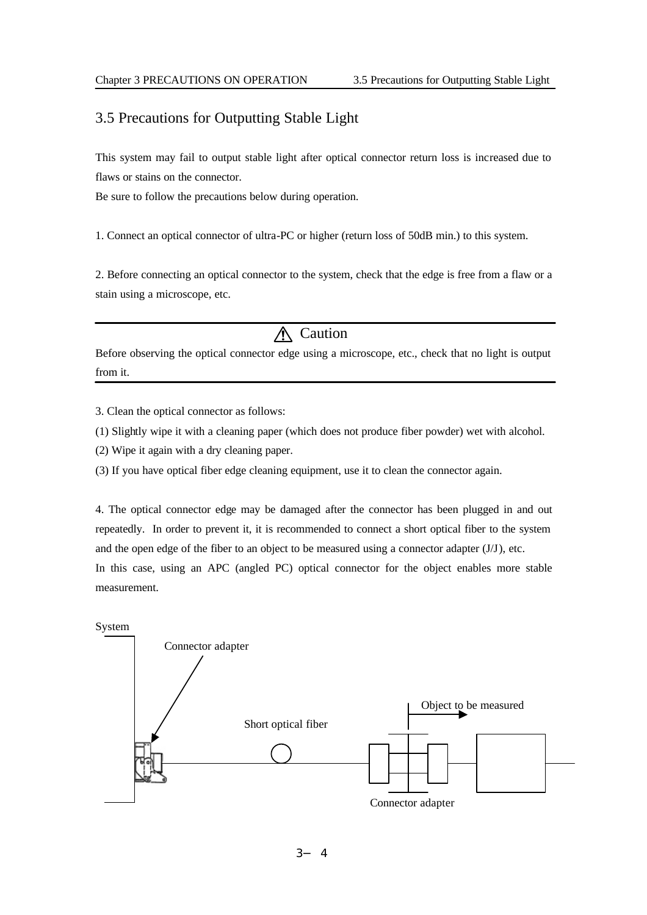## 3.5 Precautions for Outputting Stable Light

This system may fail to output stable light after optical connector return loss is increased due to flaws or stains on the connector.
Be sure to follow the precautions below during operation.

1. Connect an optical connector of ultra-PC or higher (return loss of 50dB min.) to this system.

2. Before connecting an optical connector to the system, check that the edge is free from a flaw or a stain using a microscope, etc.

---

**⚠ Caution**

Before observing the optical connector edge using a microscope, etc., check that no light is output from it.

---

3. Clean the optical connector as follows:
(1) Slightly wipe it with a cleaning paper (which does not produce fiber powder) wet with alcohol.
(2) Wipe it again with a dry cleaning paper.
(3) If you have optical fiber edge cleaning equipment, use it to clean the connector again.

4. The optical connector edge may be damaged after the connector has been plugged in and out repeatedly. In order to prevent it, it is recommended to connect a short optical fiber to the system and the open edge of the fiber to an object to be measured using a connector adapter (J/J), etc.
In this case, using an APC (angled PC) optical connector for the object enables more stable measurement.

System
Connector adapter
Short optical fiber
Object to be measured
Connector adapter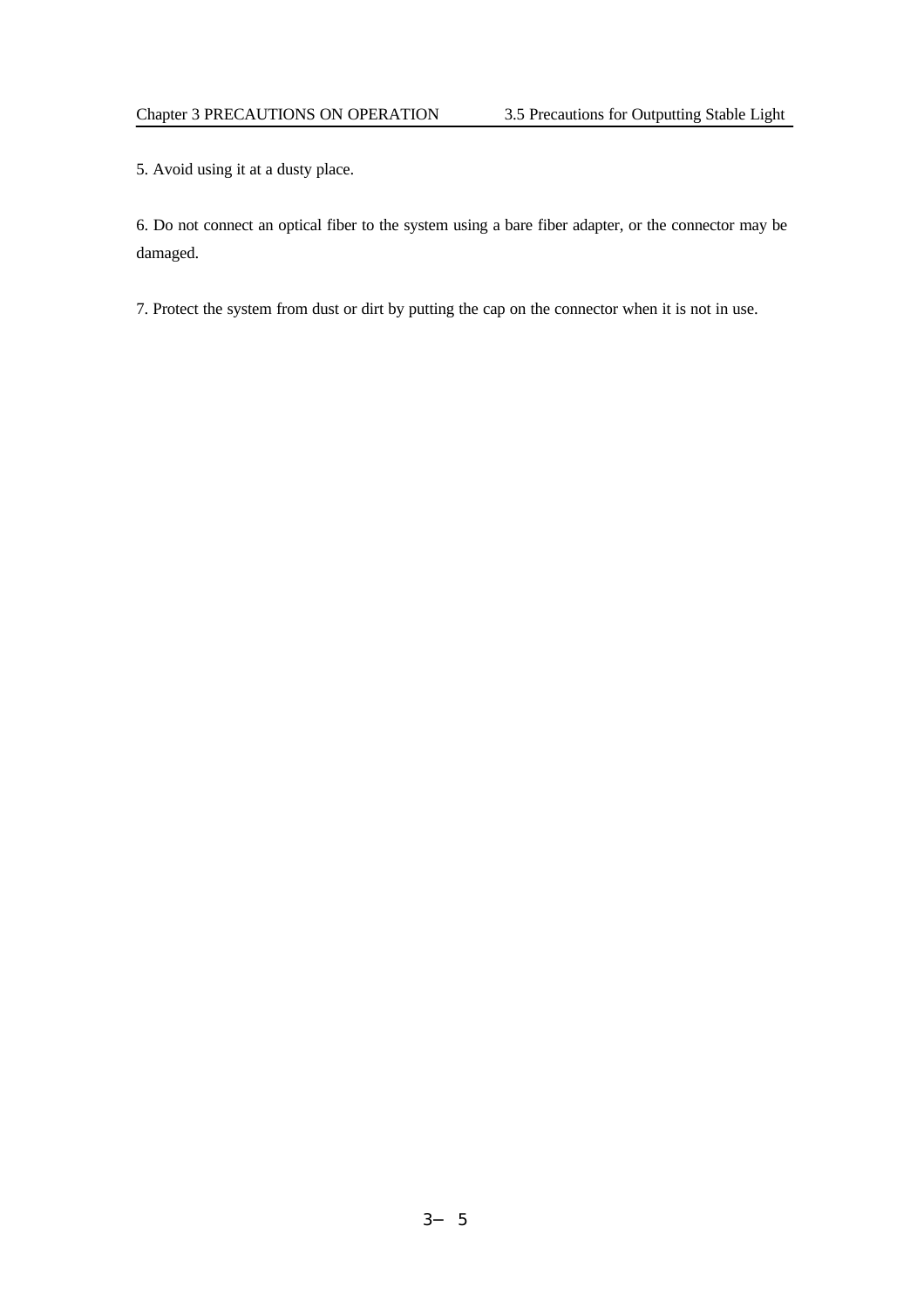5. Avoid using it at a dusty place.

6. Do not connect an optical fiber to the system using a bare fiber adapter, or the connector may be damaged.

7. Protect the system from dust or dirt by putting the cap on the connector when it is not in use.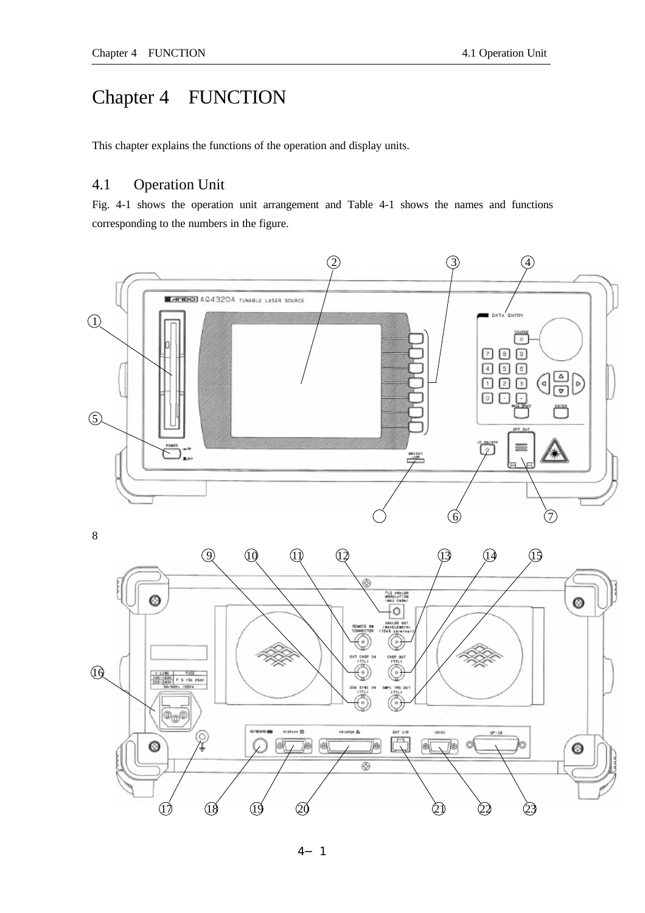# Chapter 4　FUNCTION

This chapter explains the functions of the operation and display units.

## 4.1　Operation Unit

Fig. 4-1 shows the operation unit arrangement and Table 4-1 shows the names and functions corresponding to the numbers in the figure.

②　③　④

①

⑤

AQ4320A TUNABLE LASER SOURCE

DATA ENTRY

COARSE

BACK SPACE

ENTER

POWER

ON

OFF

BRIGHT

LD ON/OFF

OPT OUT

⑥　⑦

8

⑨　⑩　⑪　⑫　⑬　⑭　⑮

TLS ANALOG MODULATION (MAX 6dBm)

REMOTE SW CONNECTOR

ANALOG OUT (WAVELENGTH) (10nS terminal)

EXT CHOP IN (TTL)

CHOP OUT (TTL)

ODA SYNC IN (TTL)

SMPL TRG OUT (TTL)

⑯

KEYBOARD

DISPLAY

PRINTER

EXT I/O

GP-IB

⑰　⑱　⑲　⑳　㉑　㉒　㉓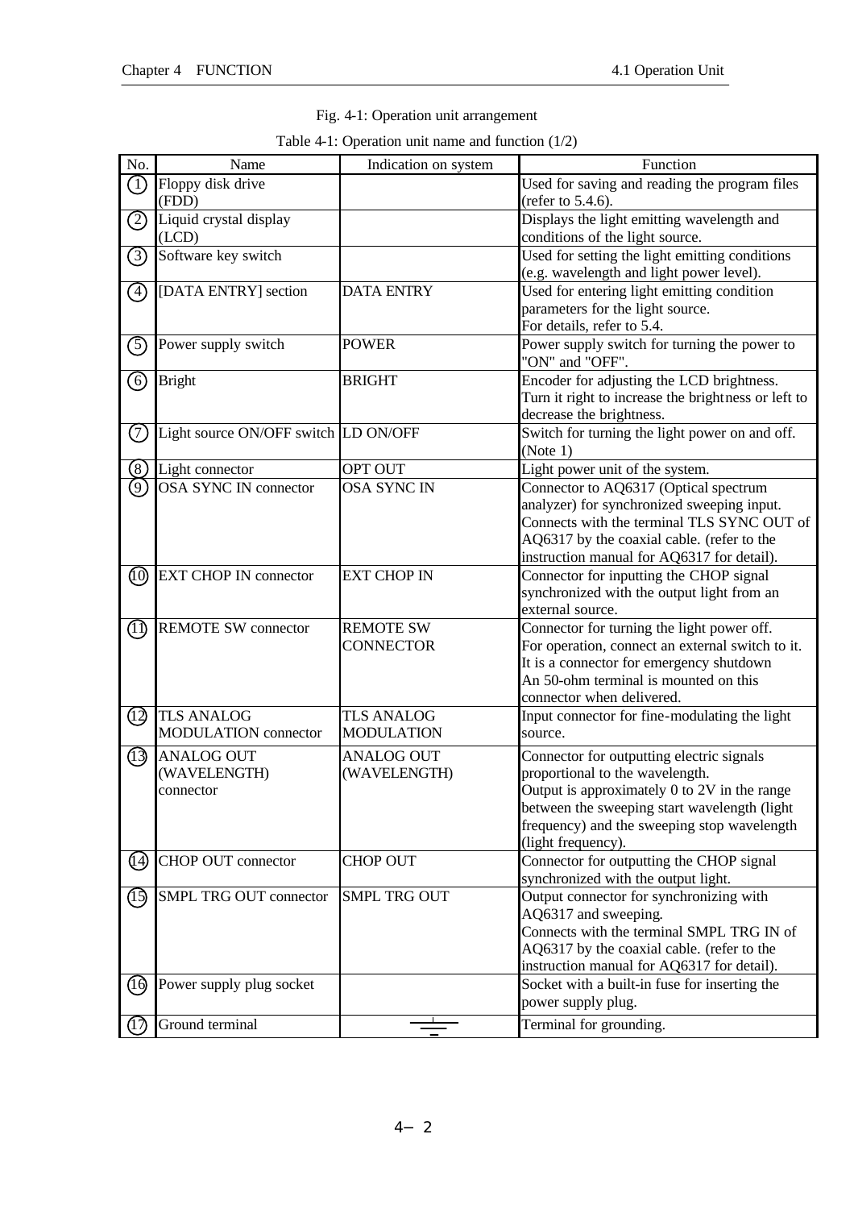Fig. 4-1: Operation unit arrangement

Table 4-1: Operation unit name and function (1/2)

| No. | Name | Indication on system | Function |
|---|---|---|---|
| ① | Floppy disk drive (FDD) | | Used for saving and reading the program files (refer to 5.4.6). |
| ② | Liquid crystal display (LCD) | | Displays the light emitting wavelength and conditions of the light source. |
| ③ | Software key switch | | Used for setting the light emitting conditions (e.g. wavelength and light power level). |
| ④ | [DATA ENTRY] section | DATA ENTRY | Used for entering light emitting condition parameters for the light source. For details, refer to 5.4. |
| ⑤ | Power supply switch | POWER | Power supply switch for turning the power to "ON" and "OFF". |
| ⑥ | Bright | BRIGHT | Encoder for adjusting the LCD brightness. Turn it right to increase the brightness or left to decrease the brightness. |
| ⑦ | Light source ON/OFF switch | LD ON/OFF | Switch for turning the light power on and off. (Note 1) |
| ⑧ | Light connector | OPT OUT | Light power unit of the system. |
| ⑨ | OSA SYNC IN connector | OSA SYNC IN | Connector to AQ6317 (Optical spectrum analyzer) for synchronized sweeping input. Connects with the terminal TLS SYNC OUT of AQ6317 by the coaxial cable. (refer to the instruction manual for AQ6317 for detail). |
| ⑩ | EXT CHOP IN connector | EXT CHOP IN | Connector for inputting the CHOP signal synchronized with the output light from an external source. |
| ⑪ | REMOTE SW connector | REMOTE SW CONNECTOR | Connector for turning the light power off. For operation, connect an external switch to it. It is a connector for emergency shutdown An 50-ohm terminal is mounted on this connector when delivered. |
| ⑫ | TLS ANALOG MODULATION connector | TLS ANALOG MODULATION | Input connector for fine-modulating the light source. |
| ⑬ | ANALOG OUT (WAVELENGTH) connector | ANALOG OUT (WAVELENGTH) | Connector for outputting electric signals proportional to the wavelength. Output is approximately 0 to 2V in the range between the sweeping start wavelength (light frequency) and the sweeping stop wavelength (light frequency). |
| ⑭ | CHOP OUT connector | CHOP OUT | Connector for outputting the CHOP signal synchronized with the output light. |
| ⑮ | SMPL TRG OUT connector | SMPL TRG OUT | Output connector for synchronizing with AQ6317 and sweeping. Connects with the terminal SMPL TRG IN of AQ6317 by the coaxial cable. (refer to the instruction manual for AQ6317 for detail). |
| ⑯ | Power supply plug socket | | Socket with a built-in fuse for inserting the power supply plug. |
| ⑰ | Ground terminal | ⏚ | Terminal for grounding. |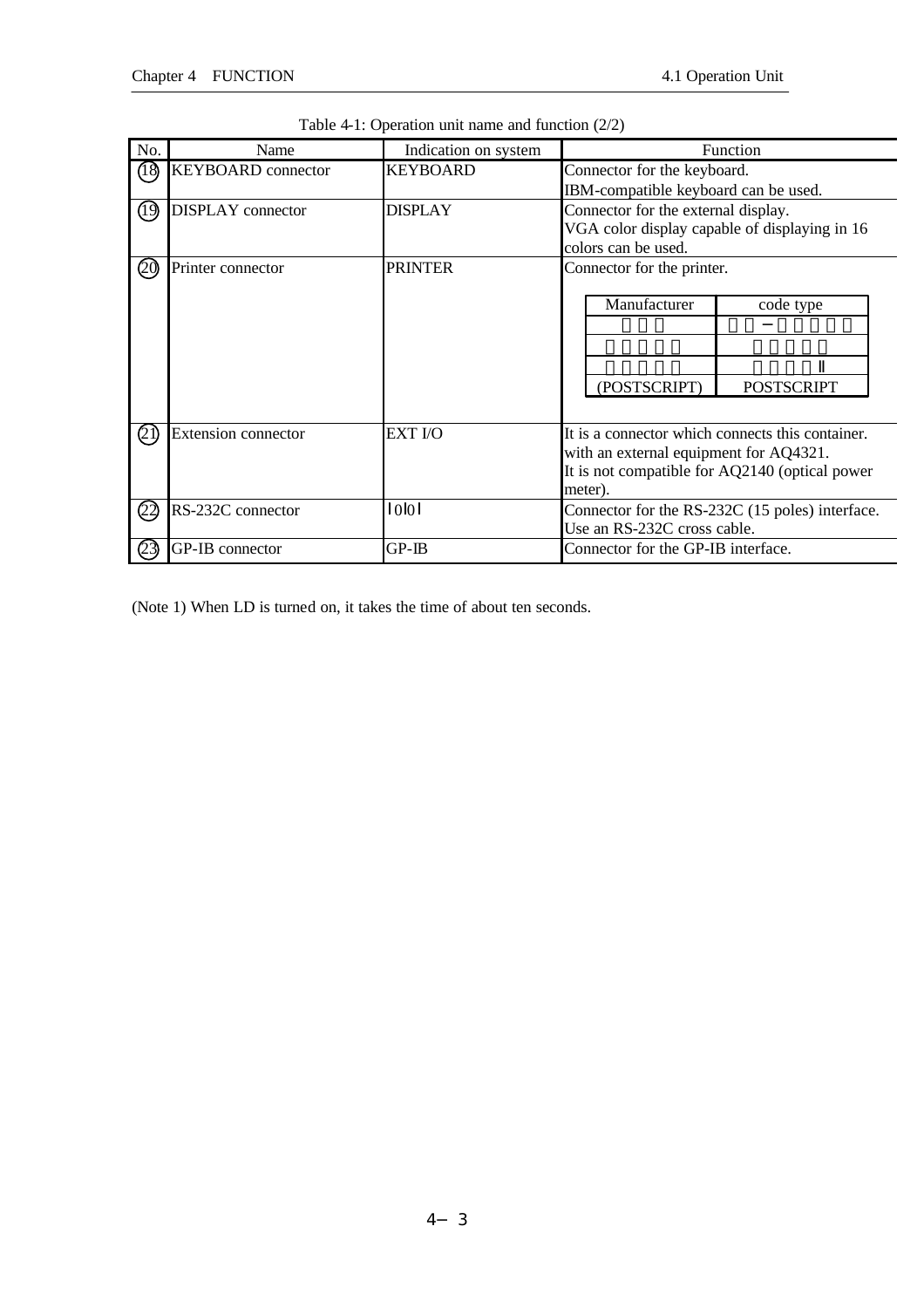Table 4-1: Operation unit name and function (2/2)

| No. | Name | Indication on system | Function |
|---|---|---|---|
| (18) | KEYBOARD connector | KEYBOARD | Connector for the keyboard.<br>IBM-compatible keyboard can be used. |
| (19) | DISPLAY connector | DISPLAY | Connector for the external display.<br>VGA color display capable of displaying in 16 colors can be used. |
| (20) | Printer connector | PRINTER | Connector for the printer.<br><br>Manufacturer / code type:<br>＊＊＊ / ＊＊－＊＊＊＊＊<br>＊＊＊＊＊ / ＊＊＊＊＊<br>＊＊＊＊＊ / ＊＊＊＊Ⅱ<br>(POSTSCRIPT) / POSTSCRIPT |
| (21) | Extension connector | EXT I/O | It is a connector which connects this container. with an external equipment for AQ4321.<br>It is not compatible for AQ2140 (optical power meter). |
| (22) | RS-232C connector | IOIOI | Connector for the RS-232C (15 poles) interface.<br>Use an RS-232C cross cable. |
| (23) | GP-IB connector | GP-IB | Connector for the GP-IB interface. |

(Note 1) When LD is turned on, it takes the time of about ten seconds.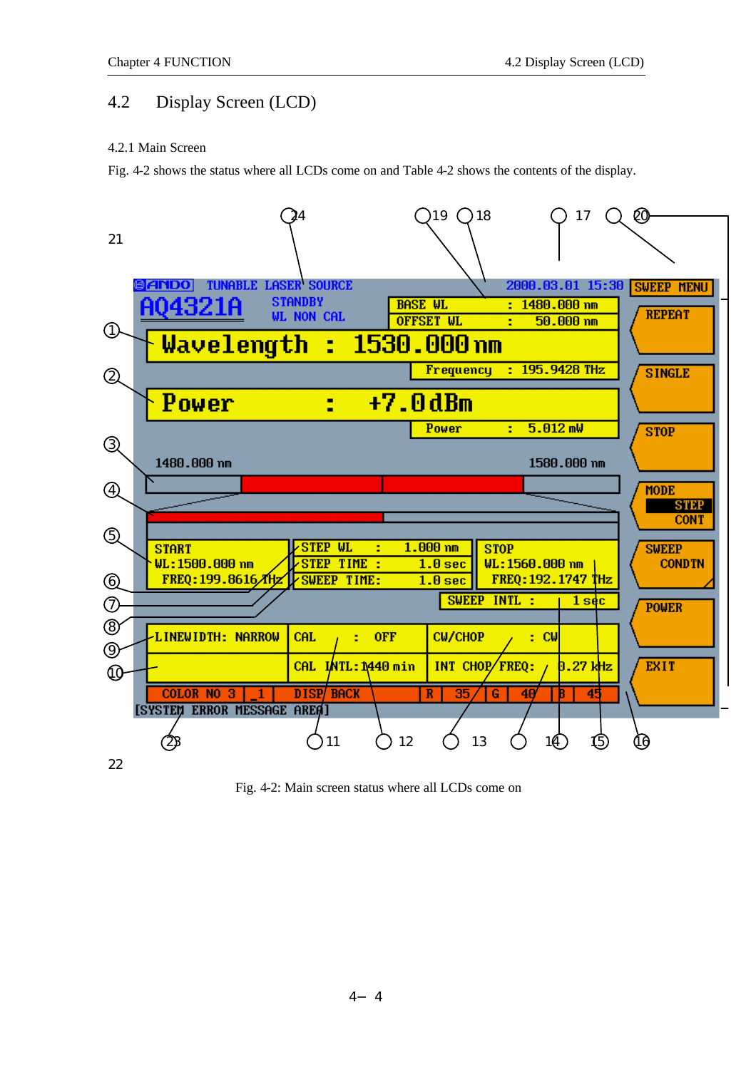## 4.2 Display Screen (LCD)

### 4.2.1 Main Screen

Fig. 4-2 shows the status where all LCDs come on and Table 4-2 shows the contents of the display.

24 19 18 17 20

21

ANDO TUNABLE LASER SOURCE 2000.03.01 15:30 SWEEP MENU

AQ4321A STANDBY WL NON CAL

BASE WL : 1480.000 nm

OFFSET WL : 50.000 nm

1 Wavelength : 1530.000 nm

Frequency : 195.9428 THz

2 Power : +7.0 dBm

Power : 5.012 mW

3 1480.000 nm 1580.000 nm

4

5 START WL:1500.000 nm FREQ:199.8616 THz

STEP WL : 1.000 nm

STEP TIME : 1.0 sec

SWEEP TIME: 1.0 sec

STOP WL:1560.000 nm FREQ:192.1747 THz

6 7 8 SWEEP INTL : 1 sec

9 LINEWIDTH: NARROW CAL : OFF CW/CHOP : CW

10 CAL INTL:1440 min INT CHOP FREQ: 0.27 kHz

COLOR NO 3 _1 DISP BACK R 35 G 40 B 45

[SYSTEM ERROR MESSAGE AREA]

REPEAT

SINGLE

STOP

MODE STEP CONT

SWEEP CONDTN

POWER

EXIT

23 11 12 13 14 15 16

22

Fig. 4-2: Main screen status where all LCDs come on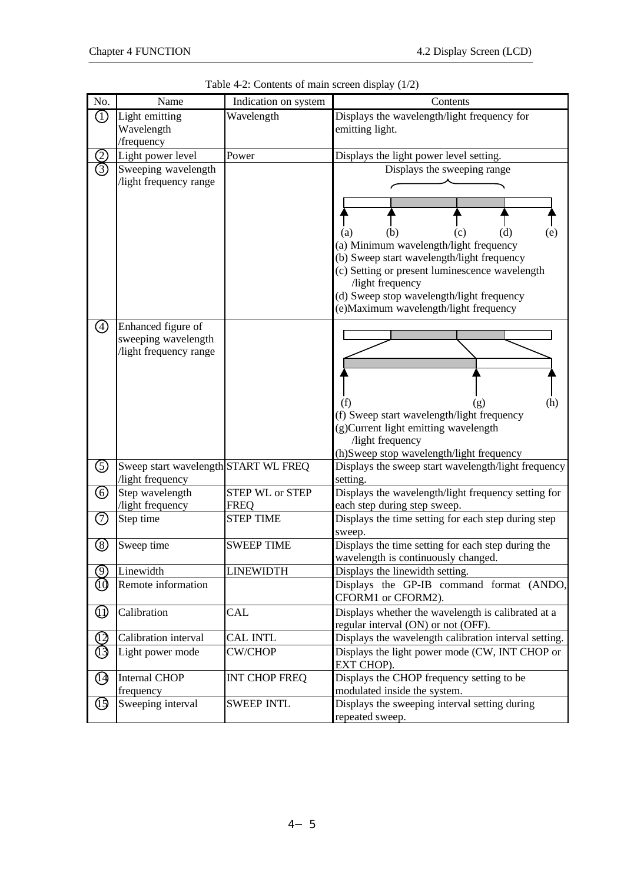Table 4-2: Contents of main screen display (1/2)

| No. | Name | Indication on system | Contents |
|---|---|---|---|
| ① | Light emitting Wavelength /frequency | Wavelength | Displays the wavelength/light frequency for emitting light. |
| ② | Light power level | Power | Displays the light power level setting. |
| ③ | Sweeping wavelength /light frequency range | | Displays the sweeping range (a) (b) (c) (d) (e) (a) Minimum wavelength/light frequency (b) Sweep start wavelength/light frequency (c) Setting or present luminescence wavelength /light frequency (d) Sweep stop wavelength/light frequency (e)Maximum wavelength/light frequency |
| ④ | Enhanced figure of sweeping wavelength /light frequency range | | (f) (g) (h) (f) Sweep start wavelength/light frequency (g)Current light emitting wavelength /light frequency (h)Sweep stop wavelength/light frequency |
| ⑤ | Sweep start wavelength /light frequency | START WL FREQ | Displays the sweep start wavelength/light frequency setting. |
| ⑥ | Step wavelength /light frequency | STEP WL or STEP FREQ | Displays the wavelength/light frequency setting for each step during step sweep. |
| ⑦ | Step time | STEP TIME | Displays the time setting for each step during step sweep. |
| ⑧ | Sweep time | SWEEP TIME | Displays the time setting for each step during the wavelength is continuously changed. |
| ⑨ | Linewidth | LINEWIDTH | Displays the linewidth setting. |
| ⑩ | Remote information | | Displays the GP-IB command format (ANDO, CFORM1 or CFORM2). |
| ⑪ | Calibration | CAL | Displays whether the wavelength is calibrated at a regular interval (ON) or not (OFF). |
| ⑫ | Calibration interval | CAL INTL | Displays the wavelength calibration interval setting. |
| ⑬ | Light power mode | CW/CHOP | Displays the light power mode (CW, INT CHOP or EXT CHOP). |
| ⑭ | Internal CHOP frequency | INT CHOP FREQ | Displays the CHOP frequency setting to be modulated inside the system. |
| ⑮ | Sweeping interval | SWEEP INTL | Displays the sweeping interval setting during repeated sweep. |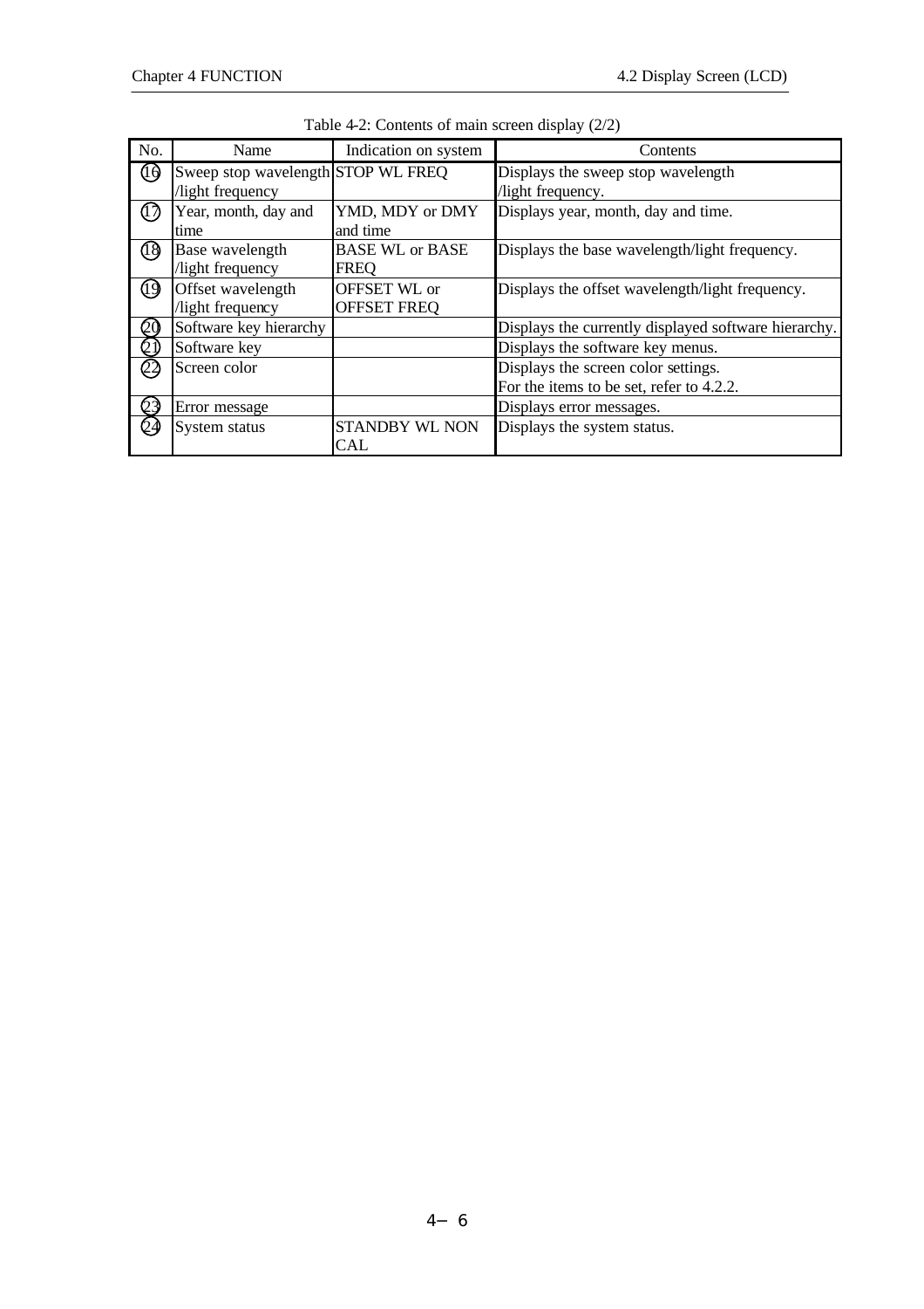Table 4-2: Contents of main screen display (2/2)

| No. | Name | Indication on system | Contents |
| --- | --- | --- | --- |
| ⑯ | Sweep stop wavelength /light frequency | STOP WL FREQ | Displays the sweep stop wavelength /light frequency. |
| ⑰ | Year, month, day and time | YMD, MDY or DMY and time | Displays year, month, day and time. |
| ⑱ | Base wavelength /light frequency | BASE WL or BASE FREQ | Displays the base wavelength/light frequency. |
| ⑲ | Offset wavelength /light frequency | OFFSET WL or OFFSET FREQ | Displays the offset wavelength/light frequency. |
| ⑳ | Software key hierarchy | | Displays the currently displayed software hierarchy. |
| ㉑ | Software key | | Displays the software key menus. |
| ㉒ | Screen color | | Displays the screen color settings. For the items to be set, refer to 4.2.2. |
| ㉓ | Error message | | Displays error messages. |
| ㉔ | System status | STANDBY WL NON CAL | Displays the system status. |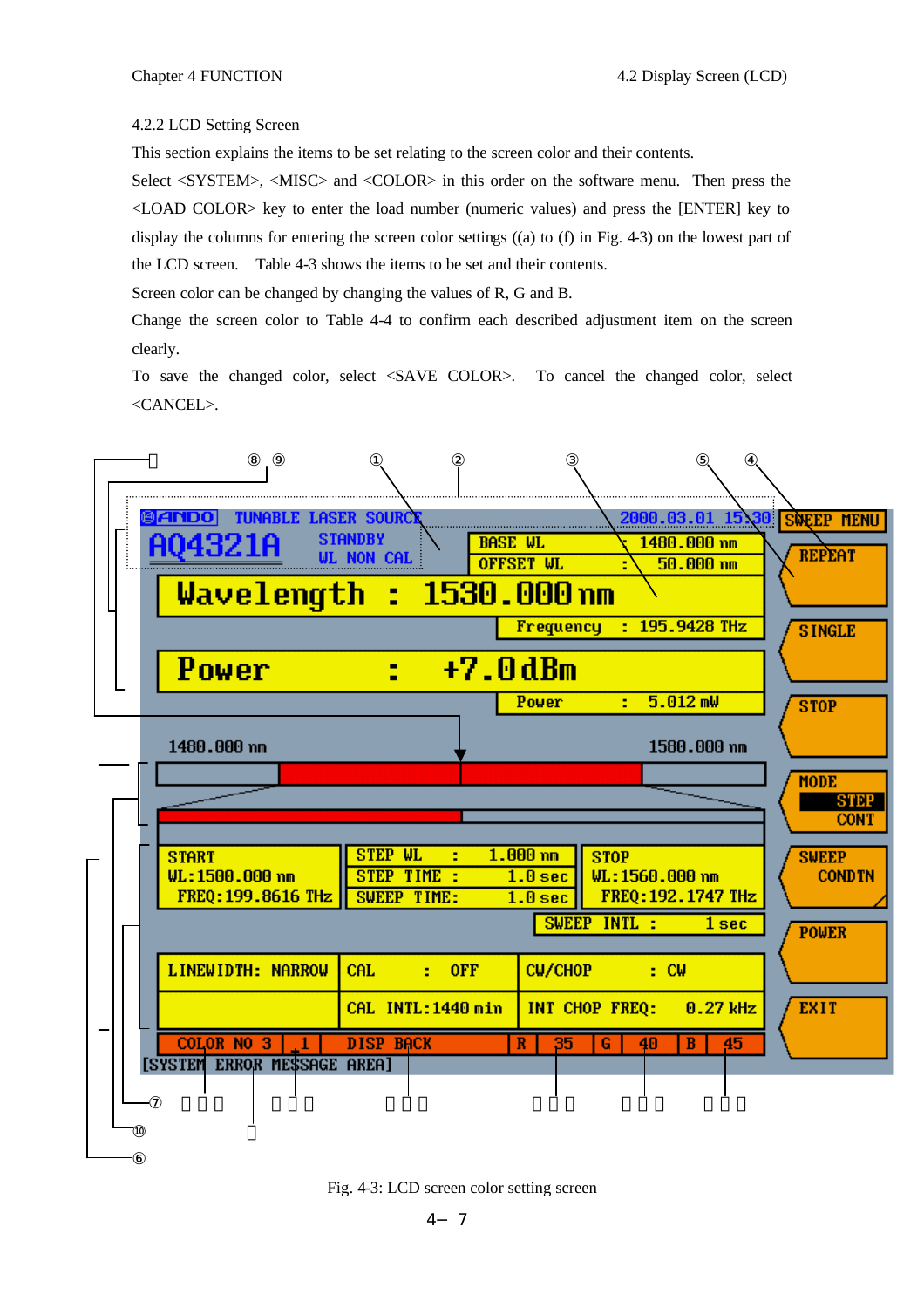4.2.2 LCD Setting Screen

This section explains the items to be set relating to the screen color and their contents.

Select <SYSTEM>, <MISC> and <COLOR> in this order on the software menu. Then press the <LOAD COLOR> key to enter the load number (numeric values) and press the [ENTER] key to display the columns for entering the screen color settings ((a) to (f) in Fig. 4-3) on the lowest part of the LCD screen. Table 4-3 shows the items to be set and their contents.

Screen color can be changed by changing the values of R, G and B.

Change the screen color to Table 4-4 to confirm each described adjustment item on the screen clearly.

To save the changed color, select <SAVE COLOR>. To cancel the changed color, select <CANCEL>.

⑧ ⑨ ① ② ③ ⑤ ④

ANDO TUNABLE LASER SOURCE 2000.03.01 15:30 SWEEP MENU

AQ4321A STANDBY WL NON CAL

BASE WL : 1480.000 nm

OFFSET WL : 50.000 nm

Wavelength : 1530.000 nm

Frequency : 195.9428 THz

Power : +7.0 dBm

Power : 5.012 mW

1480.000 nm 1580.000 nm

START WL:1500.000 nm FREQ:199.8616 THz

STEP WL : 1.000 nm

STEP TIME : 1.0 sec

SWEEP TIME: 1.0 sec

STOP WL:1560.000 nm FREQ:192.1747 THz

SWEEP INTL : 1 sec

LINEWIDTH: NARROW

CAL : OFF

CAL INTL:1440 min

CW/CHOP : CW

INT CHOP FREQ: 0.27 kHz

COLOR NO 3 | 1 | DISP BACK | R | 35 | G | 40 | B | 45

[SYSTEM ERROR MESSAGE AREA]

REPEAT

SINGLE

STOP

MODE STEP CONT

SWEEP CONDTN

POWER

EXIT

⑦ ⑩ ⑥

Fig. 4-3: LCD screen color setting screen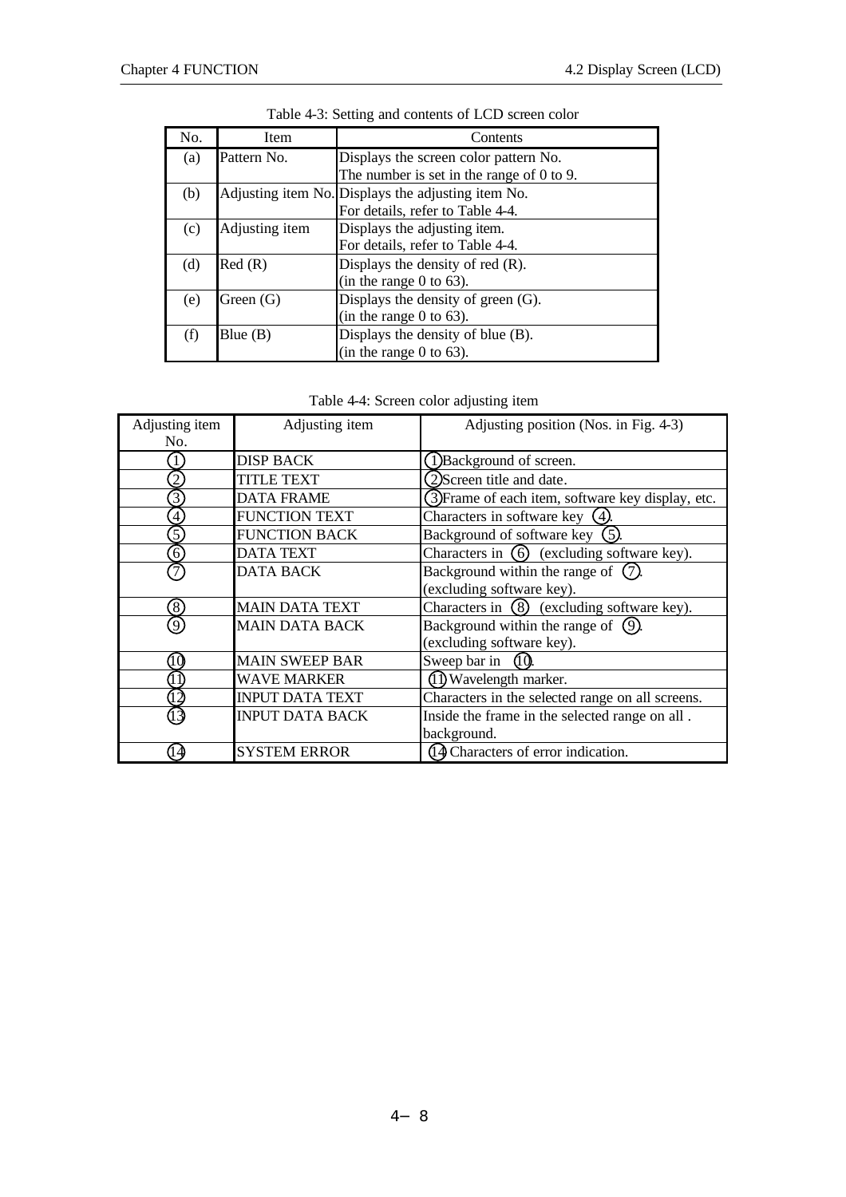Table 4-3: Setting and contents of LCD screen color

| No. | Item | Contents |
|---|---|---|
| (a) | Pattern No. | Displays the screen color pattern No.<br>The number is set in the range of 0 to 9. |
| (b) | Adjusting item No. | Displays the adjusting item No.<br>For details, refer to Table 4-4. |
| (c) | Adjusting item | Displays the adjusting item.<br>For details, refer to Table 4-4. |
| (d) | Red (R) | Displays the density of red (R).<br>(in the range 0 to 63). |
| (e) | Green (G) | Displays the density of green (G).<br>(in the range 0 to 63). |
| (f) | Blue (B) | Displays the density of blue (B).<br>(in the range 0 to 63). |

Table 4-4: Screen color adjusting item

| Adjusting item No. | Adjusting item | Adjusting position (Nos. in Fig. 4-3) |
|---|---|---|
| ① | DISP BACK | ①Background of screen. |
| ② | TITLE TEXT | ②Screen title and date. |
| ③ | DATA FRAME | ③Frame of each item, software key display, etc. |
| ④ | FUNCTION TEXT | Characters in software key ④. |
| ⑤ | FUNCTION BACK | Background of software key ⑤. |
| ⑥ | DATA TEXT | Characters in ⑥ (excluding software key). |
| ⑦ | DATA BACK | Background within the range of ⑦.<br>(excluding software key). |
| ⑧ | MAIN DATA TEXT | Characters in ⑧ (excluding software key). |
| ⑨ | MAIN DATA BACK | Background within the range of ⑨.<br>(excluding software key). |
| ⑩ | MAIN SWEEP BAR | Sweep bar in ⑩. |
| ⑪ | WAVE MARKER | ⑪Wavelength marker. |
| ⑫ | INPUT DATA TEXT | Characters in the selected range on all screens. |
| ⑬ | INPUT DATA BACK | Inside the frame in the selected range on all .<br>background. |
| ⑭ | SYSTEM ERROR | ⑭Characters of error indication. |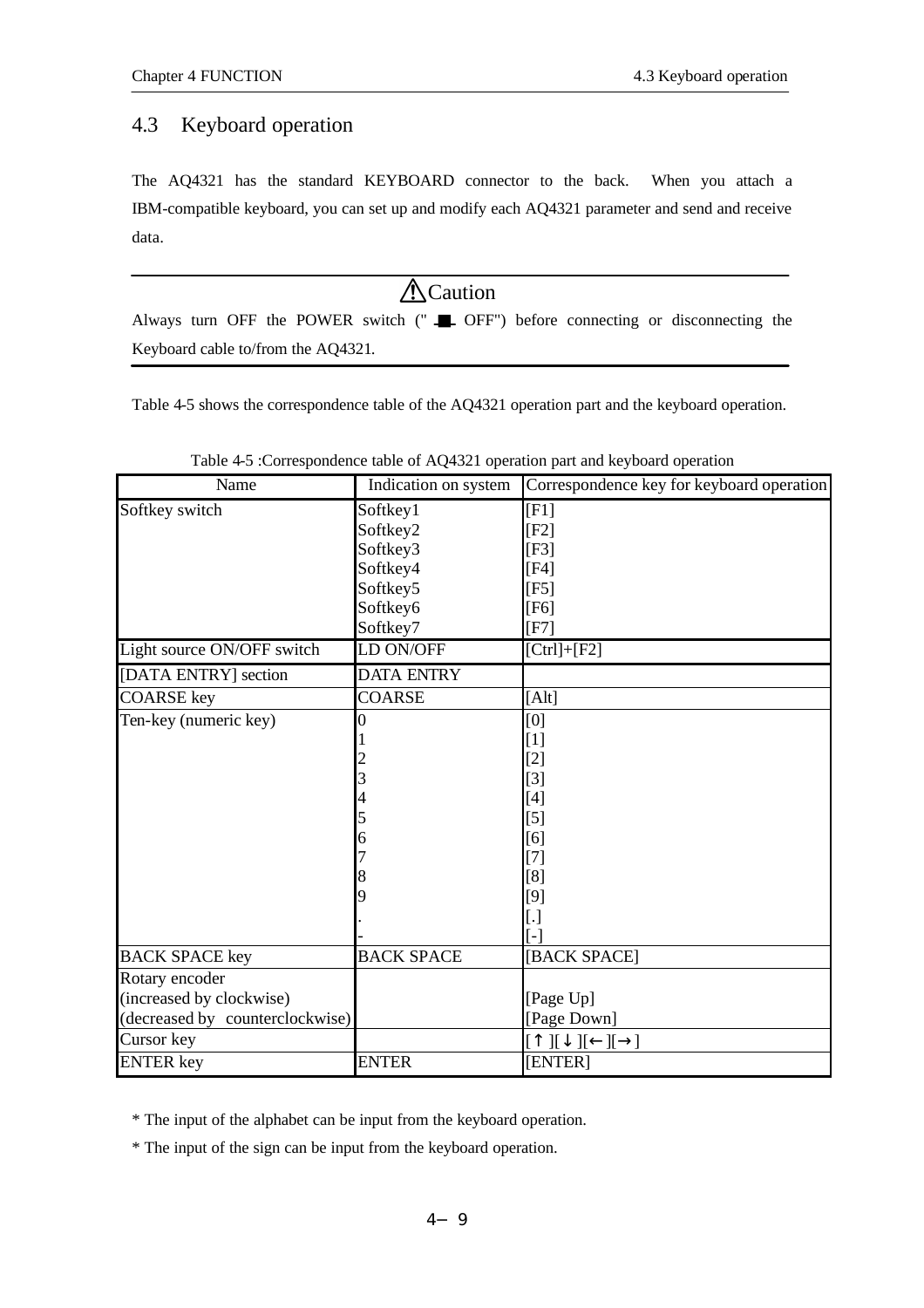## 4.3 Keyboard operation

The AQ4321 has the standard KEYBOARD connector to the back. When you attach a IBM-compatible keyboard, you can set up and modify each AQ4321 parameter and send and receive data.

---

⚠Caution

Always turn OFF the POWER switch (" ■ OFF") before connecting or disconnecting the Keyboard cable to/from the AQ4321.

---

Table 4-5 shows the correspondence table of the AQ4321 operation part and the keyboard operation.

Table 4-5 :Correspondence table of AQ4321 operation part and keyboard operation

| Name | Indication on system | Correspondence key for keyboard operation |
|---|---|---|
| Softkey switch | Softkey1<br>Softkey2<br>Softkey3<br>Softkey4<br>Softkey5<br>Softkey6<br>Softkey7 | [F1]<br>[F2]<br>[F3]<br>[F4]<br>[F5]<br>[F6]<br>[F7] |
| Light source ON/OFF switch | LD ON/OFF | [Ctrl]+[F2] |
| [DATA ENTRY] section | DATA ENTRY | |
| COARSE key | COARSE | [Alt] |
| Ten-key (numeric key) | 0<br>1<br>2<br>3<br>4<br>5<br>6<br>7<br>8<br>9<br>.<br>- | [0]<br>[1]<br>[2]<br>[3]<br>[4]<br>[5]<br>[6]<br>[7]<br>[8]<br>[9]<br>[.]<br>[-] |
| BACK SPACE key | BACK SPACE | [BACK SPACE] |
| Rotary encoder<br>(increased by clockwise)<br>(decreased by counterclockwise) | | <br>[Page Up]<br>[Page Down] |
| Cursor key | | [↑][↓][←][→] |
| ENTER key | ENTER | [ENTER] |

* The input of the alphabet can be input from the keyboard operation.

* The input of the sign can be input from the keyboard operation.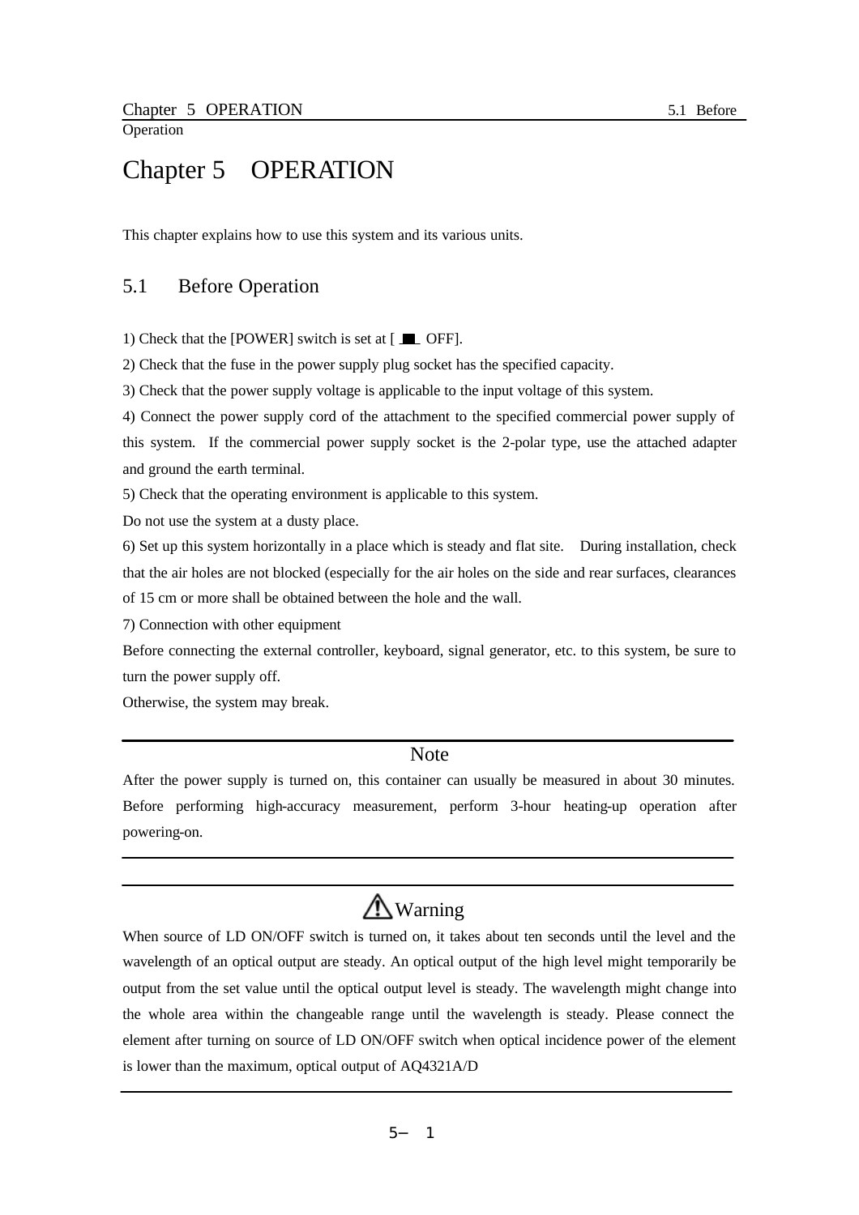# Chapter 5 OPERATION

This chapter explains how to use this system and its various units.

## 5.1 Before Operation

1) Check that the [POWER] switch is set at [ ■ OFF].

2) Check that the fuse in the power supply plug socket has the specified capacity.

3) Check that the power supply voltage is applicable to the input voltage of this system.

4) Connect the power supply cord of the attachment to the specified commercial power supply of this system. If the commercial power supply socket is the 2-polar type, use the attached adapter and ground the earth terminal.

5) Check that the operating environment is applicable to this system.
Do not use the system at a dusty place.

6) Set up this system horizontally in a place which is steady and flat site. During installation, check that the air holes are not blocked (especially for the air holes on the side and rear surfaces, clearances of 15 cm or more shall be obtained between the hole and the wall.

7) Connection with other equipment
Before connecting the external controller, keyboard, signal generator, etc. to this system, be sure to turn the power supply off.
Otherwise, the system may break.

---

**Note**

After the power supply is turned on, this container can usually be measured in about 30 minutes. Before performing high-accuracy measurement, perform 3-hour heating-up operation after powering-on.

---

**⚠Warning**

When source of LD ON/OFF switch is turned on, it takes about ten seconds until the level and the wavelength of an optical output are steady. An optical output of the high level might temporarily be output from the set value until the optical output level is steady. The wavelength might change into the whole area within the changeable range until the wavelength is steady. Please connect the element after turning on source of LD ON/OFF switch when optical incidence power of the element is lower than the maximum, optical output of AQ4321A/D

---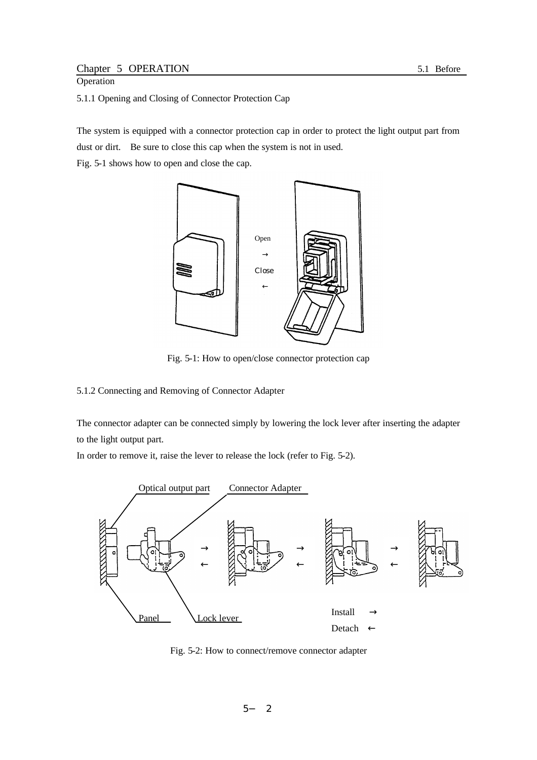5.1.1 Opening and Closing of Connector Protection Cap

The system is equipped with a connector protection cap in order to protect the light output part from dust or dirt. Be sure to close this cap when the system is not in used.

Fig. 5-1 shows how to open and close the cap.

Open

→

Close

←

Fig. 5-1: How to open/close connector protection cap

5.1.2 Connecting and Removing of Connector Adapter

The connector adapter can be connected simply by lowering the lock lever after inserting the adapter to the light output part.

In order to remove it, raise the lever to release the lock (refer to Fig. 5-2).

Optical output part

Connector Adapter

Panel

Lock lever

Install →

Detach ←

Fig. 5-2: How to connect/remove connector adapter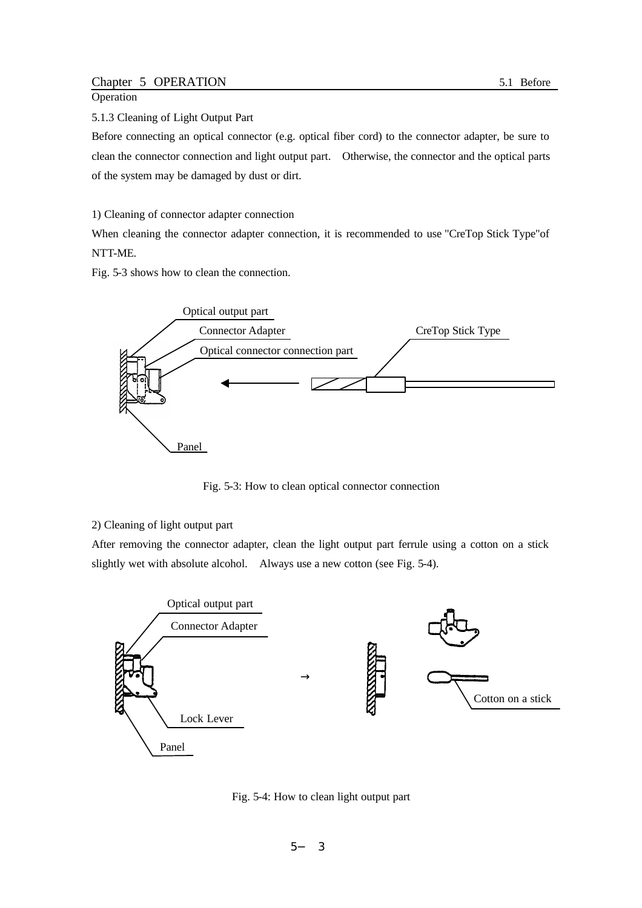5.1.3 Cleaning of Light Output Part

Before connecting an optical connector (e.g. optical fiber cord) to the connector adapter, be sure to clean the connector connection and light output part. Otherwise, the connector and the optical parts of the system may be damaged by dust or dirt.

1) Cleaning of connector adapter connection

When cleaning the connector adapter connection, it is recommended to use "CreTop Stick Type"of NTT-ME.

Fig. 5-3 shows how to clean the connection.

Optical output part
Connector Adapter
Optical connector connection part
CreTop Stick Type
Panel

Fig. 5-3: How to clean optical connector connection

2) Cleaning of light output part

After removing the connector adapter, clean the light output part ferrule using a cotton on a stick slightly wet with absolute alcohol. Always use a new cotton (see Fig. 5-4).

Optical output part
Connector Adapter
Lock Lever
Panel
Cotton on a stick

Fig. 5-4: How to clean light output part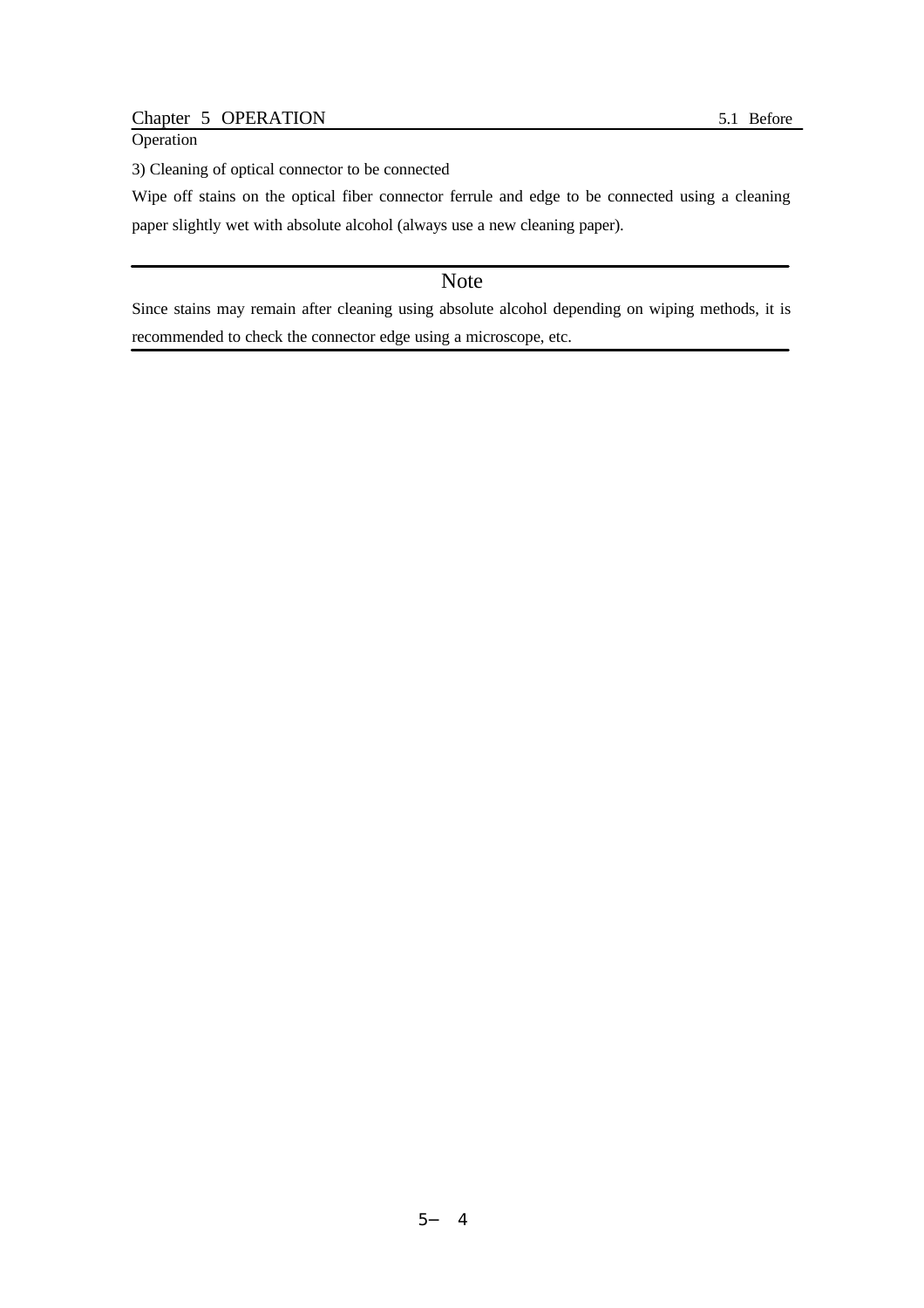3) Cleaning of optical connector to be connected

Wipe off stains on the optical fiber connector ferrule and edge to be connected using a cleaning paper slightly wet with absolute alcohol (always use a new cleaning paper).

---

**Note**

Since stains may remain after cleaning using absolute alcohol depending on wiping methods, it is recommended to check the connector edge using a microscope, etc.

---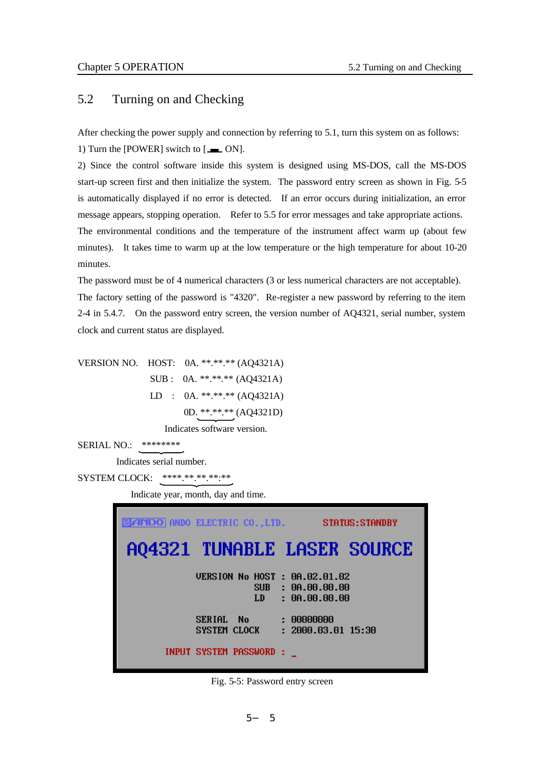## 5.2 Turning on and Checking

After checking the power supply and connection by referring to 5.1, turn this system on as follows:

1) Turn the [POWER] switch to [▬ ON].

2) Since the control software inside this system is designed using MS-DOS, call the MS-DOS start-up screen first and then initialize the system. The password entry screen as shown in Fig. 5-5 is automatically displayed if no error is detected. If an error occurs during initialization, an error message appears, stopping operation. Refer to 5.5 for error messages and take appropriate actions.

The environmental conditions and the temperature of the instrument affect warm up (about few minutes). It takes time to warm up at the low temperature or the high temperature for about 10-20 minutes.

The password must be of 4 numerical characters (3 or less numerical characters are not acceptable). The factory setting of the password is "4320". Re-register a new password by referring to the item 2-4 in 5.4.7. On the password entry screen, the version number of AQ4321, serial number, system clock and current status are displayed.

VERSION NO. HOST: 0A. **.**.** (AQ4321A)
SUB : 0A. **.**.** (AQ4321A)
LD : 0A. **.**.** (AQ4321A)
0D. **.**.** (AQ4321D)

Indicates software version.

SERIAL NO.: ********

Indicates serial number.

SYSTEM CLOCK: ****.**.**.**:**

Indicate year, month, day and time.

ANDO ELECTRIC CO.,LTD. STATUS:STANDBY

AQ4321 TUNABLE LASER SOURCE

VERSION No HOST : 0A.02.01.02
SUB : 0A.00.00.00
LD : 0A.00.00.00

SERIAL No : 00000000
SYSTEM CLOCK : 2000.03.01 15:30

INPUT SYSTEM PASSWORD : _

Fig. 5-5: Password entry screen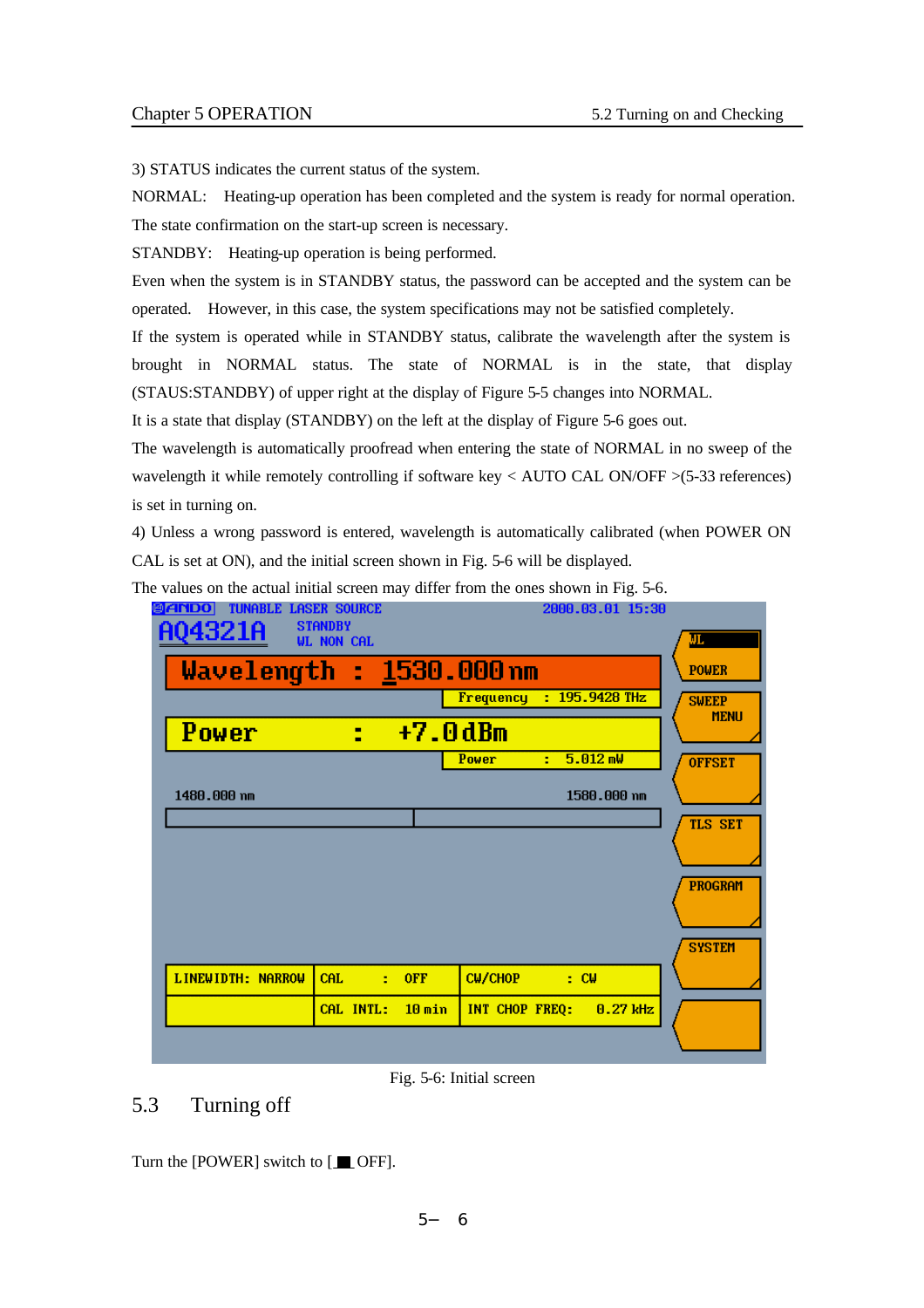3) STATUS indicates the current status of the system.

NORMAL: Heating-up operation has been completed and the system is ready for normal operation. The state confirmation on the start-up screen is necessary.

STANDBY: Heating-up operation is being performed.

Even when the system is in STANDBY status, the password can be accepted and the system can be operated. However, in this case, the system specifications may not be satisfied completely.

If the system is operated while in STANDBY status, calibrate the wavelength after the system is brought in NORMAL status. The state of NORMAL is in the state, that display (STAUS:STANDBY) of upper right at the display of Figure 5-5 changes into NORMAL.

It is a state that display (STANDBY) on the left at the display of Figure 5-6 goes out.

The wavelength is automatically proofread when entering the state of NORMAL in no sweep of the wavelength it while remotely controlling if software key < AUTO CAL ON/OFF >(5-33 references) is set in turning on.

4) Unless a wrong password is entered, wavelength is automatically calibrated (when POWER ON CAL is set at ON), and the initial screen shown in Fig. 5-6 will be displayed.

The values on the actual initial screen may differ from the ones shown in Fig. 5-6.

ANDO TUNABLE LASER SOURCE 2000.03.01 15:30
AQ4321A STANDBY
WL NON CAL
Wavelength : 1530.000 nm
Frequency : 195.9428 THz
Power : +7.0 dBm
Power : 5.012 mW
1480.000 nm 1580.000 nm
LINEWIDTH: NARROW CAL : OFF CW/CHOP : CW
CAL INTL: 10 min INT CHOP FREQ: 0.27 kHz
WL
POWER
SWEEP MENU
OFFSET
TLS SET
PROGRAM
SYSTEM

Fig. 5-6: Initial screen

## 5.3 Turning off

Turn the [POWER] switch to [■ OFF].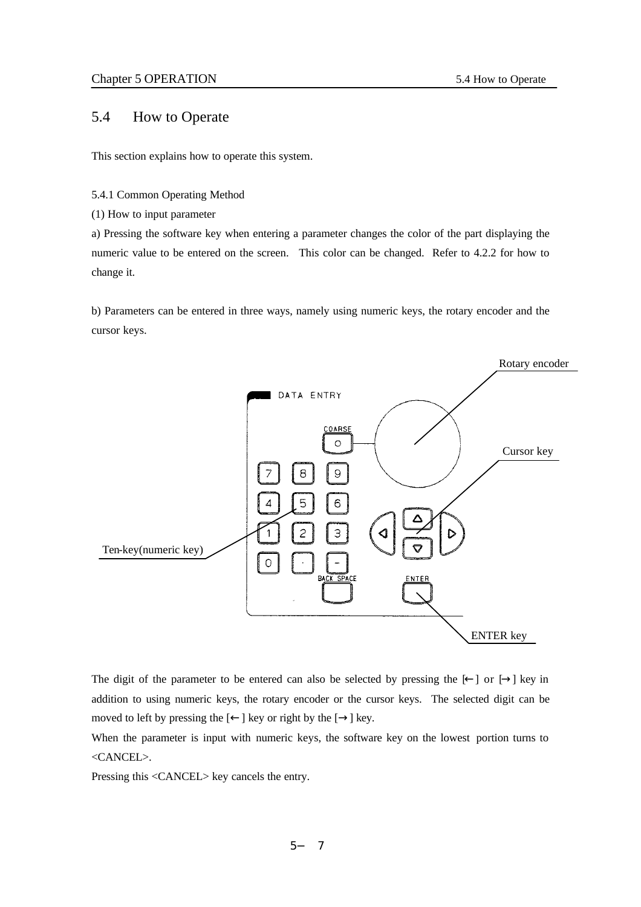## 5.4 How to Operate

This section explains how to operate this system.

5.4.1 Common Operating Method

(1) How to input parameter

a) Pressing the software key when entering a parameter changes the color of the part displaying the numeric value to be entered on the screen. This color can be changed. Refer to 4.2.2 for how to change it.

b) Parameters can be entered in three ways, namely using numeric keys, the rotary encoder and the cursor keys.

Rotary encoder

DATA ENTRY

COARSE

Cursor key

Ten-key(numeric key)

BACK SPACE

ENTER

ENTER key

The digit of the parameter to be entered can also be selected by pressing the [←] or [→] key in addition to using numeric keys, the rotary encoder or the cursor keys. The selected digit can be moved to left by pressing the [←] key or right by the [→] key.

When the parameter is input with numeric keys, the software key on the lowest portion turns to <CANCEL>.

Pressing this <CANCEL> key cancels the entry.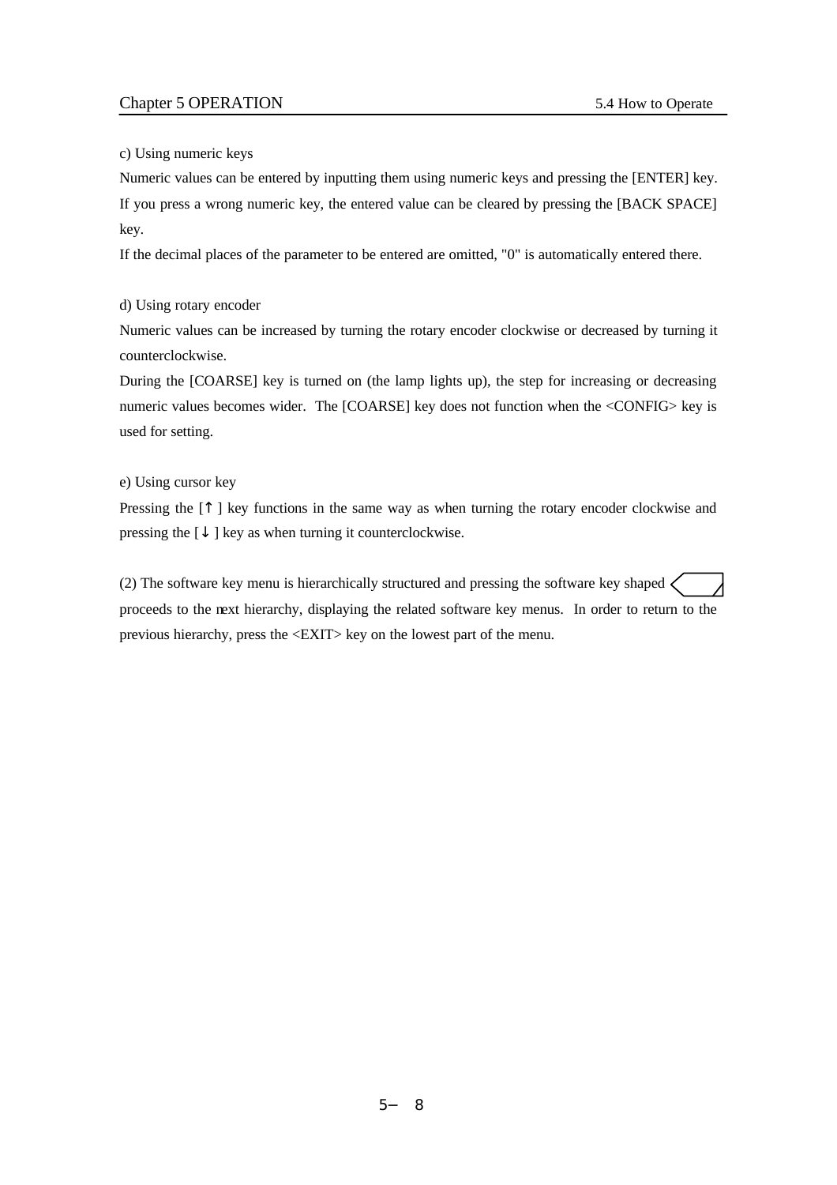c) Using numeric keys

Numeric values can be entered by inputting them using numeric keys and pressing the [ENTER] key. If you press a wrong numeric key, the entered value can be cleared by pressing the [BACK SPACE] key.

If the decimal places of the parameter to be entered are omitted, "0" is automatically entered there.

d) Using rotary encoder

Numeric values can be increased by turning the rotary encoder clockwise or decreased by turning it counterclockwise.

During the [COARSE] key is turned on (the lamp lights up), the step for increasing or decreasing numeric values becomes wider. The [COARSE] key does not function when the <CONFIG> key is used for setting.

e) Using cursor key

Pressing the [↑ ] key functions in the same way as when turning the rotary encoder clockwise and pressing the [↓ ] key as when turning it counterclockwise.

(2) The software key menu is hierarchically structured and pressing the software key shaped proceeds to the next hierarchy, displaying the related software key menus. In order to return to the previous hierarchy, press the <EXIT> key on the lowest part of the menu.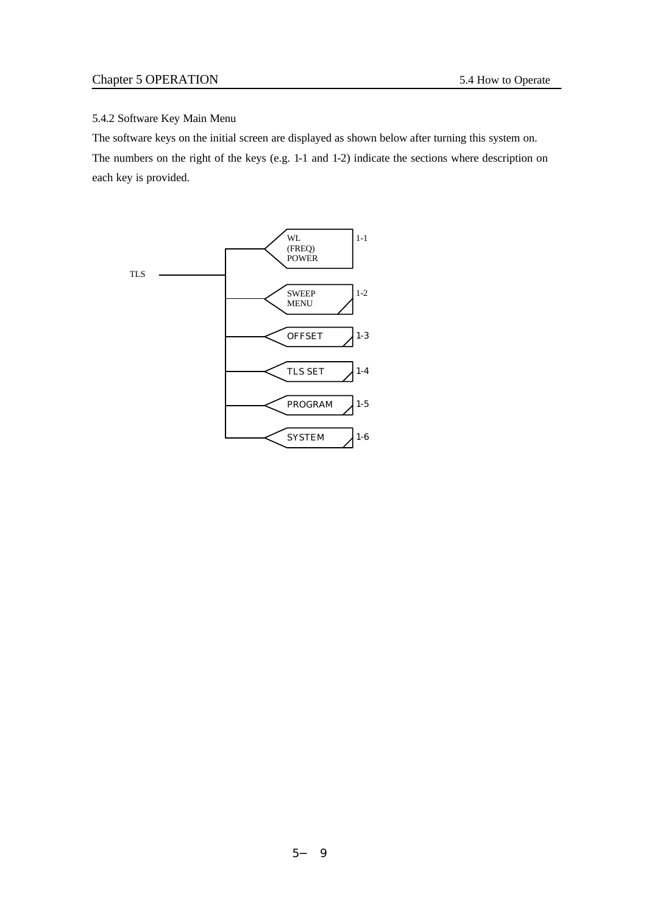### 5.4.2 Software Key Main Menu

The software keys on the initial screen are displayed as shown below after turning this system on. The numbers on the right of the keys (e.g. 1-1 and 1-2) indicate the sections where description on each key is provided.

TLS

WL (FREQ) POWER 1-1

SWEEP MENU 1-2

OFFSET 1-3

TLS SET 1-4

PROGRAM 1-5

SYSTEM 1-6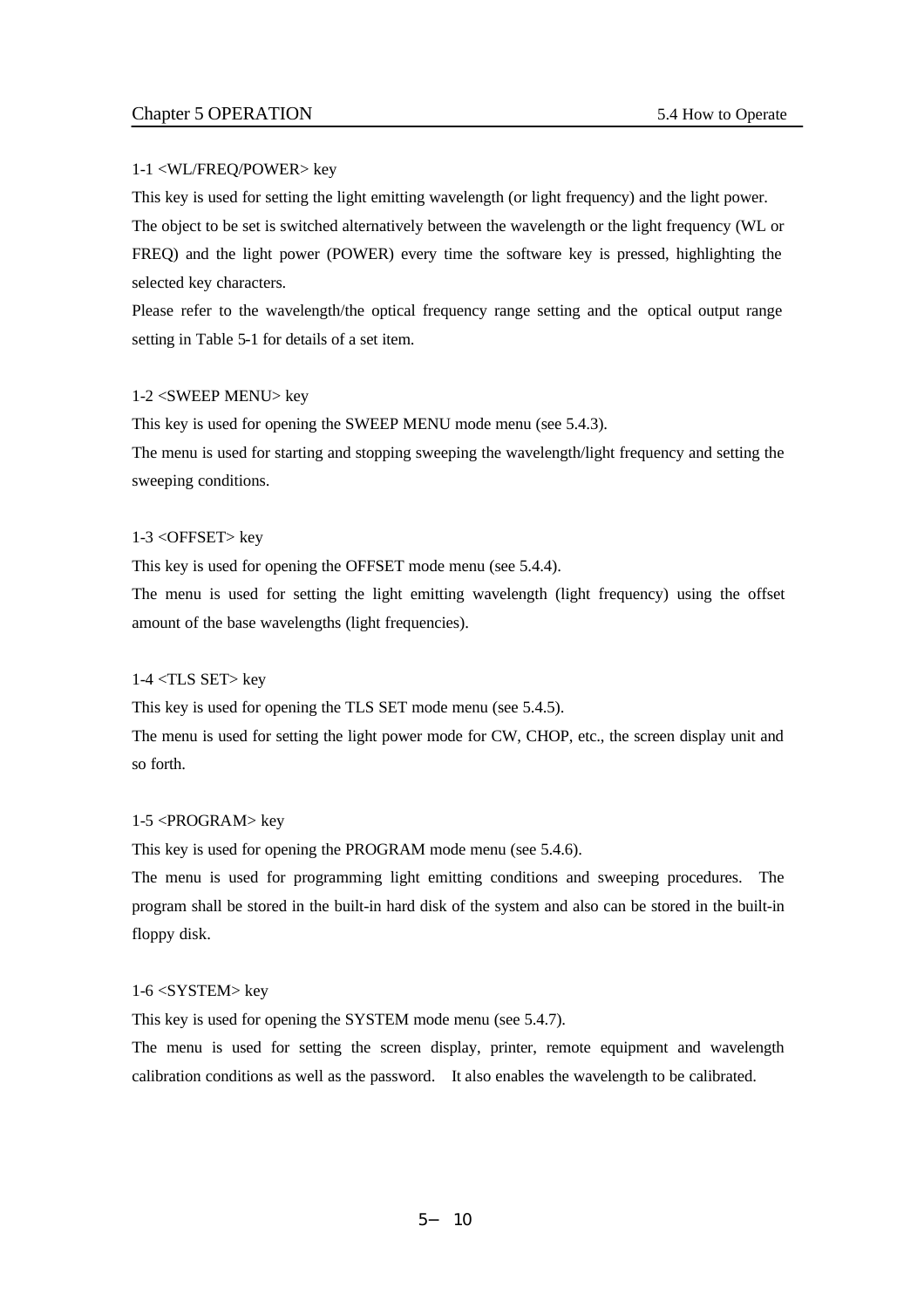1-1 <WL/FREQ/POWER> key

This key is used for setting the light emitting wavelength (or light frequency) and the light power. The object to be set is switched alternatively between the wavelength or the light frequency (WL or FREQ) and the light power (POWER) every time the software key is pressed, highlighting the selected key characters.

Please refer to the wavelength/the optical frequency range setting and the optical output range setting in Table 5-1 for details of a set item.

1-2 <SWEEP MENU> key

This key is used for opening the SWEEP MENU mode menu (see 5.4.3).

The menu is used for starting and stopping sweeping the wavelength/light frequency and setting the sweeping conditions.

1-3 <OFFSET> key

This key is used for opening the OFFSET mode menu (see 5.4.4).

The menu is used for setting the light emitting wavelength (light frequency) using the offset amount of the base wavelengths (light frequencies).

1-4 <TLS SET> key

This key is used for opening the TLS SET mode menu (see 5.4.5).

The menu is used for setting the light power mode for CW, CHOP, etc., the screen display unit and so forth.

1-5 <PROGRAM> key

This key is used for opening the PROGRAM mode menu (see 5.4.6).

The menu is used for programming light emitting conditions and sweeping procedures. The program shall be stored in the built-in hard disk of the system and also can be stored in the built-in floppy disk.

1-6 <SYSTEM> key

This key is used for opening the SYSTEM mode menu (see 5.4.7).

The menu is used for setting the screen display, printer, remote equipment and wavelength calibration conditions as well as the password. It also enables the wavelength to be calibrated.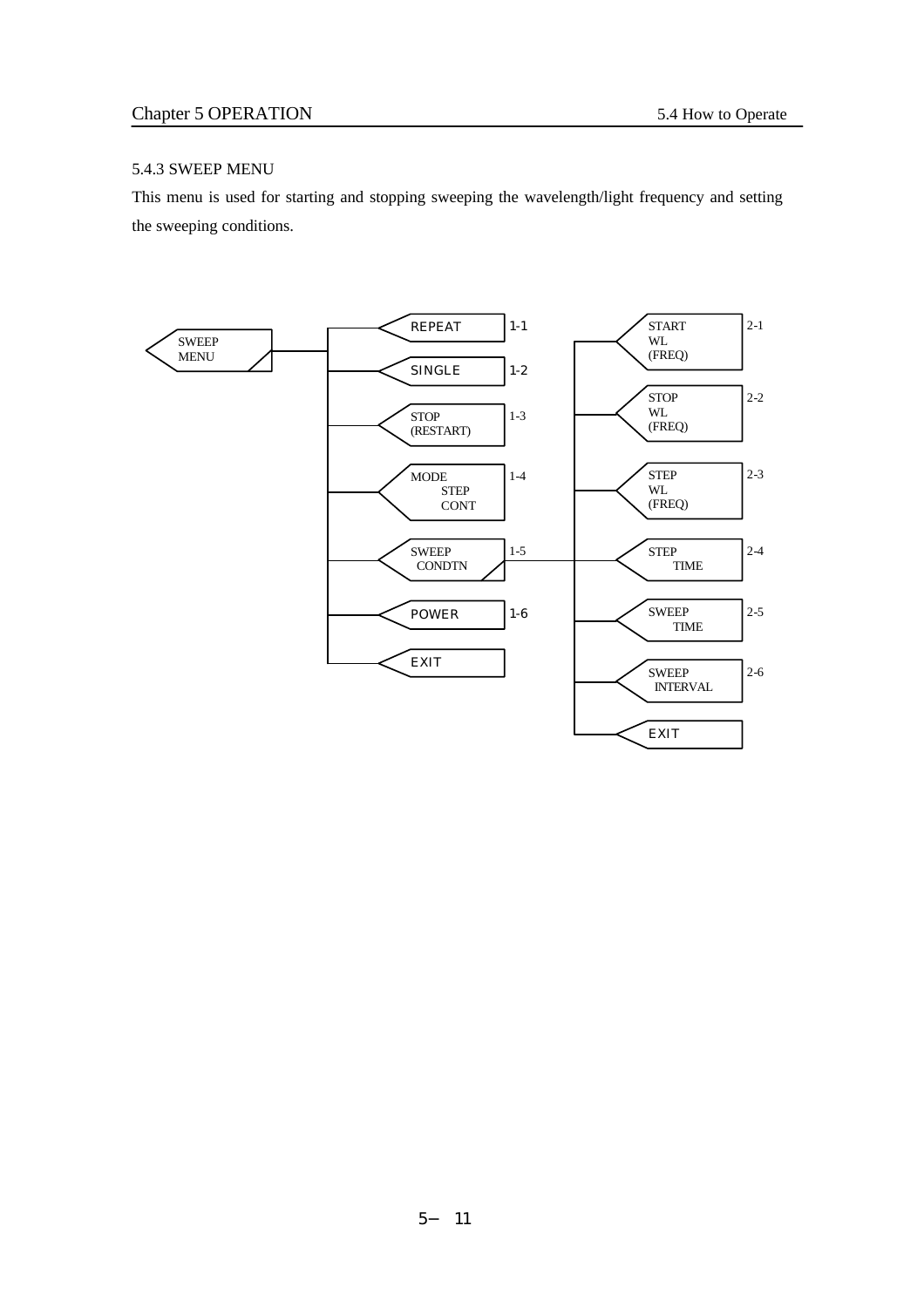### 5.4.3 SWEEP MENU

This menu is used for starting and stopping sweeping the wavelength/light frequency and setting the sweeping conditions.

SWEEP MENU

REPEAT 1-1

SINGLE 1-2

STOP (RESTART) 1-3

MODE STEP CONT 1-4

SWEEP CONDTN 1-5

POWER 1-6

EXIT

START WL (FREQ) 2-1

STOP WL (FREQ) 2-2

STEP WL (FREQ) 2-3

STEP TIME 2-4

SWEEP TIME 2-5

SWEEP INTERVAL 2-6

EXIT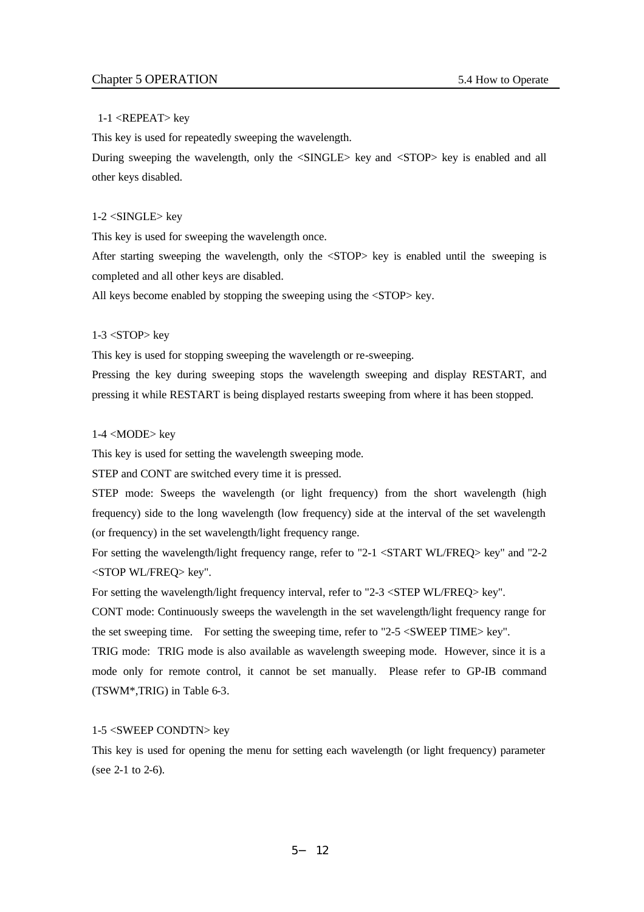1-1 <REPEAT> key

This key is used for repeatedly sweeping the wavelength.

During sweeping the wavelength, only the <SINGLE> key and <STOP> key is enabled and all other keys disabled.

1-2 <SINGLE> key

This key is used for sweeping the wavelength once.

After starting sweeping the wavelength, only the <STOP> key is enabled until the sweeping is completed and all other keys are disabled.

All keys become enabled by stopping the sweeping using the <STOP> key.

1-3 <STOP> key

This key is used for stopping sweeping the wavelength or re-sweeping.

Pressing the key during sweeping stops the wavelength sweeping and display RESTART, and pressing it while RESTART is being displayed restarts sweeping from where it has been stopped.

1-4 <MODE> key

This key is used for setting the wavelength sweeping mode.

STEP and CONT are switched every time it is pressed.

STEP mode: Sweeps the wavelength (or light frequency) from the short wavelength (high frequency) side to the long wavelength (low frequency) side at the interval of the set wavelength (or frequency) in the set wavelength/light frequency range.

For setting the wavelength/light frequency range, refer to "2-1 <START WL/FREQ> key" and "2-2 <STOP WL/FREQ> key".

For setting the wavelength/light frequency interval, refer to "2-3 <STEP WL/FREQ> key".

CONT mode: Continuously sweeps the wavelength in the set wavelength/light frequency range for the set sweeping time. For setting the sweeping time, refer to "2-5 <SWEEP TIME> key".

TRIG mode: TRIG mode is also available as wavelength sweeping mode. However, since it is a mode only for remote control, it cannot be set manually. Please refer to GP-IB command (TSWM*,TRIG) in Table 6-3.

1-5 <SWEEP CONDTN> key

This key is used for opening the menu for setting each wavelength (or light frequency) parameter (see 2-1 to 2-6).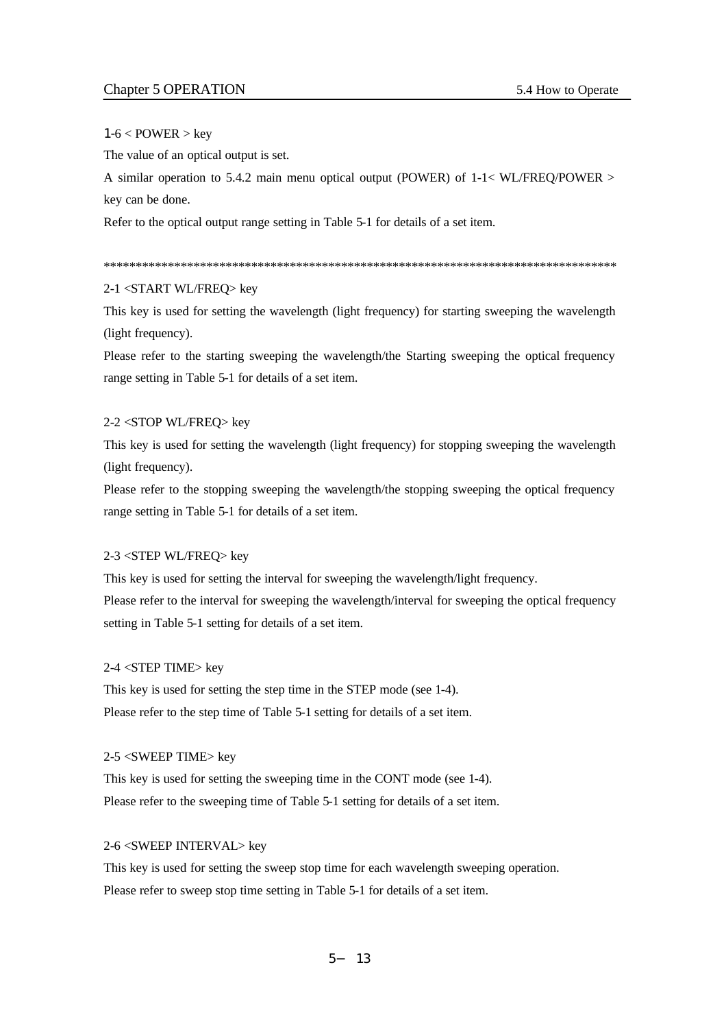1-6 < POWER > key

The value of an optical output is set.

A similar operation to 5.4.2 main menu optical output (POWER) of 1-1< WL/FREQ/POWER > key can be done.

Refer to the optical output range setting in Table 5-1 for details of a set item.

\*\*\*\*\*\*\*\*\*\*\*\*\*\*\*\*\*\*\*\*\*\*\*\*\*\*\*\*\*\*\*\*\*\*\*\*\*\*\*\*\*\*\*\*\*\*\*\*\*\*\*\*\*\*\*\*\*\*\*\*\*\*\*\*\*\*\*\*\*\*\*\*\*\*\*\*\*\*\*\*\*\*

2-1 <START WL/FREQ> key

This key is used for setting the wavelength (light frequency) for starting sweeping the wavelength (light frequency).

Please refer to the starting sweeping the wavelength/the Starting sweeping the optical frequency range setting in Table 5-1 for details of a set item.

2-2 <STOP WL/FREQ> key

This key is used for setting the wavelength (light frequency) for stopping sweeping the wavelength (light frequency).

Please refer to the stopping sweeping the wavelength/the stopping sweeping the optical frequency range setting in Table 5-1 for details of a set item.

2-3 <STEP WL/FREQ> key

This key is used for setting the interval for sweeping the wavelength/light frequency.

Please refer to the interval for sweeping the wavelength/interval for sweeping the optical frequency setting in Table 5-1 setting for details of a set item.

2-4 <STEP TIME> key

This key is used for setting the step time in the STEP mode (see 1-4).

Please refer to the step time of Table 5-1 setting for details of a set item.

2-5 <SWEEP TIME> key

This key is used for setting the sweeping time in the CONT mode (see 1-4).

Please refer to the sweeping time of Table 5-1 setting for details of a set item.

2-6 <SWEEP INTERVAL> key

This key is used for setting the sweep stop time for each wavelength sweeping operation.

Please refer to sweep stop time setting in Table 5-1 for details of a set item.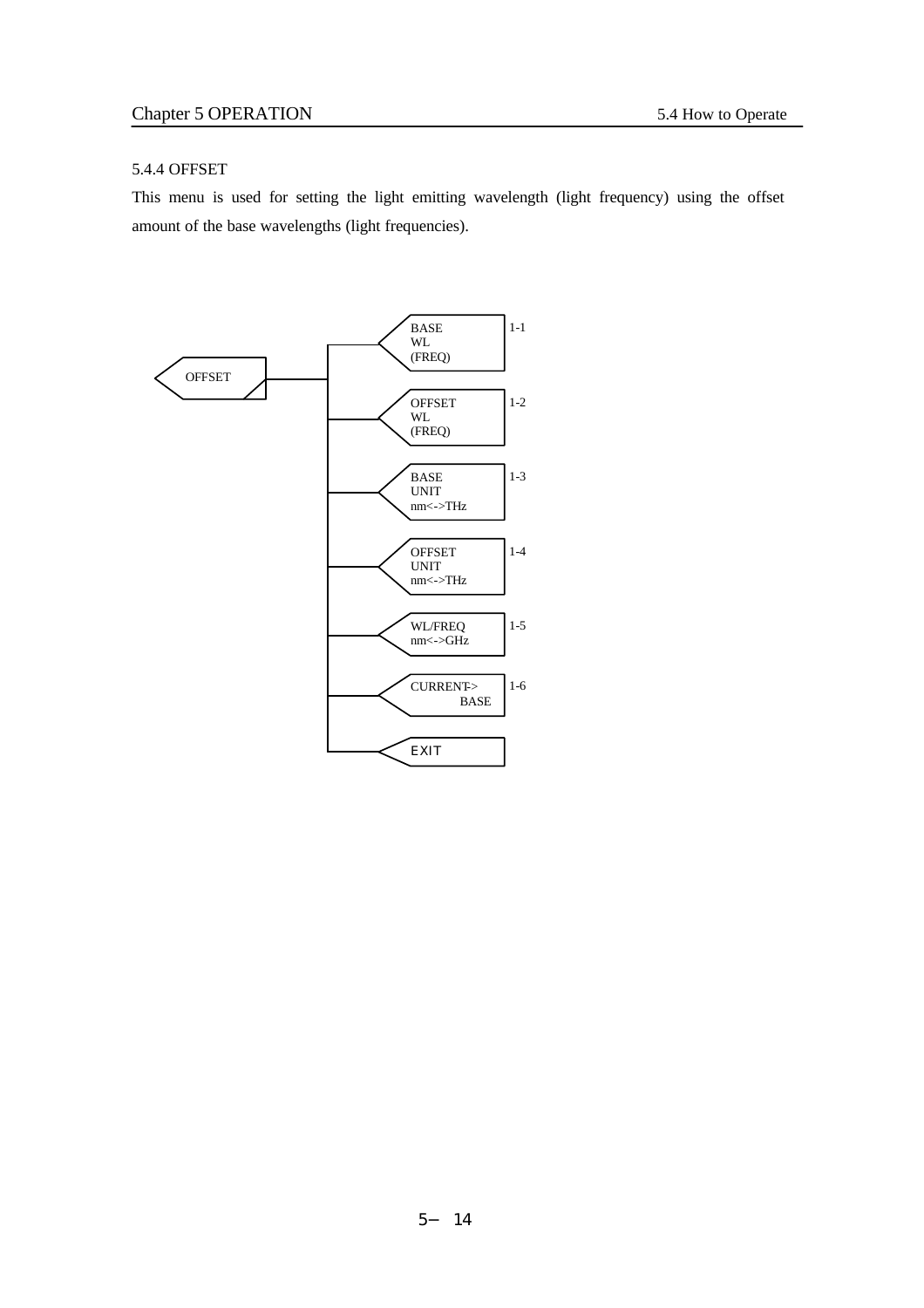### 5.4.4 OFFSET

This menu is used for setting the light emitting wavelength (light frequency) using the offset amount of the base wavelengths (light frequencies).

OFFSET

BASE
WL
(FREQ)
1-1

OFFSET
WL
(FREQ)
1-2

BASE
UNIT
nm<->THz
1-3

OFFSET
UNIT
nm<->THz
1-4

WL/FREQ
nm<->GHz
1-5

CURRENT->
BASE
1-6

EXIT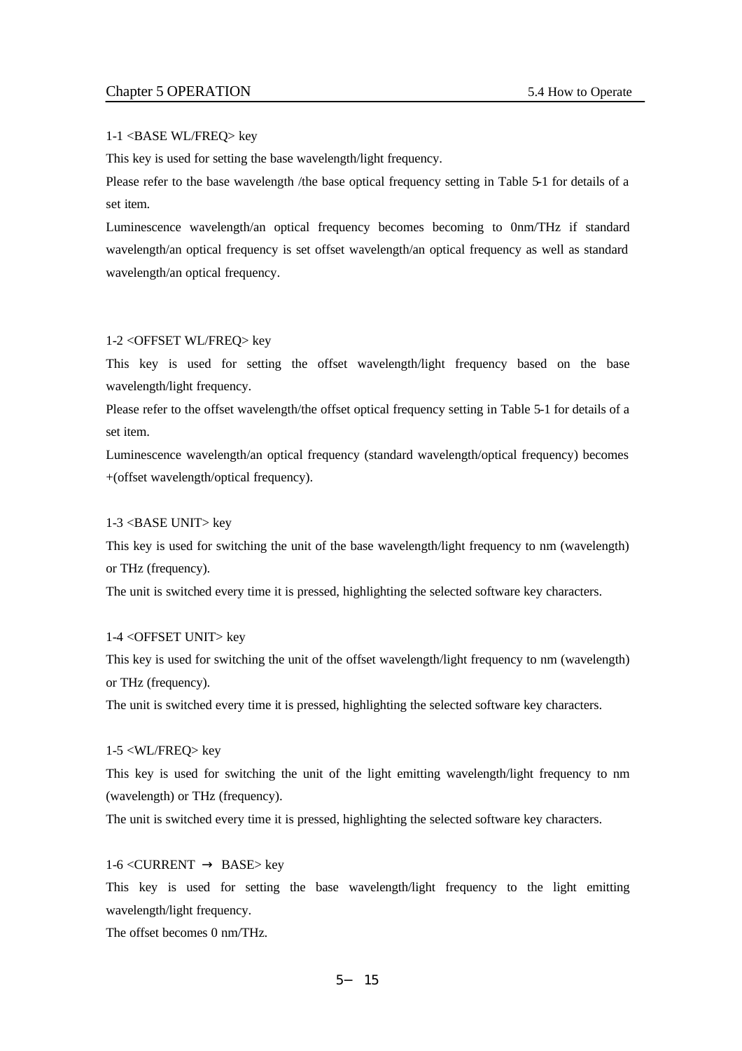1-1 <BASE WL/FREQ> key

This key is used for setting the base wavelength/light frequency.

Please refer to the base wavelength /the base optical frequency setting in Table 5-1 for details of a set item.

Luminescence wavelength/an optical frequency becomes becoming to 0nm/THz if standard wavelength/an optical frequency is set offset wavelength/an optical frequency as well as standard wavelength/an optical frequency.

1-2 <OFFSET WL/FREQ> key

This key is used for setting the offset wavelength/light frequency based on the base wavelength/light frequency.

Please refer to the offset wavelength/the offset optical frequency setting in Table 5-1 for details of a set item.

Luminescence wavelength/an optical frequency (standard wavelength/optical frequency) becomes +(offset wavelength/optical frequency).

1-3 <BASE UNIT> key

This key is used for switching the unit of the base wavelength/light frequency to nm (wavelength) or THz (frequency).

The unit is switched every time it is pressed, highlighting the selected software key characters.

1-4 <OFFSET UNIT> key

This key is used for switching the unit of the offset wavelength/light frequency to nm (wavelength) or THz (frequency).

The unit is switched every time it is pressed, highlighting the selected software key characters.

1-5 <WL/FREQ> key

This key is used for switching the unit of the light emitting wavelength/light frequency to nm (wavelength) or THz (frequency).

The unit is switched every time it is pressed, highlighting the selected software key characters.

1-6 <CURRENT → BASE> key

This key is used for setting the base wavelength/light frequency to the light emitting wavelength/light frequency.

The offset becomes 0 nm/THz.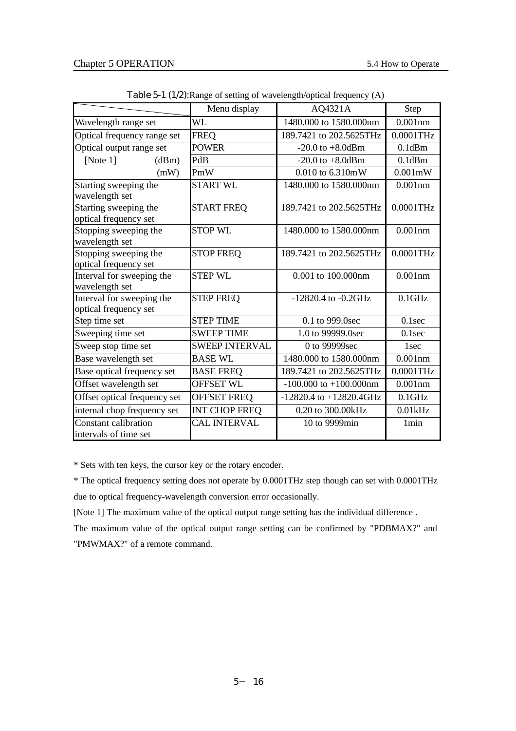Table 5-1 (1/2):Range of setting of wavelength/optical frequency (A)

| | Menu display | AQ4321A | Step |
|---|---|---|---|
| Wavelength range set | WL | 1480.000 to 1580.000nm | 0.001nm |
| Optical frequency range set | FREQ | 189.7421 to 202.5625THz | 0.0001THz |
| Optical output range set | POWER | -20.0 to +8.0dBm | 0.1dBm |
| [Note 1] (dBm) | PdB | -20.0 to +8.0dBm | 0.1dBm |
| (mW) | PmW | 0.010 to 6.310mW | 0.001mW |
| Starting sweeping the wavelength set | START WL | 1480.000 to 1580.000nm | 0.001nm |
| Starting sweeping the optical frequency set | START FREQ | 189.7421 to 202.5625THz | 0.0001THz |
| Stopping sweeping the wavelength set | STOP WL | 1480.000 to 1580.000nm | 0.001nm |
| Stopping sweeping the optical frequency set | STOP FREQ | 189.7421 to 202.5625THz | 0.0001THz |
| Interval for sweeping the wavelength set | STEP WL | 0.001 to 100.000nm | 0.001nm |
| Interval for sweeping the optical frequency set | STEP FREQ | -12820.4 to -0.2GHz | 0.1GHz |
| Step time set | STEP TIME | 0.1 to 999.0sec | 0.1sec |
| Sweeping time set | SWEEP TIME | 1.0 to 99999.0sec | 0.1sec |
| Sweep stop time set | SWEEP INTERVAL | 0 to 99999sec | 1sec |
| Base wavelength set | BASE WL | 1480.000 to 1580.000nm | 0.001nm |
| Base optical frequency set | BASE FREQ | 189.7421 to 202.5625THz | 0.0001THz |
| Offset wavelength set | OFFSET WL | -100.000 to +100.000nm | 0.001nm |
| Offset optical frequency set | OFFSET FREQ | -12820.4 to +12820.4GHz | 0.1GHz |
| internal chop frequency set | INT CHOP FREQ | 0.20 to 300.00kHz | 0.01kHz |
| Constant calibration intervals of time set | CAL INTERVAL | 10 to 9999min | 1min |

* Sets with ten keys, the cursor key or the rotary encoder.

* The optical frequency setting does not operate by 0.0001THz step though can set with 0.0001THz due to optical frequency-wavelength conversion error occasionally.

[Note 1] The maximum value of the optical output range setting has the individual difference .

The maximum value of the optical output range setting can be confirmed by "PDBMAX?" and "PMWMAX?" of a remote command.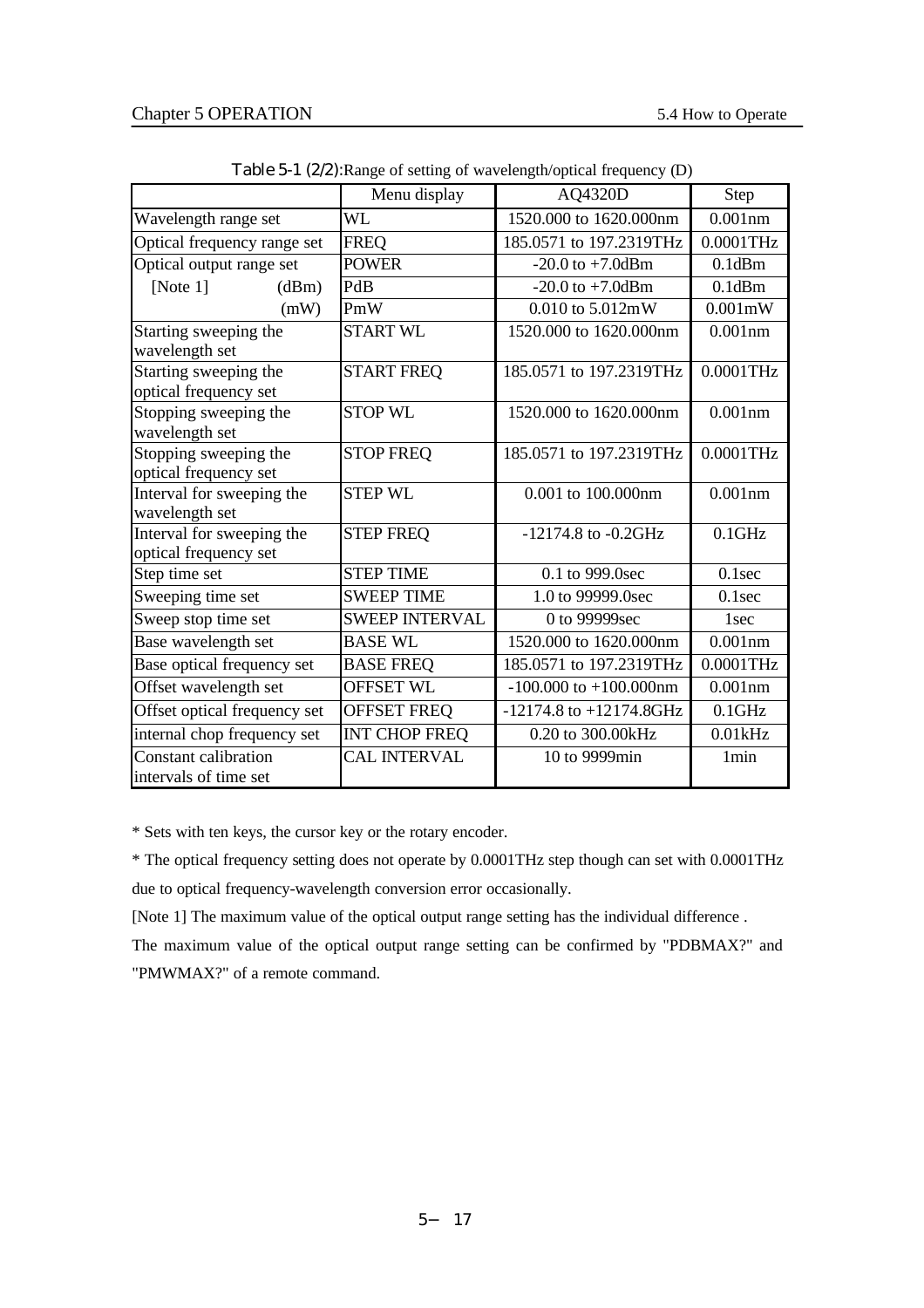Table 5-1 (2/2):Range of setting of wavelength/optical frequency (D)

| | Menu display | AQ4320D | Step |
|---|---|---|---|
| Wavelength range set | WL | 1520.000 to 1620.000nm | 0.001nm |
| Optical frequency range set | FREQ | 185.0571 to 197.2319THz | 0.0001THz |
| Optical output range set | POWER | -20.0 to +7.0dBm | 0.1dBm |
| [Note 1] (dBm) | PdB | -20.0 to +7.0dBm | 0.1dBm |
| (mW) | PmW | 0.010 to 5.012mW | 0.001mW |
| Starting sweeping the wavelength set | START WL | 1520.000 to 1620.000nm | 0.001nm |
| Starting sweeping the optical frequency set | START FREQ | 185.0571 to 197.2319THz | 0.0001THz |
| Stopping sweeping the wavelength set | STOP WL | 1520.000 to 1620.000nm | 0.001nm |
| Stopping sweeping the optical frequency set | STOP FREQ | 185.0571 to 197.2319THz | 0.0001THz |
| Interval for sweeping the wavelength set | STEP WL | 0.001 to 100.000nm | 0.001nm |
| Interval for sweeping the optical frequency set | STEP FREQ | -12174.8 to -0.2GHz | 0.1GHz |
| Step time set | STEP TIME | 0.1 to 999.0sec | 0.1sec |
| Sweeping time set | SWEEP TIME | 1.0 to 99999.0sec | 0.1sec |
| Sweep stop time set | SWEEP INTERVAL | 0 to 99999sec | 1sec |
| Base wavelength set | BASE WL | 1520.000 to 1620.000nm | 0.001nm |
| Base optical frequency set | BASE FREQ | 185.0571 to 197.2319THz | 0.0001THz |
| Offset wavelength set | OFFSET WL | -100.000 to +100.000nm | 0.001nm |
| Offset optical frequency set | OFFSET FREQ | -12174.8 to +12174.8GHz | 0.1GHz |
| internal chop frequency set | INT CHOP FREQ | 0.20 to 300.00kHz | 0.01kHz |
| Constant calibration intervals of time set | CAL INTERVAL | 10 to 9999min | 1min |

* Sets with ten keys, the cursor key or the rotary encoder.

* The optical frequency setting does not operate by 0.0001THz step though can set with 0.0001THz due to optical frequency-wavelength conversion error occasionally.

[Note 1] The maximum value of the optical output range setting has the individual difference .

The maximum value of the optical output range setting can be confirmed by "PDBMAX?" and "PMWMAX?" of a remote command.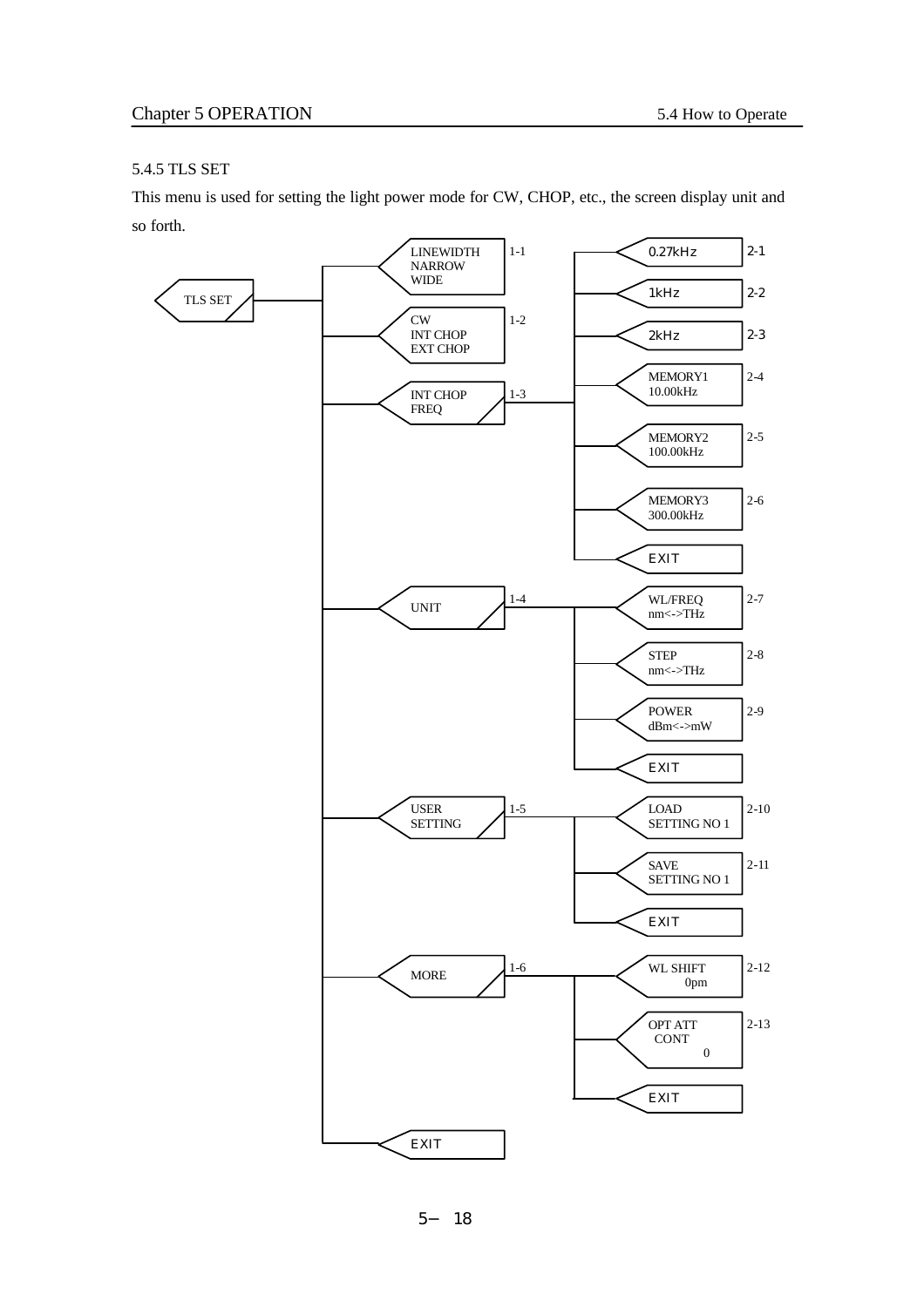### 5.4.5 TLS SET

This menu is used for setting the light power mode for CW, CHOP, etc., the screen display unit and so forth.

- TLS SET
  - 1-1 LINEWIDTH NARROW WIDE
  - 1-2 CW INT CHOP EXT CHOP
  - 1-3 INT CHOP FREQ
    - 2-1 0.27kHz
    - 2-2 1kHz
    - 2-3 2kHz
    - 2-4 MEMORY1 10.00kHz
    - 2-5 MEMORY2 100.00kHz
    - 2-6 MEMORY3 300.00kHz
    - EXIT
  - 1-4 UNIT
    - 2-7 WL/FREQ nm<->THz
    - 2-8 STEP nm<->THz
    - 2-9 POWER dBm<->mW
    - EXIT
  - 1-5 USER SETTING
    - 2-10 LOAD SETTING NO 1
    - 2-11 SAVE SETTING NO 1
    - EXIT
  - 1-6 MORE
    - 2-12 WL SHIFT 0pm
    - 2-13 OPT ATT CONT 0
    - EXIT
  - EXIT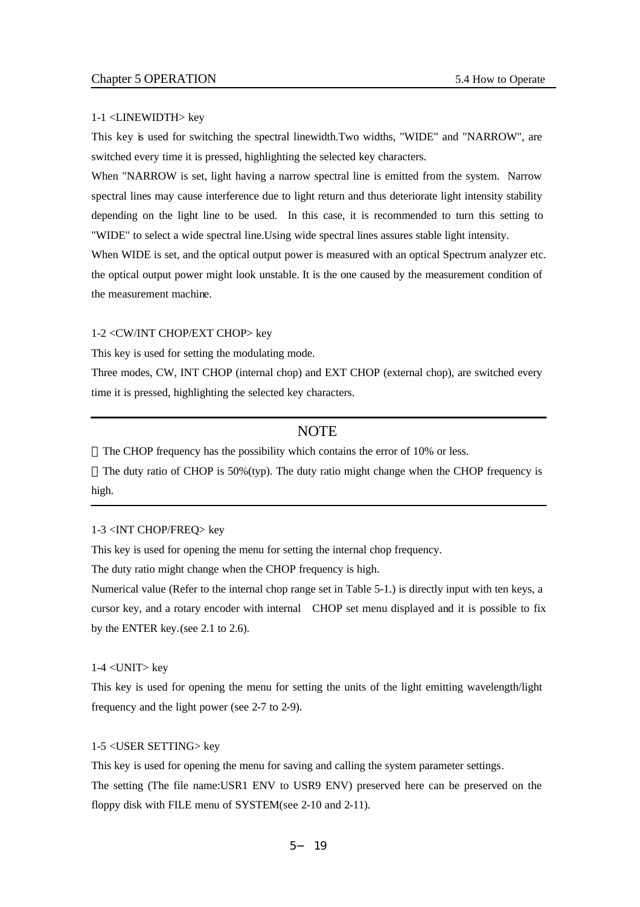1-1 <LINEWIDTH> key

This key is used for switching the spectral linewidth.Two widths, "WIDE" and "NARROW", are switched every time it is pressed, highlighting the selected key characters.

When "NARROW is set, light having a narrow spectral line is emitted from the system. Narrow spectral lines may cause interference due to light return and thus deteriorate light intensity stability depending on the light line to be used. In this case, it is recommended to turn this setting to "WIDE" to select a wide spectral line.Using wide spectral lines assures stable light intensity.

When WIDE is set, and the optical output power is measured with an optical Spectrum analyzer etc. the optical output power might look unstable. It is the one caused by the measurement condition of the measurement machine.

1-2 <CW/INT CHOP/EXT CHOP> key

This key is used for setting the modulating mode.

Three modes, CW, INT CHOP (internal chop) and EXT CHOP (external chop), are switched every time it is pressed, highlighting the selected key characters.

---

NOTE

・The CHOP frequency has the possibility which contains the error of 10% or less.

・The duty ratio of CHOP is 50%(typ). The duty ratio might change when the CHOP frequency is high.

---

1-3 <INT CHOP/FREQ> key

This key is used for opening the menu for setting the internal chop frequency.

The duty ratio might change when the CHOP frequency is high.

Numerical value (Refer to the internal chop range set in Table 5-1.) is directly input with ten keys, a cursor key, and a rotary encoder with internal CHOP set menu displayed and it is possible to fix by the ENTER key.(see 2.1 to 2.6).

1-4 <UNIT> key

This key is used for opening the menu for setting the units of the light emitting wavelength/light frequency and the light power (see 2-7 to 2-9).

1-5 <USER SETTING> key

This key is used for opening the menu for saving and calling the system parameter settings.

The setting (The file name:USR1 ENV to USR9 ENV) preserved here can be preserved on the floppy disk with FILE menu of SYSTEM(see 2-10 and 2-11).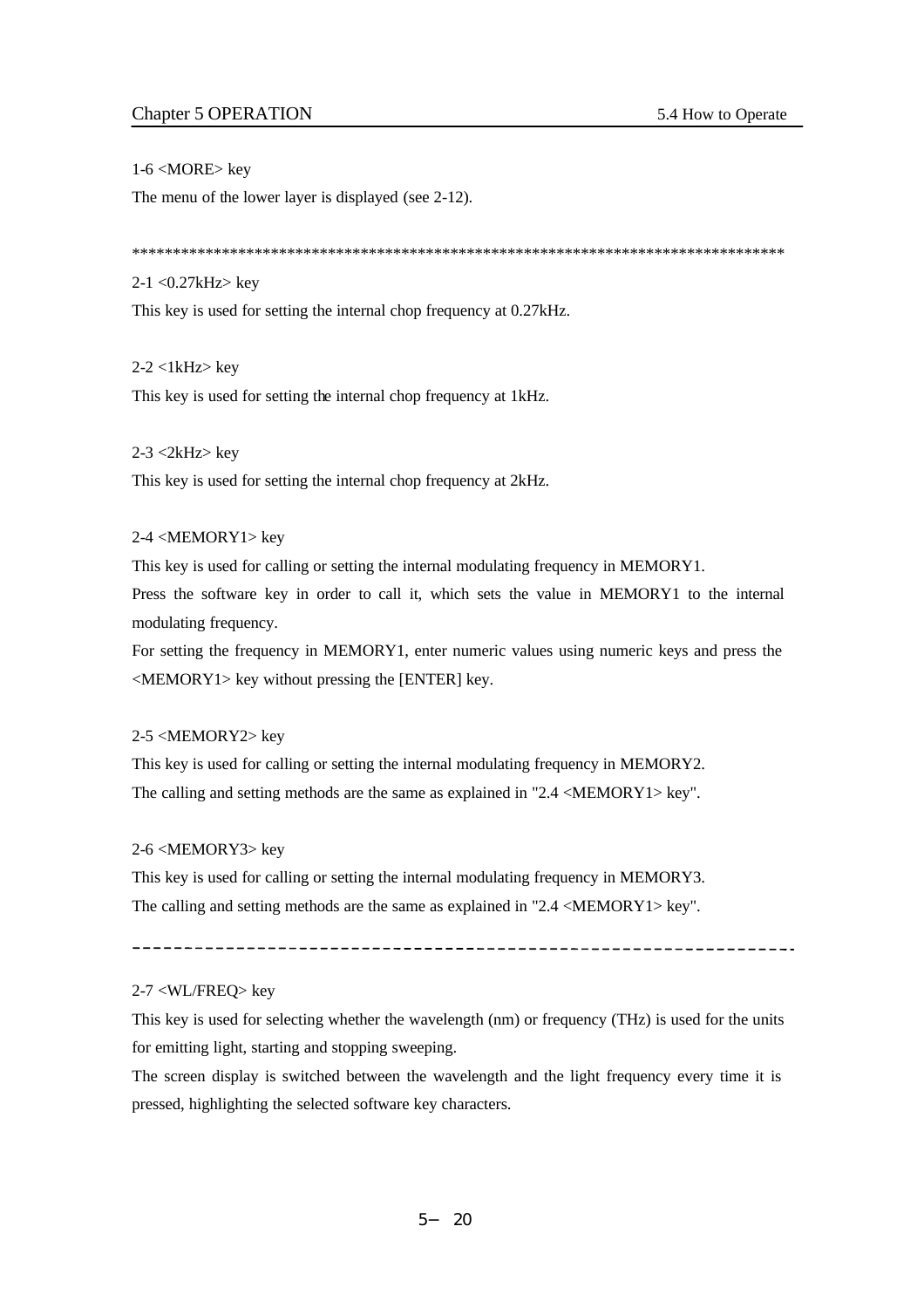1-6 <MORE> key

The menu of the lower layer is displayed (see 2-12).

************************************************************************************

2-1 <0.27kHz> key

This key is used for setting the internal chop frequency at 0.27kHz.

2-2 <1kHz> key

This key is used for setting the internal chop frequency at 1kHz.

2-3 <2kHz> key

This key is used for setting the internal chop frequency at 2kHz.

2-4 <MEMORY1> key

This key is used for calling or setting the internal modulating frequency in MEMORY1.

Press the software key in order to call it, which sets the value in MEMORY1 to the internal modulating frequency.

For setting the frequency in MEMORY1, enter numeric values using numeric keys and press the <MEMORY1> key without pressing the [ENTER] key.

2-5 <MEMORY2> key

This key is used for calling or setting the internal modulating frequency in MEMORY2.

The calling and setting methods are the same as explained in "2.4 <MEMORY1> key".

2-6 <MEMORY3> key

This key is used for calling or setting the internal modulating frequency in MEMORY3.

The calling and setting methods are the same as explained in "2.4 <MEMORY1> key".

---

2-7 <WL/FREQ> key

This key is used for selecting whether the wavelength (nm) or frequency (THz) is used for the units for emitting light, starting and stopping sweeping.

The screen display is switched between the wavelength and the light frequency every time it is pressed, highlighting the selected software key characters.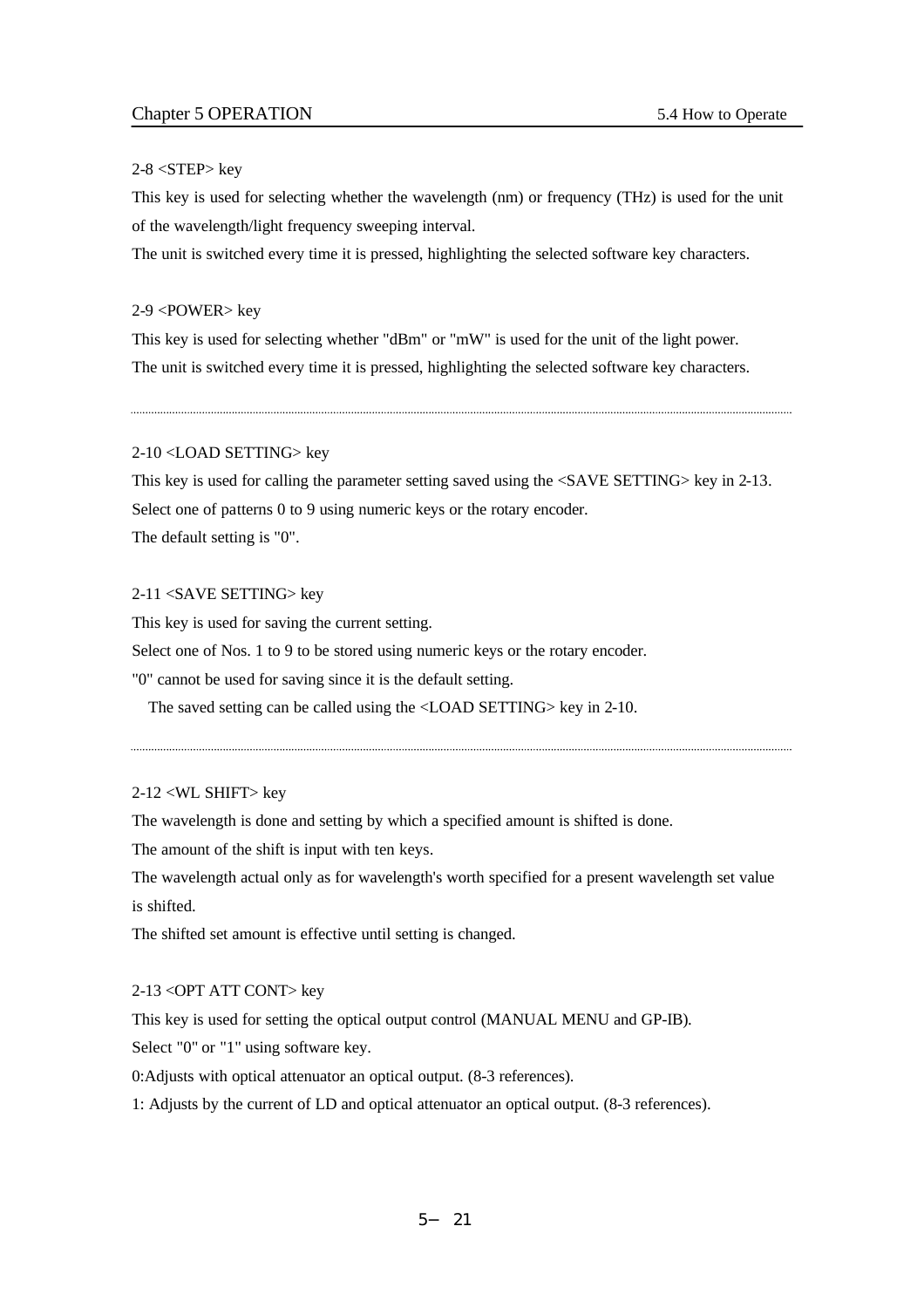2-8 <STEP> key

This key is used for selecting whether the wavelength (nm) or frequency (THz) is used for the unit of the wavelength/light frequency sweeping interval.

The unit is switched every time it is pressed, highlighting the selected software key characters.

2-9 <POWER> key

This key is used for selecting whether "dBm" or "mW" is used for the unit of the light power.

The unit is switched every time it is pressed, highlighting the selected software key characters.

---

2-10 <LOAD SETTING> key

This key is used for calling the parameter setting saved using the <SAVE SETTING> key in 2-13.

Select one of patterns 0 to 9 using numeric keys or the rotary encoder.

The default setting is "0".

2-11 <SAVE SETTING> key

This key is used for saving the current setting.

Select one of Nos. 1 to 9 to be stored using numeric keys or the rotary encoder.

"0" cannot be used for saving since it is the default setting.

The saved setting can be called using the <LOAD SETTING> key in 2-10.

---

2-12 <WL SHIFT> key

The wavelength is done and setting by which a specified amount is shifted is done.

The amount of the shift is input with ten keys.

The wavelength actual only as for wavelength's worth specified for a present wavelength set value is shifted.

The shifted set amount is effective until setting is changed.

2-13 <OPT ATT CONT> key

This key is used for setting the optical output control (MANUAL MENU and GP-IB).

Select "0" or "1" using software key.

0:Adjusts with optical attenuator an optical output. (8-3 references).

1: Adjusts by the current of LD and optical attenuator an optical output. (8-3 references).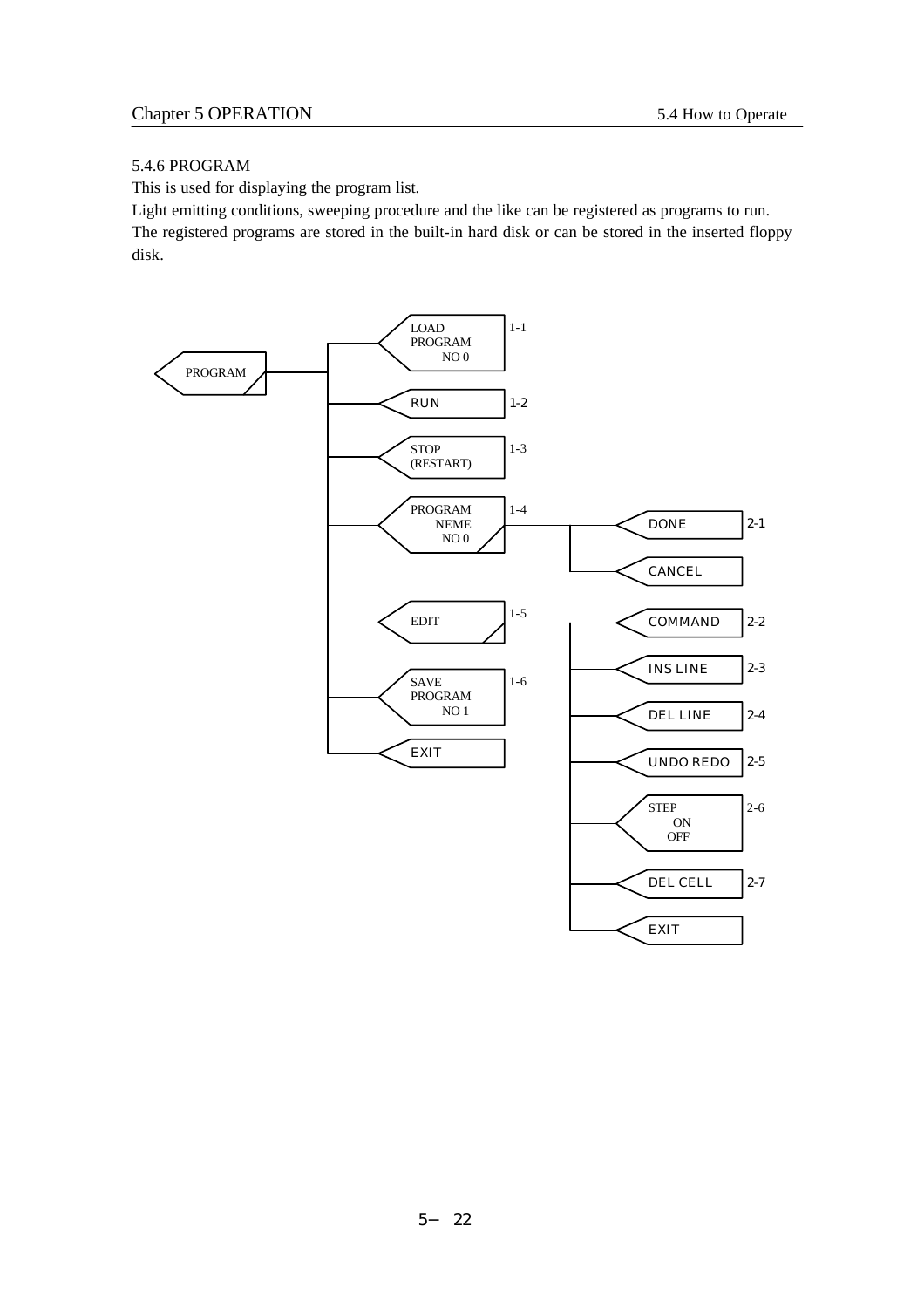### 5.4.6 PROGRAM

This is used for displaying the program list.

Light emitting conditions, sweeping procedure and the like can be registered as programs to run.

The registered programs are stored in the built-in hard disk or can be stored in the inserted floppy disk.

PROGRAM

LOAD PROGRAM NO 0 1-1

RUN 1-2

STOP (RESTART) 1-3

PROGRAM NEME NO 0 1-4

DONE 2-1

CANCEL

EDIT 1-5

COMMAND 2-2

INS LINE 2-3

DEL LINE 2-4

UNDO REDO 2-5

STEP ON OFF 2-6

DEL CELL 2-7

EXIT

SAVE PROGRAM NO 1 1-6

EXIT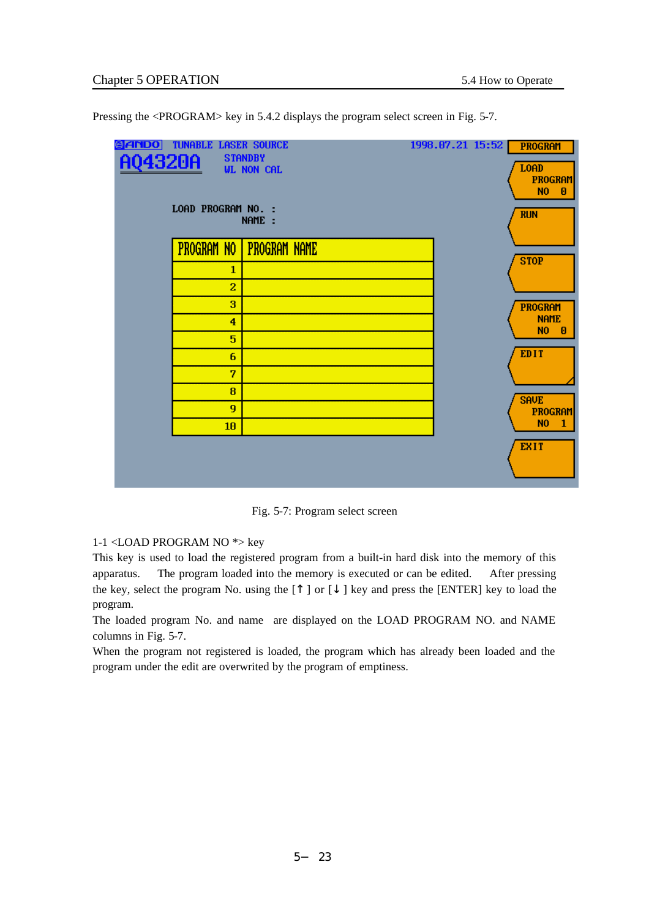Pressing the <PROGRAM> key in 5.4.2 displays the program select screen in Fig. 5-7.

ANDO TUNABLE LASER SOURCE
AQ4320A
STANDBY
WL NON CAL
1998.07.21 15:52

LOAD PROGRAM NO. :
NAME :

| PROGRAM NO | PROGRAM NAME |
|---|---|
| 1 | |
| 2 | |
| 3 | |
| 4 | |
| 5 | |
| 6 | |
| 7 | |
| 8 | |
| 9 | |
| 10 | |

PROGRAM
LOAD PROGRAM NO 0
RUN
STOP
PROGRAM NAME NO 0
EDIT
SAVE PROGRAM NO 1
EXIT

Fig. 5-7: Program select screen

1-1 <LOAD PROGRAM NO *> key

This key is used to load the registered program from a built-in hard disk into the memory of this apparatus. The program loaded into the memory is executed or can be edited. After pressing the key, select the program No. using the [↑] or [↓] key and press the [ENTER] key to load the program.

The loaded program No. and name are displayed on the LOAD PROGRAM NO. and NAME columns in Fig. 5-7.

When the program not registered is loaded, the program which has already been loaded and the program under the edit are overwrited by the program of emptiness.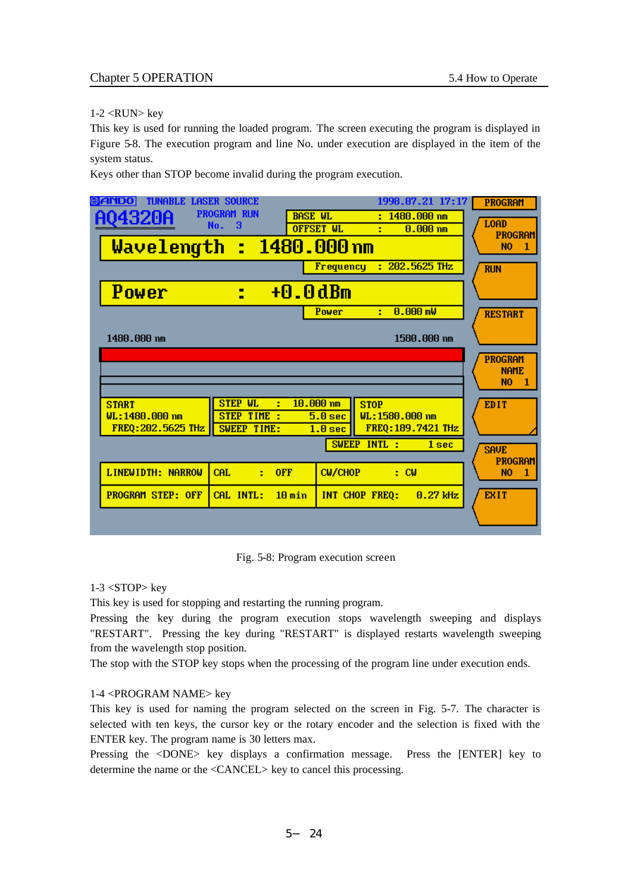1-2 <RUN> key

This key is used for running the loaded program. The screen executing the program is displayed in Figure 5-8. The execution program and line No. under execution are displayed in the item of the system status.

Keys other than STOP become invalid during the program execution.

Fig. 5-8: Program execution screen

1-3 <STOP> key

This key is used for stopping and restarting the running program.

Pressing the key during the program execution stops wavelength sweeping and displays "RESTART". Pressing the key during "RESTART" is displayed restarts wavelength sweeping from the wavelength stop position.

The stop with the STOP key stops when the processing of the program line under execution ends.

1-4 <PROGRAM NAME> key

This key is used for naming the program selected on the screen in Fig. 5-7. The character is selected with ten keys, the cursor key or the rotary encoder and the selection is fixed with the ENTER key. The program name is 30 letters max.

Pressing the <DONE> key displays a confirmation message. Press the [ENTER] key to determine the name or the <CANCEL> key to cancel this processing.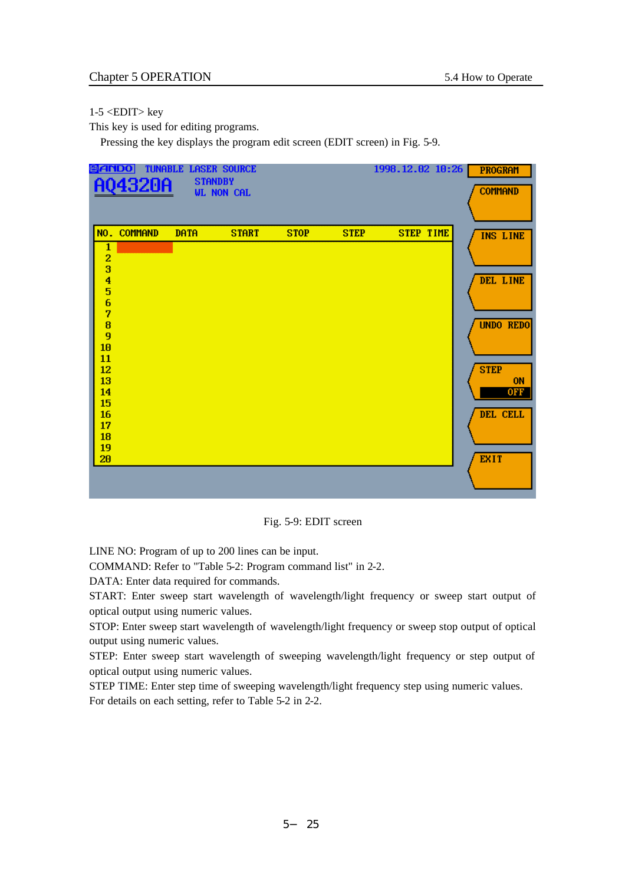1-5 <EDIT> key

This key is used for editing programs.

Pressing the key displays the program edit screen (EDIT screen) in Fig. 5-9.

ANDO TUNABLE LASER SOURCE
AQ4320A
STANDBY
WL NON CAL
1998.12.02 10:26
PROGRAM
COMMAND
NO. COMMAND DATA START STOP STEP STEP TIME
1
2
3
4
5
6
7
8
9
10
11
12
13
14
15
16
17
18
19
20
INS LINE
DEL LINE
UNDO REDO
STEP
ON
OFF
DEL CELL
EXIT

Fig. 5-9: EDIT screen

LINE NO: Program of up to 200 lines can be input.

COMMAND: Refer to "Table 5-2: Program command list" in 2-2.

DATA: Enter data required for commands.

START: Enter sweep start wavelength of wavelength/light frequency or sweep start output of optical output using numeric values.

STOP: Enter sweep start wavelength of wavelength/light frequency or sweep stop output of optical output using numeric values.

STEP: Enter sweep start wavelength of sweeping wavelength/light frequency or step output of optical output using numeric values.

STEP TIME: Enter step time of sweeping wavelength/light frequency step using numeric values.

For details on each setting, refer to Table 5-2 in 2-2.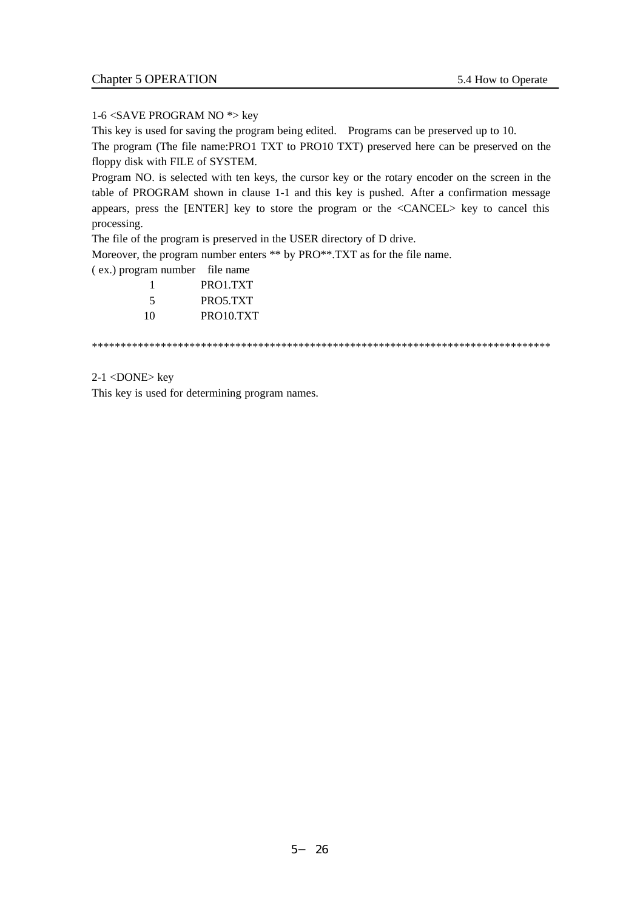1-6 <SAVE PROGRAM NO *> key

This key is used for saving the program being edited.　Programs can be preserved up to 10.

The program (The file name:PRO1 TXT to PRO10 TXT) preserved here can be preserved on the floppy disk with FILE of SYSTEM.

Program NO. is selected with ten keys, the cursor key or the rotary encoder on the screen in the table of PROGRAM shown in clause 1-1 and this key is pushed. After a confirmation message appears, press the [ENTER] key to store the program or the <CANCEL> key to cancel this processing.

The file of the program is preserved in the USER directory of D drive.

Moreover, the program number enters ** by PRO**.TXT as for the file name.

| ( ex.) program number | file name |
|---|---|
| 1 | PRO1.TXT |
| 5 | PRO5.TXT |
| 10 | PRO10.TXT |

********************************************************************************

2-1 <DONE> key

This key is used for determining program names.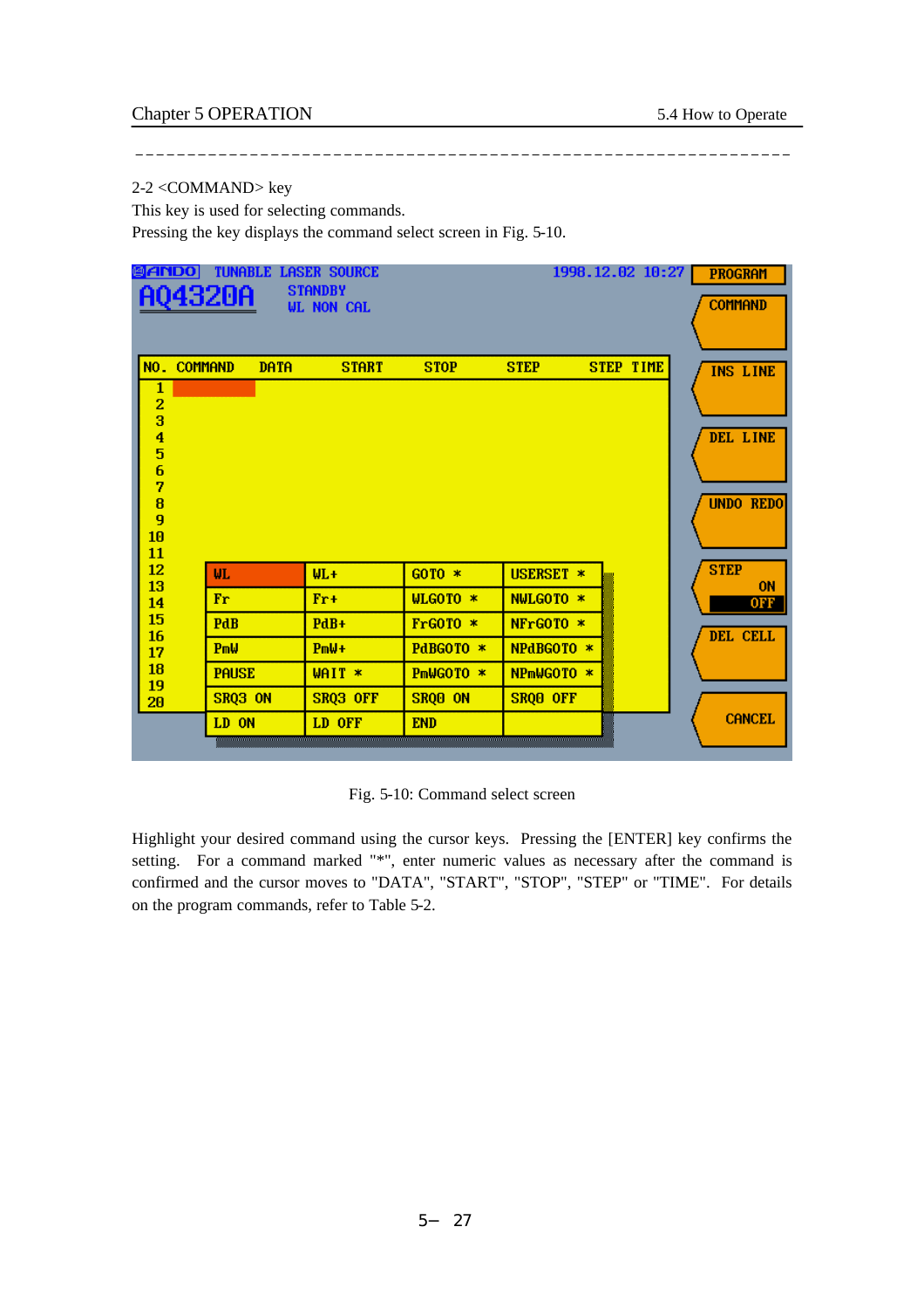---

2-2 <COMMAND> key

This key is used for selecting commands.

Pressing the key displays the command select screen in Fig. 5-10.

ANDO TUNABLE LASER SOURCE 1998.12.02 10:27
AQ4320A STANDBY
WL NON CAL

PROGRAM
COMMAND
INS LINE
DEL LINE
UNDO REDO
STEP ON OFF
DEL CELL
CANCEL

NO. COMMAND DATA START STOP STEP STEP TIME

1 2 3 4 5 6 7 8 9 10 11 12 13 14 15 16 17 18 19 20

| | | | |
|---|---|---|---|
| WL | WL+ | GOTO * | USERSET * |
| Fr | Fr+ | WLGOTO * | NWLGOTO * |
| PdB | PdB+ | FrGOTO * | NFrGOTO * |
| PmW | PmW+ | PdBGOTO * | NPdBGOTO * |
| PAUSE | WAIT * | PmWGOTO * | NPmWGOTO * |
| SRQ3 ON | SRQ3 OFF | SRQ0 ON | SRQ0 OFF |
| LD ON | LD OFF | END | |

Fig. 5-10: Command select screen

Highlight your desired command using the cursor keys. Pressing the [ENTER] key confirms the setting. For a command marked "*", enter numeric values as necessary after the command is confirmed and the cursor moves to "DATA", "START", "STOP", "STEP" or "TIME". For details on the program commands, refer to Table 5-2.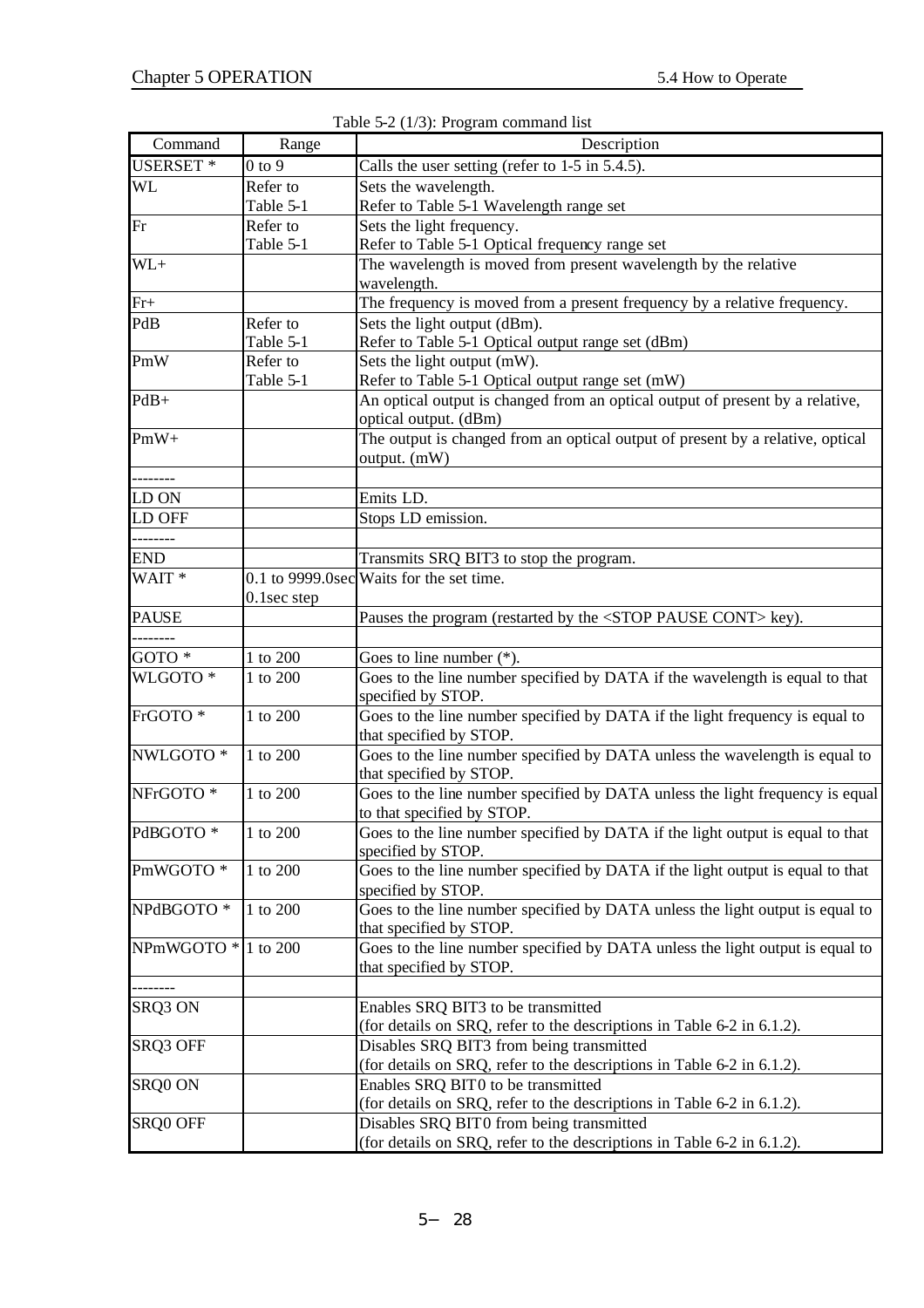Table 5-2 (1/3): Program command list

| Command | Range | Description |
|---|---|---|
| USERSET * | 0 to 9 | Calls the user setting (refer to 1-5 in 5.4.5). |
| WL | Refer to Table 5-1 | Sets the wavelength. Refer to Table 5-1 Wavelength range set |
| Fr | Refer to Table 5-1 | Sets the light frequency. Refer to Table 5-1 Optical frequency range set |
| WL+ | | The wavelength is moved from present wavelength by the relative wavelength. |
| Fr+ | | The frequency is moved from a present frequency by a relative frequency. |
| PdB | Refer to Table 5-1 | Sets the light output (dBm). Refer to Table 5-1 Optical output range set (dBm) |
| PmW | Refer to Table 5-1 | Sets the light output (mW). Refer to Table 5-1 Optical output range set (mW) |
| PdB+ | | An optical output is changed from an optical output of present by a relative, optical output. (dBm) |
| PmW+ | | The output is changed from an optical output of present by a relative, optical output. (mW) |
| -------- | | |
| LD ON | | Emits LD. |
| LD OFF | | Stops LD emission. |
| -------- | | |
| END | | Transmits SRQ BIT3 to stop the program. |
| WAIT * | 0.1 to 9999.0sec 0.1sec step | Waits for the set time. |
| PAUSE | | Pauses the program (restarted by the <STOP PAUSE CONT> key). |
| -------- | | |
| GOTO * | 1 to 200 | Goes to line number (*). |
| WLGOTO * | 1 to 200 | Goes to the line number specified by DATA if the wavelength is equal to that specified by STOP. |
| FrGOTO * | 1 to 200 | Goes to the line number specified by DATA if the light frequency is equal to that specified by STOP. |
| NWLGOTO * | 1 to 200 | Goes to the line number specified by DATA unless the wavelength is equal to that specified by STOP. |
| NFrGOTO * | 1 to 200 | Goes to the line number specified by DATA unless the light frequency is equal to that specified by STOP. |
| PdBGOTO * | 1 to 200 | Goes to the line number specified by DATA if the light output is equal to that specified by STOP. |
| PmWGOTO * | 1 to 200 | Goes to the line number specified by DATA if the light output is equal to that specified by STOP. |
| NPdBGOTO * | 1 to 200 | Goes to the line number specified by DATA unless the light output is equal to that specified by STOP. |
| NPmWGOTO * | 1 to 200 | Goes to the line number specified by DATA unless the light output is equal to that specified by STOP. |
| -------- | | |
| SRQ3 ON | | Enables SRQ BIT3 to be transmitted (for details on SRQ, refer to the descriptions in Table 6-2 in 6.1.2). |
| SRQ3 OFF | | Disables SRQ BIT3 from being transmitted (for details on SRQ, refer to the descriptions in Table 6-2 in 6.1.2). |
| SRQ0 ON | | Enables SRQ BIT0 to be transmitted (for details on SRQ, refer to the descriptions in Table 6-2 in 6.1.2). |
| SRQ0 OFF | | Disables SRQ BIT0 from being transmitted (for details on SRQ, refer to the descriptions in Table 6-2 in 6.1.2). |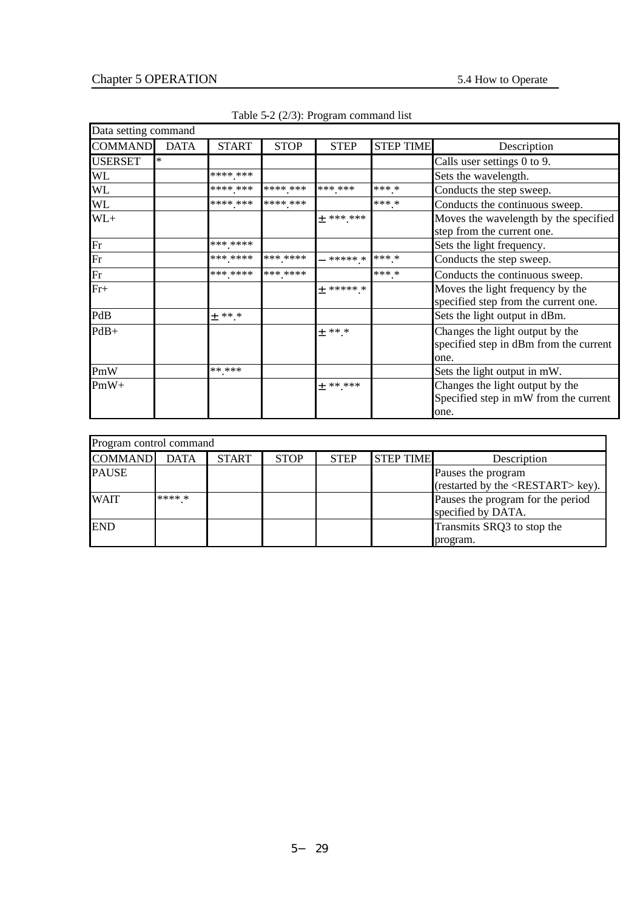Table 5-2 (2/3): Program command list

| Data setting command | | | | | | |
|---|---|---|---|---|---|---|
| COMMAND | DATA | START | STOP | STEP | STEP TIME | Description |
| USERSET | * | | | | | Calls user settings 0 to 9. |
| WL | | ****.*** | | | | Sets the wavelength. |
| WL | | ****.*** | ****.*** | ***.*** | ***.* | Conducts the step sweep. |
| WL | | ****.*** | ****.*** | | ***.* | Conducts the continuous sweep. |
| WL+ | | | | ± ***.*** | | Moves the wavelength by the specified step from the current one. |
| Fr | | ***.**** | | | | Sets the light frequency. |
| Fr | | ***.**** | ***.**** | − *****.* | ***.* | Conducts the step sweep. |
| Fr | | ***.**** | ***.**** | | ***.* | Conducts the continuous sweep. |
| Fr+ | | | | ± *****.* | | Moves the light frequency by the specified step from the current one. |
| PdB | | ± **.* | | | | Sets the light output in dBm. |
| PdB+ | | | | ± **.* | | Changes the light output by the specified step in dBm from the current one. |
| PmW | | **.*** | | | | Sets the light output in mW. |
| PmW+ | | | | ± **.*** | | Changes the light output by the Specified step in mW from the current one. |

| Program control command | | | | | | |
|---|---|---|---|---|---|---|
| COMMAND | DATA | START | STOP | STEP | STEP TIME | Description |
| PAUSE | | | | | | Pauses the program (restarted by the <RESTART> key). |
| WAIT | ****.* | | | | | Pauses the program for the period specified by DATA. |
| END | | | | | | Transmits SRQ3 to stop the program. |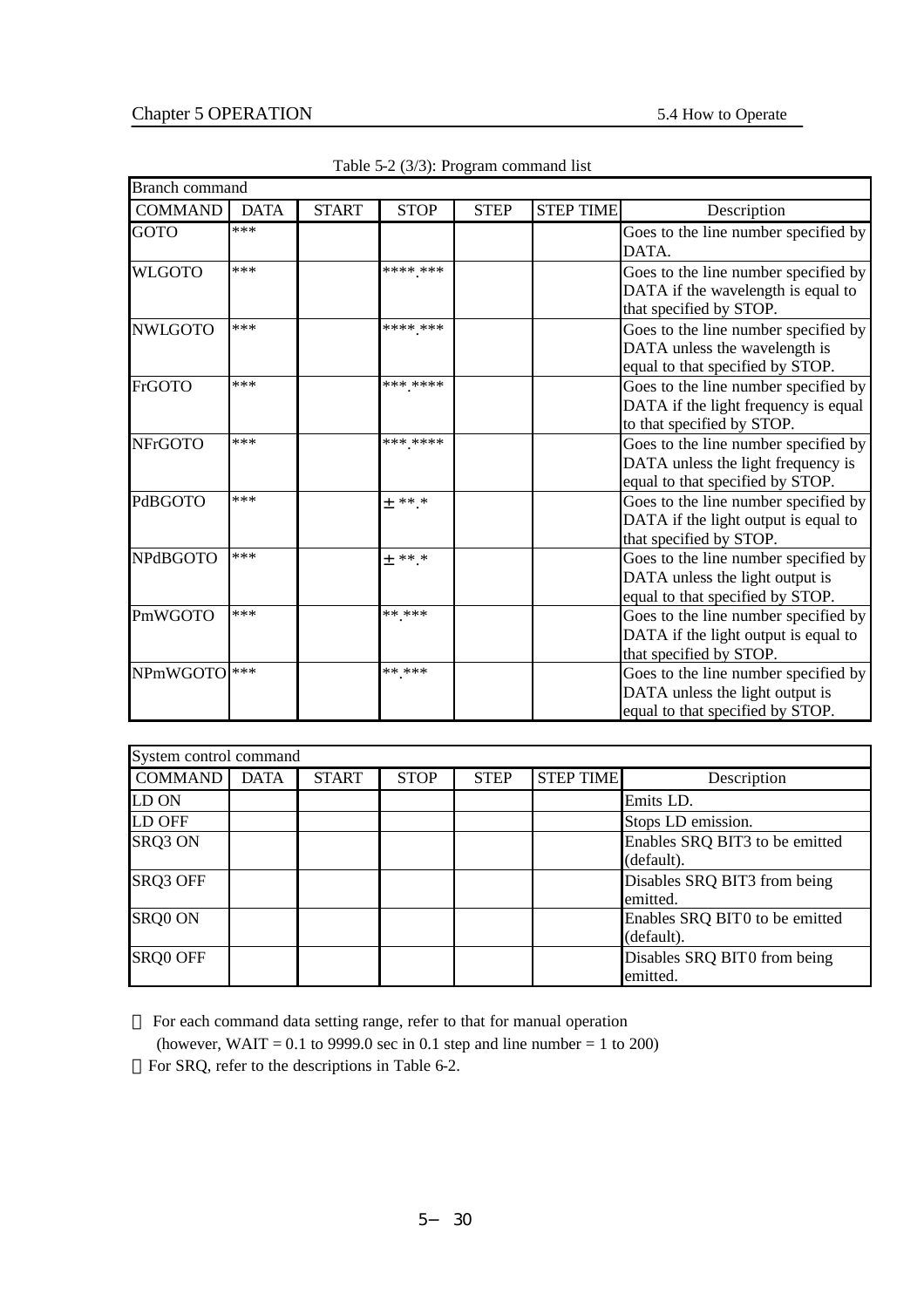Table 5-2 (3/3): Program command list

| Branch command | | | | | | |
|---|---|---|---|---|---|---|
| COMMAND | DATA | START | STOP | STEP | STEP TIME | Description |
| GOTO | *** | | | | | Goes to the line number specified by DATA. |
| WLGOTO | *** | | ****.*** | | | Goes to the line number specified by DATA if the wavelength is equal to that specified by STOP. |
| NWLGOTO | *** | | ****.*** | | | Goes to the line number specified by DATA unless the wavelength is equal to that specified by STOP. |
| FrGOTO | *** | | ***.**** | | | Goes to the line number specified by DATA if the light frequency is equal to that specified by STOP. |
| NFrGOTO | *** | | ***.**** | | | Goes to the line number specified by DATA unless the light frequency is equal to that specified by STOP. |
| PdBGOTO | *** | | ±**.* | | | Goes to the line number specified by DATA if the light output is equal to that specified by STOP. |
| NPdBGOTO | *** | | ±**.* | | | Goes to the line number specified by DATA unless the light output is equal to that specified by STOP. |
| PmWGOTO | *** | | **.*** | | | Goes to the line number specified by DATA if the light output is equal to that specified by STOP. |
| NPmWGOTO | *** | | **.*** | | | Goes to the line number specified by DATA unless the light output is equal to that specified by STOP. |

| System control command | | | | | | |
|---|---|---|---|---|---|---|
| COMMAND | DATA | START | STOP | STEP | STEP TIME | Description |
| LD ON | | | | | | Emits LD. |
| LD OFF | | | | | | Stops LD emission. |
| SRQ3 ON | | | | | | Enables SRQ BIT3 to be emitted (default). |
| SRQ3 OFF | | | | | | Disables SRQ BIT3 from being emitted. |
| SRQ0 ON | | | | | | Enables SRQ BIT0 to be emitted (default). |
| SRQ0 OFF | | | | | | Disables SRQ BIT0 from being emitted. |

＊ For each command data setting range, refer to that for manual operation
(however, WAIT = 0.1 to 9999.0 sec in 0.1 step and line number = 1 to 200)

＊For SRQ, refer to the descriptions in Table 6-2.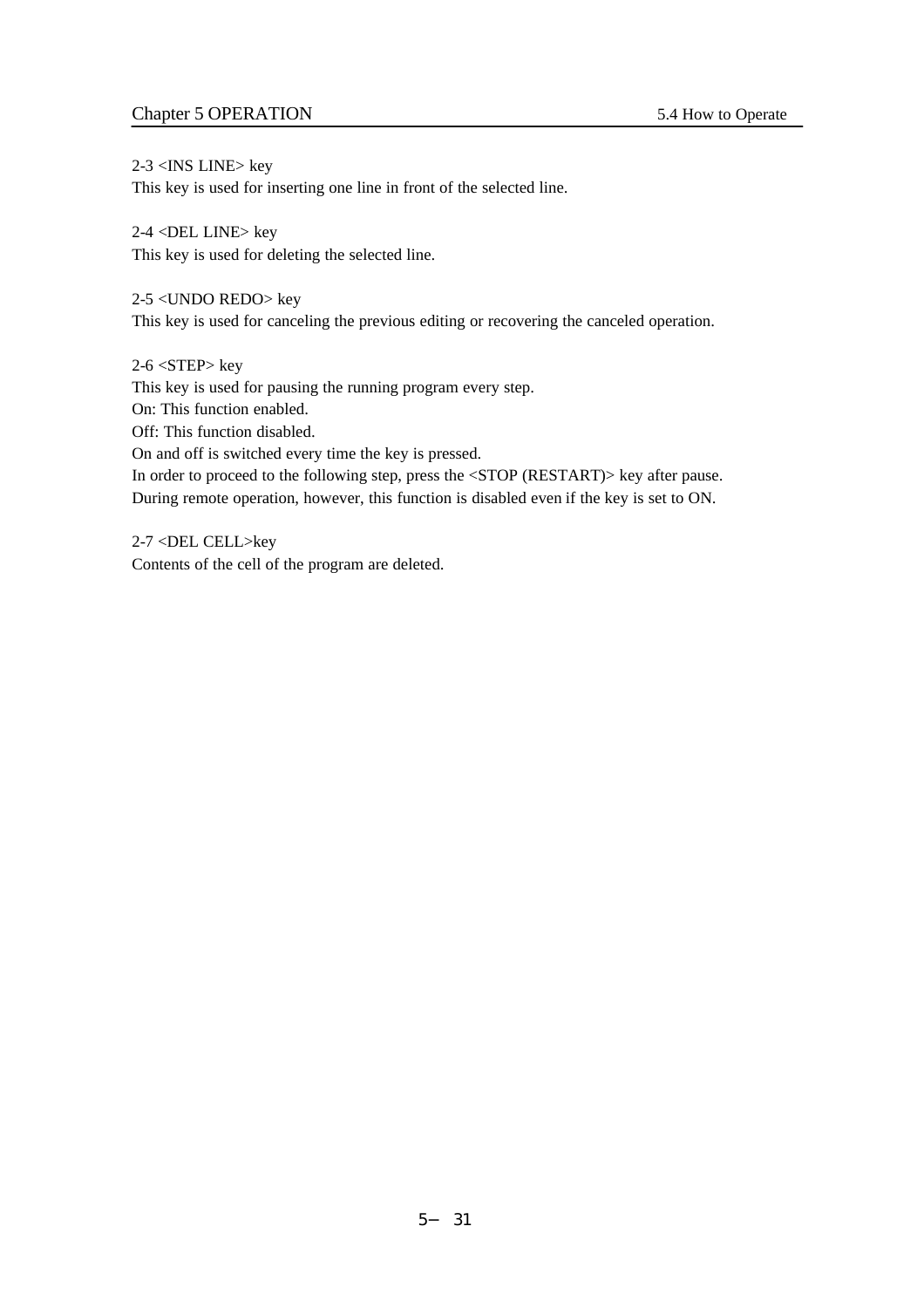2-3 <INS LINE> key

This key is used for inserting one line in front of the selected line.

2-4 <DEL LINE> key

This key is used for deleting the selected line.

2-5 <UNDO REDO> key

This key is used for canceling the previous editing or recovering the canceled operation.

2-6 <STEP> key

This key is used for pausing the running program every step.

On: This function enabled.

Off: This function disabled.

On and off is switched every time the key is pressed.

In order to proceed to the following step, press the <STOP (RESTART)> key after pause.

During remote operation, however, this function is disabled even if the key is set to ON.

2-7 <DEL CELL>key

Contents of the cell of the program are deleted.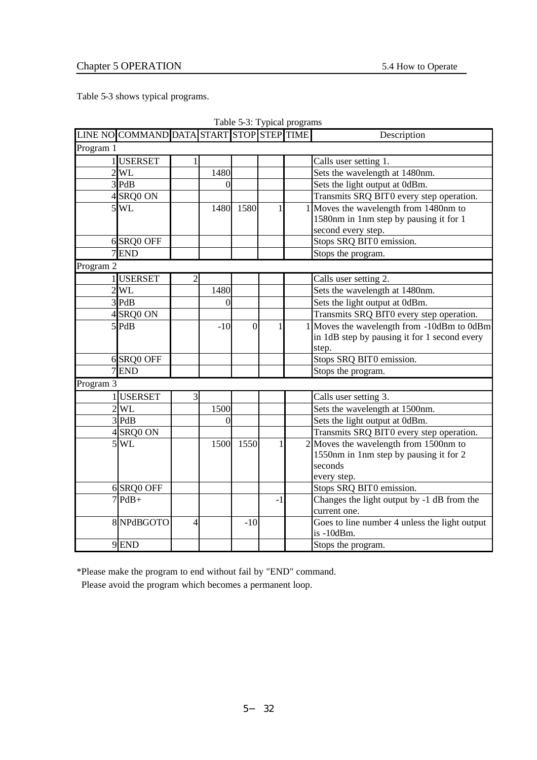Table 5-3 shows typical programs.

Table 5-3: Typical programs

| LINE NO | COMMAND | DATA | START | STOP | STEP | TIME | Description |
|---|---|---|---|---|---|---|---|
| Program 1 | | | | | | | |
| 1 | USERSET | 1 | | | | | Calls user setting 1. |
| 2 | WL | | 1480 | | | | Sets the wavelength at 1480nm. |
| 3 | PdB | | 0 | | | | Sets the light output at 0dBm. |
| 4 | SRQ0 ON | | | | | | Transmits SRQ BIT0 every step operation. |
| 5 | WL | | 1480 | 1580 | 1 | 1 | Moves the wavelength from 1480nm to 1580nm in 1nm step by pausing it for 1 second every step. |
| 6 | SRQ0 OFF | | | | | | Stops SRQ BIT0 emission. |
| 7 | END | | | | | | Stops the program. |
| Program 2 | | | | | | | |
| 1 | USERSET | 2 | | | | | Calls user setting 2. |
| 2 | WL | | 1480 | | | | Sets the wavelength at 1480nm. |
| 3 | PdB | | 0 | | | | Sets the light output at 0dBm. |
| 4 | SRQ0 ON | | | | | | Transmits SRQ BIT0 every step operation. |
| 5 | PdB | | -10 | 0 | 1 | 1 | Moves the wavelength from -10dBm to 0dBm in 1dB step by pausing it for 1 second every step. |
| 6 | SRQ0 OFF | | | | | | Stops SRQ BIT0 emission. |
| 7 | END | | | | | | Stops the program. |
| Program 3 | | | | | | | |
| 1 | USERSET | 3 | | | | | Calls user setting 3. |
| 2 | WL | | 1500 | | | | Sets the wavelength at 1500nm. |
| 3 | PdB | | 0 | | | | Sets the light output at 0dBm. |
| 4 | SRQ0 ON | | | | | | Transmits SRQ BIT0 every step operation. |
| 5 | WL | | 1500 | 1550 | 1 | 2 | Moves the wavelength from 1500nm to 1550nm in 1nm step by pausing it for 2 seconds every step. |
| 6 | SRQ0 OFF | | | | | | Stops SRQ BIT0 emission. |
| 7 | PdB+ | | | | -1 | | Changes the light output by -1 dB from the current one. |
| 8 | NPdBGOTO | 4 | | -10 | | | Goes to line number 4 unless the light output is -10dBm. |
| 9 | END | | | | | | Stops the program. |

*Please make the program to end without fail by "END" command.
Please avoid the program which becomes a permanent loop.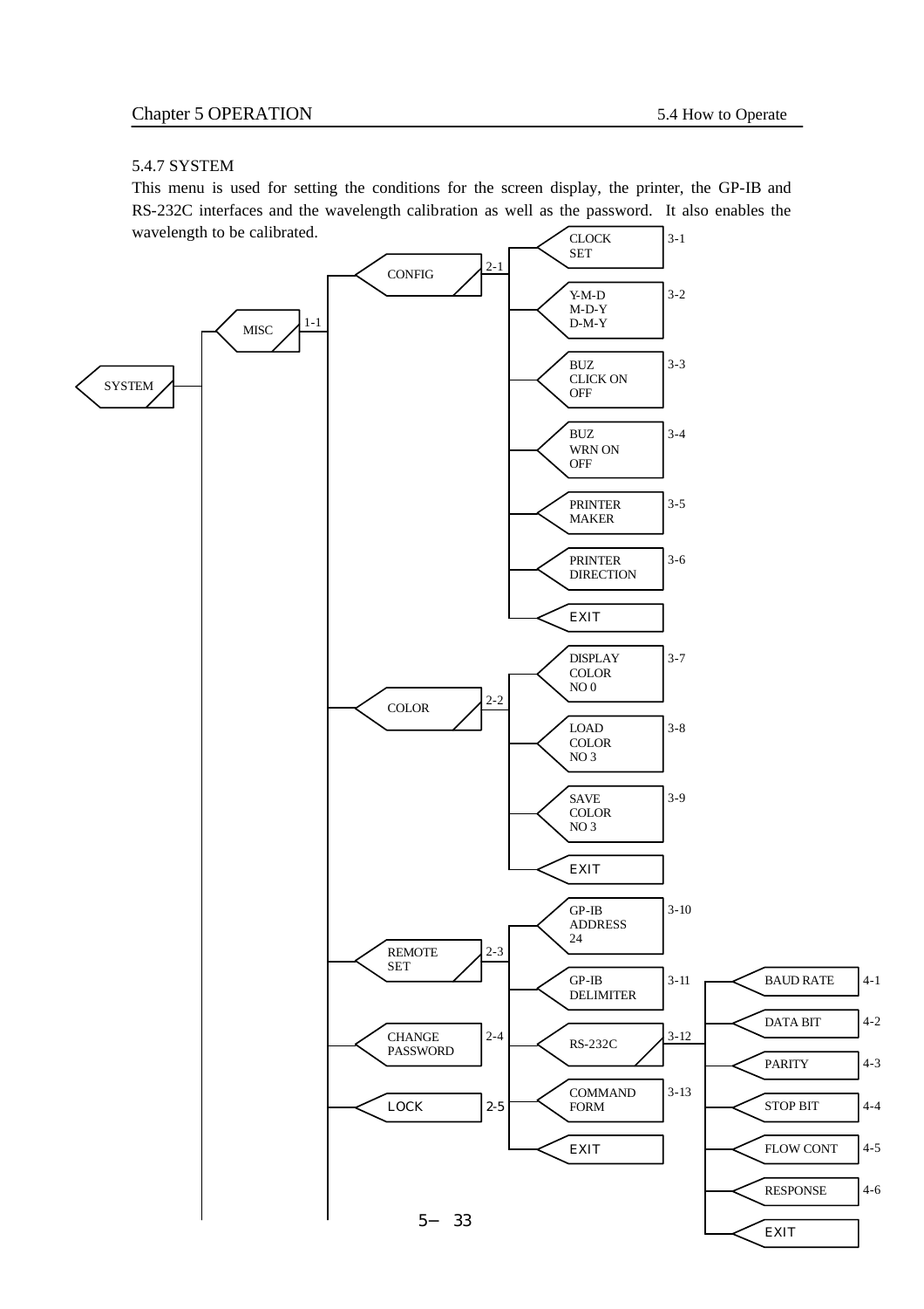### 5.4.7 SYSTEM

This menu is used for setting the conditions for the screen display, the printer, the GP-IB and RS-232C interfaces and the wavelength calibration as well as the password. It also enables the wavelength to be calibrated.

- SYSTEM
  - MISC (1-1)
    - CONFIG (2-1)
      - CLOCK SET (3-1)
      - Y-M-D / M-D-Y / D-M-Y (3-2)
      - BUZ CLICK ON OFF (3-3)
      - BUZ WRN ON OFF (3-4)
      - PRINTER MAKER (3-5)
      - PRINTER DIRECTION (3-6)
      - EXIT
    - COLOR (2-2)
      - DISPLAY COLOR NO 0 (3-7)
      - LOAD COLOR NO 3 (3-8)
      - SAVE COLOR NO 3 (3-9)
      - EXIT
    - REMOTE SET (2-3)
      - GP-IB ADDRESS 24 (3-10)
      - GP-IB DELIMITER (3-11)
      - RS-232C (3-12)
        - BAUD RATE (4-1)
        - DATA BIT (4-2)
        - PARITY (4-3)
        - STOP BIT (4-4)
        - FLOW CONT (4-5)
        - RESPONSE (4-6)
        - EXIT
      - COMMAND FORM (3-13)
      - EXIT
    - CHANGE PASSWORD (2-4)
    - LOCK (2-5)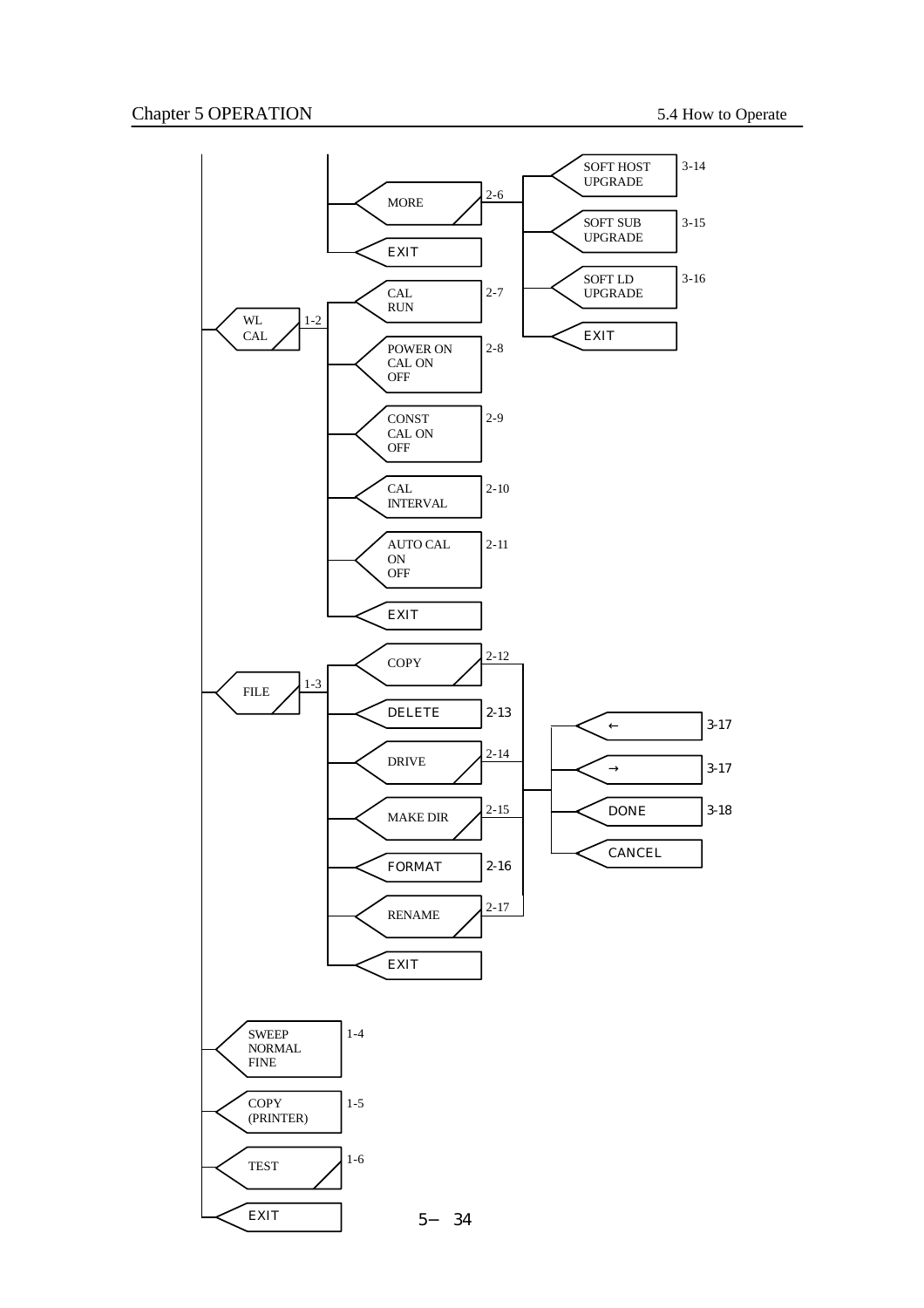MORE 2-6

EXIT

SOFT HOST UPGRADE 3-14

SOFT SUB UPGRADE 3-15

SOFT LD UPGRADE 3-16

EXIT

WL CAL 1-2

CAL RUN 2-7

POWER ON CAL ON OFF 2-8

CONST CAL ON OFF 2-9

CAL INTERVAL 2-10

AUTO CAL ON OFF 2-11

EXIT

FILE 1-3

COPY 2-12

DELETE 2-13

DRIVE 2-14

MAKE DIR 2-15

FORMAT 2-16

RENAME 2-17

EXIT

← 3-17

→ 3-17

DONE 3-18

CANCEL

SWEEP NORMAL FINE 1-4

COPY (PRINTER) 1-5

TEST 1-6

EXIT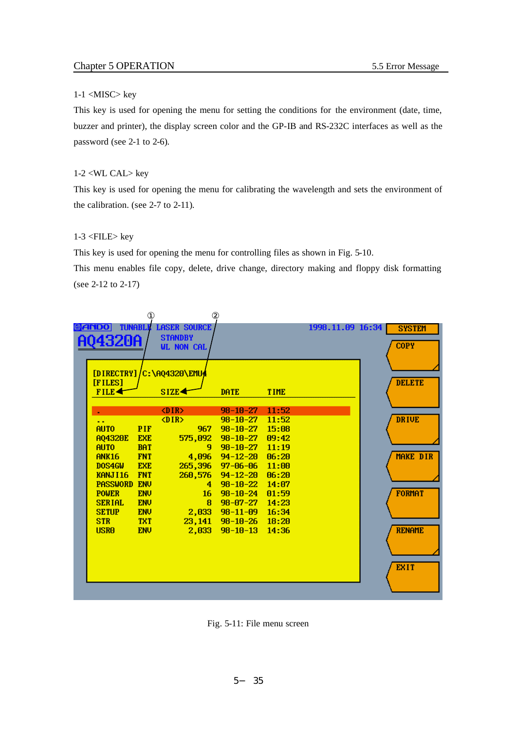1-1 <MISC> key

This key is used for opening the menu for setting the conditions for the environment (date, time, buzzer and printer), the display screen color and the GP-IB and RS-232C interfaces as well as the password (see 2-1 to 2-6).

1-2 <WL CAL> key

This key is used for opening the menu for calibrating the wavelength and sets the environment of the calibration. (see 2-7 to 2-11).

1-3 <FILE> key

This key is used for opening the menu for controlling files as shown in Fig. 5-10.

This menu enables file copy, delete, drive change, directory making and floppy disk formatting (see 2-12 to 2-17)

①
②

ANDO TUNABLE LASER SOURCE
AQ4320A
STANDBY
WL NON CAL
1998.11.09 16:34

SYSTEM
COPY
DELETE
DRIVE
MAKE DIR
FORMAT
RENAME
EXIT

[DIRECTRY] C:\AQ4320\EMU4
[FILES]

```
FILE            SIZE      DATE      TIME
.               <DIR>     98-10-27  11:52
..              <DIR>     98-10-27  11:52
AUTO     PIF        967   98-10-27  15:08
AQ4320E  EXE    575,092   98-10-27  09:42
AUTO     BAT          9   98-10-27  11:19
ANK16    FNT      4,096   94-12-20  06:20
DOS4GW   EXE    265,396   97-06-06  11:00
KANJI16  FNT    260,576   94-12-20  06:20
PASSWORD ENV          4   98-10-22  14:07
POWER    ENV         16   98-10-24  01:59
SERIAL   ENV          8   98-07-27  14:23
SETUP    ENV      2,033   98-11-09  16:34
STR      TXT     23,141   98-10-26  18:20
USR0     ENV      2,033   98-10-13  14:36
```

Fig. 5-11: File menu screen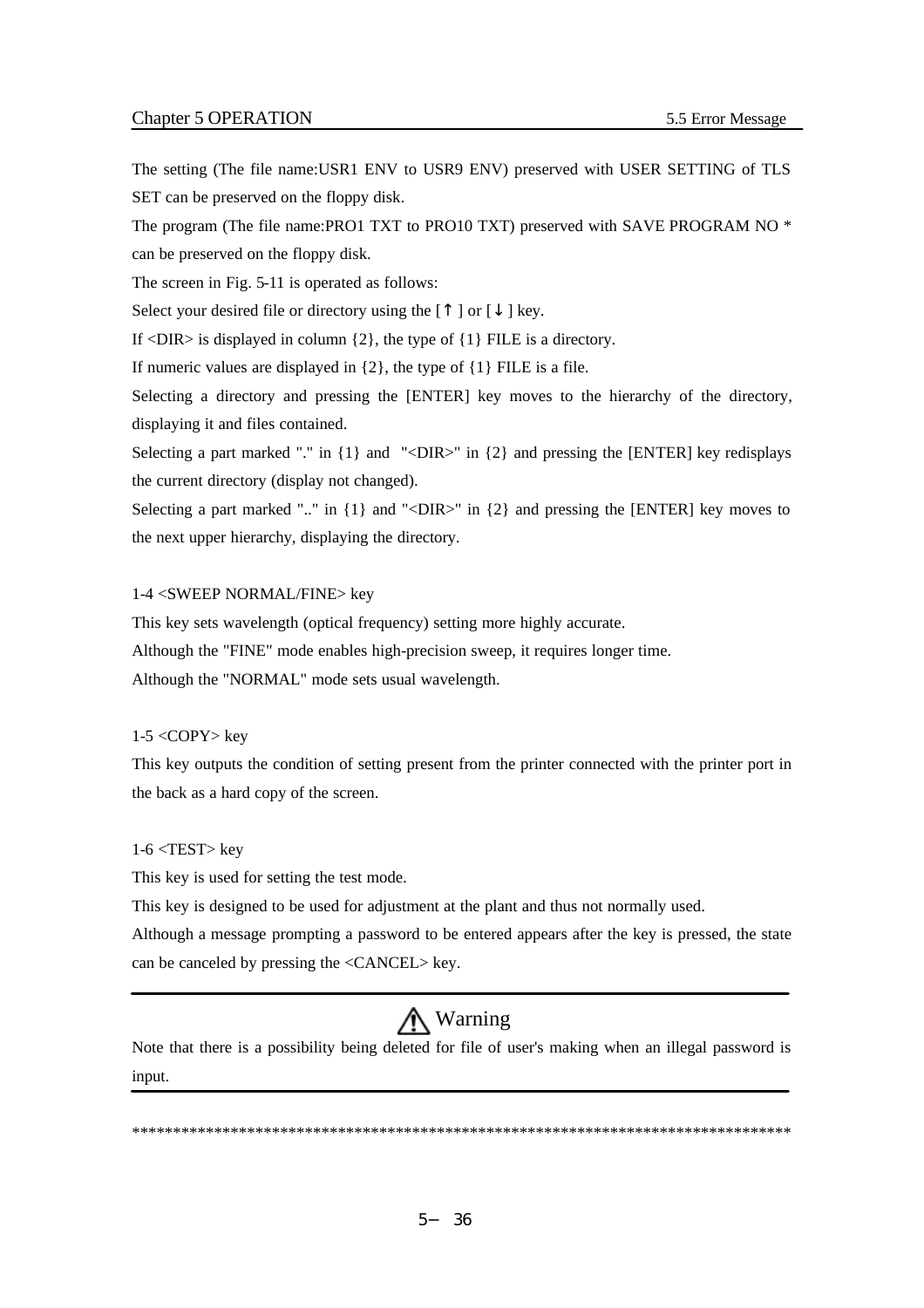The setting (The file name:USR1 ENV to USR9 ENV) preserved with USER SETTING of TLS SET can be preserved on the floppy disk.

The program (The file name:PRO1 TXT to PRO10 TXT) preserved with SAVE PROGRAM NO * can be preserved on the floppy disk.

The screen in Fig. 5-11 is operated as follows:

Select your desired file or directory using the [↑] or [↓] key.

If <DIR> is displayed in column {2}, the type of {1} FILE is a directory.

If numeric values are displayed in {2}, the type of {1} FILE is a file.

Selecting a directory and pressing the [ENTER] key moves to the hierarchy of the directory, displaying it and files contained.

Selecting a part marked "." in {1} and "<DIR>" in {2} and pressing the [ENTER] key redisplays the current directory (display not changed).

Selecting a part marked ".." in {1} and "<DIR>" in {2} and pressing the [ENTER] key moves to the next upper hierarchy, displaying the directory.

1-4 <SWEEP NORMAL/FINE> key

This key sets wavelength (optical frequency) setting more highly accurate.

Although the "FINE" mode enables high-precision sweep, it requires longer time.

Although the "NORMAL" mode sets usual wavelength.

1-5 <COPY> key

This key outputs the condition of setting present from the printer connected with the printer port in the back as a hard copy of the screen.

1-6 <TEST> key

This key is used for setting the test mode.

This key is designed to be used for adjustment at the plant and thus not normally used.

Although a message prompting a password to be entered appears after the key is pressed, the state can be canceled by pressing the <CANCEL> key.

---

**⚠ Warning**

Note that there is a possibility being deleted for file of user's making when an illegal password is input.

---

********************************************************************************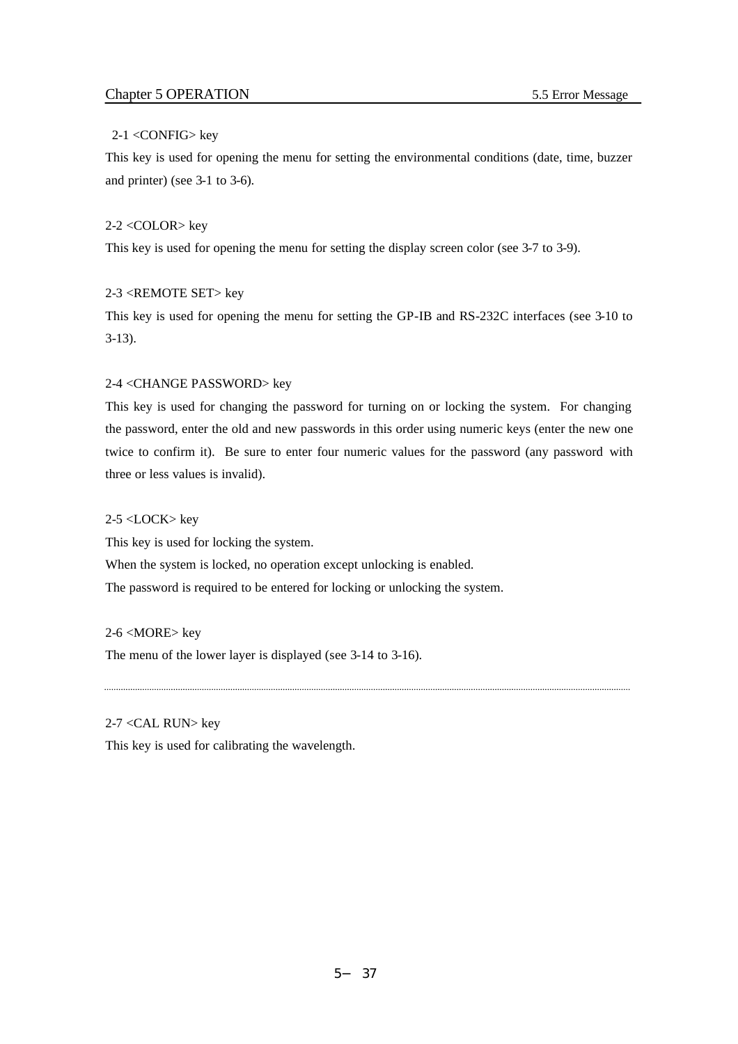2-1 <CONFIG> key

This key is used for opening the menu for setting the environmental conditions (date, time, buzzer and printer) (see 3-1 to 3-6).

2-2 <COLOR> key

This key is used for opening the menu for setting the display screen color (see 3-7 to 3-9).

2-3 <REMOTE SET> key

This key is used for opening the menu for setting the GP-IB and RS-232C interfaces (see 3-10 to 3-13).

2-4 <CHANGE PASSWORD> key

This key is used for changing the password for turning on or locking the system. For changing the password, enter the old and new passwords in this order using numeric keys (enter the new one twice to confirm it). Be sure to enter four numeric values for the password (any password with three or less values is invalid).

2-5 <LOCK> key

This key is used for locking the system.
When the system is locked, no operation except unlocking is enabled.
The password is required to be entered for locking or unlocking the system.

2-6 <MORE> key

The menu of the lower layer is displayed (see 3-14 to 3-16).

---

2-7 <CAL RUN> key

This key is used for calibrating the wavelength.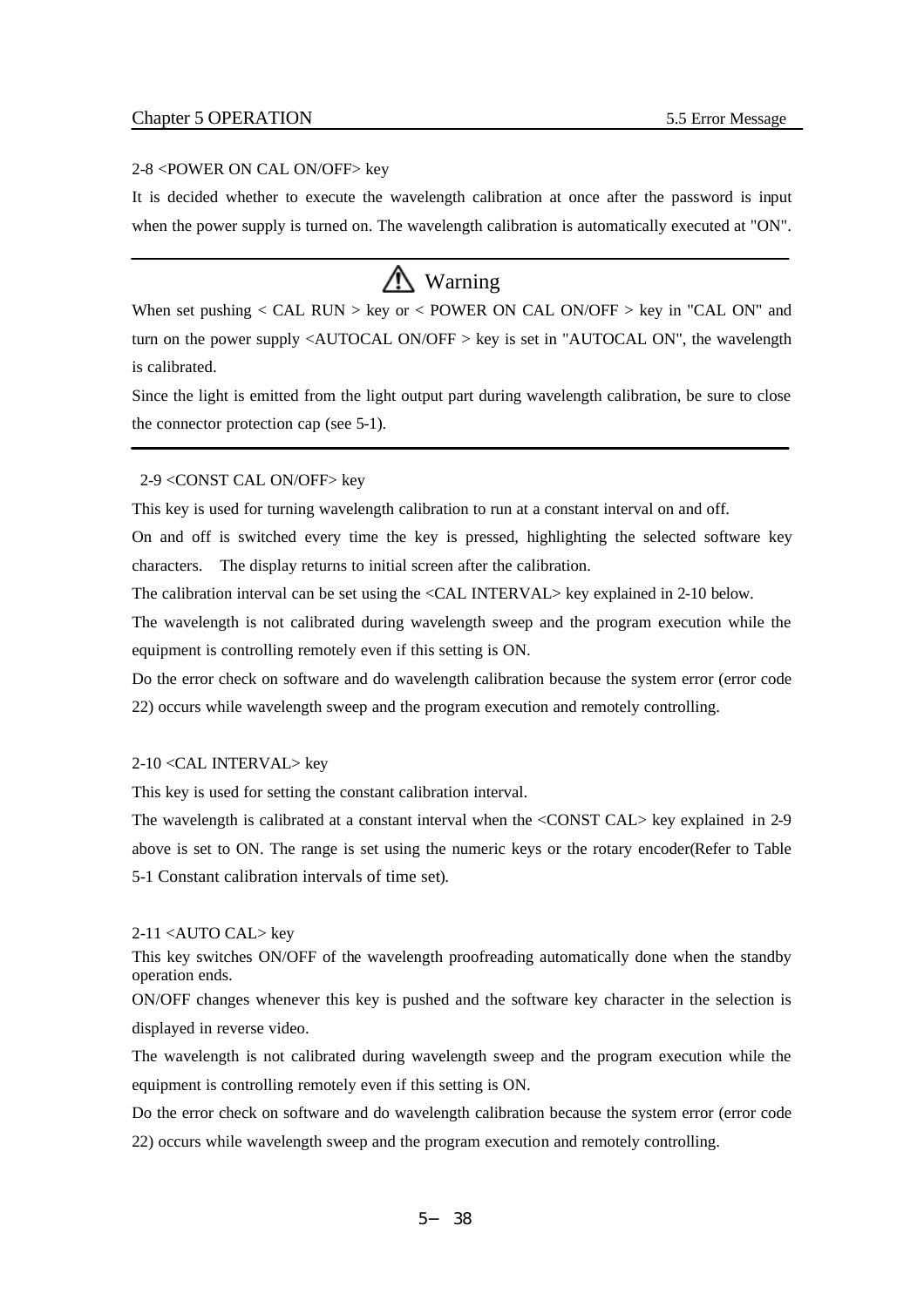2-8 <POWER ON CAL ON/OFF> key

It is decided whether to execute the wavelength calibration at once after the password is input when the power supply is turned on. The wavelength calibration is automatically executed at "ON".

---

### ⚠ Warning

When set pushing < CAL RUN > key or < POWER ON CAL ON/OFF > key in "CAL ON" and turn on the power supply <AUTOCAL ON/OFF > key is set in "AUTOCAL ON", the wavelength is calibrated.

Since the light is emitted from the light output part during wavelength calibration, be sure to close the connector protection cap (see 5-1).

---

2-9 <CONST CAL ON/OFF> key

This key is used for turning wavelength calibration to run at a constant interval on and off.

On and off is switched every time the key is pressed, highlighting the selected software key characters. The display returns to initial screen after the calibration.

The calibration interval can be set using the <CAL INTERVAL> key explained in 2-10 below.

The wavelength is not calibrated during wavelength sweep and the program execution while the equipment is controlling remotely even if this setting is ON.

Do the error check on software and do wavelength calibration because the system error (error code 22) occurs while wavelength sweep and the program execution and remotely controlling.

2-10 <CAL INTERVAL> key

This key is used for setting the constant calibration interval.

The wavelength is calibrated at a constant interval when the <CONST CAL> key explained in 2-9 above is set to ON. The range is set using the numeric keys or the rotary encoder(Refer to Table 5-1 Constant calibration intervals of time set).

2-11 <AUTO CAL> key

This key switches ON/OFF of the wavelength proofreading automatically done when the standby operation ends.

ON/OFF changes whenever this key is pushed and the software key character in the selection is displayed in reverse video.

The wavelength is not calibrated during wavelength sweep and the program execution while the equipment is controlling remotely even if this setting is ON.

Do the error check on software and do wavelength calibration because the system error (error code 22) occurs while wavelength sweep and the program execution and remotely controlling.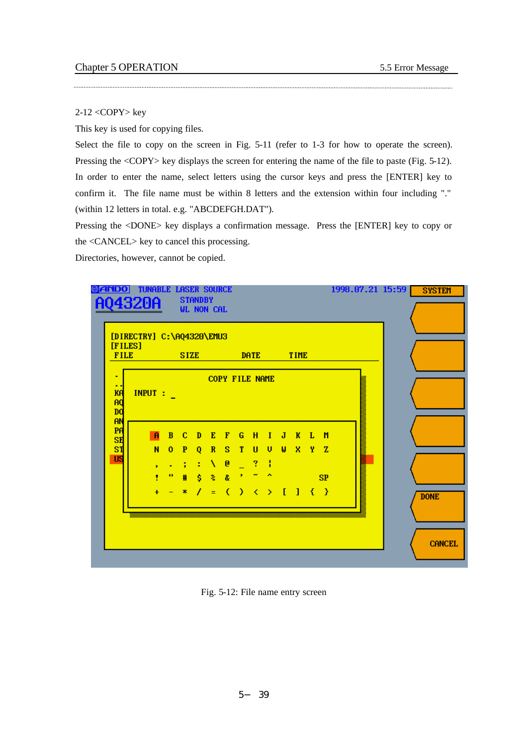2-12 <COPY> key

This key is used for copying files.

Select the file to copy on the screen in Fig. 5-11 (refer to 1-3 for how to operate the screen). Pressing the <COPY> key displays the screen for entering the name of the file to paste (Fig. 5-12). In order to enter the name, select letters using the cursor keys and press the [ENTER] key to confirm it. The file name must be within 8 letters and the extension within four including "." (within 12 letters in total. e.g. "ABCDEFGH.DAT").

Pressing the <DONE> key displays a confirmation message. Press the [ENTER] key to copy or the <CANCEL> key to cancel this processing.

Directories, however, cannot be copied.

Fig. 5-12: File name entry screen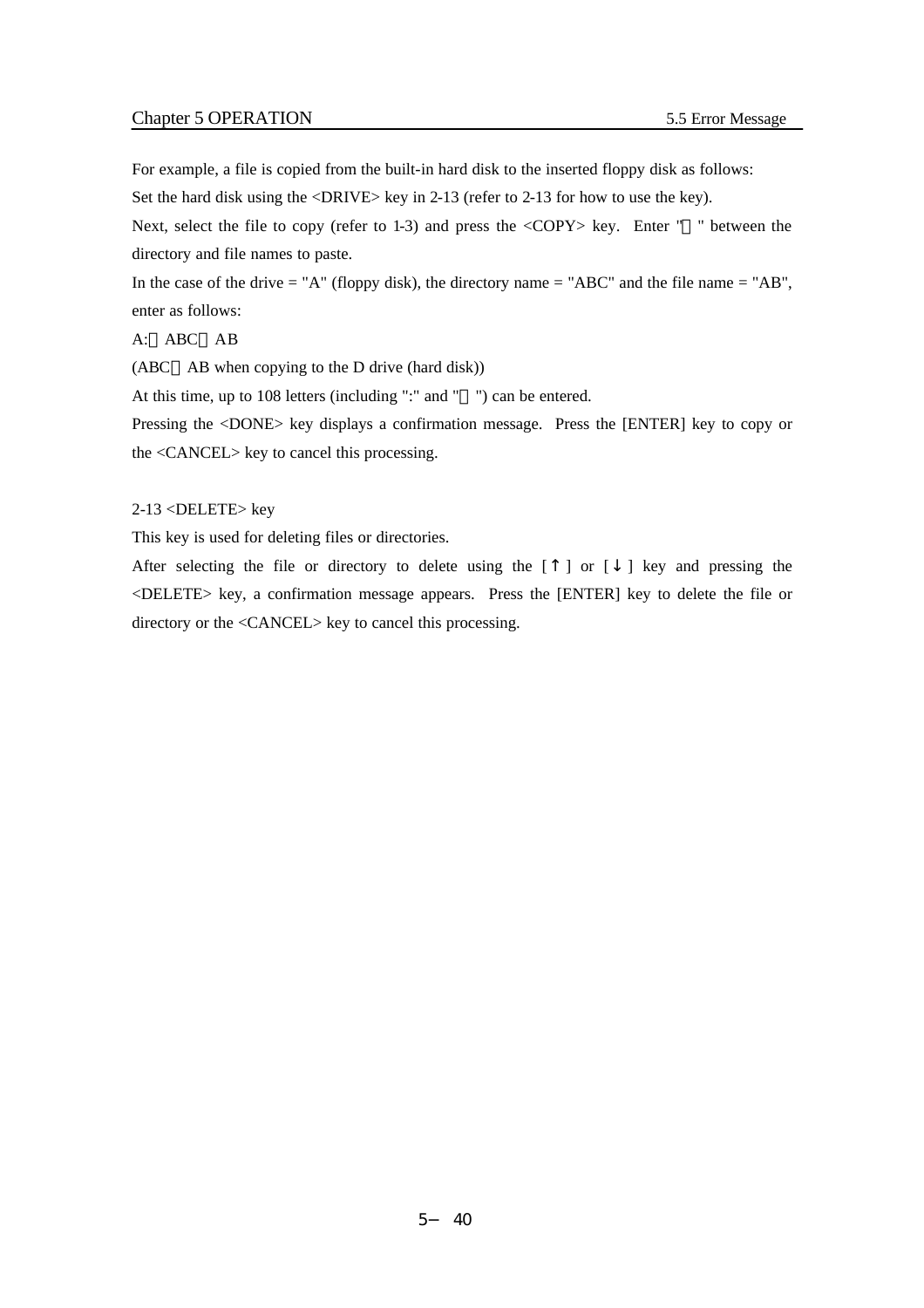For example, a file is copied from the built-in hard disk to the inserted floppy disk as follows:

Set the hard disk using the <DRIVE> key in 2-13 (refer to 2-13 for how to use the key).

Next, select the file to copy (refer to 1-3) and press the <COPY> key. Enter "\" between the directory and file names to paste.

In the case of the drive = "A" (floppy disk), the directory name = "ABC" and the file name = "AB", enter as follows:

A:\ABC\AB

(ABC\AB when copying to the D drive (hard disk))

At this time, up to 108 letters (including ":" and "\") can be entered.

Pressing the <DONE> key displays a confirmation message. Press the [ENTER] key to copy or the <CANCEL> key to cancel this processing.

2-13 <DELETE> key

This key is used for deleting files or directories.

After selecting the file or directory to delete using the [↑] or [↓] key and pressing the <DELETE> key, a confirmation message appears. Press the [ENTER] key to delete the file or directory or the <CANCEL> key to cancel this processing.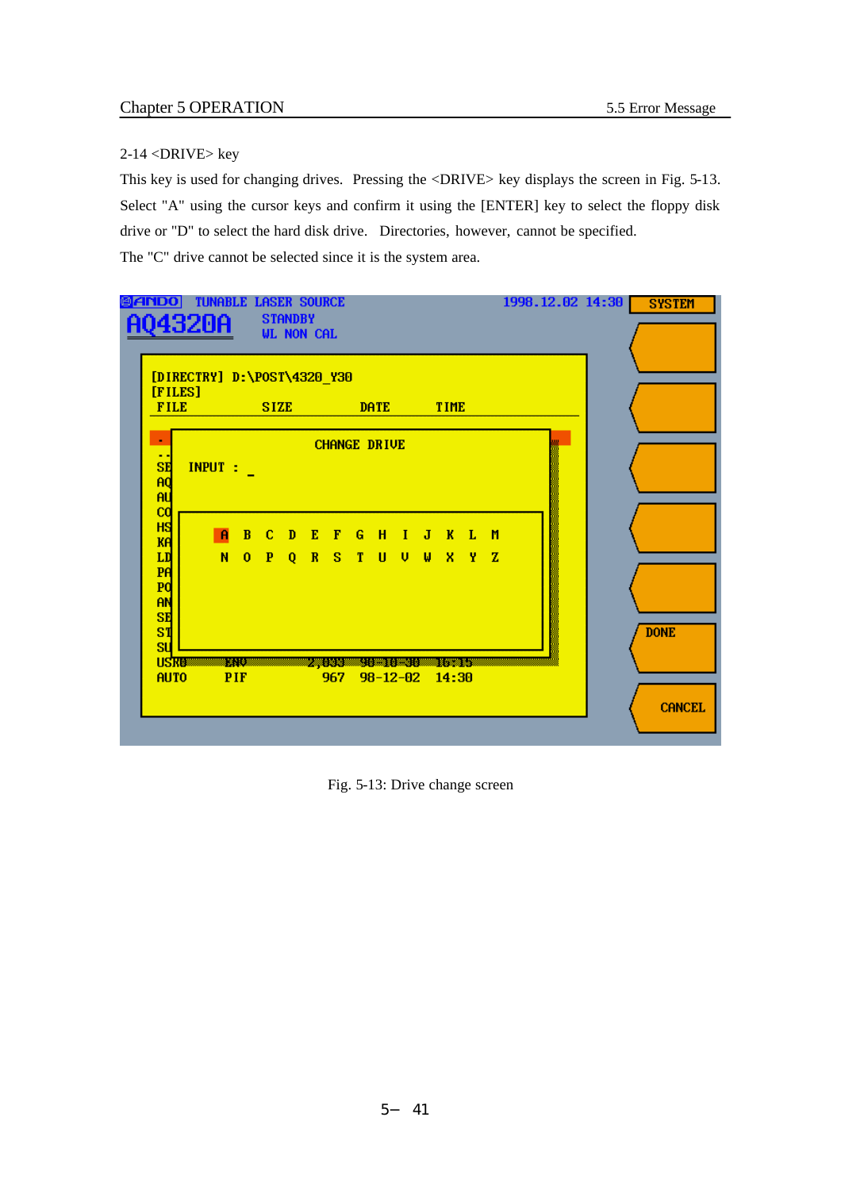2-14 <DRIVE> key

This key is used for changing drives. Pressing the <DRIVE> key displays the screen in Fig. 5-13. Select "A" using the cursor keys and confirm it using the [ENTER] key to select the floppy disk drive or "D" to select the hard disk drive. Directories, however, cannot be specified.

The "C" drive cannot be selected since it is the system area.

Fig. 5-13: Drive change screen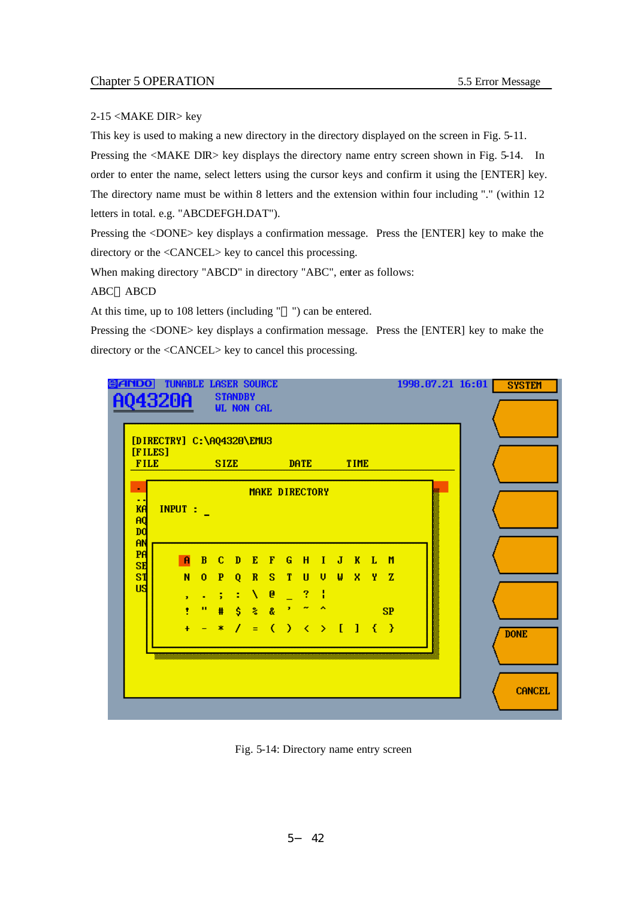2-15 <MAKE DIR> key

This key is used to making a new directory in the directory displayed on the screen in Fig. 5-11. Pressing the <MAKE DIR> key displays the directory name entry screen shown in Fig. 5-14. In order to enter the name, select letters using the cursor keys and confirm it using the [ENTER] key. The directory name must be within 8 letters and the extension within four including "." (within 12 letters in total. e.g. "ABCDEFGH.DAT").

Pressing the <DONE> key displays a confirmation message. Press the [ENTER] key to make the directory or the <CANCEL> key to cancel this processing.

When making directory "ABCD" in directory "ABC", enter as follows:

ABC\ABCD

At this time, up to 108 letters (including "\") can be entered.

Pressing the <DONE> key displays a confirmation message. Press the [ENTER] key to make the directory or the <CANCEL> key to cancel this processing.

Fig. 5-14: Directory name entry screen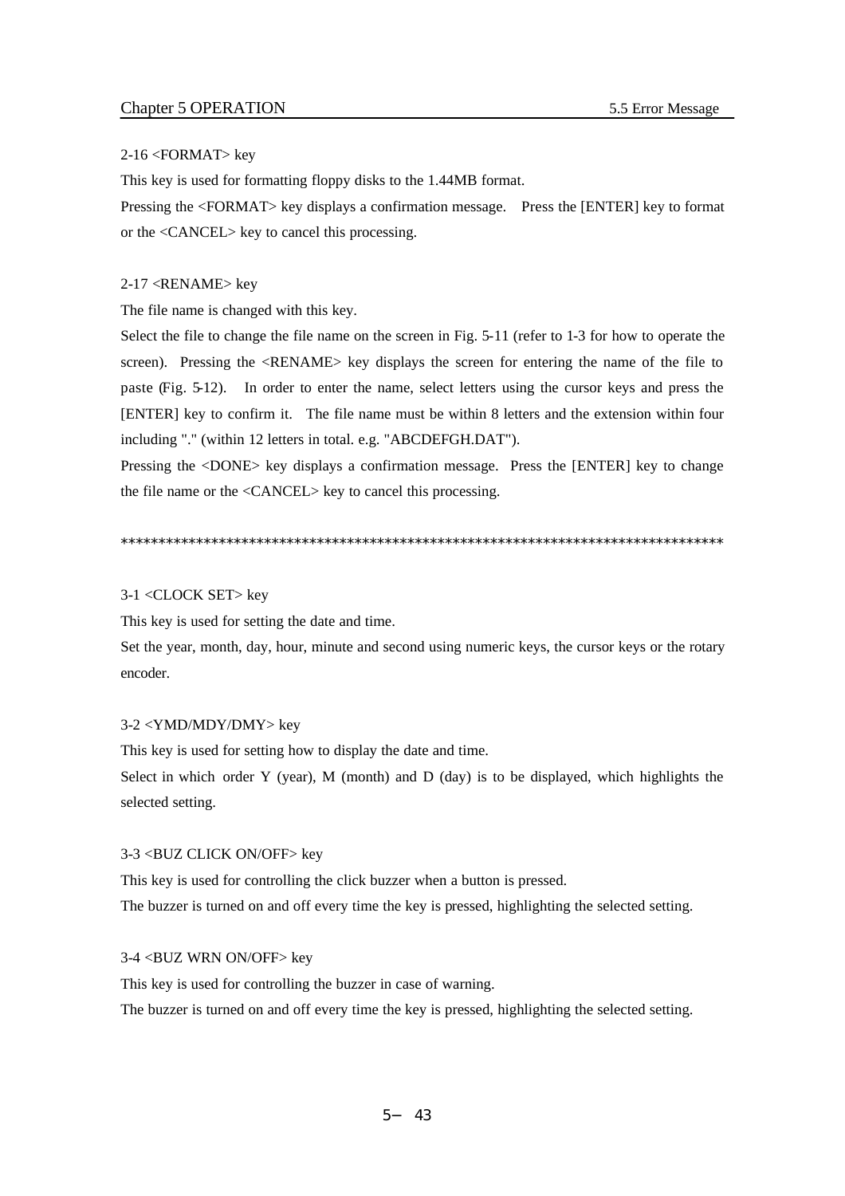2-16 <FORMAT> key

This key is used for formatting floppy disks to the 1.44MB format.

Pressing the <FORMAT> key displays a confirmation message. Press the [ENTER] key to format or the <CANCEL> key to cancel this processing.

2-17 <RENAME> key

The file name is changed with this key.

Select the file to change the file name on the screen in Fig. 5-11 (refer to 1-3 for how to operate the screen). Pressing the <RENAME> key displays the screen for entering the name of the file to paste (Fig. 5-12). In order to enter the name, select letters using the cursor keys and press the [ENTER] key to confirm it. The file name must be within 8 letters and the extension within four including "." (within 12 letters in total. e.g. "ABCDEFGH.DAT").

Pressing the <DONE> key displays a confirmation message. Press the [ENTER] key to change the file name or the <CANCEL> key to cancel this processing.

********************************************************************************

3-1 <CLOCK SET> key

This key is used for setting the date and time.

Set the year, month, day, hour, minute and second using numeric keys, the cursor keys or the rotary encoder.

3-2 <YMD/MDY/DMY> key

This key is used for setting how to display the date and time.

Select in which order Y (year), M (month) and D (day) is to be displayed, which highlights the selected setting.

3-3 <BUZ CLICK ON/OFF> key

This key is used for controlling the click buzzer when a button is pressed.

The buzzer is turned on and off every time the key is pressed, highlighting the selected setting.

3-4 <BUZ WRN ON/OFF> key

This key is used for controlling the buzzer in case of warning.

The buzzer is turned on and off every time the key is pressed, highlighting the selected setting.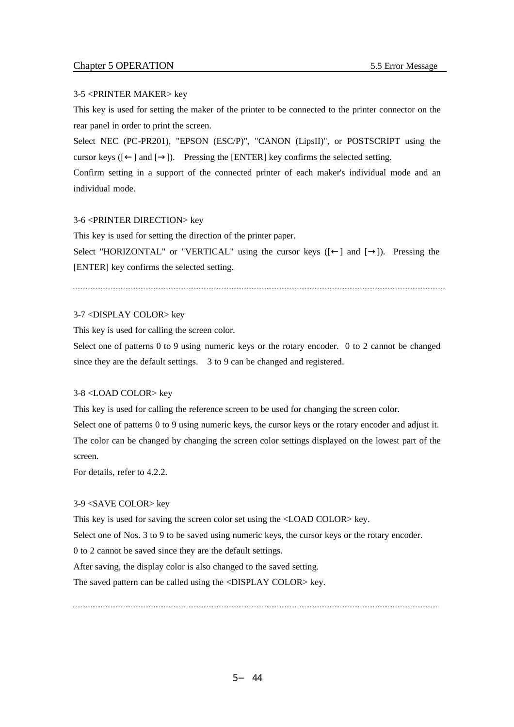3-5 <PRINTER MAKER> key

This key is used for setting the maker of the printer to be connected to the printer connector on the rear panel in order to print the screen.

Select NEC (PC-PR201), "EPSON (ESC/P)", "CANON (LipsII)", or POSTSCRIPT using the cursor keys ([←] and [→]). Pressing the [ENTER] key confirms the selected setting.

Confirm setting in a support of the connected printer of each maker's individual mode and an individual mode.

3-6 <PRINTER DIRECTION> key

This key is used for setting the direction of the printer paper.

Select "HORIZONTAL" or "VERTICAL" using the cursor keys ([←] and [→]). Pressing the [ENTER] key confirms the selected setting.

---

3-7 <DISPLAY COLOR> key

This key is used for calling the screen color.

Select one of patterns 0 to 9 using numeric keys or the rotary encoder. 0 to 2 cannot be changed since they are the default settings. 3 to 9 can be changed and registered.

3-8 <LOAD COLOR> key

This key is used for calling the reference screen to be used for changing the screen color.

Select one of patterns 0 to 9 using numeric keys, the cursor keys or the rotary encoder and adjust it.

The color can be changed by changing the screen color settings displayed on the lowest part of the screen.

For details, refer to 4.2.2.

3-9 <SAVE COLOR> key

This key is used for saving the screen color set using the <LOAD COLOR> key.

Select one of Nos. 3 to 9 to be saved using numeric keys, the cursor keys or the rotary encoder.

0 to 2 cannot be saved since they are the default settings.

After saving, the display color is also changed to the saved setting.

The saved pattern can be called using the <DISPLAY COLOR> key.

---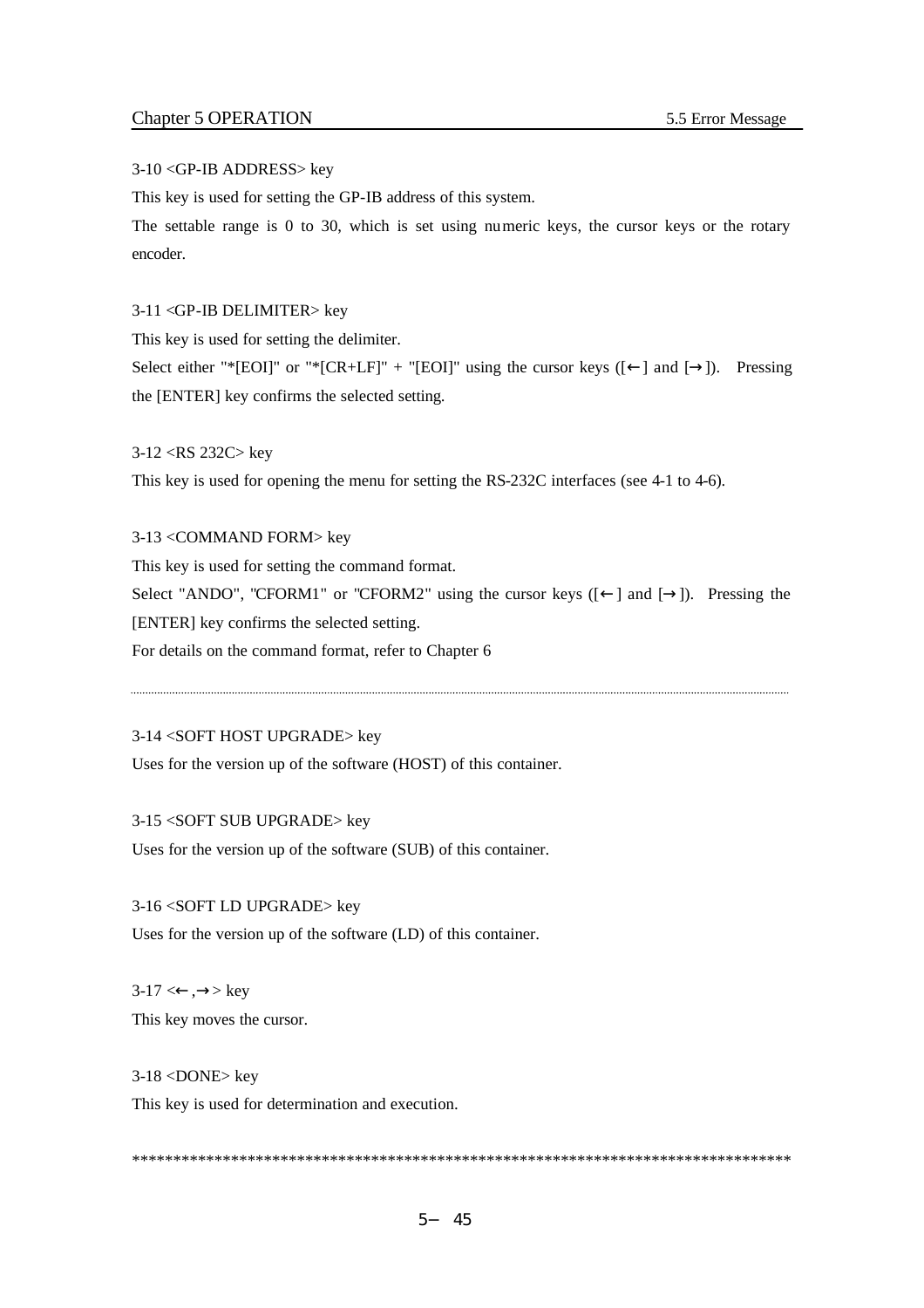3-10 <GP-IB ADDRESS> key

This key is used for setting the GP-IB address of this system.

The settable range is 0 to 30, which is set using numeric keys, the cursor keys or the rotary encoder.

3-11 <GP-IB DELIMITER> key

This key is used for setting the delimiter.

Select either "*[EOI]" or "*[CR+LF]" + "[EOI]" using the cursor keys ([←] and [→]). Pressing the [ENTER] key confirms the selected setting.

3-12 <RS 232C> key

This key is used for opening the menu for setting the RS-232C interfaces (see 4-1 to 4-6).

3-13 <COMMAND FORM> key

This key is used for setting the command format.

Select "ANDO", "CFORM1" or "CFORM2" using the cursor keys ([←] and [→]). Pressing the [ENTER] key confirms the selected setting.

For details on the command format, refer to Chapter 6

---

3-14 <SOFT HOST UPGRADE> key

Uses for the version up of the software (HOST) of this container.

3-15 <SOFT SUB UPGRADE> key

Uses for the version up of the software (SUB) of this container.

3-16 <SOFT LD UPGRADE> key

Uses for the version up of the software (LD) of this container.

3-17 <←,→> key

This key moves the cursor.

3-18 <DONE> key

This key is used for determination and execution.

*******************************************************************************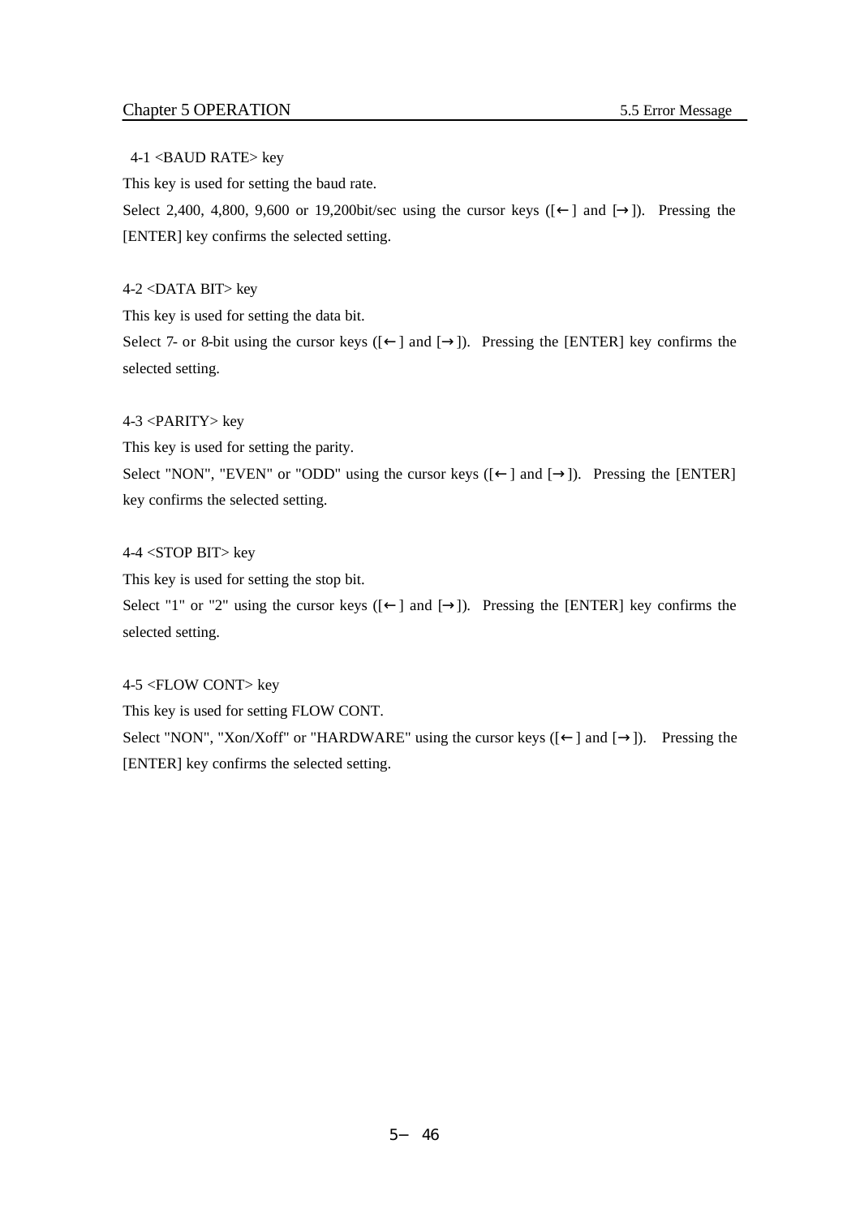4-1 <BAUD RATE> key

This key is used for setting the baud rate.

Select 2,400, 4,800, 9,600 or 19,200bit/sec using the cursor keys ([←] and [→]). Pressing the [ENTER] key confirms the selected setting.

4-2 <DATA BIT> key

This key is used for setting the data bit.

Select 7- or 8-bit using the cursor keys ([←] and [→]). Pressing the [ENTER] key confirms the selected setting.

4-3 <PARITY> key

This key is used for setting the parity.

Select "NON", "EVEN" or "ODD" using the cursor keys ([←] and [→]). Pressing the [ENTER] key confirms the selected setting.

4-4 <STOP BIT> key

This key is used for setting the stop bit.

Select "1" or "2" using the cursor keys ([←] and [→]). Pressing the [ENTER] key confirms the selected setting.

4-5 <FLOW CONT> key

This key is used for setting FLOW CONT.

Select "NON", "Xon/Xoff" or "HARDWARE" using the cursor keys ([←] and [→]). Pressing the [ENTER] key confirms the selected setting.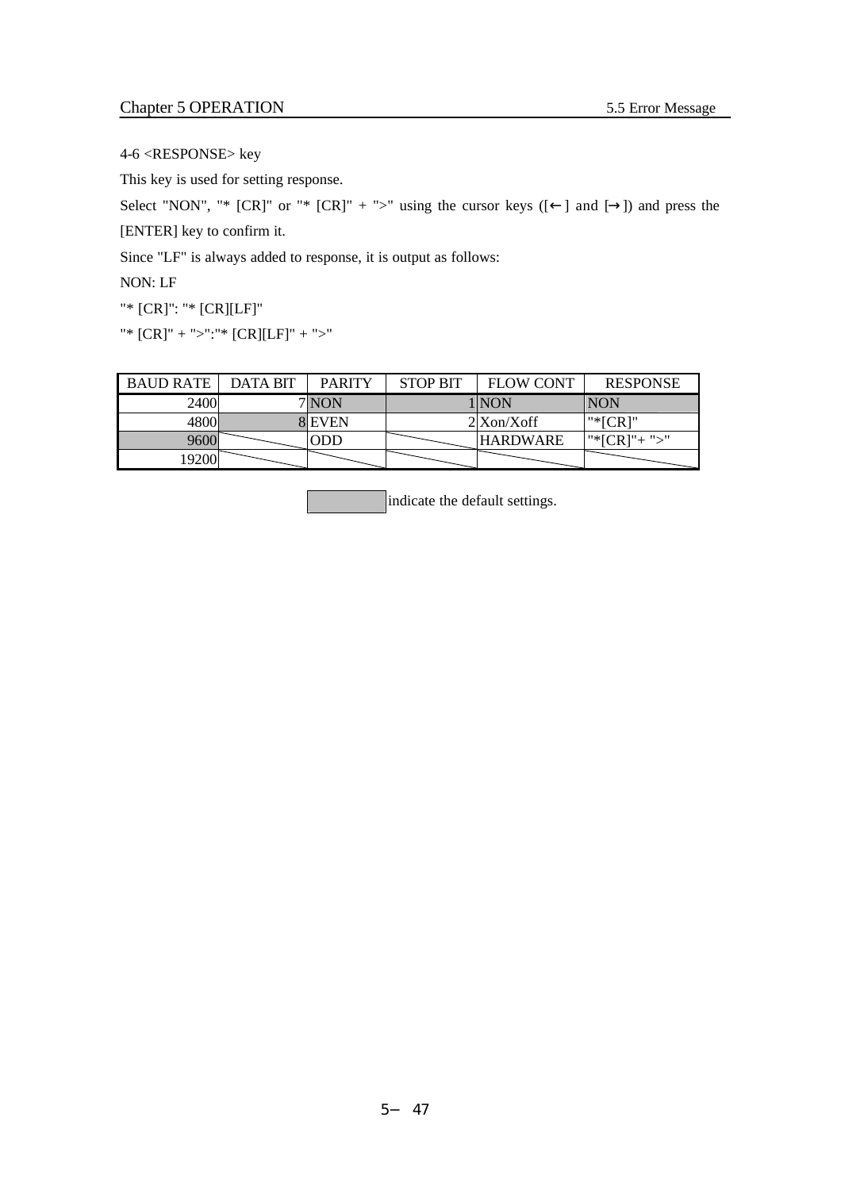4-6 <RESPONSE> key

This key is used for setting response.

Select "NON", "* [CR]" or "* [CR]" + ">" using the cursor keys ([←] and [→]) and press the [ENTER] key to confirm it.

Since "LF" is always added to response, it is output as follows:

NON: LF

"* [CR]": "* [CR][LF]"

"* [CR]" + ">":"* [CR][LF]" + ">"

| BAUD RATE | DATA BIT | PARITY | STOP BIT | FLOW CONT | RESPONSE |
|---|---|---|---|---|---|
| 2400 | 7 | NON | 1 | NON | NON |
| 4800 | 8 | EVEN | 2 | Xon/Xoff | "*[CR]" |
| 9600 | | ODD | | HARDWARE | "*[CR]"+ ">" |
| 19200 | | | | | |

(Shaded cells) indicate the default settings.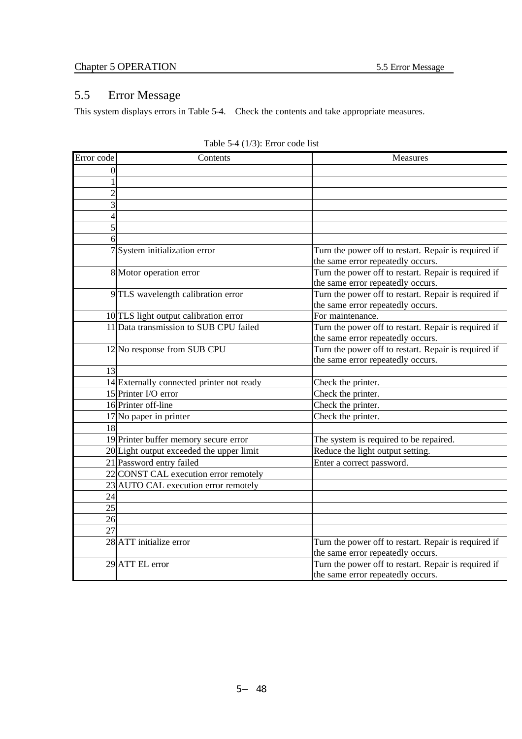## 5.5 Error Message

This system displays errors in Table 5-4.   Check the contents and take appropriate measures.

Table 5-4 (1/3): Error code list

| Error code | Contents | Measures |
|---|---|---|
| 0 | | |
| 1 | | |
| 2 | | |
| 3 | | |
| 4 | | |
| 5 | | |
| 6 | | |
| 7 | System initialization error | Turn the power off to restart. Repair is required if the same error repeatedly occurs. |
| 8 | Motor operation error | Turn the power off to restart. Repair is required if the same error repeatedly occurs. |
| 9 | TLS wavelength calibration error | Turn the power off to restart. Repair is required if the same error repeatedly occurs. |
| 10 | TLS light output calibration error | For maintenance. |
| 11 | Data transmission to SUB CPU failed | Turn the power off to restart. Repair is required if the same error repeatedly occurs. |
| 12 | No response from SUB CPU | Turn the power off to restart. Repair is required if the same error repeatedly occurs. |
| 13 | | |
| 14 | Externally connected printer not ready | Check the printer. |
| 15 | Printer I/O error | Check the printer. |
| 16 | Printer off-line | Check the printer. |
| 17 | No paper in printer | Check the printer. |
| 18 | | |
| 19 | Printer buffer memory secure error | The system is required to be repaired. |
| 20 | Light output exceeded the upper limit | Reduce the light output setting. |
| 21 | Password entry failed | Enter a correct password. |
| 22 | CONST CAL execution error remotely | |
| 23 | AUTO CAL execution error remotely | |
| 24 | | |
| 25 | | |
| 26 | | |
| 27 | | |
| 28 | ATT initialize error | Turn the power off to restart. Repair is required if the same error repeatedly occurs. |
| 29 | ATT EL error | Turn the power off to restart. Repair is required if the same error repeatedly occurs. |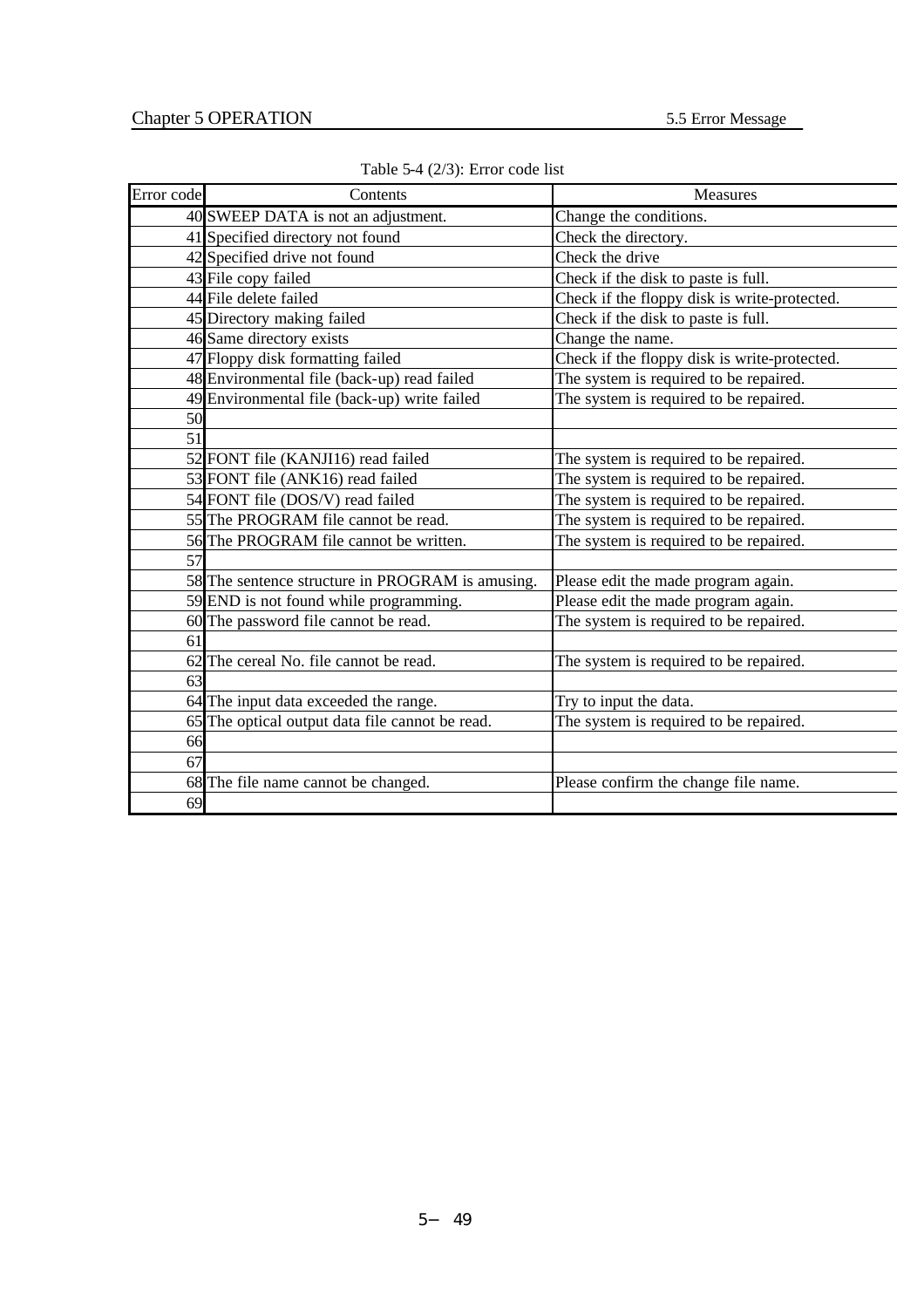Table 5-4 (2/3): Error code list

| Error code | Contents | Measures |
|---|---|---|
| 40 | SWEEP DATA is not an adjustment. | Change the conditions. |
| 41 | Specified directory not found | Check the directory. |
| 42 | Specified drive not found | Check the drive |
| 43 | File copy failed | Check if the disk to paste is full. |
| 44 | File delete failed | Check if the floppy disk is write-protected. |
| 45 | Directory making failed | Check if the disk to paste is full. |
| 46 | Same directory exists | Change the name. |
| 47 | Floppy disk formatting failed | Check if the floppy disk is write-protected. |
| 48 | Environmental file (back-up) read failed | The system is required to be repaired. |
| 49 | Environmental file (back-up) write failed | The system is required to be repaired. |
| 50 | | |
| 51 | | |
| 52 | FONT file (KANJI16) read failed | The system is required to be repaired. |
| 53 | FONT file (ANK16) read failed | The system is required to be repaired. |
| 54 | FONT file (DOS/V) read failed | The system is required to be repaired. |
| 55 | The PROGRAM file cannot be read. | The system is required to be repaired. |
| 56 | The PROGRAM file cannot be written. | The system is required to be repaired. |
| 57 | | |
| 58 | The sentence structure in PROGRAM is amusing. | Please edit the made program again. |
| 59 | END is not found while programming. | Please edit the made program again. |
| 60 | The password file cannot be read. | The system is required to be repaired. |
| 61 | | |
| 62 | The cereal No. file cannot be read. | The system is required to be repaired. |
| 63 | | |
| 64 | The input data exceeded the range. | Try to input the data. |
| 65 | The optical output data file cannot be read. | The system is required to be repaired. |
| 66 | | |
| 67 | | |
| 68 | The file name cannot be changed. | Please confirm the change file name. |
| 69 | | |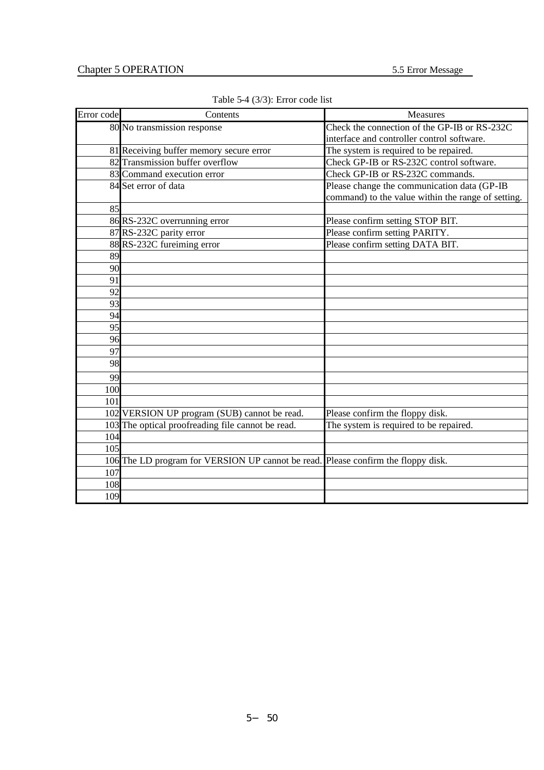Table 5-4 (3/3): Error code list

| Error code | Contents | Measures |
|---|---|---|
| 80 | No transmission response | Check the connection of the GP-IB or RS-232C interface and controller control software. |
| 81 | Receiving buffer memory secure error | The system is required to be repaired. |
| 82 | Transmission buffer overflow | Check GP-IB or RS-232C control software. |
| 83 | Command execution error | Check GP-IB or RS-232C commands. |
| 84 | Set error of data | Please change the communication data (GP-IB command) to the value within the range of setting. |
| 85 | | |
| 86 | RS-232C overrunning error | Please confirm setting STOP BIT. |
| 87 | RS-232C parity error | Please confirm setting PARITY. |
| 88 | RS-232C fureiming error | Please confirm setting DATA BIT. |
| 89 | | |
| 90 | | |
| 91 | | |
| 92 | | |
| 93 | | |
| 94 | | |
| 95 | | |
| 96 | | |
| 97 | | |
| 98 | | |
| 99 | | |
| 100 | | |
| 101 | | |
| 102 | VERSION UP program (SUB) cannot be read. | Please confirm the floppy disk. |
| 103 | The optical proofreading file cannot be read. | The system is required to be repaired. |
| 104 | | |
| 105 | | |
| 106 | The LD program for VERSION UP cannot be read. | Please confirm the floppy disk. |
| 107 | | |
| 108 | | |
| 109 | | |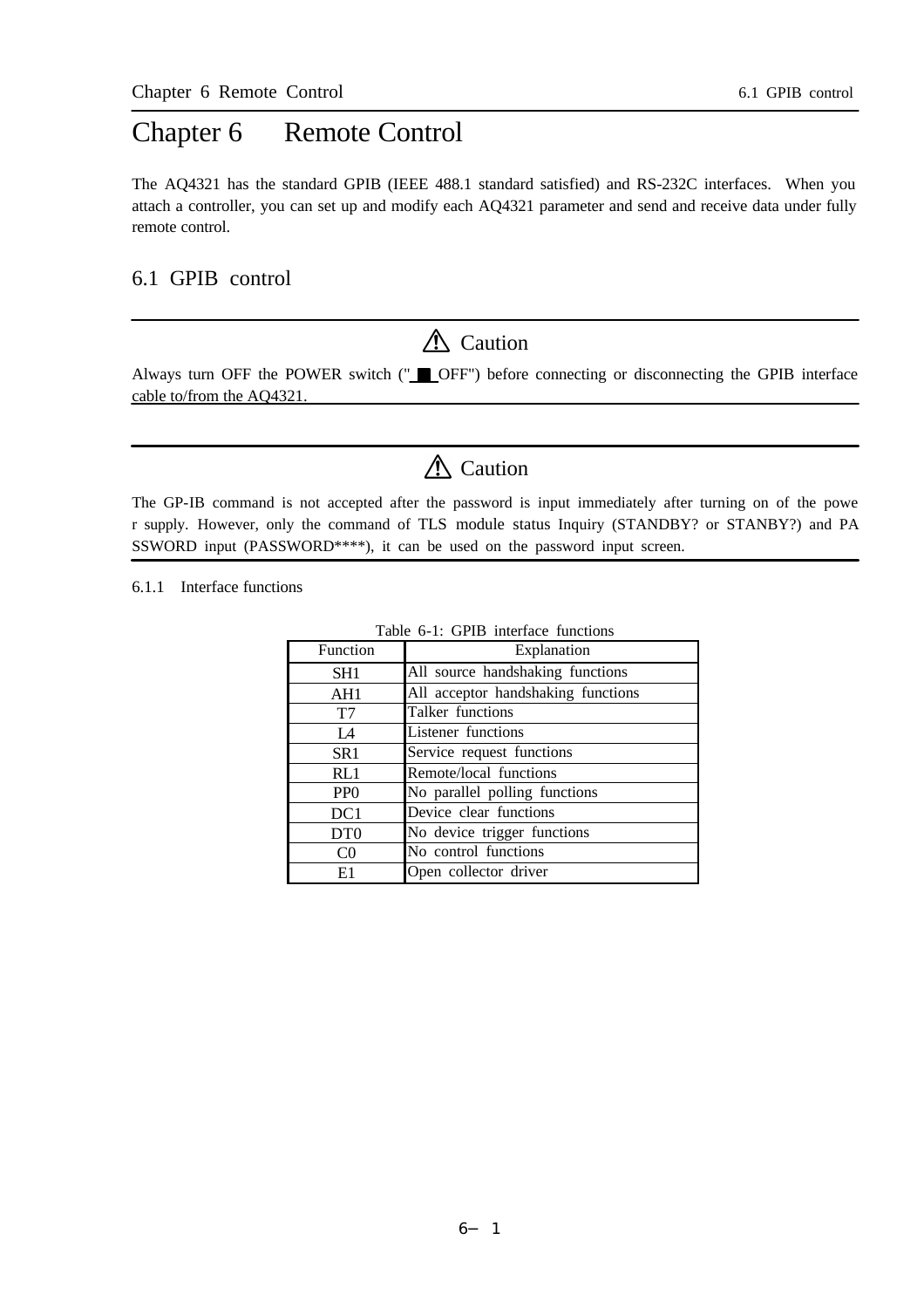# Chapter 6 Remote Control

The AQ4321 has the standard GPIB (IEEE 488.1 standard satisfied) and RS-232C interfaces. When you attach a controller, you can set up and modify each AQ4321 parameter and send and receive data under fully remote control.

## 6.1 GPIB control

⚠ Caution

Always turn OFF the POWER switch ("■ OFF") before connecting or disconnecting the GPIB interface cable to/from the AQ4321.

⚠ Caution

The GP-IB command is not accepted after the password is input immediately after turning on of the power supply. However, only the command of TLS module status Inquiry (STANDBY? or STANBY?) and PASSWORD input (PASSWORD****), it can be used on the password input screen.

### 6.1.1 Interface functions

Table 6-1: GPIB interface functions

| Function | Explanation |
|---|---|
| SH1 | All source handshaking functions |
| AH1 | All acceptor handshaking functions |
| T7 | Talker functions |
| L4 | Listener functions |
| SR1 | Service request functions |
| RL1 | Remote/local functions |
| PP0 | No parallel polling functions |
| DC1 | Device clear functions |
| DT0 | No device trigger functions |
| C0 | No control functions |
| E1 | Open collector driver |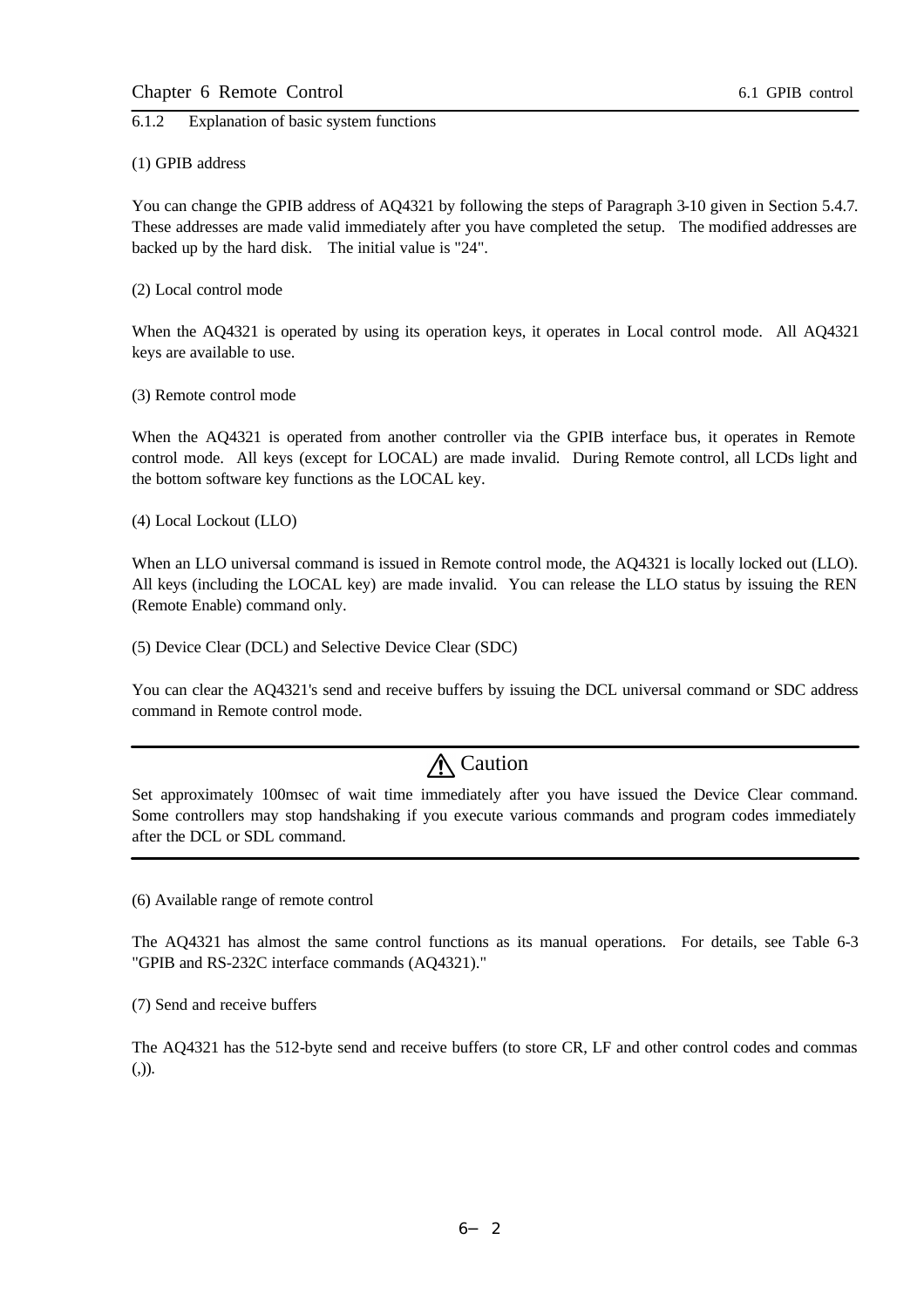### 6.1.2 Explanation of basic system functions

(1) GPIB address

You can change the GPIB address of AQ4321 by following the steps of Paragraph 3-10 given in Section 5.4.7. These addresses are made valid immediately after you have completed the setup. The modified addresses are backed up by the hard disk. The initial value is "24".

(2) Local control mode

When the AQ4321 is operated by using its operation keys, it operates in Local control mode. All AQ4321 keys are available to use.

(3) Remote control mode

When the AQ4321 is operated from another controller via the GPIB interface bus, it operates in Remote control mode. All keys (except for LOCAL) are made invalid. During Remote control, all LCDs light and the bottom software key functions as the LOCAL key.

(4) Local Lockout (LLO)

When an LLO universal command is issued in Remote control mode, the AQ4321 is locally locked out (LLO). All keys (including the LOCAL key) are made invalid. You can release the LLO status by issuing the REN (Remote Enable) command only.

(5) Device Clear (DCL) and Selective Device Clear (SDC)

You can clear the AQ4321's send and receive buffers by issuing the DCL universal command or SDC address command in Remote control mode.

---

**⚠ Caution**

Set approximately 100msec of wait time immediately after you have issued the Device Clear command. Some controllers may stop handshaking if you execute various commands and program codes immediately after the DCL or SDL command.

---

(6) Available range of remote control

The AQ4321 has almost the same control functions as its manual operations. For details, see Table 6-3 "GPIB and RS-232C interface commands (AQ4321)."

(7) Send and receive buffers

The AQ4321 has the 512-byte send and receive buffers (to store CR, LF and other control codes and commas (,)).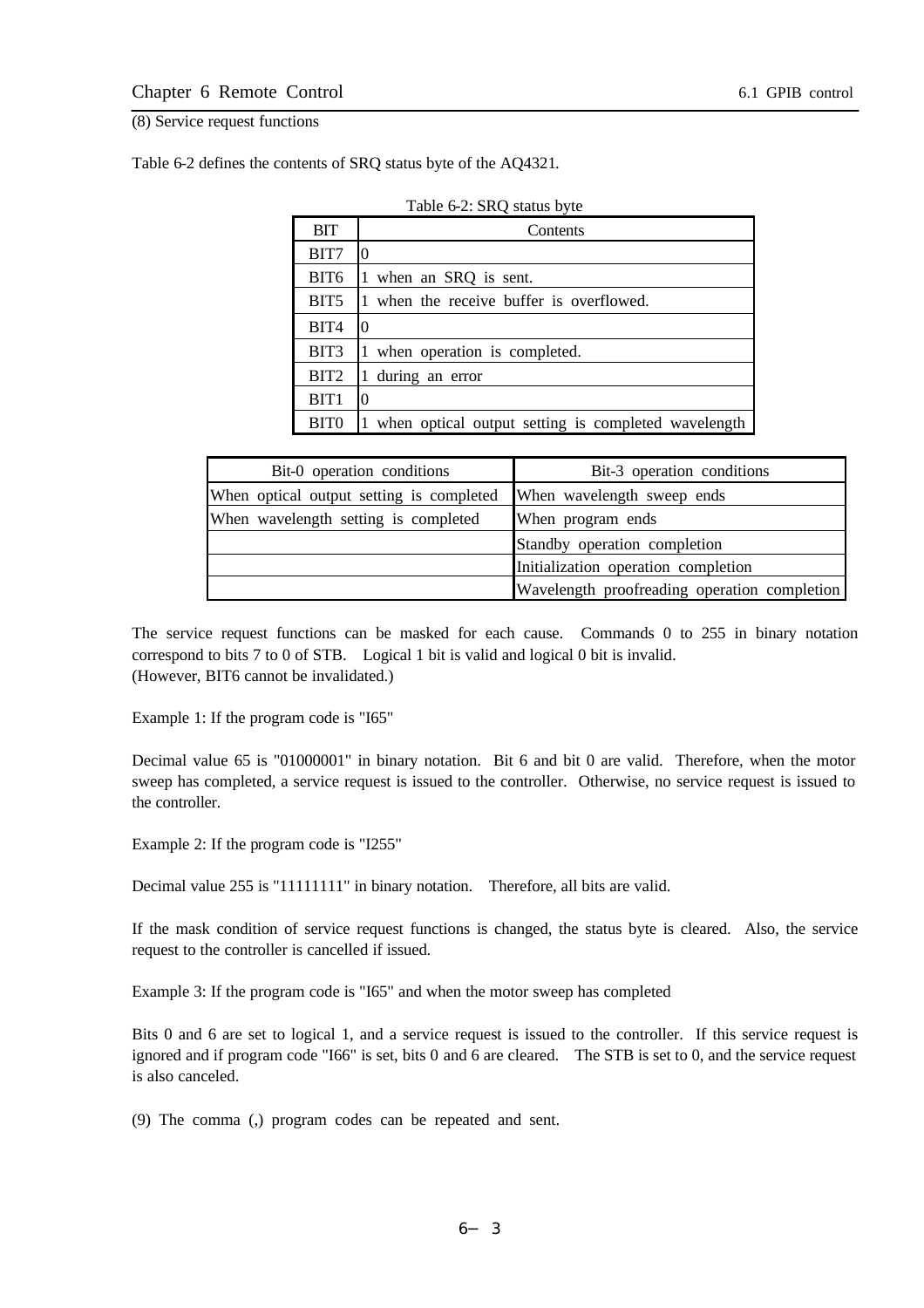(8) Service request functions

Table 6-2 defines the contents of SRQ status byte of the AQ4321.

Table 6-2: SRQ status byte

| BIT | Contents |
|---|---|
| BIT7 | 0 |
| BIT6 | 1 when an SRQ is sent. |
| BIT5 | 1 when the receive buffer is overflowed. |
| BIT4 | 0 |
| BIT3 | 1 when operation is completed. |
| BIT2 | 1 during an error |
| BIT1 | 0 |
| BIT0 | 1 when optical output setting is completed wavelength |

| Bit-0 operation conditions | Bit-3 operation conditions |
|---|---|
| When optical output setting is completed | When wavelength sweep ends |
| When wavelength setting is completed | When program ends |
| | Standby operation completion |
| | Initialization operation completion |
| | Wavelength proofreading operation completion |

The service request functions can be masked for each cause. Commands 0 to 255 in binary notation correspond to bits 7 to 0 of STB. Logical 1 bit is valid and logical 0 bit is invalid.
(However, BIT6 cannot be invalidated.)

Example 1: If the program code is "I65"

Decimal value 65 is "01000001" in binary notation. Bit 6 and bit 0 are valid. Therefore, when the motor sweep has completed, a service request is issued to the controller. Otherwise, no service request is issued to the controller.

Example 2: If the program code is "I255"

Decimal value 255 is "11111111" in binary notation. Therefore, all bits are valid.

If the mask condition of service request functions is changed, the status byte is cleared. Also, the service request to the controller is cancelled if issued.

Example 3: If the program code is "I65" and when the motor sweep has completed

Bits 0 and 6 are set to logical 1, and a service request is issued to the controller. If this service request is ignored and if program code "I66" is set, bits 0 and 6 are cleared. The STB is set to 0, and the service request is also canceled.

(9) The comma (,) program codes can be repeated and sent.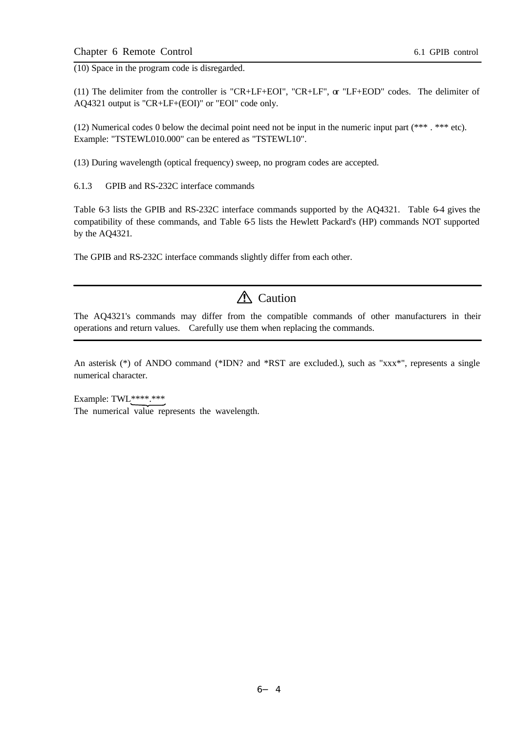(10) Space in the program code is disregarded.

(11) The delimiter from the controller is "CR+LF+EOI", "CR+LF", or "LF+EOD" codes. The delimiter of AQ4321 output is "CR+LF+(EOI)" or "EOI" code only.

(12) Numerical codes 0 below the decimal point need not be input in the numeric input part (*** . *** etc). Example: "TSTEWL010.000" can be entered as "TSTEWL10".

(13) During wavelength (optical frequency) sweep, no program codes are accepted.

### 6.1.3 GPIB and RS-232C interface commands

Table 6-3 lists the GPIB and RS-232C interface commands supported by the AQ4321. Table 6-4 gives the compatibility of these commands, and Table 6-5 lists the Hewlett Packard's (HP) commands NOT supported by the AQ4321.

The GPIB and RS-232C interface commands slightly differ from each other.

---

**⚠ Caution**

The AQ4321's commands may differ from the compatible commands of other manufacturers in their operations and return values. Carefully use them when replacing the commands.

---

An asterisk (*) of ANDO command (*IDN? and *RST are excluded.), such as "xxx*", represents a single numerical character.

Example: TWL****.***
The numerical value represents the wavelength.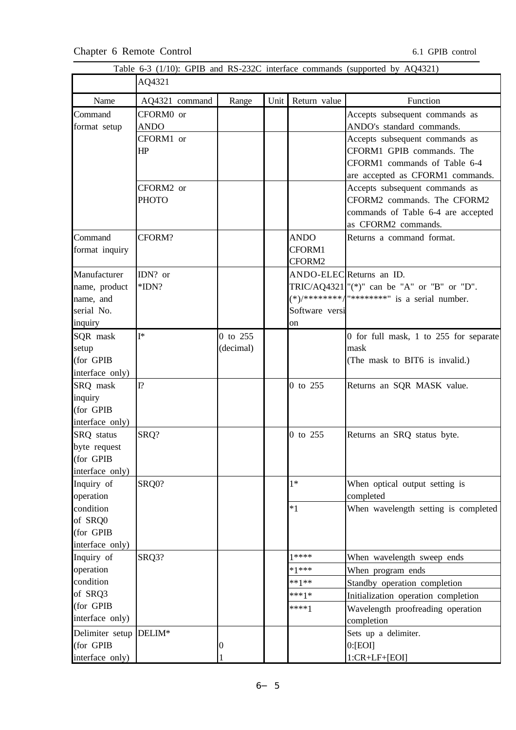Table 6-3 (1/10): GPIB and RS-232C interface commands (supported by AQ4321)

| | AQ4321 | | | | |
|---|---|---|---|---|---|
| Name | AQ4321 command | Range | Unit | Return value | Function |
| Command format setup | CFORM0 or ANDO | | | | Accepts subsequent commands as ANDO's standard commands. |
| | CFORM1 or HP | | | | Accepts subsequent commands as CFORM1 GPIB commands. The CFORM1 commands of Table 6-4 are accepted as CFORM1 commands. |
| | CFORM2 or PHOTO | | | | Accepts subsequent commands as CFORM2 commands. The CFORM2 commands of Table 6-4 are accepted as CFORM2 commands. |
| Command format inquiry | CFORM? | | | ANDO<br>CFORM1<br>CFORM2 | Returns a command format. |
| Manufacturer name, product name, and serial No. inquiry | IDN? or *IDN? | | | ANDO-ELECTRIC/AQ4321(*)/********/Software version | Returns an ID.<br>"(*)" can be "A" or "B" or "D".<br>"********" is a serial number. |
| SQR mask setup (for GPIB interface only) | I* | 0 to 255 (decimal) | | | 0 for full mask, 1 to 255 for separate mask<br>(The mask to BIT6 is invalid.) |
| SRQ mask inquiry (for GPIB interface only) | I? | | | 0 to 255 | Returns an SQR MASK value. |
| SRQ status byte request (for GPIB interface only) | SRQ? | | | 0 to 255 | Returns an SRQ status byte. |
| Inquiry of operation condition of SRQ0 (for GPIB interface only) | SRQ0? | | | 1* | When optical output setting is completed |
| | | | | *1 | When wavelength setting is completed |
| Inquiry of operation condition of SRQ3 (for GPIB interface only) | SRQ3? | | | 1**** | When wavelength sweep ends |
| | | | | *1*** | When program ends |
| | | | | **1** | Standby operation completion |
| | | | | ***1* | Initialization operation completion |
| | | | | ****1 | Wavelength proofreading operation completion |
| Delimiter setup (for GPIB interface only) | DELIM* | 0<br>1 | | | Sets up a delimiter.<br>0:[EOI]<br>1:CR+LF+[EOI] |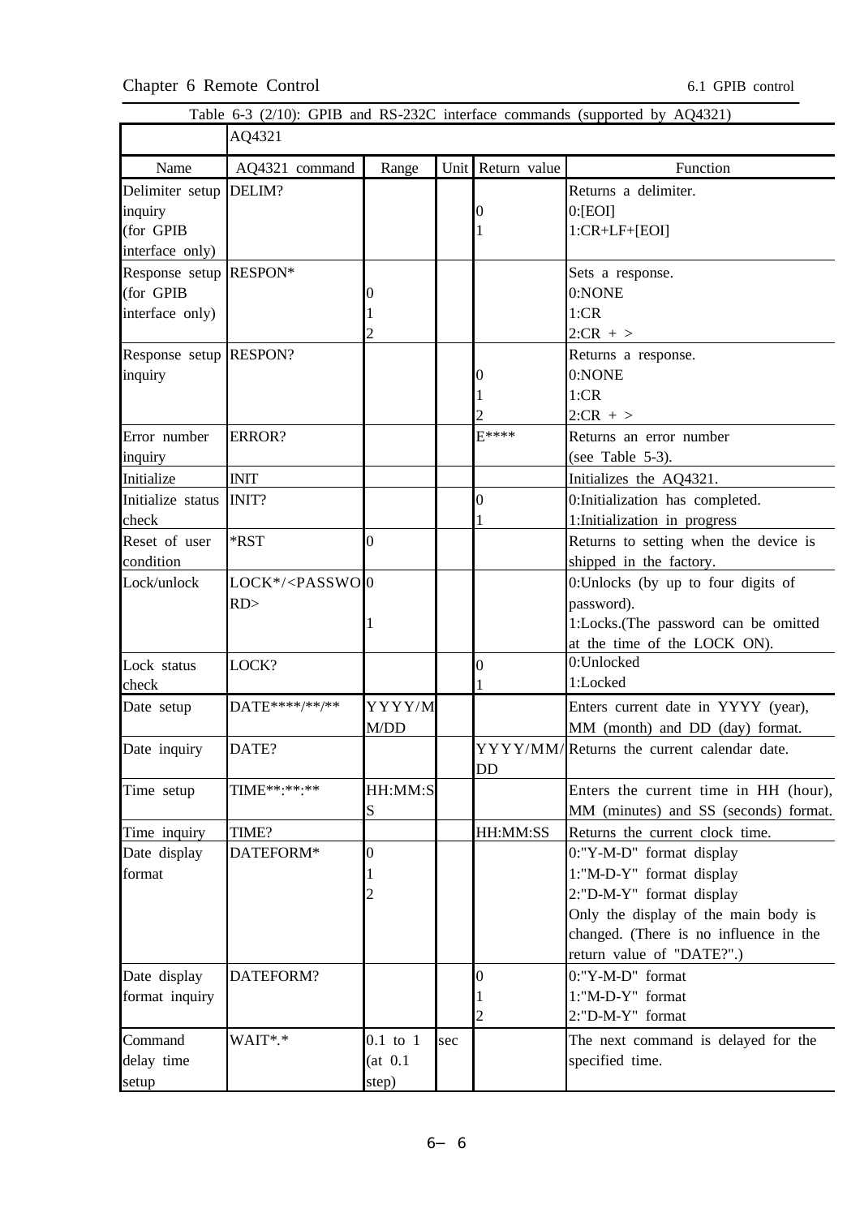Table 6-3 (2/10): GPIB and RS-232C interface commands (supported by AQ4321)

| | AQ4321 | | | | |
|---|---|---|---|---|---|
| Name | AQ4321 command | Range | Unit | Return value | Function |
| Delimiter setup inquiry (for GPIB interface only) | DELIM? | | | 0<br>1 | Returns a delimiter.<br>0:[EOI]<br>1:CR+LF+[EOI] |
| Response setup (for GPIB interface only) | RESPON* | 0<br>1<br>2 | | | Sets a response.<br>0:NONE<br>1:CR<br>2:CR + > |
| Response setup inquiry | RESPON? | | | 0<br>1<br>2 | Returns a response.<br>0:NONE<br>1:CR<br>2:CR + > |
| Error number inquiry | ERROR? | | | E**** | Returns an error number (see Table 5-3). |
| Initialize | INIT | | | | Initializes the AQ4321. |
| Initialize status check | INIT? | | | 0<br>1 | 0:Initialization has completed.<br>1:Initialization in progress |
| Reset of user condition | *RST | 0 | | | Returns to setting when the device is shipped in the factory. |
| Lock/unlock | LOCK*/<PASSWORD> | 0<br>1 | | | 0:Unlocks (by up to four digits of password).<br>1:Locks.(The password can be omitted at the time of the LOCK ON). |
| Lock status check | LOCK? | | | 0<br>1 | 0:Unlocked<br>1:Locked |
| Date setup | DATE****/**/** | YYYY/MM/DD | | | Enters current date in YYYY (year), MM (month) and DD (day) format. |
| Date inquiry | DATE? | | | YYYY/MM/DD | Returns the current calendar date. |
| Time setup | TIME**:**:** | HH:MM:SS | | | Enters the current time in HH (hour), MM (minutes) and SS (seconds) format. |
| Time inquiry | TIME? | | | HH:MM:SS | Returns the current clock time. |
| Date display format | DATEFORM* | 0<br>1<br>2 | | | 0:"Y-M-D" format display<br>1:"M-D-Y" format display<br>2:"D-M-Y" format display<br>Only the display of the main body is changed. (There is no influence in the return value of "DATE?".) |
| Date display format inquiry | DATEFORM? | | | 0<br>1<br>2 | 0:"Y-M-D" format<br>1:"M-D-Y" format<br>2:"D-M-Y" format |
| Command delay time setup | WAIT*.* | 0.1 to 1 (at 0.1 step) | sec | | The next command is delayed for the specified time. |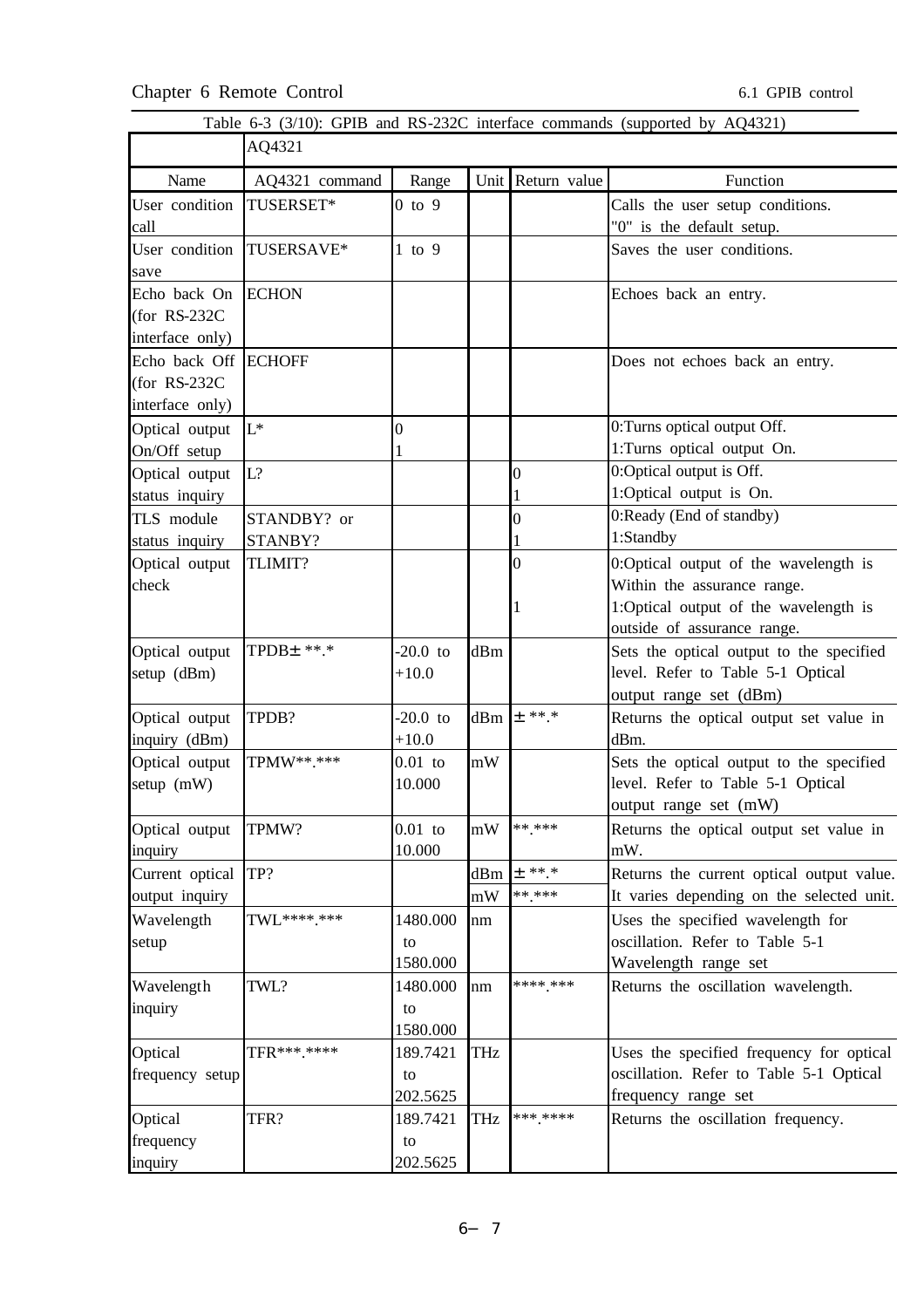Table 6-3 (3/10): GPIB and RS-232C interface commands (supported by AQ4321)

| | AQ4321 | | | | |
|---|---|---|---|---|---|
| Name | AQ4321 command | Range | Unit | Return value | Function |
| User condition call | TUSERSET* | 0 to 9 | | | Calls the user setup conditions. "0" is the default setup. |
| User condition save | TUSERSAVE* | 1 to 9 | | | Saves the user conditions. |
| Echo back On (for RS-232C interface only) | ECHON | | | | Echoes back an entry. |
| Echo back Off (for RS-232C interface only) | ECHOFF | | | | Does not echoes back an entry. |
| Optical output On/Off setup | L* | 0<br>1 | | | 0:Turns optical output Off.<br>1:Turns optical output On. |
| Optical output status inquiry | L? | | | 0<br>1 | 0:Optical output is Off.<br>1:Optical output is On. |
| TLS module status inquiry | STANDBY? or STANBY? | | | 0<br>1 | 0:Ready (End of standby)<br>1:Standby |
| Optical output check | TLIMIT? | | | 0<br>1 | 0:Optical output of the wavelength is Within the assurance range.<br>1:Optical output of the wavelength is outside of assurance range. |
| Optical output setup (dBm) | TPDB± **.* | -20.0 to +10.0 | dBm | | Sets the optical output to the specified level. Refer to Table 5-1 Optical output range set (dBm) |
| Optical output inquiry (dBm) | TPDB? | -20.0 to +10.0 | dBm | ± **.* | Returns the optical output set value in dBm. |
| Optical output setup (mW) | TPMW**.*** | 0.01 to 10.000 | mW | | Sets the optical output to the specified level. Refer to Table 5-1 Optical output range set (mW) |
| Optical output inquiry | TPMW? | 0.01 to 10.000 | mW | **.*** | Returns the optical output set value in mW. |
| Current optical output inquiry | TP? | | dBm<br>mW | ± **.*<br>**.*** | Returns the current optical output value. It varies depending on the selected unit. |
| Wavelength setup | TWL****.*** | 1480.000 to 1580.000 | nm | | Uses the specified wavelength for oscillation. Refer to Table 5-1 Wavelength range set |
| Wavelength inquiry | TWL? | 1480.000 to 1580.000 | nm | ****.*** | Returns the oscillation wavelength. |
| Optical frequency setup | TFR***.**** | 189.7421 to 202.5625 | THz | | Uses the specified frequency for optical oscillation. Refer to Table 5-1 Optical frequency range set |
| Optical frequency inquiry | TFR? | 189.7421 to 202.5625 | THz | ***.**** | Returns the oscillation frequency. |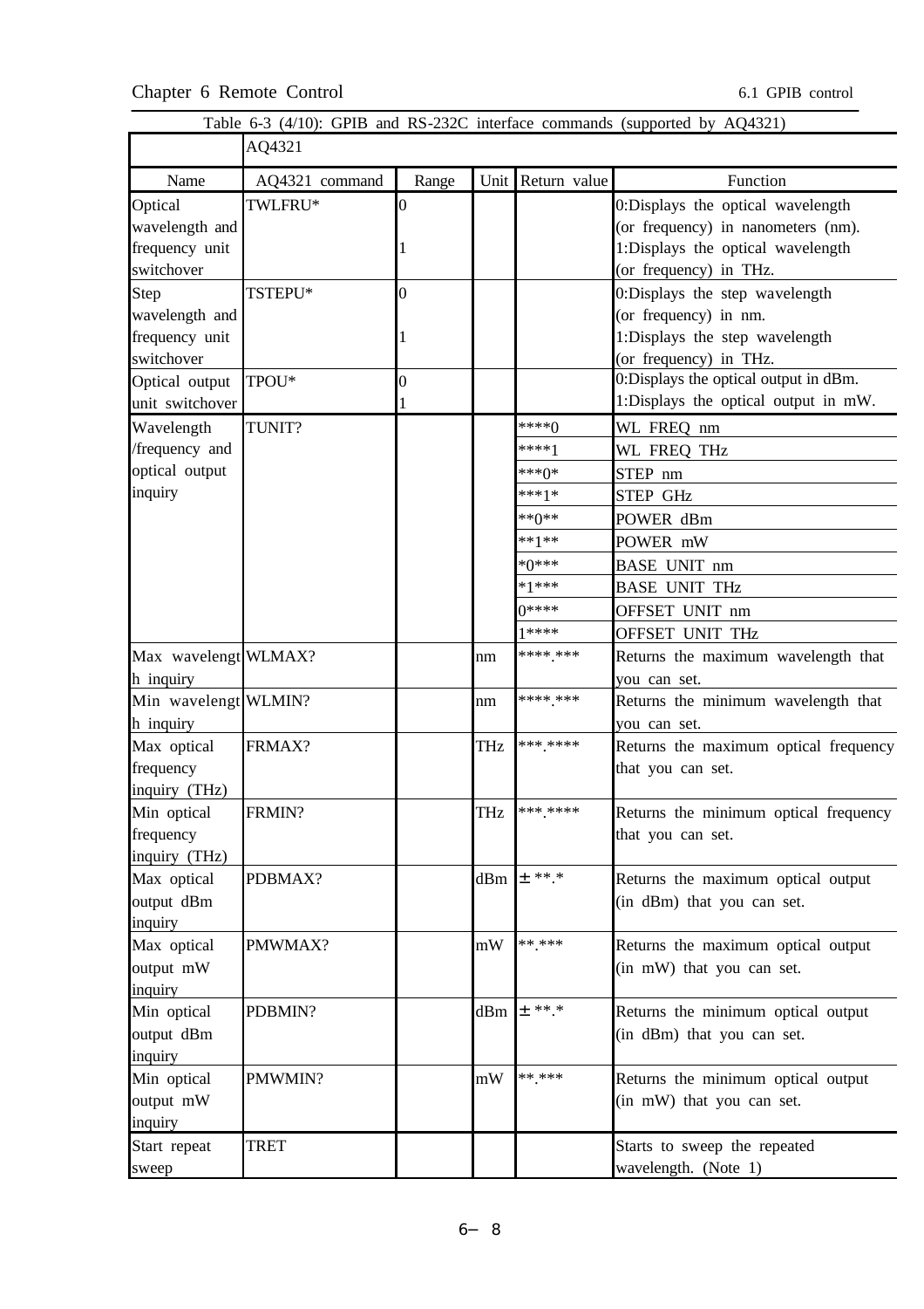Table 6-3 (4/10): GPIB and RS-232C interface commands (supported by AQ4321)

| | AQ4321 | | | | |
|---|---|---|---|---|---|
| Name | AQ4321 command | Range | Unit | Return value | Function |
| Optical wavelength and frequency unit switchover | TWLFRU* | 0<br><br>1 | | | 0:Displays the optical wavelength (or frequency) in nanometers (nm).<br>1:Displays the optical wavelength (or frequency) in THz. |
| Step wavelength and frequency unit switchover | TSTEPU* | 0<br><br>1 | | | 0:Displays the step wavelength (or frequency) in nm.<br>1:Displays the step wavelength (or frequency) in THz. |
| Optical output unit switchover | TPOU* | 0<br>1 | | | 0:Displays the optical output in dBm.<br>1:Displays the optical output in mW. |
| Wavelength /frequency and optical output inquiry | TUNIT? | | | ****0 | WL FREQ nm |
| | | | | ****1 | WL FREQ THz |
| | | | | ***0* | STEP nm |
| | | | | ***1* | STEP GHz |
| | | | | **0** | POWER dBm |
| | | | | **1** | POWER mW |
| | | | | *0*** | BASE UNIT nm |
| | | | | *1*** | BASE UNIT THz |
| | | | | 0**** | OFFSET UNIT nm |
| | | | | 1**** | OFFSET UNIT THz |
| Max wavelength inquiry | WLMAX? | | nm | ****.*** | Returns the maximum wavelength that you can set. |
| Min wavelength inquiry | WLMIN? | | nm | ****.*** | Returns the minimum wavelength that you can set. |
| Max optical frequency inquiry (THz) | FRMAX? | | THz | ***.**** | Returns the maximum optical frequency that you can set. |
| Min optical frequency inquiry (THz) | FRMIN? | | THz | ***.**** | Returns the minimum optical frequency that you can set. |
| Max optical output dBm inquiry | PDBMAX? | | dBm | ±**.* | Returns the maximum optical output (in dBm) that you can set. |
| Max optical output mW inquiry | PMWMAX? | | mW | **.*** | Returns the maximum optical output (in mW) that you can set. |
| Min optical output dBm inquiry | PDBMIN? | | dBm | ±**.* | Returns the minimum optical output (in dBm) that you can set. |
| Min optical output mW inquiry | PMWMIN? | | mW | **.*** | Returns the minimum optical output (in mW) that you can set. |
| Start repeat sweep | TRET | | | | Starts to sweep the repeated wavelength. (Note 1) |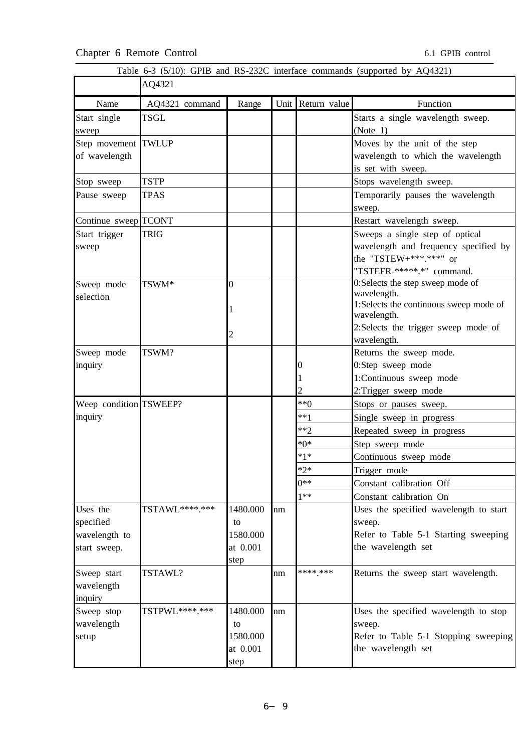Table 6-3 (5/10): GPIB and RS-232C interface commands (supported by AQ4321)

| | AQ4321 | | | | |
|---|---|---|---|---|---|
| Name | AQ4321 command | Range | Unit | Return value | Function |
| Start single sweep | TSGL | | | | Starts a single wavelength sweep. (Note 1) |
| Step movement of wavelength | TWLUP | | | | Moves by the unit of the step wavelength to which the wavelength is set with sweep. |
| Stop sweep | TSTP | | | | Stops wavelength sweep. |
| Pause sweep | TPAS | | | | Temporarily pauses the wavelength sweep. |
| Continue sweep | TCONT | | | | Restart wavelength sweep. |
| Start trigger sweep | TRIG | | | | Sweeps a single step of optical wavelength and frequency specified by the "TSTEW+***.***" or "TSTEFR-*****.*" command. |
| Sweep mode selection | TSWM* | 0<br>1<br>2 | | | 0:Selects the step sweep mode of wavelength.<br>1:Selects the continuous sweep mode of wavelength.<br>2:Selects the trigger sweep mode of wavelength. |
| Sweep mode inquiry | TSWM? | | | 0<br>1<br>2 | Returns the sweep mode.<br>0:Step sweep mode<br>1:Continuous sweep mode<br>2:Trigger sweep mode |
| Weep condition inquiry | TSWEEP? | | | **0 | Stops or pauses sweep. |
| | | | | **1 | Single sweep in progress |
| | | | | **2 | Repeated sweep in progress |
| | | | | *0* | Step sweep mode |
| | | | | *1* | Continuous sweep mode |
| | | | | *2* | Trigger mode |
| | | | | 0** | Constant calibration Off |
| | | | | 1** | Constant calibration On |
| Uses the specified wavelength to start sweep. | TSTAWL****.*** | 1480.000 to 1580.000 at 0.001 step | nm | | Uses the specified wavelength to start sweep.<br>Refer to Table 5-1 Starting sweeping the wavelength set |
| Sweep start wavelength inquiry | TSTAWL? | | nm | ****.*** | Returns the sweep start wavelength. |
| Sweep stop wavelength setup | TSTPWL****.*** | 1480.000 to 1580.000 at 0.001 step | nm | | Uses the specified wavelength to stop sweep.<br>Refer to Table 5-1 Stopping sweeping the wavelength set |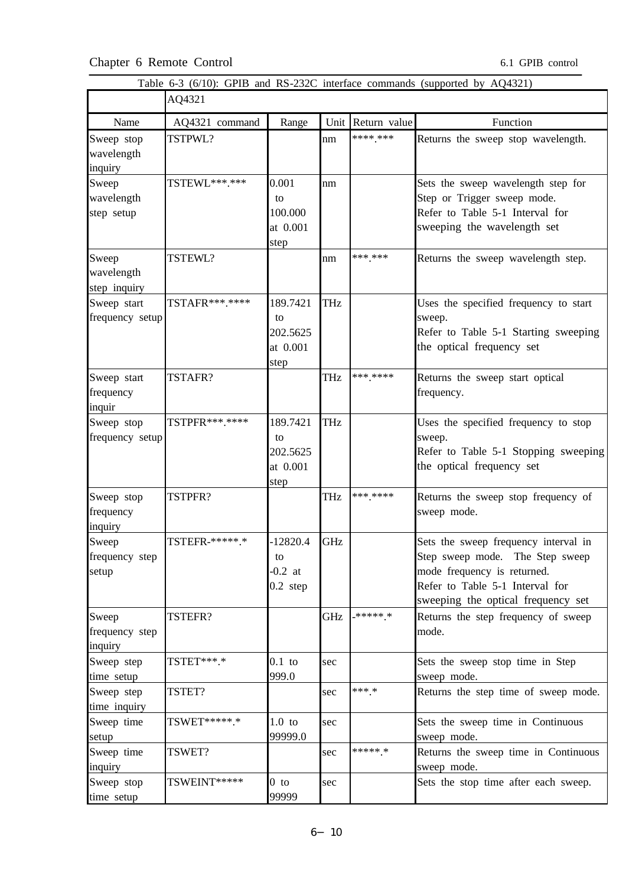Table 6-3 (6/10): GPIB and RS-232C interface commands (supported by AQ4321)

| | AQ4321 | | | | |
|---|---|---|---|---|---|
| Name | AQ4321 command | Range | Unit | Return value | Function |
| Sweep stop wavelength inquiry | TSTPWL? | | nm | ****.*** | Returns the sweep stop wavelength. |
| Sweep wavelength step setup | TSTEWL***.*** | 0.001 to 100.000 at 0.001 step | nm | | Sets the sweep wavelength step for Step or Trigger sweep mode. Refer to Table 5-1 Interval for sweeping the wavelength set |
| Sweep wavelength step inquiry | TSTEWL? | | nm | ***.*** | Returns the sweep wavelength step. |
| Sweep start frequency setup | TSTAFR***.**** | 189.7421 to 202.5625 at 0.001 step | THz | | Uses the specified frequency to start sweep. Refer to Table 5-1 Starting sweeping the optical frequency set |
| Sweep start frequency inquir | TSTAFR? | | THz | ***.**** | Returns the sweep start optical frequency. |
| Sweep stop frequency setup | TSTPFR***.**** | 189.7421 to 202.5625 at 0.001 step | THz | | Uses the specified frequency to stop sweep. Refer to Table 5-1 Stopping sweeping the optical frequency set |
| Sweep stop frequency inquiry | TSTPFR? | | THz | ***.**** | Returns the sweep stop frequency of sweep mode. |
| Sweep frequency step setup | TSTEFR-*****.* | -12820.4 to -0.2 at 0.2 step | GHz | | Sets the sweep frequency interval in Step sweep mode. The Step sweep mode frequency is returned. Refer to Table 5-1 Interval for sweeping the optical frequency set |
| Sweep frequency step inquiry | TSTEFR? | | GHz | -*****.* | Returns the step frequency of sweep mode. |
| Sweep step time setup | TSTET***.* | 0.1 to 999.0 | sec | | Sets the sweep stop time in Step sweep mode. |
| Sweep step time inquiry | TSTET? | | sec | ***.* | Returns the step time of sweep mode. |
| Sweep time setup | TSWET*****.* | 1.0 to 99999.0 | sec | | Sets the sweep time in Continuous sweep mode. |
| Sweep time inquiry | TSWET? | | sec | *****.* | Returns the sweep time in Continuous sweep mode. |
| Sweep stop time setup | TSWEINT***** | 0 to 99999 | sec | | Sets the stop time after each sweep. |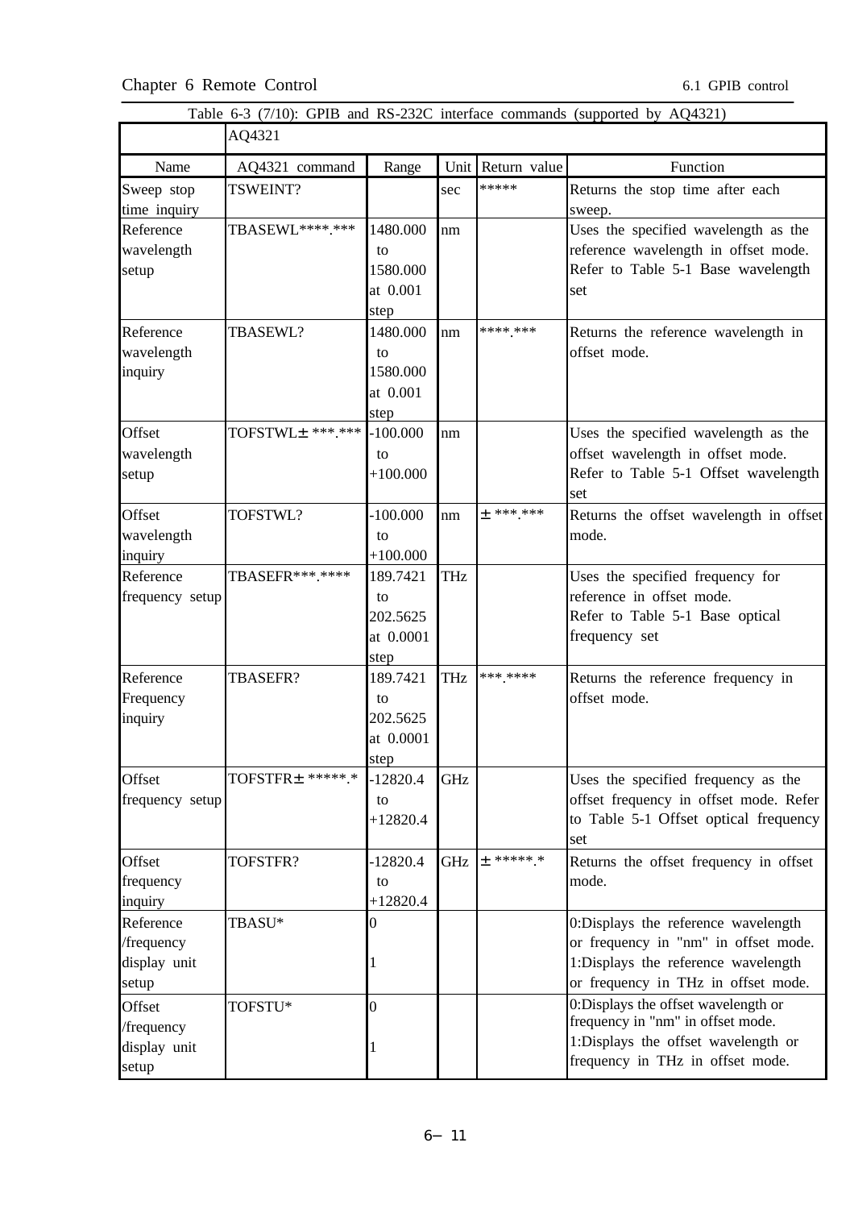Table 6-3 (7/10): GPIB and RS-232C interface commands (supported by AQ4321)

| | AQ4321 | | | | |
|---|---|---|---|---|---|
| Name | AQ4321 command | Range | Unit | Return value | Function |
| Sweep stop time inquiry | TSWEINT? | | sec | ***** | Returns the stop time after each sweep. |
| Reference wavelength setup | TBASEWL****.*** | 1480.000 to 1580.000 at 0.001 step | nm | | Uses the specified wavelength as the reference wavelength in offset mode. Refer to Table 5-1 Base wavelength set |
| Reference wavelength inquiry | TBASEWL? | 1480.000 to 1580.000 at 0.001 step | nm | ****.*** | Returns the reference wavelength in offset mode. |
| Offset wavelength setup | TOFSTWL± ***.*** | -100.000 to +100.000 | nm | | Uses the specified wavelength as the offset wavelength in offset mode. Refer to Table 5-1 Offset wavelength set |
| Offset wavelength inquiry | TOFSTWL? | -100.000 to +100.000 | nm | ± ***.*** | Returns the offset wavelength in offset mode. |
| Reference frequency setup | TBASEFR***.**** | 189.7421 to 202.5625 at 0.0001 step | THz | | Uses the specified frequency for reference in offset mode. Refer to Table 5-1 Base optical frequency set |
| Reference Frequency inquiry | TBASEFR? | 189.7421 to 202.5625 at 0.0001 step | THz | ***.**** | Returns the reference frequency in offset mode. |
| Offset frequency setup | TOFSTFR± *****.* | -12820.4 to +12820.4 | GHz | | Uses the specified frequency as the offset frequency in offset mode. Refer to Table 5-1 Offset optical frequency set |
| Offset frequency inquiry | TOFSTFR? | -12820.4 to +12820.4 | GHz | ± *****.* | Returns the offset frequency in offset mode. |
| Reference /frequency display unit setup | TBASU* | 0<br>1 | | | 0:Displays the reference wavelength or frequency in "nm" in offset mode.<br>1:Displays the reference wavelength or frequency in THz in offset mode. |
| Offset /frequency display unit setup | TOFSTU* | 0<br>1 | | | 0:Displays the offset wavelength or frequency in "nm" in offset mode.<br>1:Displays the offset wavelength or frequency in THz in offset mode. |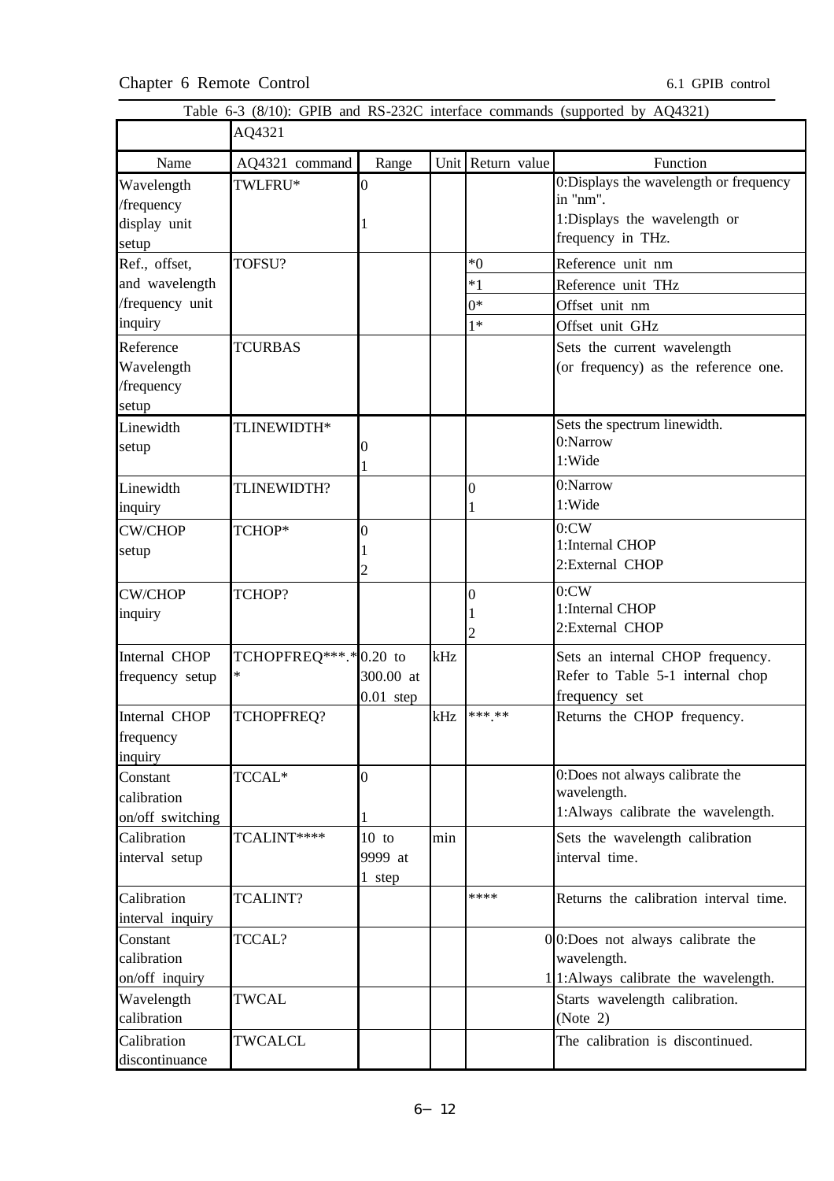Table 6-3 (8/10): GPIB and RS-232C interface commands (supported by AQ4321)

| | AQ4321 | | | | |
|---|---|---|---|---|---|
| Name | AQ4321 command | Range | Unit | Return value | Function |
| Wavelength /frequency display unit setup | TWLFRU* | 0<br>1 | | | 0:Displays the wavelength or frequency in "nm".<br>1:Displays the wavelength or frequency in THz. |
| Ref., offset, and wavelength /frequency unit inquiry | TOFSU? | | | *0<br>*1<br>0*<br>1* | Reference unit nm<br>Reference unit THz<br>Offset unit nm<br>Offset unit GHz |
| Reference Wavelength /frequency setup | TCURBAS | | | | Sets the current wavelength (or frequency) as the reference one. |
| Linewidth setup | TLINEWIDTH* | 0<br>1 | | | Sets the spectrum linewidth.<br>0:Narrow<br>1:Wide |
| Linewidth inquiry | TLINEWIDTH? | | | 0<br>1 | 0:Narrow<br>1:Wide |
| CW/CHOP setup | TCHOP* | 0<br>1<br>2 | | | 0:CW<br>1:Internal CHOP<br>2:External CHOP |
| CW/CHOP inquiry | TCHOP? | | | 0<br>1<br>2 | 0:CW<br>1:Internal CHOP<br>2:External CHOP |
| Internal CHOP frequency setup | TCHOPFREQ***.** | 0.20 to 300.00 at 0.01 step | kHz | | Sets an internal CHOP frequency. Refer to Table 5-1 internal chop frequency set |
| Internal CHOP frequency inquiry | TCHOPFREQ? | | kHz | ***.** | Returns the CHOP frequency. |
| Constant calibration on/off switching | TCCAL* | 0<br>1 | | | 0:Does not always calibrate the wavelength.<br>1:Always calibrate the wavelength. |
| Calibration interval setup | TCALINT**** | 10 to 9999 at 1 step | min | | Sets the wavelength calibration interval time. |
| Calibration interval inquiry | TCALINT? | | | **** | Returns the calibration interval time. |
| Constant calibration on/off inquiry | TCCAL? | | | 0<br>1 | 0:Does not always calibrate the wavelength.<br>1:Always calibrate the wavelength. |
| Wavelength calibration | TWCAL | | | | Starts wavelength calibration. (Note 2) |
| Calibration discontinuance | TWCALCL | | | | The calibration is discontinued. |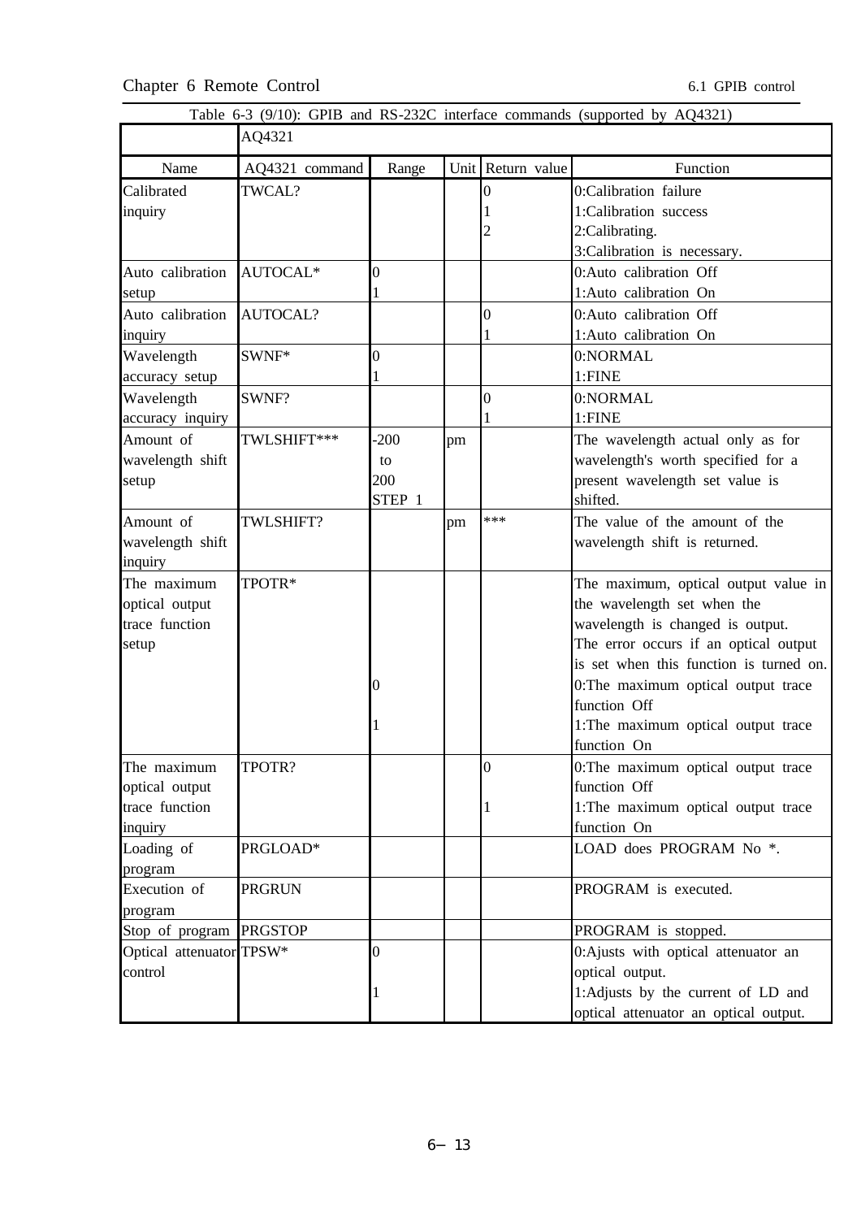Table 6-3 (9/10): GPIB and RS-232C interface commands (supported by AQ4321)

| | AQ4321 | | | | |
|---|---|---|---|---|---|
| Name | AQ4321 command | Range | Unit | Return value | Function |
| Calibrated inquiry | TWCAL? | | | 0<br>1<br>2 | 0:Calibration failure<br>1:Calibration success<br>2:Calibrating.<br>3:Calibration is necessary. |
| Auto calibration setup | AUTOCAL* | 0<br>1 | | | 0:Auto calibration Off<br>1:Auto calibration On |
| Auto calibration inquiry | AUTOCAL? | | | 0<br>1 | 0:Auto calibration Off<br>1:Auto calibration On |
| Wavelength accuracy setup | SWNF* | 0<br>1 | | | 0:NORMAL<br>1:FINE |
| Wavelength accuracy inquiry | SWNF? | | | 0<br>1 | 0:NORMAL<br>1:FINE |
| Amount of wavelength shift setup | TWLSHIFT*** | -200<br>to<br>200<br>STEP 1 | pm | | The wavelength actual only as for wavelength's worth specified for a present wavelength set value is shifted. |
| Amount of wavelength shift inquiry | TWLSHIFT? | | pm | *** | The value of the amount of the wavelength shift is returned. |
| The maximum optical output trace function setup | TPOTR* | 0<br>1 | | | The maximum, optical output value in the wavelength set when the wavelength is changed is output.<br>The error occurs if an optical output is set when this function is turned on.<br>0:The maximum optical output trace function Off<br>1:The maximum optical output trace function On |
| The maximum optical output trace function inquiry | TPOTR? | | | 0<br>1 | 0:The maximum optical output trace function Off<br>1:The maximum optical output trace function On |
| Loading of program | PRGLOAD* | | | | LOAD does PROGRAM No *. |
| Execution of program | PRGRUN | | | | PROGRAM is executed. |
| Stop of program | PRGSTOP | | | | PROGRAM is stopped. |
| Optical attenuator control | TPSW* | 0<br>1 | | | 0:Ajusts with optical attenuator an optical output.<br>1:Adjusts by the current of LD and optical attenuator an optical output. |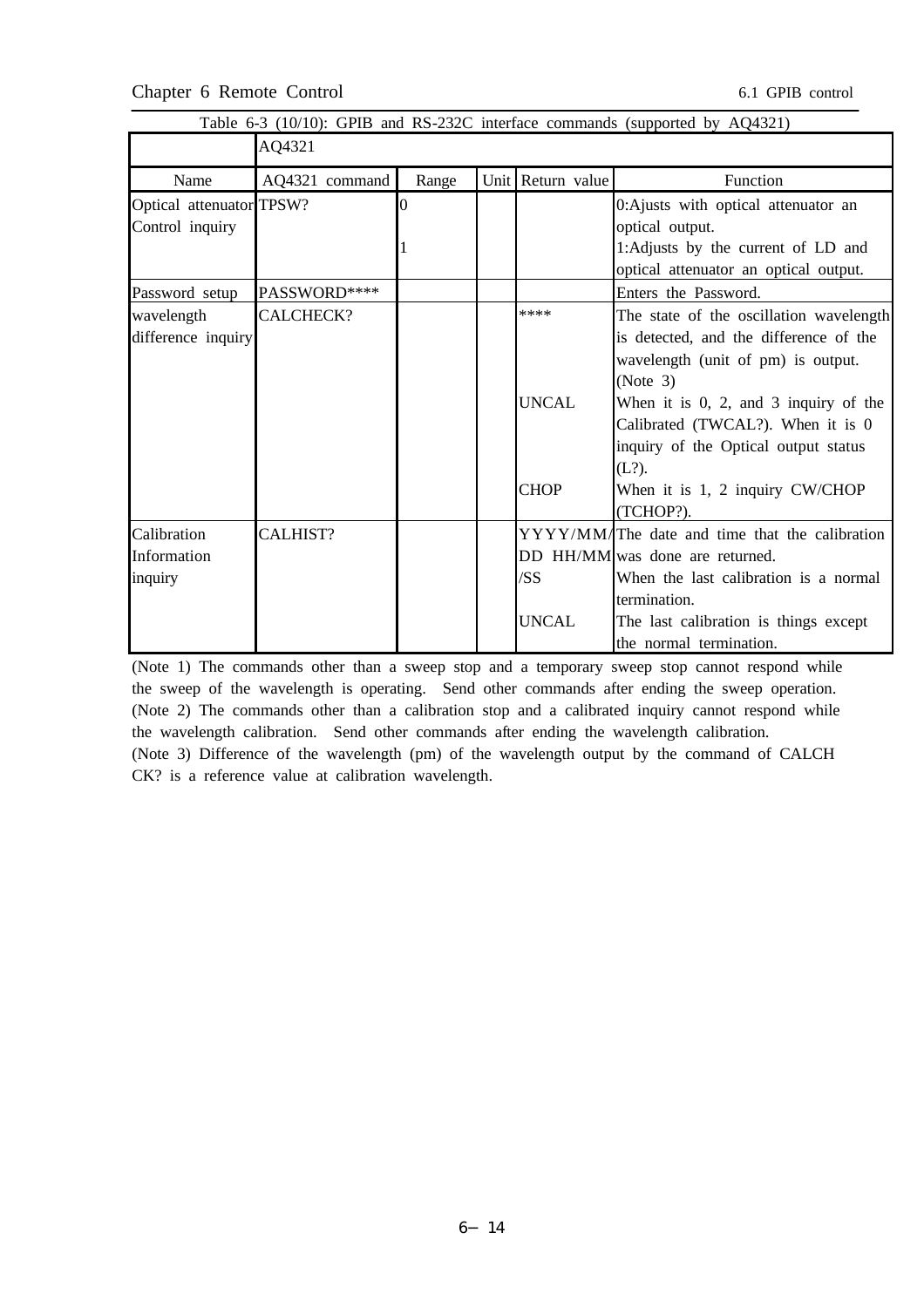Table 6-3 (10/10): GPIB and RS-232C interface commands (supported by AQ4321)

| | AQ4321 | | | | |
|---|---|---|---|---|---|
| Name | AQ4321 command | Range | Unit | Return value | Function |
| Optical attenuator Control inquiry | TPSW? | 0<br><br>1 | | | 0:Ajusts with optical attenuator an optical output.<br>1:Adjusts by the current of LD and optical attenuator an optical output. |
| Password setup | PASSWORD**** | | | | Enters the Password. |
| wavelength difference inquiry | CALCHECK? | | | ****<br><br><br><br>UNCAL<br><br><br><br>CHOP | The state of the oscillation wavelength is detected, and the difference of the wavelength (unit of pm) is output. (Note 3)<br>When it is 0, 2, and 3 inquiry of the Calibrated (TWCAL?). When it is 0 inquiry of the Optical output status (L?).<br>When it is 1, 2 inquiry CW/CHOP (TCHOP?). |
| Calibration Information inquiry | CALHIST? | | | YYYY/MM/DD HH/MM/SS<br><br>UNCAL | The date and time that the calibration was done are returned.<br>When the last calibration is a normal termination.<br>The last calibration is things except the normal termination. |

(Note 1) The commands other than a sweep stop and a temporary sweep stop cannot respond while the sweep of the wavelength is operating. Send other commands after ending the sweep operation.
(Note 2) The commands other than a calibration stop and a calibrated inquiry cannot respond while the wavelength calibration. Send other commands after ending the wavelength calibration.
(Note 3) Difference of the wavelength (pm) of the wavelength output by the command of CALCHCK? is a reference value at calibration wavelength.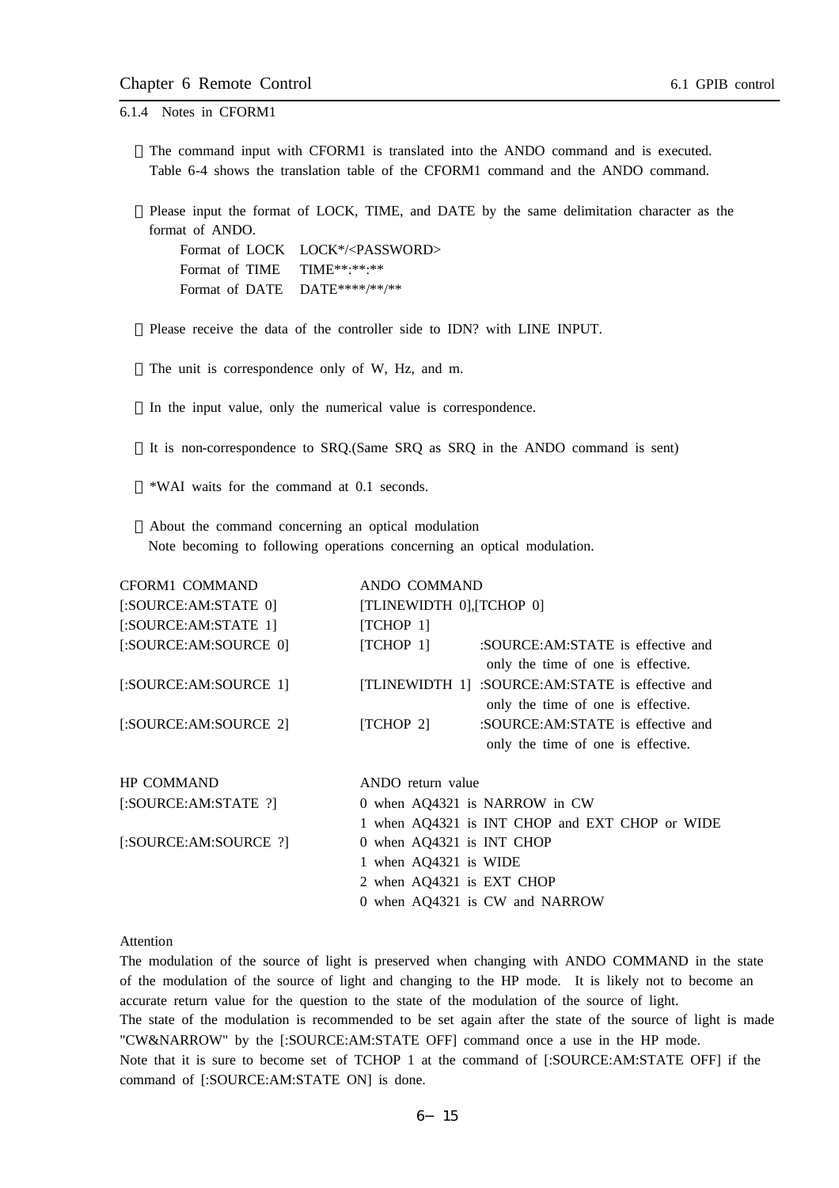### 6.1.4 Notes in CFORM1

- The command input with CFORM1 is translated into the ANDO command and is executed. Table 6-4 shows the translation table of the CFORM1 command and the ANDO command.

- Please input the format of LOCK, TIME, and DATE by the same delimitation character as the format of ANDO.

  Format of LOCK LOCK*/<PASSWORD>
  Format of TIME TIME**:**:**
  Format of DATE DATE****/**/**

- Please receive the data of the controller side to IDN? with LINE INPUT.

- The unit is correspondence only of W, Hz, and m.

- In the input value, only the numerical value is correspondence.

- It is non-correspondence to SRQ.(Same SRQ as SRQ in the ANDO command is sent)

- *WAI waits for the command at 0.1 seconds.

- About the command concerning an optical modulation
  Note becoming to following operations concerning an optical modulation.

| CFORM1 COMMAND | ANDO COMMAND | |
|---|---|---|
| [:SOURCE:AM:STATE 0] | [TLINEWIDTH 0],[TCHOP 0] | |
| [:SOURCE:AM:STATE 1] | [TCHOP 1] | |
| [:SOURCE:AM:SOURCE 0] | [TCHOP 1] | :SOURCE:AM:STATE is effective and only the time of one is effective. |
| [:SOURCE:AM:SOURCE 1] | [TLINEWIDTH 1] | :SOURCE:AM:STATE is effective and only the time of one is effective. |
| [:SOURCE:AM:SOURCE 2] | [TCHOP 2] | :SOURCE:AM:STATE is effective and only the time of one is effective. |

| HP COMMAND | ANDO return value |
|---|---|
| [:SOURCE:AM:STATE ?] | 0 when AQ4321 is NARROW in CW |
| | 1 when AQ4321 is INT CHOP and EXT CHOP or WIDE |
| [:SOURCE:AM:SOURCE ?] | 0 when AQ4321 is INT CHOP |
| | 1 when AQ4321 is WIDE |
| | 2 when AQ4321 is EXT CHOP |
| | 0 when AQ4321 is CW and NARROW |

Attention

The modulation of the source of light is preserved when changing with ANDO COMMAND in the state of the modulation of the source of light and changing to the HP mode. It is likely not to become an accurate return value for the question to the state of the modulation of the source of light.
The state of the modulation is recommended to be set again after the state of the source of light is made "CW&NARROW" by the [:SOURCE:AM:STATE OFF] command once a use in the HP mode.
Note that it is sure to become set of TCHOP 1 at the command of [:SOURCE:AM:STATE OFF] if the command of [:SOURCE:AM:STATE ON] is done.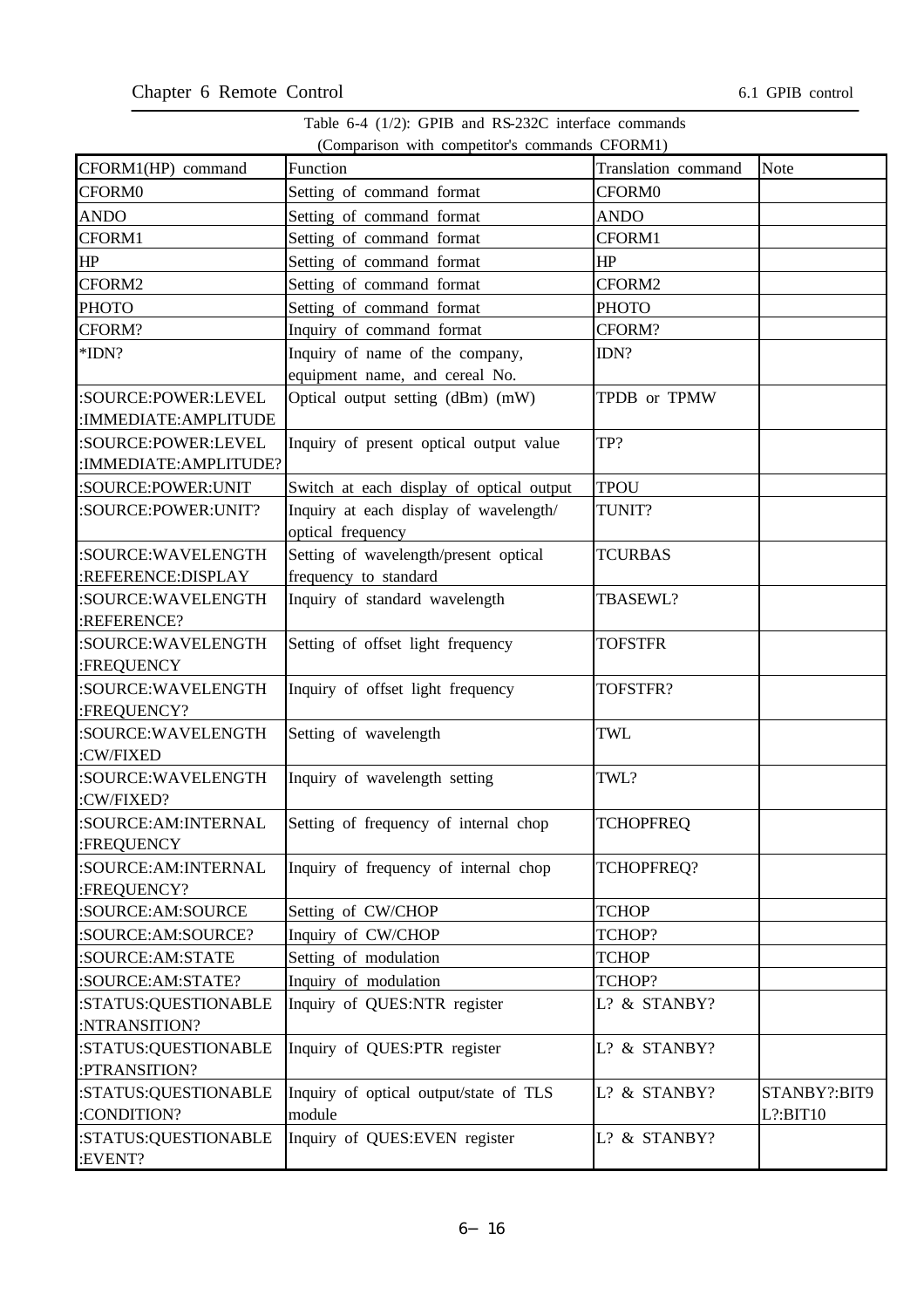Table 6-4 (1/2): GPIB and RS-232C interface commands
(Comparison with competitor's commands CFORM1)

| CFORM1(HP) command | Function | Translation command | Note |
|---|---|---|---|
| CFORM0 | Setting of command format | CFORM0 | |
| ANDO | Setting of command format | ANDO | |
| CFORM1 | Setting of command format | CFORM1 | |
| HP | Setting of command format | HP | |
| CFORM2 | Setting of command format | CFORM2 | |
| PHOTO | Setting of command format | PHOTO | |
| CFORM? | Inquiry of command format | CFORM? | |
| *IDN? | Inquiry of name of the company, equipment name, and cereal No. | IDN? | |
| :SOURCE:POWER:LEVEL :IMMEDIATE:AMPLITUDE | Optical output setting (dBm) (mW) | TPDB or TPMW | |
| :SOURCE:POWER:LEVEL :IMMEDIATE:AMPLITUDE? | Inquiry of present optical output value | TP? | |
| :SOURCE:POWER:UNIT | Switch at each display of optical output | TPOU | |
| :SOURCE:POWER:UNIT? | Inquiry at each display of wavelength/ optical frequency | TUNIT? | |
| :SOURCE:WAVELENGTH :REFERENCE:DISPLAY | Setting of wavelength/present optical frequency to standard | TCURBAS | |
| :SOURCE:WAVELENGTH :REFERENCE? | Inquiry of standard wavelength | TBASEWL? | |
| :SOURCE:WAVELENGTH :FREQUENCY | Setting of offset light frequency | TOFSTFR | |
| :SOURCE:WAVELENGTH :FREQUENCY? | Inquiry of offset light frequency | TOFSTFR? | |
| :SOURCE:WAVELENGTH :CW/FIXED | Setting of wavelength | TWL | |
| :SOURCE:WAVELENGTH :CW/FIXED? | Inquiry of wavelength setting | TWL? | |
| :SOURCE:AM:INTERNAL :FREQUENCY | Setting of frequency of internal chop | TCHOPFREQ | |
| :SOURCE:AM:INTERNAL :FREQUENCY? | Inquiry of frequency of internal chop | TCHOPFREQ? | |
| :SOURCE:AM:SOURCE | Setting of CW/CHOP | TCHOP | |
| :SOURCE:AM:SOURCE? | Inquiry of CW/CHOP | TCHOP? | |
| :SOURCE:AM:STATE | Setting of modulation | TCHOP | |
| :SOURCE:AM:STATE? | Inquiry of modulation | TCHOP? | |
| :STATUS:QUESTIONABLE :NTRANSITION? | Inquiry of QUES:NTR register | L? & STANBY? | |
| :STATUS:QUESTIONABLE :PTRANSITION? | Inquiry of QUES:PTR register | L? & STANBY? | |
| :STATUS:QUESTIONABLE :CONDITION? | Inquiry of optical output/state of TLS module | L? & STANBY? | STANBY?:BIT9 L?:BIT10 |
| :STATUS:QUESTIONABLE :EVENT? | Inquiry of QUES:EVEN register | L? & STANBY? | |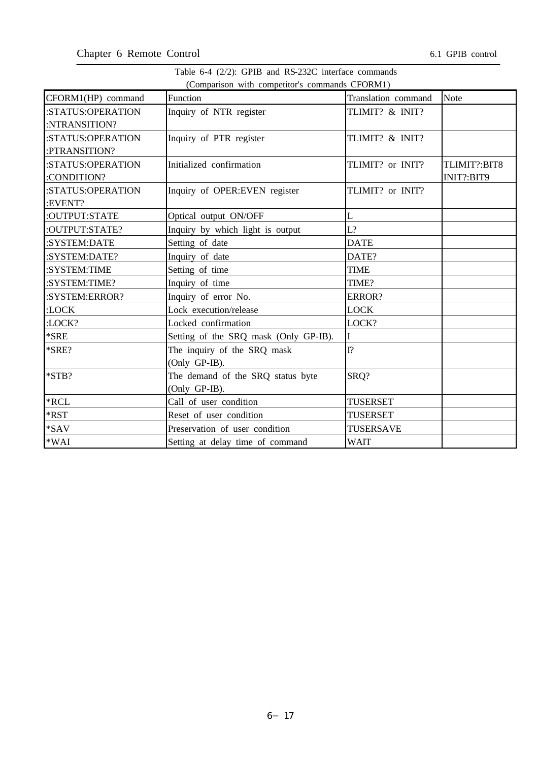Table 6-4 (2/2): GPIB and RS-232C interface commands
(Comparison with competitor's commands CFORM1)

| CFORM1(HP) command | Function | Translation command | Note |
|---|---|---|---|
| :STATUS:OPERATION :NTRANSITION? | Inquiry of NTR register | TLIMIT? & INIT? | |
| :STATUS:OPERATION :PTRANSITION? | Inquiry of PTR register | TLIMIT? & INIT? | |
| :STATUS:OPERATION :CONDITION? | Initialized confirmation | TLIMIT? or INIT? | TLIMIT?:BIT8 INIT?:BIT9 |
| :STATUS:OPERATION :EVENT? | Inquiry of OPER:EVEN register | TLIMIT? or INIT? | |
| :OUTPUT:STATE | Optical output ON/OFF | L | |
| :OUTPUT:STATE? | Inquiry by which light is output | L? | |
| :SYSTEM:DATE | Setting of date | DATE | |
| :SYSTEM:DATE? | Inquiry of date | DATE? | |
| :SYSTEM:TIME | Setting of time | TIME | |
| :SYSTEM:TIME? | Inquiry of time | TIME? | |
| :SYSTEM:ERROR? | Inquiry of error No. | ERROR? | |
| :LOCK | Lock execution/release | LOCK | |
| :LOCK? | Locked confirmation | LOCK? | |
| *SRE | Setting of the SRQ mask (Only GP-IB). | I | |
| *SRE? | The inquiry of the SRQ mask (Only GP-IB). | I? | |
| *STB? | The demand of the SRQ status byte (Only GP-IB). | SRQ? | |
| *RCL | Call of user condition | TUSERSET | |
| *RST | Reset of user condition | TUSERSET | |
| *SAV | Preservation of user condition | TUSERSAVE | |
| *WAI | Setting at delay time of command | WAIT | |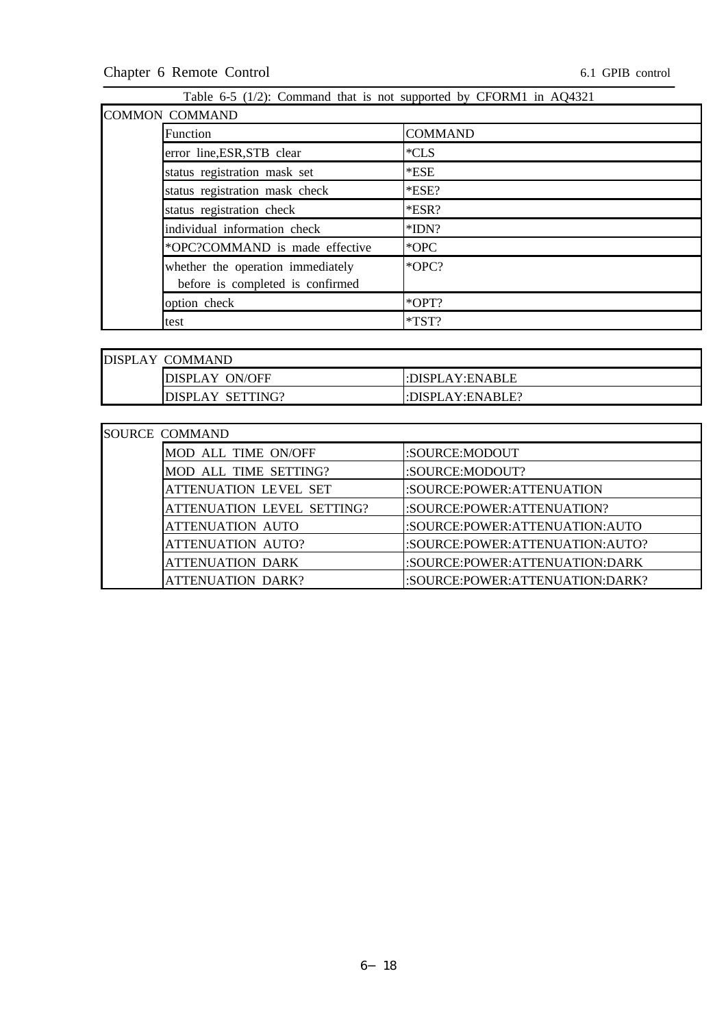Table 6-5 (1/2): Command that is not supported by CFORM1 in AQ4321

| COMMON COMMAND | | |
|---|---|---|
| | Function | COMMAND |
| | error line,ESR,STB clear | *CLS |
| | status registration mask set | *ESE |
| | status registration mask check | *ESE? |
| | status registration check | *ESR? |
| | individual information check | *IDN? |
| | *OPC?COMMAND is made effective | *OPC |
| | whether the operation immediately before is completed is confirmed | *OPC? |
| | option check | *OPT? |
| | test | *TST? |

| DISPLAY COMMAND | | |
|---|---|---|
| | DISPLAY ON/OFF | :DISPLAY:ENABLE |
| | DISPLAY SETTING? | :DISPLAY:ENABLE? |

| SOURCE COMMAND | | |
|---|---|---|
| | MOD ALL TIME ON/OFF | :SOURCE:MODOUT |
| | MOD ALL TIME SETTING? | :SOURCE:MODOUT? |
| | ATTENUATION LEVEL SET | :SOURCE:POWER:ATTENUATION |
| | ATTENUATION LEVEL SETTING? | :SOURCE:POWER:ATTENUATION? |
| | ATTENUATION AUTO | :SOURCE:POWER:ATTENUATION:AUTO |
| | ATTENUATION AUTO? | :SOURCE:POWER:ATTENUATION:AUTO? |
| | ATTENUATION DARK | :SOURCE:POWER:ATTENUATION:DARK |
| | ATTENUATION DARK? | :SOURCE:POWER:ATTENUATION:DARK? |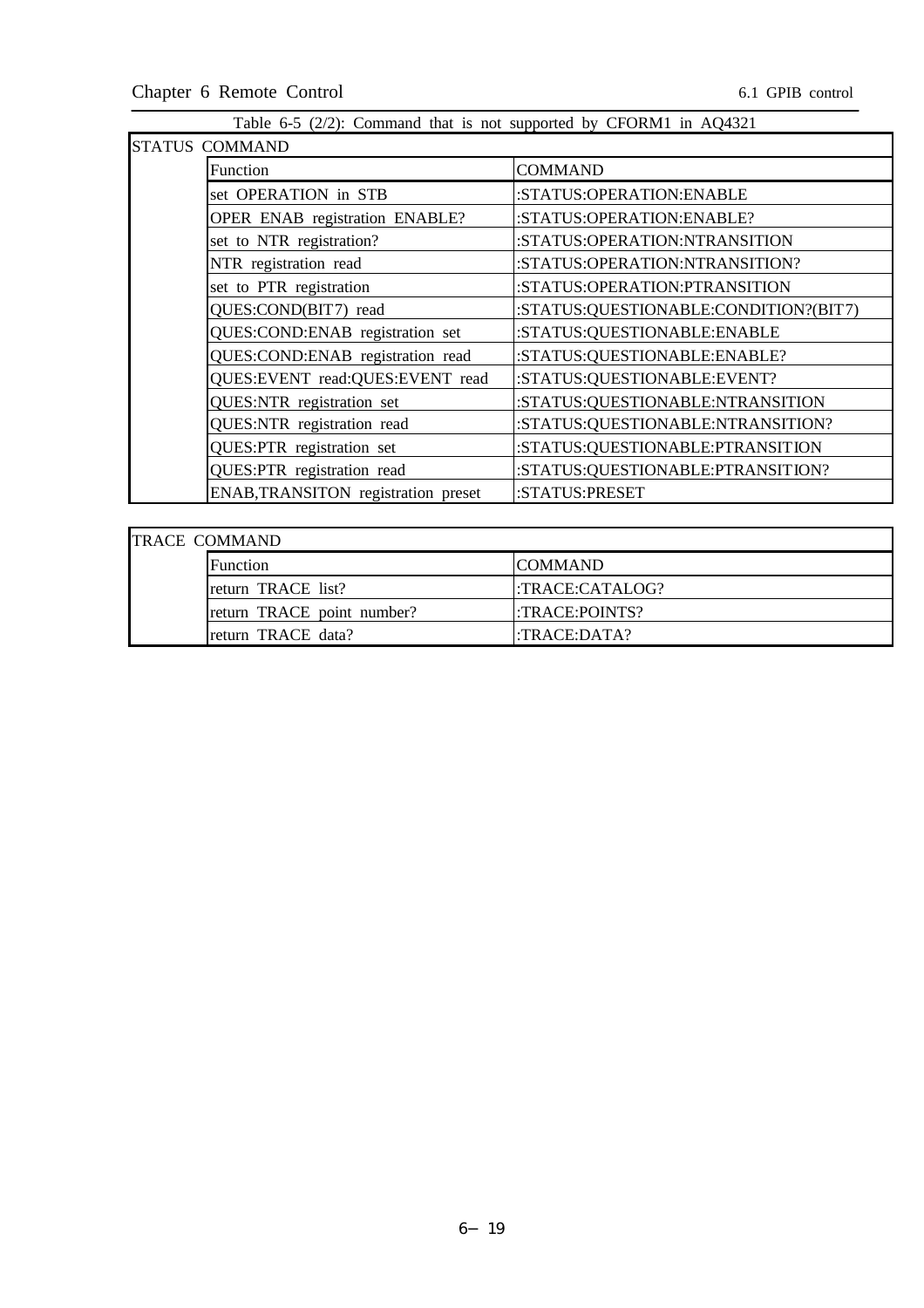Table 6-5 (2/2): Command that is not supported by CFORM1 in AQ4321

| STATUS COMMAND | | |
|---|---|---|
| | Function | COMMAND |
| | set OPERATION in STB | :STATUS:OPERATION:ENABLE |
| | OPER ENAB registration ENABLE? | :STATUS:OPERATION:ENABLE? |
| | set to NTR registration? | :STATUS:OPERATION:NTRANSITION |
| | NTR registration read | :STATUS:OPERATION:NTRANSITION? |
| | set to PTR registration | :STATUS:OPERATION:PTRANSITION |
| | QUES:COND(BIT7) read | :STATUS:QUESTIONABLE:CONDITION?(BIT7) |
| | QUES:COND:ENAB registration set | :STATUS:QUESTIONABLE:ENABLE |
| | QUES:COND:ENAB registration read | :STATUS:QUESTIONABLE:ENABLE? |
| | QUES:EVENT read:QUES:EVENT read | :STATUS:QUESTIONABLE:EVENT? |
| | QUES:NTR registration set | :STATUS:QUESTIONABLE:NTRANSITION |
| | QUES:NTR registration read | :STATUS:QUESTIONABLE:NTRANSITION? |
| | QUES:PTR registration set | :STATUS:QUESTIONABLE:PTRANSITION |
| | QUES:PTR registration read | :STATUS:QUESTIONABLE:PTRANSITION? |
| | ENAB,TRANSITON registration preset | :STATUS:PRESET |

| TRACE COMMAND | | |
|---|---|---|
| | Function | COMMAND |
| | return TRACE list? | :TRACE:CATALOG? |
| | return TRACE point number? | :TRACE:POINTS? |
| | return TRACE data? | :TRACE:DATA? |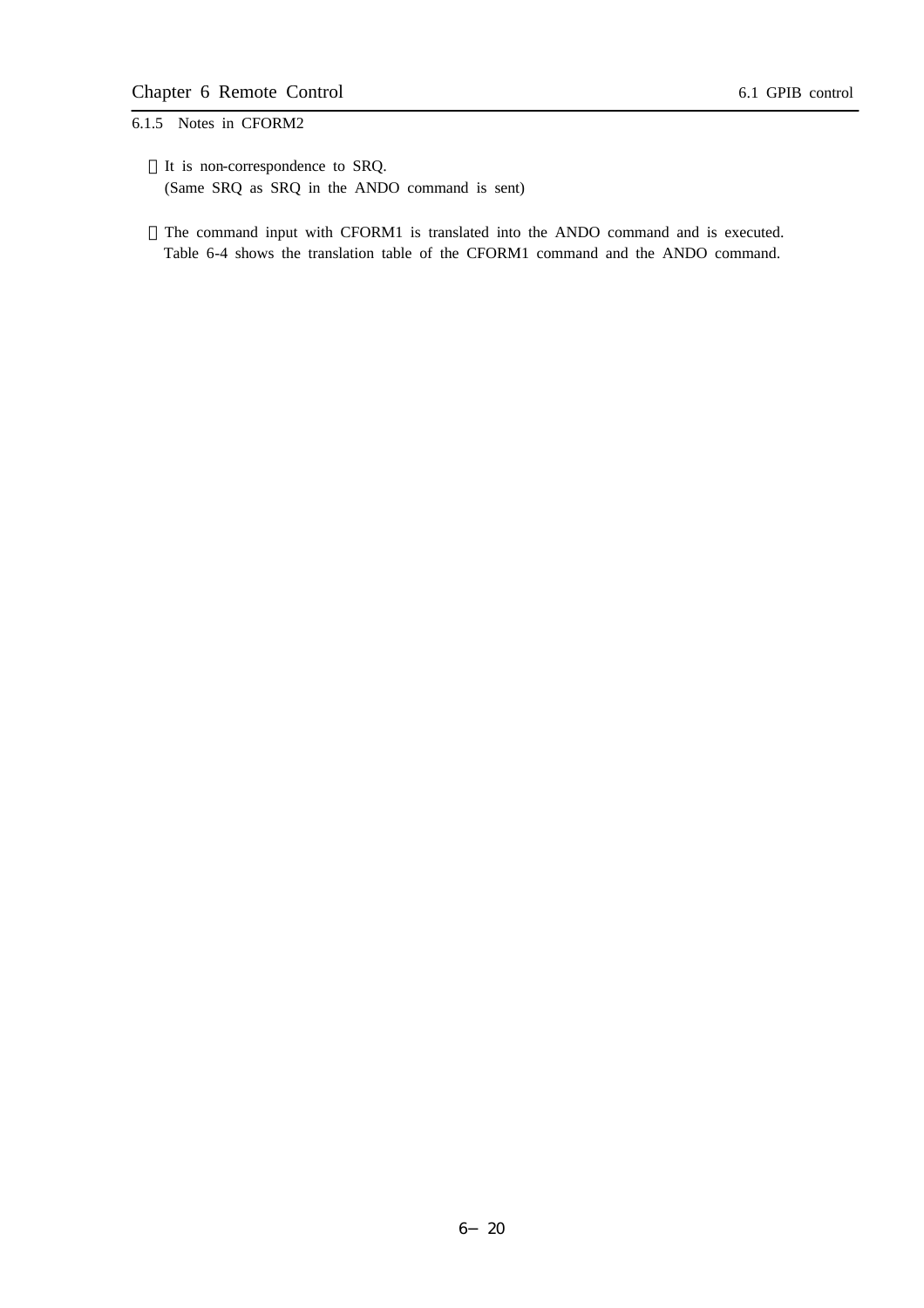6.1.5 Notes in CFORM2

- It is non-correspondence to SRQ.
  (Same SRQ as SRQ in the ANDO command is sent)

- The command input with CFORM1 is translated into the ANDO command and is executed.
  Table 6-4 shows the translation table of the CFORM1 command and the ANDO command.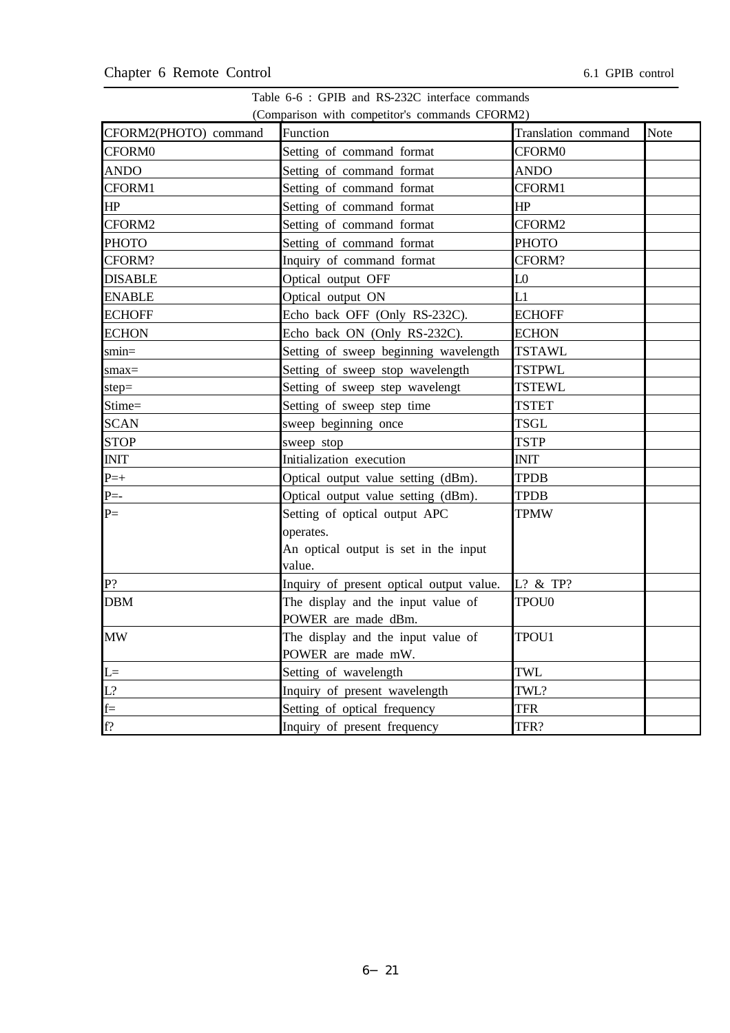Table 6-6 : GPIB and RS-232C interface commands
(Comparison with competitor's commands CFORM2)

| CFORM2(PHOTO) command | Function | Translation command | Note |
|---|---|---|---|
| CFORM0 | Setting of command format | CFORM0 | |
| ANDO | Setting of command format | ANDO | |
| CFORM1 | Setting of command format | CFORM1 | |
| HP | Setting of command format | HP | |
| CFORM2 | Setting of command format | CFORM2 | |
| PHOTO | Setting of command format | PHOTO | |
| CFORM? | Inquiry of command format | CFORM? | |
| DISABLE | Optical output OFF | L0 | |
| ENABLE | Optical output ON | L1 | |
| ECHOFF | Echo back OFF (Only RS-232C). | ECHOFF | |
| ECHON | Echo back ON (Only RS-232C). | ECHON | |
| smin= | Setting of sweep beginning wavelength | TSTAWL | |
| smax= | Setting of sweep stop wavelength | TSTPWL | |
| step= | Setting of sweep step wavelengt | TSTEWL | |
| Stime= | Setting of sweep step time | TSTET | |
| SCAN | sweep beginning once | TSGL | |
| STOP | sweep stop | TSTP | |
| INIT | Initialization execution | INIT | |
| P=+ | Optical output value setting (dBm). | TPDB | |
| P=- | Optical output value setting (dBm). | TPDB | |
| P= | Setting of optical output APC operates. An optical output is set in the input value. | TPMW | |
| P? | Inquiry of present optical output value. | L? & TP? | |
| DBM | The display and the input value of POWER are made dBm. | TPOU0 | |
| MW | The display and the input value of POWER are made mW. | TPOU1 | |
| L= | Setting of wavelength | TWL | |
| L? | Inquiry of present wavelength | TWL? | |
| f= | Setting of optical frequency | TFR | |
| f? | Inquiry of present frequency | TFR? | |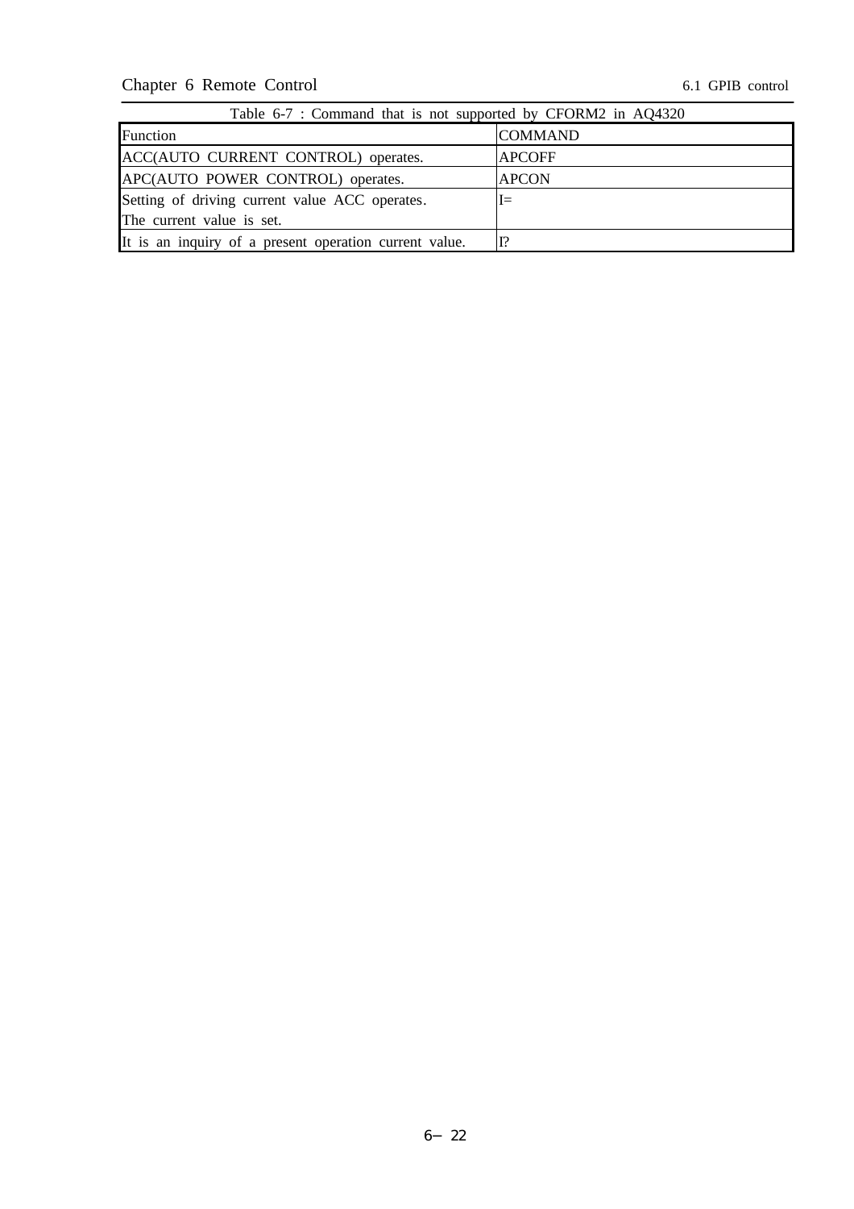Table 6-7 : Command that is not supported by CFORM2 in AQ4320

| Function | COMMAND |
|---|---|
| ACC(AUTO CURRENT CONTROL) operates. | APCOFF |
| APC(AUTO POWER CONTROL) operates. | APCON |
| Setting of driving current value ACC operates.<br>The current value is set. | I= |
| It is an inquiry of a present operation current value. | I? |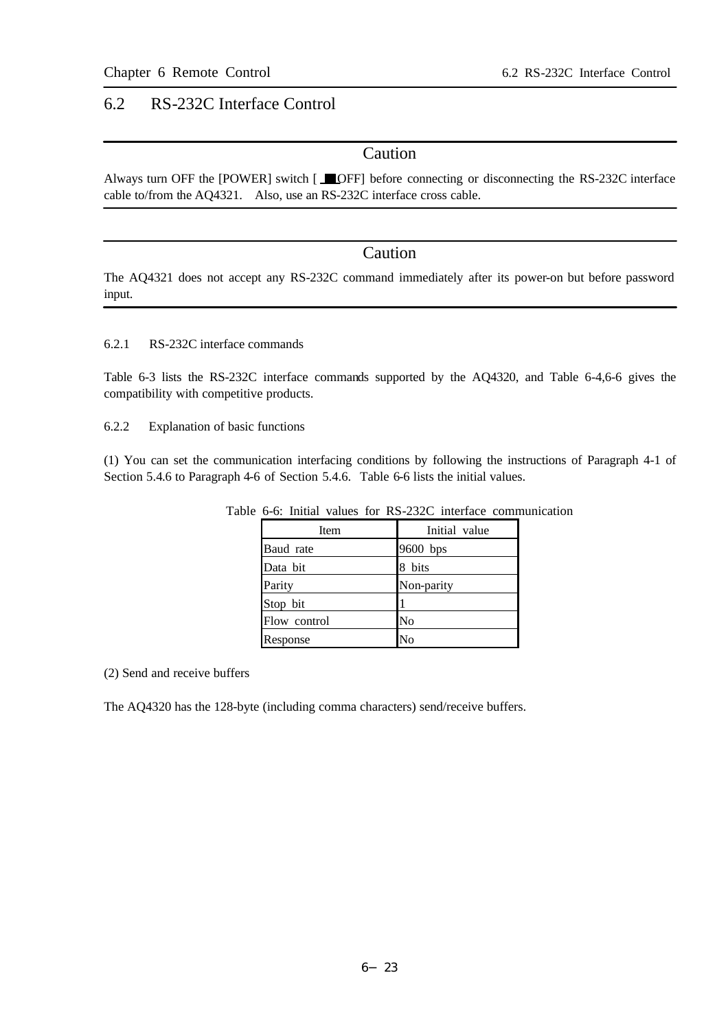## 6.2 RS-232C Interface Control

---

**Caution**

Always turn OFF the [POWER] switch [ ■ OFF] before connecting or disconnecting the RS-232C interface cable to/from the AQ4321. Also, use an RS-232C interface cross cable.

---

**Caution**

The AQ4321 does not accept any RS-232C command immediately after its power-on but before password input.

---

### 6.2.1 RS-232C interface commands

Table 6-3 lists the RS-232C interface commands supported by the AQ4320, and Table 6-4,6-6 gives the compatibility with competitive products.

### 6.2.2 Explanation of basic functions

(1) You can set the communication interfacing conditions by following the instructions of Paragraph 4-1 of Section 5.4.6 to Paragraph 4-6 of Section 5.4.6. Table 6-6 lists the initial values.

Table 6-6: Initial values for RS-232C interface communication

| Item | Initial value |
|---|---|
| Baud rate | 9600 bps |
| Data bit | 8 bits |
| Parity | Non-parity |
| Stop bit | 1 |
| Flow control | No |
| Response | No |

(2) Send and receive buffers

The AQ4320 has the 128-byte (including comma characters) send/receive buffers.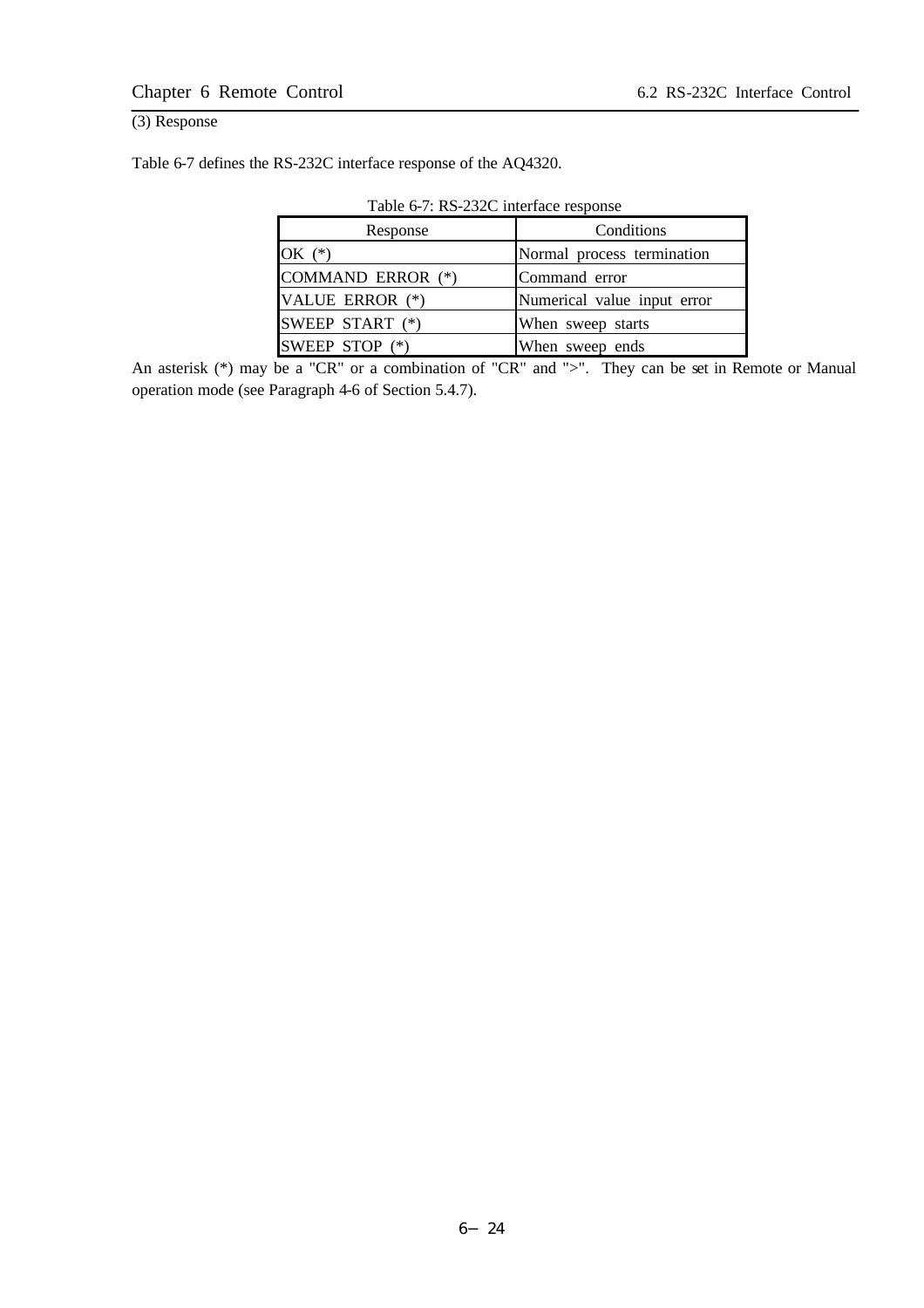(3) Response

Table 6-7 defines the RS-232C interface response of the AQ4320.

Table 6-7: RS-232C interface response

| Response | Conditions |
| --- | --- |
| OK (*) | Normal process termination |
| COMMAND ERROR (*) | Command error |
| VALUE ERROR (*) | Numerical value input error |
| SWEEP START (*) | When sweep starts |
| SWEEP STOP (*) | When sweep ends |

An asterisk (*) may be a "CR" or a combination of "CR" and ">". They can be set in Remote or Manual operation mode (see Paragraph 4-6 of Section 5.4.7).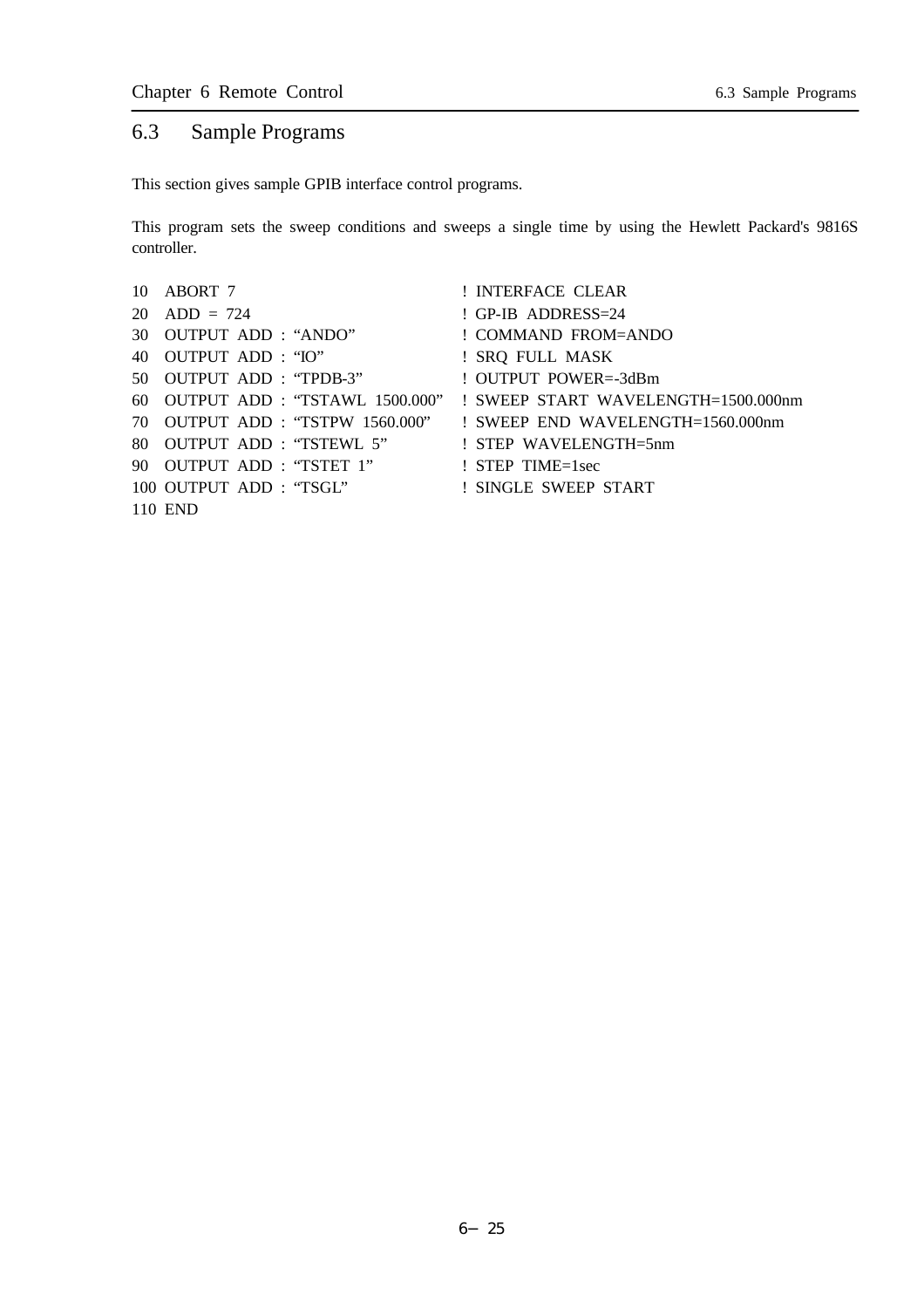## 6.3 Sample Programs

This section gives sample GPIB interface control programs.

This program sets the sweep conditions and sweeps a single time by using the Hewlett Packard's 9816S controller.

```
10  ABORT 7                          ! INTERFACE CLEAR
20  ADD = 724                        ! GP-IB ADDRESS=24
30  OUTPUT ADD : "ANDO"              ! COMMAND FROM=ANDO
40  OUTPUT ADD : "IO"                ! SRQ FULL MASK
50  OUTPUT ADD : "TPDB-3"            ! OUTPUT POWER=-3dBm
60  OUTPUT ADD : "TSTAWL 1500.000"   ! SWEEP START WAVELENGTH=1500.000nm
70  OUTPUT ADD : "TSTPW 1560.000"    ! SWEEP END WAVELENGTH=1560.000nm
80  OUTPUT ADD : "TSTEWL 5"          ! STEP WAVELENGTH=5nm
90  OUTPUT ADD : "TSTET 1"           ! STEP TIME=1sec
100 OUTPUT ADD : "TSGL"              ! SINGLE SWEEP START
110 END
```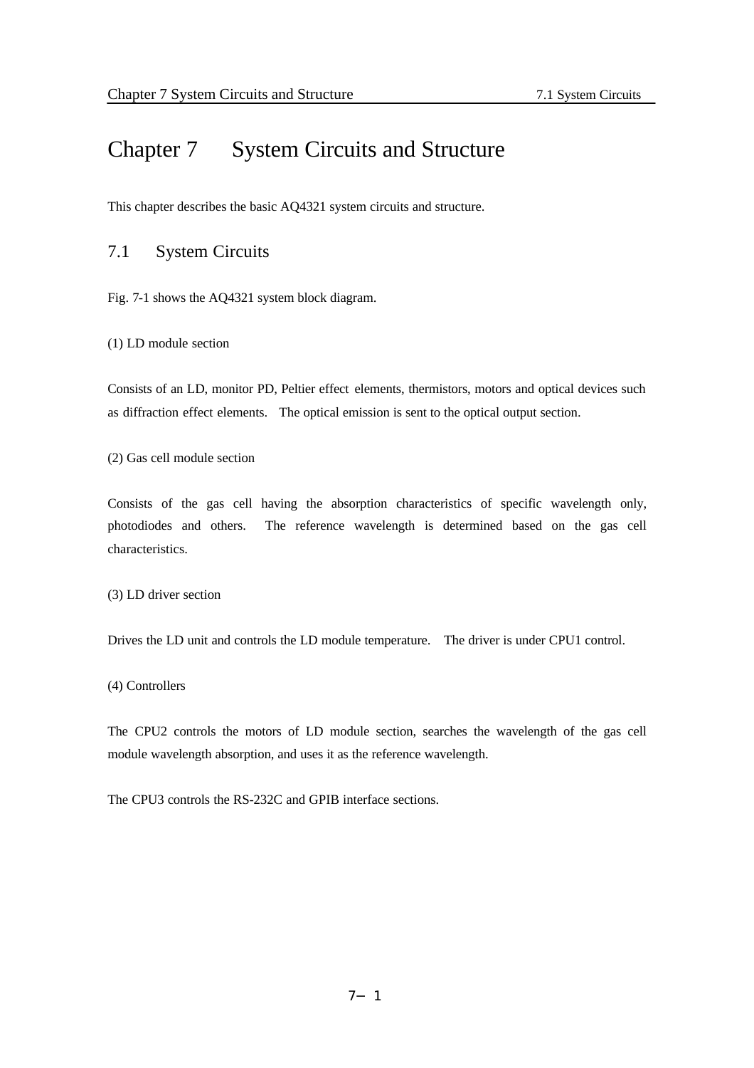# Chapter 7 System Circuits and Structure

This chapter describes the basic AQ4321 system circuits and structure.

## 7.1 System Circuits

Fig. 7-1 shows the AQ4321 system block diagram.

(1) LD module section

Consists of an LD, monitor PD, Peltier effect elements, thermistors, motors and optical devices such as diffraction effect elements. The optical emission is sent to the optical output section.

(2) Gas cell module section

Consists of the gas cell having the absorption characteristics of specific wavelength only, photodiodes and others. The reference wavelength is determined based on the gas cell characteristics.

(3) LD driver section

Drives the LD unit and controls the LD module temperature. The driver is under CPU1 control.

(4) Controllers

The CPU2 controls the motors of LD module section, searches the wavelength of the gas cell module wavelength absorption, and uses it as the reference wavelength.

The CPU3 controls the RS-232C and GPIB interface sections.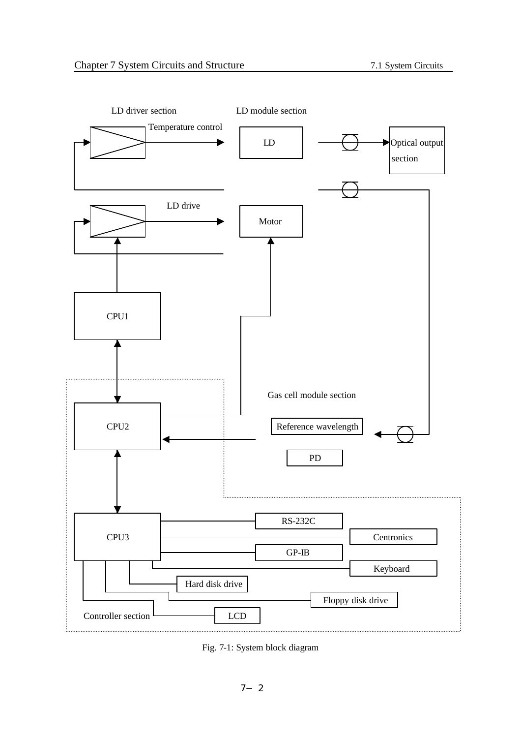LD driver section

LD module section

Temperature control

LD

Optical output section

LD drive

Motor

CPU1

Gas cell module section

CPU2

Reference wavelength

PD

CPU3

RS-232C

Centronics

GP-IB

Keyboard

Hard disk drive

Floppy disk drive

Controller section

LCD

Fig. 7-1: System block diagram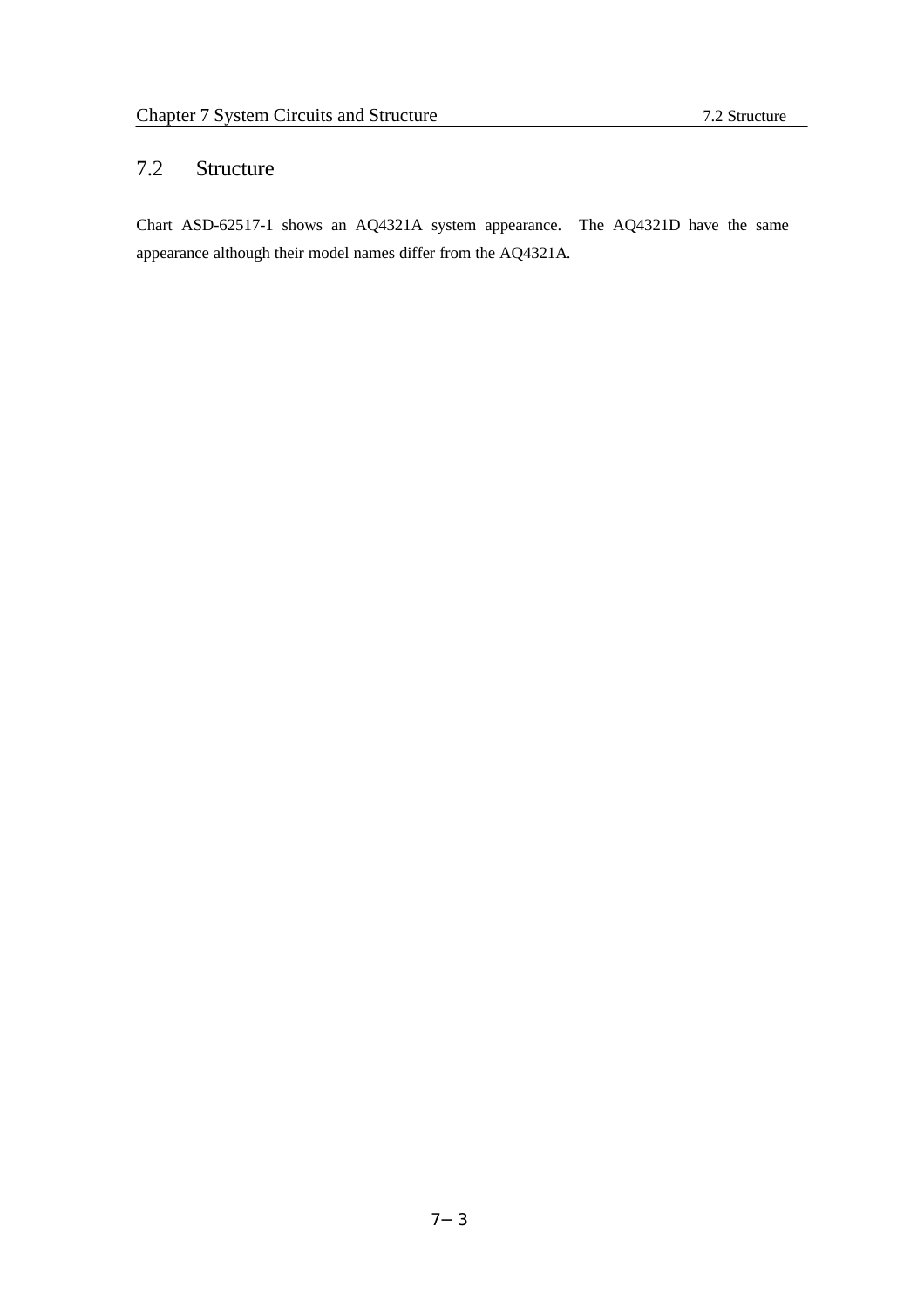## 7.2 Structure

Chart ASD-62517-1 shows an AQ4321A system appearance. The AQ4321D have the same appearance although their model names differ from the AQ4321A.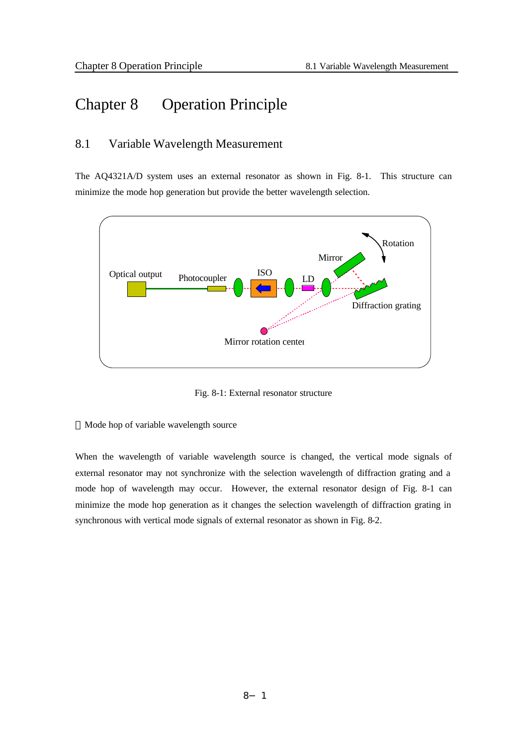# Chapter 8 Operation Principle

## 8.1 Variable Wavelength Measurement

The AQ4321A/D system uses an external resonator as shown in Fig. 8-1. This structure can minimize the mode hop generation but provide the better wavelength selection.

Rotation

Mirror

Optical output

Photocoupler

ISO

LD

Diffraction grating

Mirror rotation center

Fig. 8-1: External resonator structure

 Mode hop of variable wavelength source

When the wavelength of variable wavelength source is changed, the vertical mode signals of external resonator may not synchronize with the selection wavelength of diffraction grating and a mode hop of wavelength may occur. However, the external resonator design of Fig. 8-1 can minimize the mode hop generation as it changes the selection wavelength of diffraction grating in synchronous with vertical mode signals of external resonator as shown in Fig. 8-2.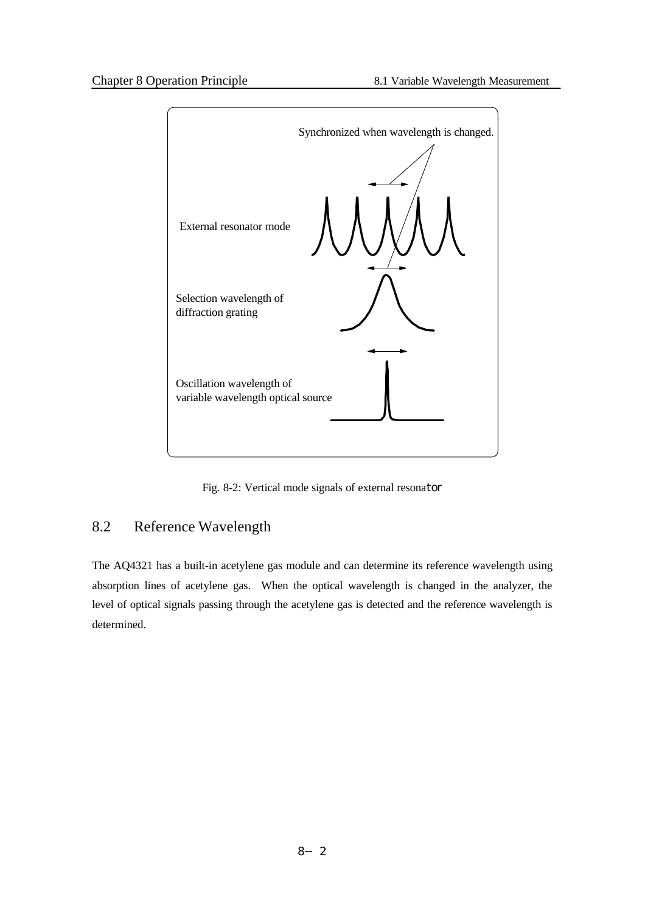Synchronized when wavelength is changed.

External resonator mode

Selection wavelength of diffraction grating

Oscillation wavelength of variable wavelength optical source

Fig. 8-2: Vertical mode signals of external resonator

## 8.2 Reference Wavelength

The AQ4321 has a built-in acetylene gas module and can determine its reference wavelength using absorption lines of acetylene gas. When the optical wavelength is changed in the analyzer, the level of optical signals passing through the acetylene gas is detected and the reference wavelength is determined.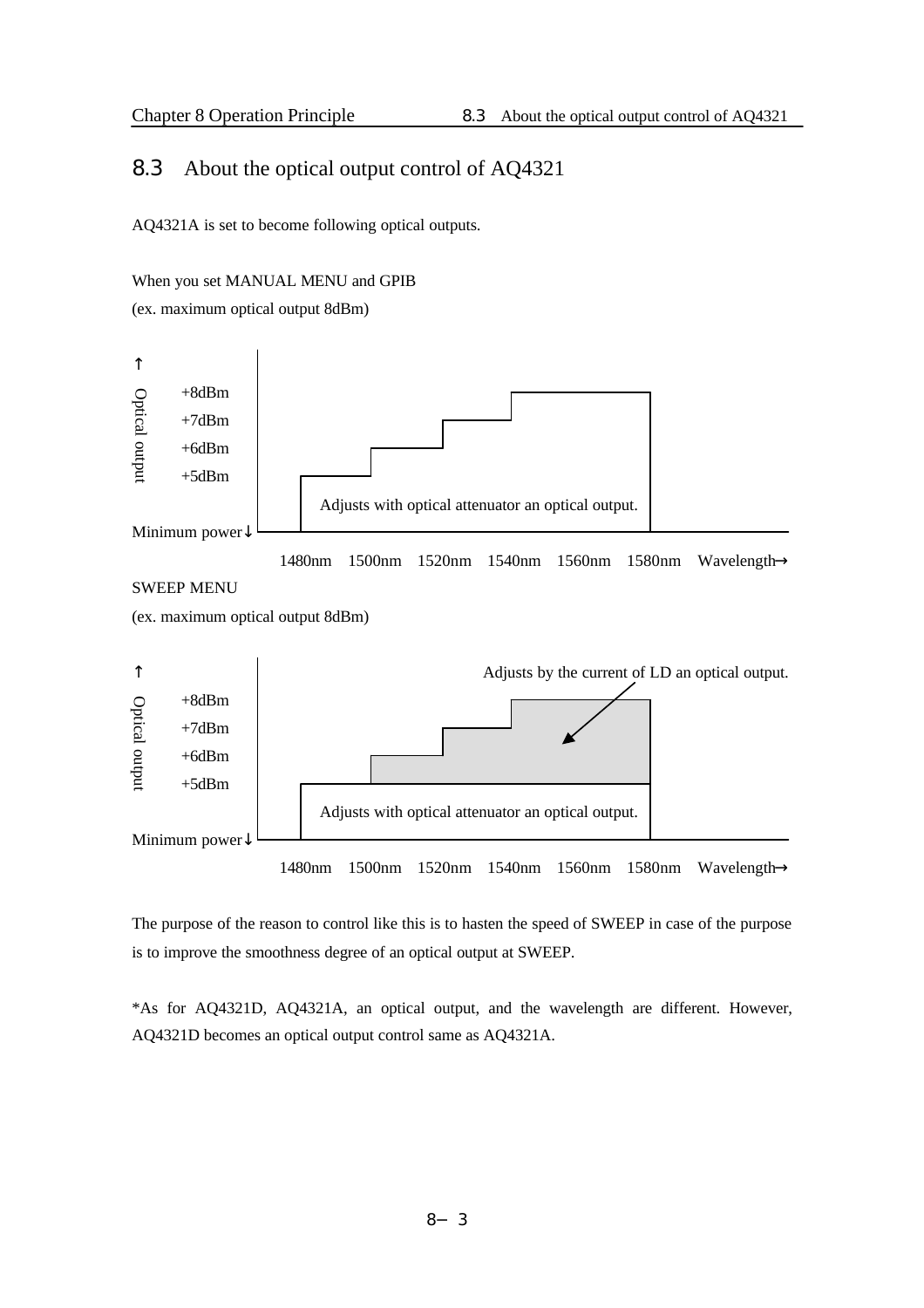## 8.3 About the optical output control of AQ4321

AQ4321A is set to become following optical outputs.

When you set MANUAL MENU and GPIB

(ex. maximum optical output 8dBm)

↑ Optical output

+8dBm

+7dBm

+6dBm

+5dBm

Minimum power↓

Adjusts with optical attenuator an optical output.

1480nm 1500nm 1520nm 1540nm 1560nm 1580nm Wavelength→

SWEEP MENU

(ex. maximum optical output 8dBm)

↑ Optical output

Adjusts by the current of LD an optical output.

+8dBm

+7dBm

+6dBm

+5dBm

Minimum power↓

Adjusts with optical attenuator an optical output.

1480nm 1500nm 1520nm 1540nm 1560nm 1580nm Wavelength→

The purpose of the reason to control like this is to hasten the speed of SWEEP in case of the purpose is to improve the smoothness degree of an optical output at SWEEP.

*As for AQ4321D, AQ4321A, an optical output, and the wavelength are different. However, AQ4321D becomes an optical output control same as AQ4321A.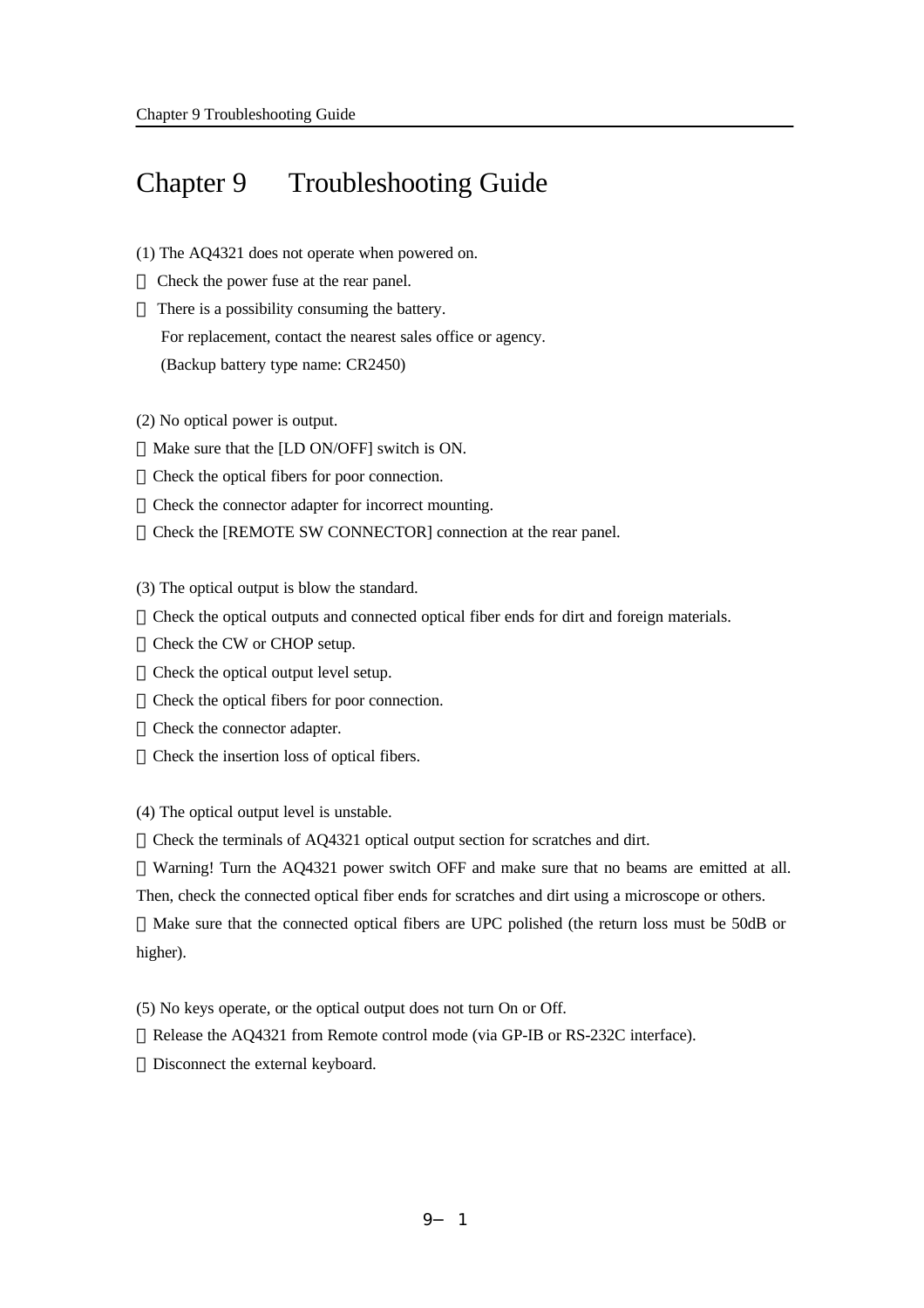# Chapter 9 Troubleshooting Guide

(1) The AQ4321 does not operate when powered on.

・ Check the power fuse at the rear panel.

・ There is a possibility consuming the battery.
  For replacement, contact the nearest sales office or agency.
  (Backup battery type name: CR2450)

(2) No optical power is output.

・Make sure that the [LD ON/OFF] switch is ON.

・Check the optical fibers for poor connection.

・Check the connector adapter for incorrect mounting.

・Check the [REMOTE SW CONNECTOR] connection at the rear panel.

(3) The optical output is blow the standard.

・Check the optical outputs and connected optical fiber ends for dirt and foreign materials.

・Check the CW or CHOP setup.

・Check the optical output level setup.

・Check the optical fibers for poor connection.

・Check the connector adapter.

・Check the insertion loss of optical fibers.

(4) The optical output level is unstable.

・Check the terminals of AQ4321 optical output section for scratches and dirt.

・Warning! Turn the AQ4321 power switch OFF and make sure that no beams are emitted at all. Then, check the connected optical fiber ends for scratches and dirt using a microscope or others.

・Make sure that the connected optical fibers are UPC polished (the return loss must be 50dB or higher).

(5) No keys operate, or the optical output does not turn On or Off.

・Release the AQ4321 from Remote control mode (via GP-IB or RS-232C interface).

・Disconnect the external keyboard.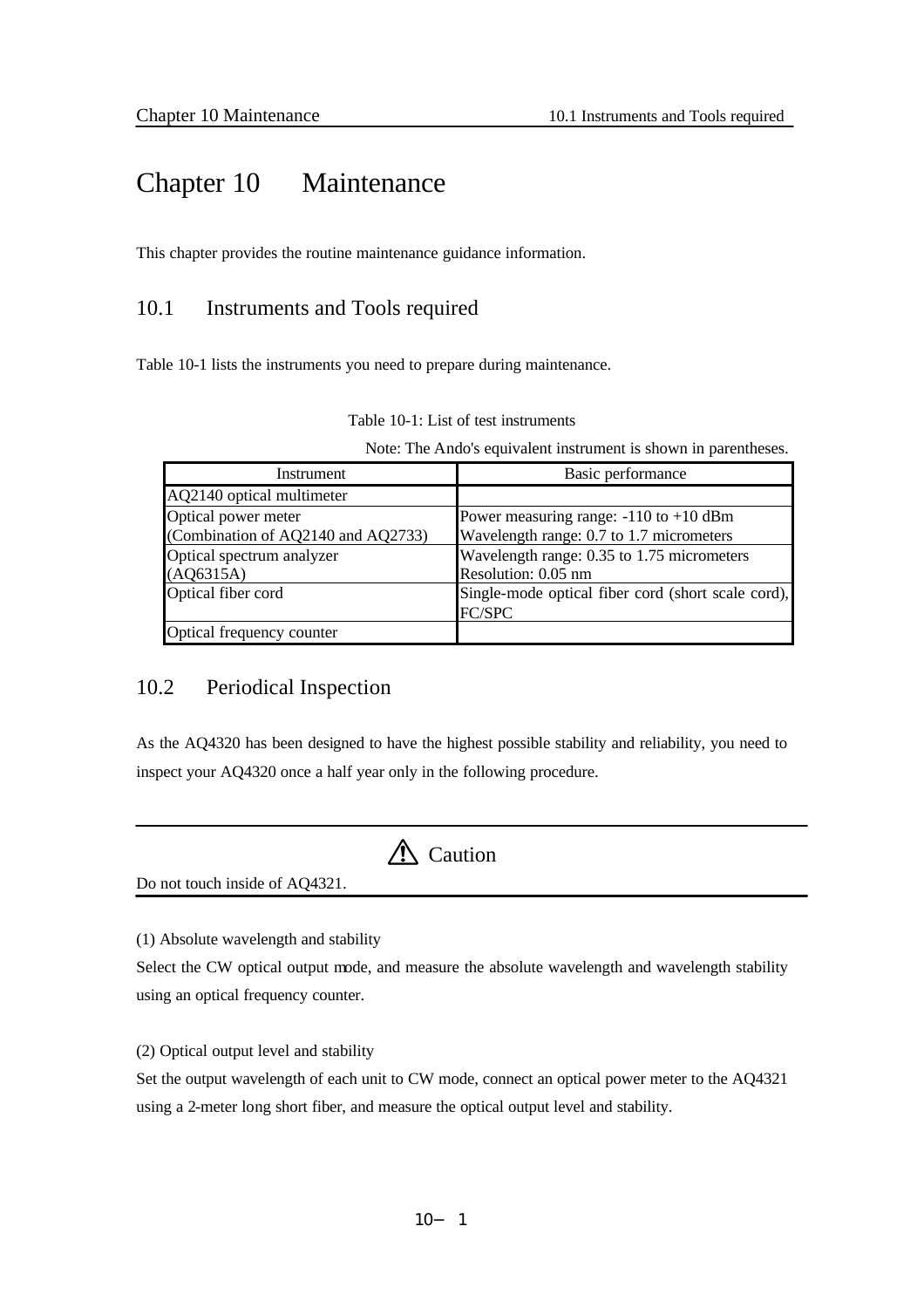# Chapter 10　Maintenance

This chapter provides the routine maintenance guidance information.

## 10.1　Instruments and Tools required

Table 10-1 lists the instruments you need to prepare during maintenance.

Table 10-1: List of test instruments

Note: The Ando's equivalent instrument is shown in parentheses.

| Instrument | Basic performance |
| --- | --- |
| AQ2140 optical multimeter | |
| Optical power meter (Combination of AQ2140 and AQ2733) | Power measuring range: -110 to +10 dBm Wavelength range: 0.7 to 1.7 micrometers |
| Optical spectrum analyzer (AQ6315A) | Wavelength range: 0.35 to 1.75 micrometers Resolution: 0.05 nm |
| Optical fiber cord | Single-mode optical fiber cord (short scale cord), FC/SPC |
| Optical frequency counter | |

## 10.2　Periodical Inspection

As the AQ4320 has been designed to have the highest possible stability and reliability, you need to inspect your AQ4320 once a half year only in the following procedure.

⚠ Caution

Do not touch inside of AQ4321.

(1) Absolute wavelength and stability

Select the CW optical output mode, and measure the absolute wavelength and wavelength stability using an optical frequency counter.

(2) Optical output level and stability

Set the output wavelength of each unit to CW mode, connect an optical power meter to the AQ4321 using a 2-meter long short fiber, and measure the optical output level and stability.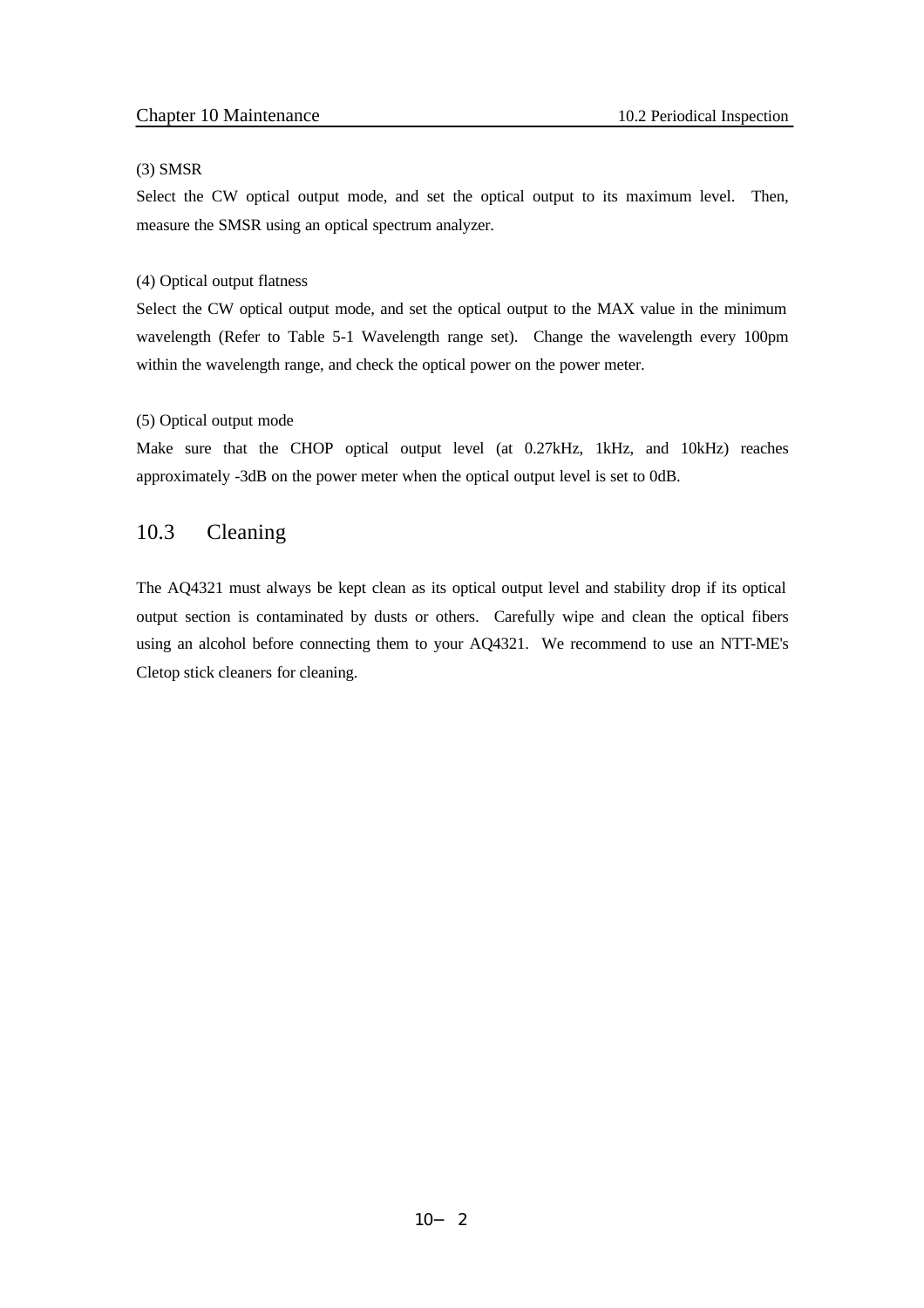(3) SMSR

Select the CW optical output mode, and set the optical output to its maximum level. Then, measure the SMSR using an optical spectrum analyzer.

(4) Optical output flatness

Select the CW optical output mode, and set the optical output to the MAX value in the minimum wavelength (Refer to Table 5-1 Wavelength range set). Change the wavelength every 100pm within the wavelength range, and check the optical power on the power meter.

(5) Optical output mode

Make sure that the CHOP optical output level (at 0.27kHz, 1kHz, and 10kHz) reaches approximately -3dB on the power meter when the optical output level is set to 0dB.

## 10.3 Cleaning

The AQ4321 must always be kept clean as its optical output level and stability drop if its optical output section is contaminated by dusts or others. Carefully wipe and clean the optical fibers using an alcohol before connecting them to your AQ4321. We recommend to use an NTT-ME's Cletop stick cleaners for cleaning.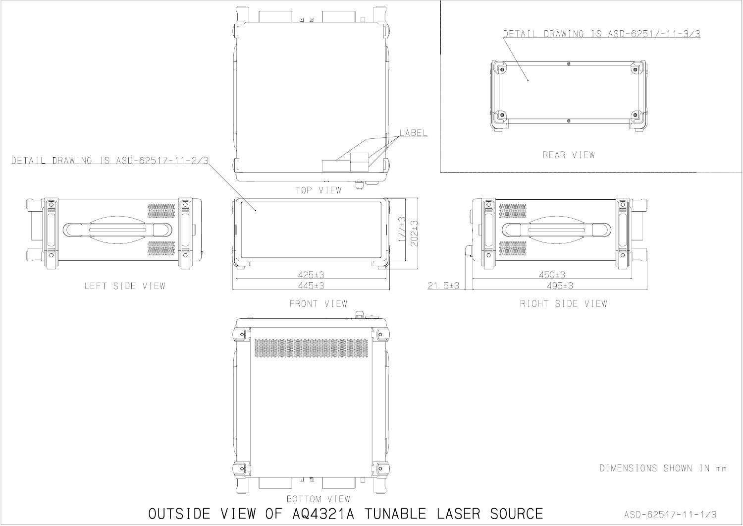DETAIL DRAWING IS ASD-62517-11-3/3

REAR VIEW

LABEL

DETAIL DRAWING IS ASD-62517-11-2/3

TOP VIEW

LEFT SIDE VIEW

177±3

202±3

425±3

445±3

FRONT VIEW

21.5±3

450±3

495±3

RIGHT SIDE VIEW

BOTTOM VIEW

DIMENSIONS SHOWN IN mm

# OUTSIDE VIEW OF AQ4321A TUNABLE LASER SOURCE

ASD-62517-11-1/3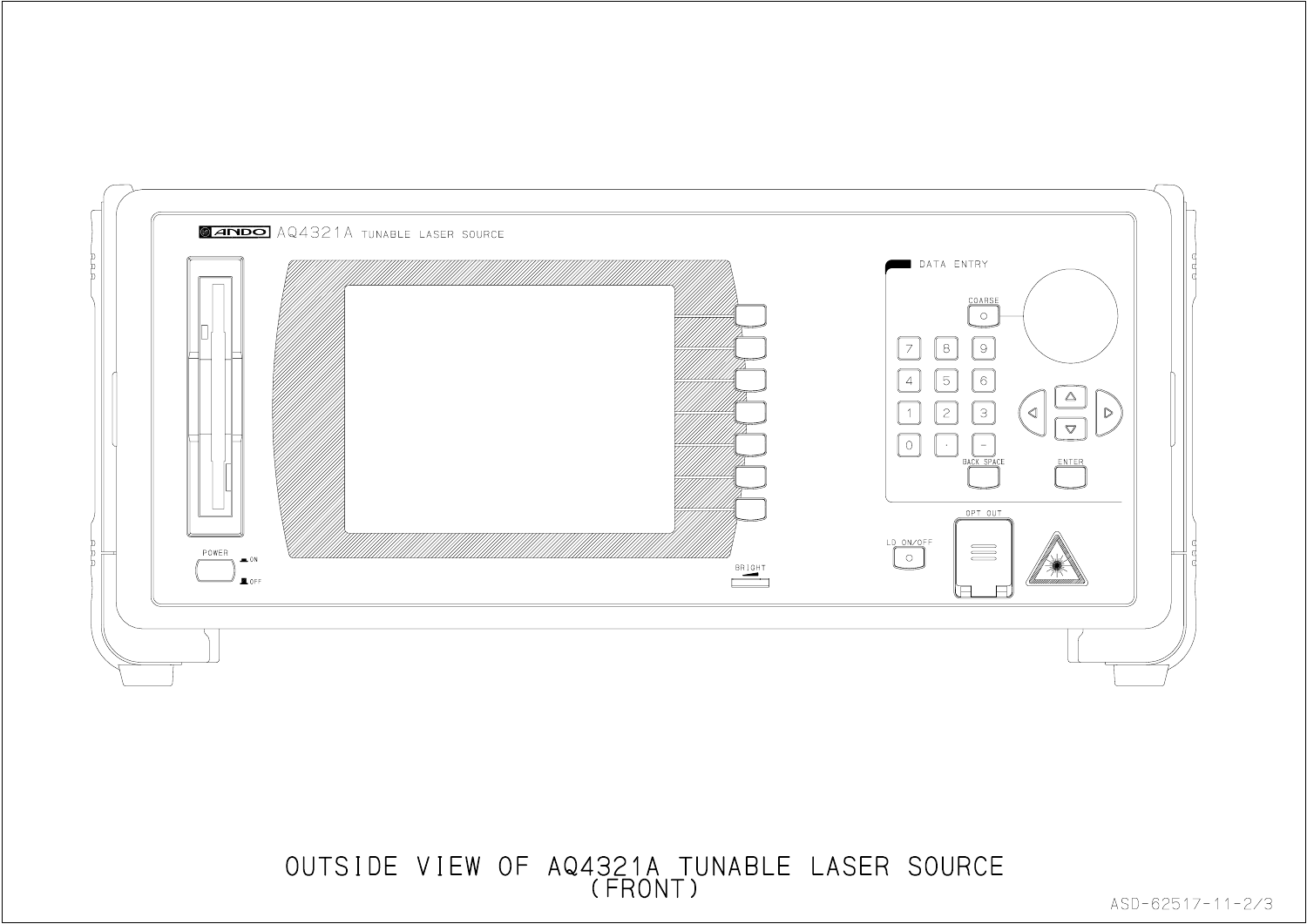ANDO AQ4321A TUNABLE LASER SOURCE

DATA ENTRY

COARSE

7 8 9

4 5 6

1 2 3

0 . -

BACK SPACE

ENTER

POWER ON OFF

BRIGHT

LD ON/OFF

OPT OUT

OUTSIDE VIEW OF AQ4321A TUNABLE LASER SOURCE
(FRONT)

ASD-62517-11-2/3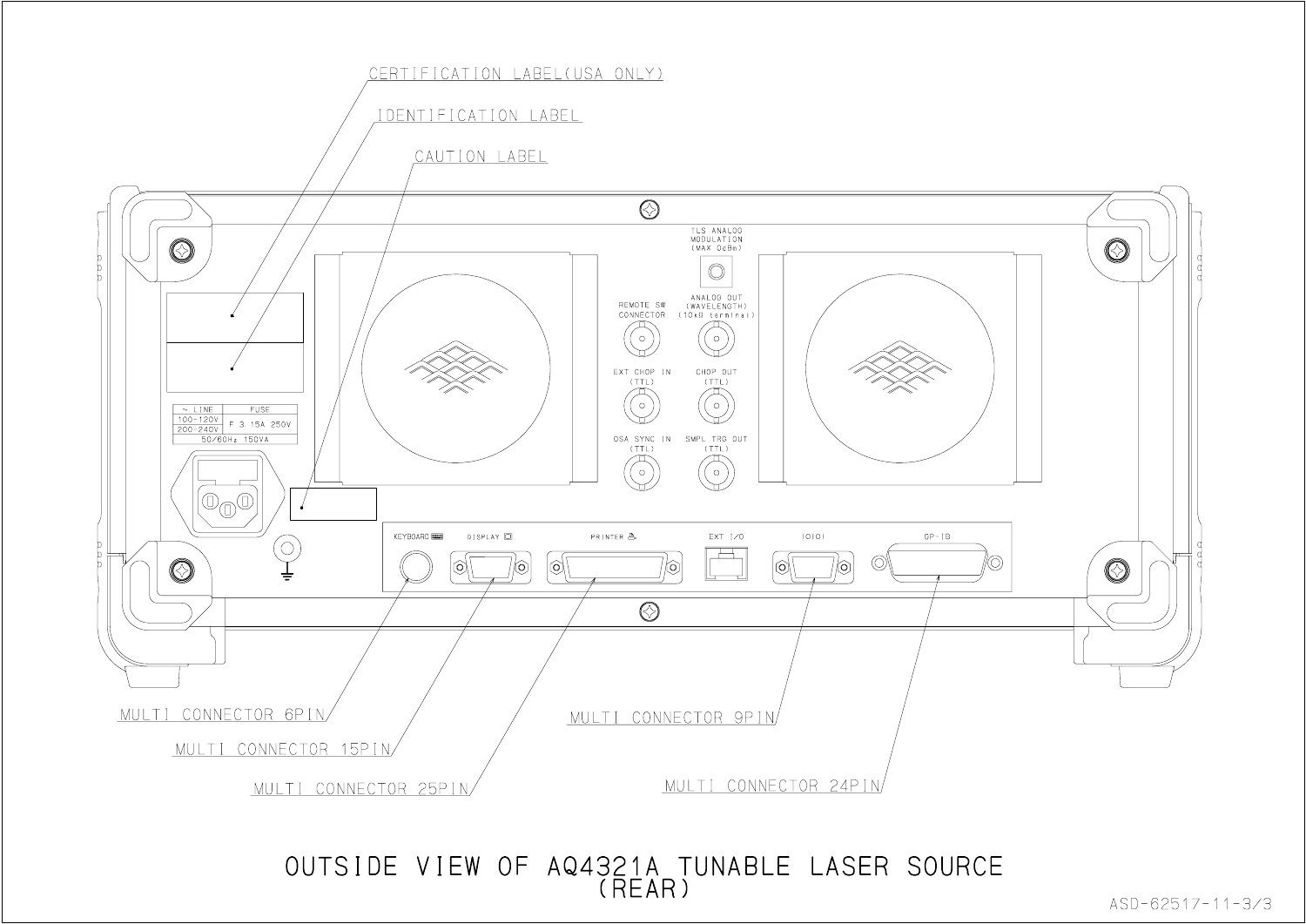CERTIFICATION LABEL(USA ONLY)

IDENTIFICATION LABEL

CAUTION LABEL

TLS ANALOG MODULATION (MAX 0dBm)

REMOTE SW CONNECTOR

ANALOG OUT (WAVELENGTH) (10kΩ terminal)

EXT CHOP IN (TTL)

CHOP OUT (TTL)

OSA SYNC IN (TTL)

SMPL TRG OUT (TTL)

| ~ LINE | FUSE |
|---|---|
| 100-120V | F 3.15A 250V |
| 200-240V | |
| 50/60Hz 150VA | |

KEYBOARD

DISPLAY

PRINTER

EXT I/O

IOIOI

GP-IB

MULTI CONNECTOR 6PIN

MULTI CONNECTOR 15PIN

MULTI CONNECTOR 25PIN

MULTI CONNECTOR 9PIN

MULTI CONNECTOR 24PIN

# OUTSIDE VIEW OF AQ4321A TUNABLE LASER SOURCE (REAR)

ASD-62517-11-3/3